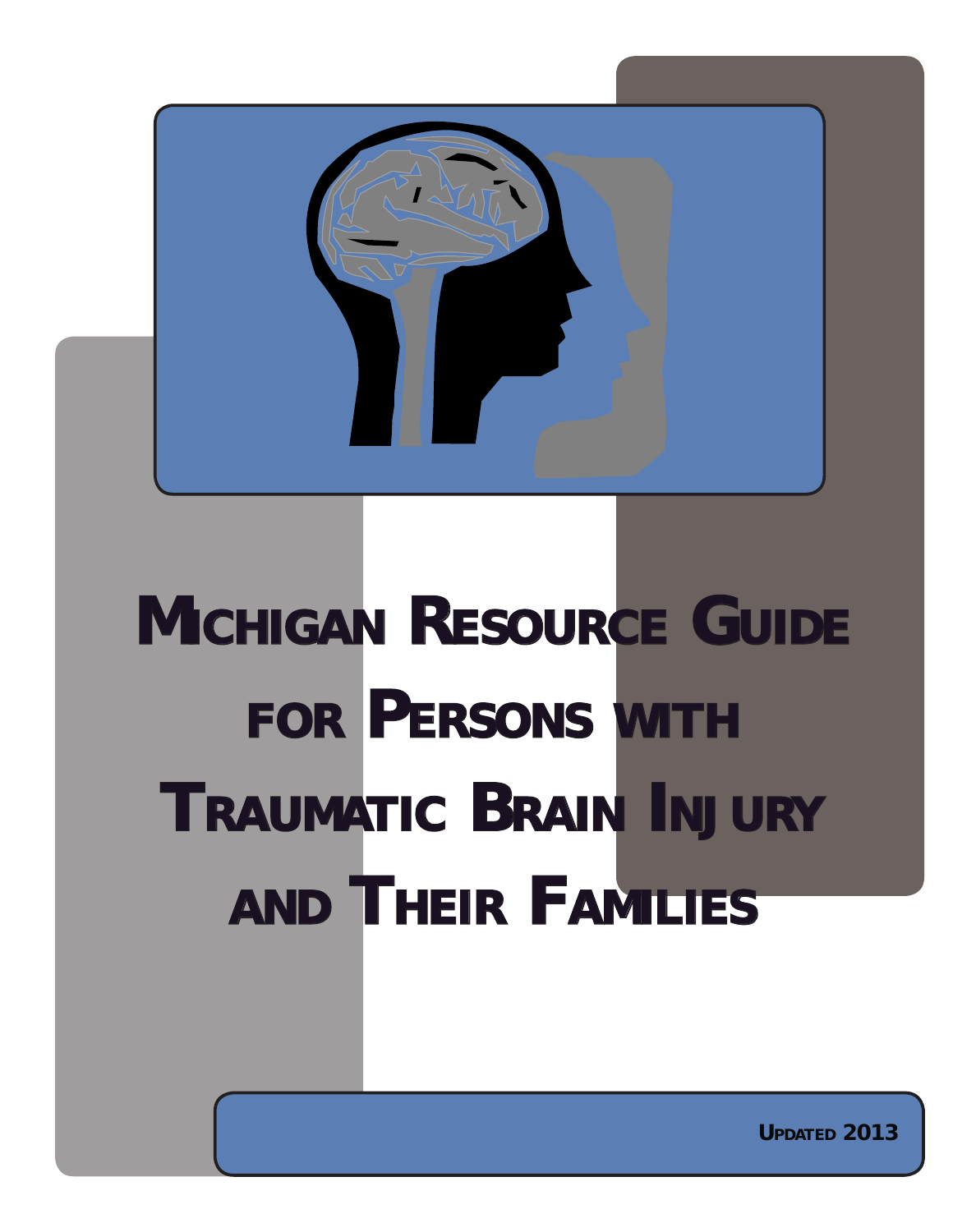# Michigan Resource Guide for Persons with Traumatic Brain Injury and Their Families

Updated 2013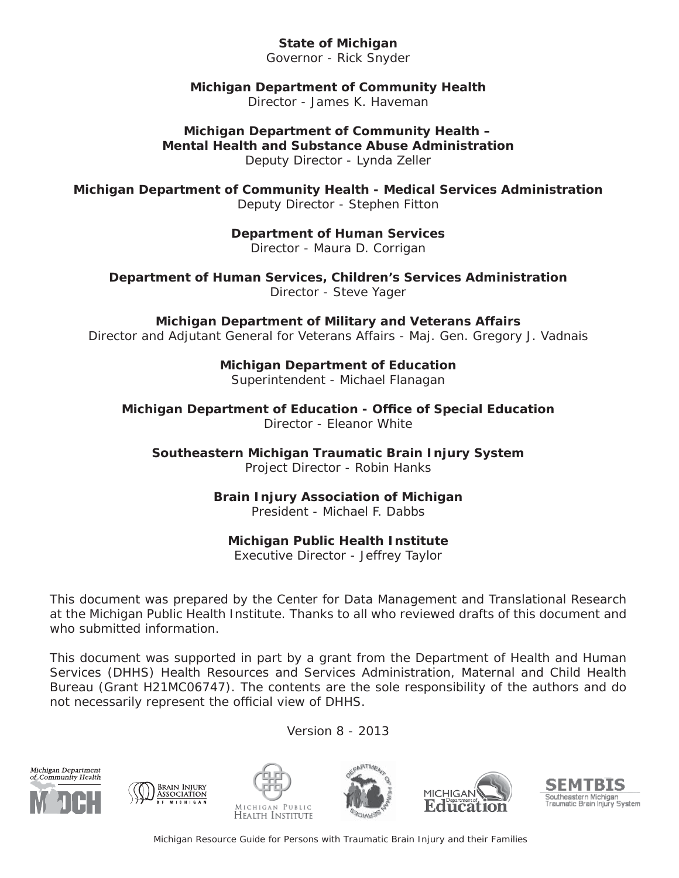**State of Michigan**
Governor - Rick Snyder

**Michigan Department of Community Health**
Director - James K. Haveman

**Michigan Department of Community Health –
Mental Health and Substance Abuse Administration**
Deputy Director - Lynda Zeller

**Michigan Department of Community Health - Medical Services Administration**
Deputy Director - Stephen Fitton

**Department of Human Services**
Director - Maura D. Corrigan

**Department of Human Services, Children's Services Administration**
Director - Steve Yager

**Michigan Department of Military and Veterans Affairs**
Director and Adjutant General for Veterans Affairs - Maj. Gen. Gregory J. Vadnais

**Michigan Department of Education**
Superintendent - Michael Flanagan

**Michigan Department of Education - Office of Special Education**
Director - Eleanor White

**Southeastern Michigan Traumatic Brain Injury System**
Project Director - Robin Hanks

**Brain Injury Association of Michigan**
President - Michael F. Dabbs

**Michigan Public Health Institute**
Executive Director - Jeffrey Taylor

This document was prepared by the Center for Data Management and Translational Research at the Michigan Public Health Institute. Thanks to all who reviewed drafts of this document and who submitted information.

This document was supported in part by a grant from the Department of Health and Human Services (DHHS) Health Resources and Services Administration, Maternal and Child Health Bureau (Grant H21MC06747). The contents are the sole responsibility of the authors and do not necessarily represent the official view of DHHS.

Version 8 - 2013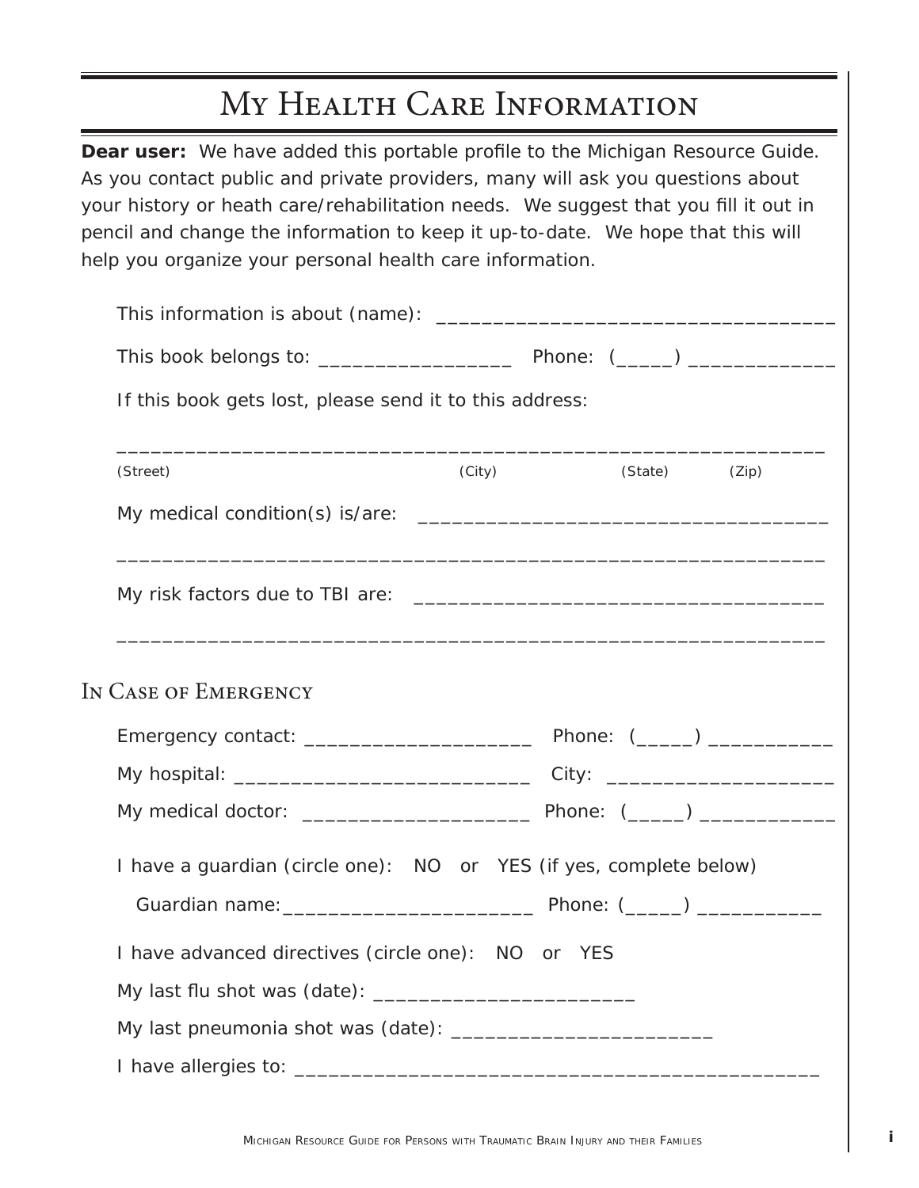# My Health Care Information

**Dear user:** We have added this portable profile to the Michigan Resource Guide. As you contact public and private providers, many will ask you questions about your history or heath care/rehabilitation needs. We suggest that you fill it out in pencil and change the information to keep it up-to-date. We hope that this will help you organize your personal health care information.

This information is about (name): ___________________________________

This book belongs to: _________________ Phone: (_____) _____________

If this book gets lost, please send it to this address:

______________________________________________________________

(Street) (City) (State) (Zip)

My medical condition(s) is/are: ___________________________________

______________________________________________________________

My risk factors due to TBI are: ___________________________________

______________________________________________________________

## In Case of Emergency

Emergency contact: ____________________ Phone: (_____) ___________

My hospital: __________________________ City: ____________________

My medical doctor: ____________________ Phone: (_____) ____________

I have a guardian (circle one): NO or YES (if yes, complete below)

Guardian name:______________________ Phone: (_____) ___________

I have advanced directives (circle one): NO or YES

My last flu shot was (date): _______________________

My last pneumonia shot was (date): _______________________

I have allergies to: ______________________________________________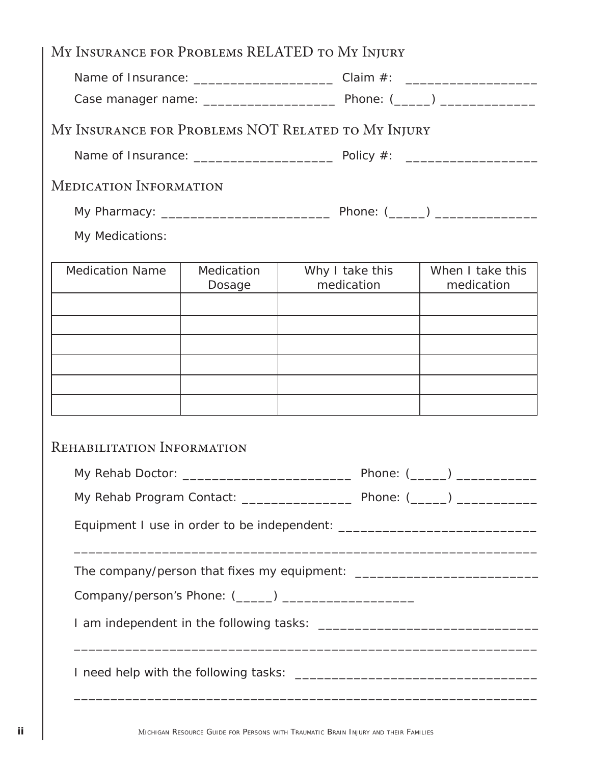## My Insurance for Problems RELATED to My Injury

Name of Insurance: ____________________ Claim #: ___________________

Case manager name: ___________________ Phone: (_____) ______________

## My Insurance for Problems NOT Related to My Injury

Name of Insurance: ____________________ Policy #: ___________________

## Medication Information

My Pharmacy: ________________________ Phone: (_____) _______________

My Medications:

| Medication Name | Medication Dosage | Why I take this medication | When I take this medication |
|---|---|---|---|
| | | | |
| | | | |
| | | | |
| | | | |
| | | | |
| | | | |

## Rehabilitation Information

My Rehab Doctor: ________________________ Phone: (_____) ____________

My Rehab Program Contact: ________________ Phone: (_____) ____________

Equipment I use in order to be independent: ____________________________

_________________________________________________________________

The company/person that fixes my equipment: __________________________

Company/person's Phone: (_____) ___________________

I am independent in the following tasks: _______________________________

_________________________________________________________________

I need help with the following tasks: __________________________________

_________________________________________________________________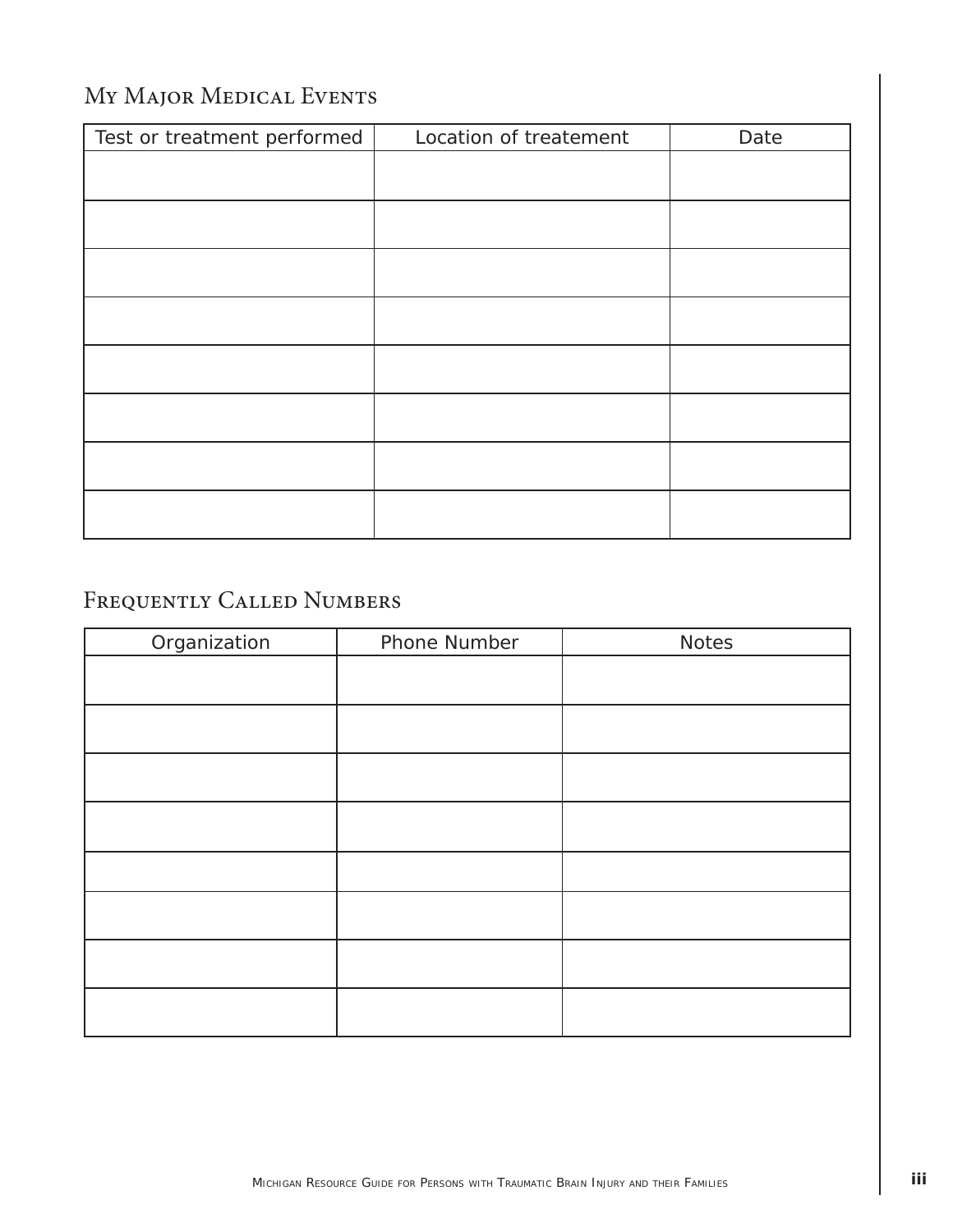## My Major Medical Events

| Test or treatment performed | Location of treatement | Date |
|---|---|---|
| | | |
| | | |
| | | |
| | | |
| | | |
| | | |
| | | |
| | | |

## Frequently Called Numbers

| Organization | Phone Number | Notes |
|---|---|---|
| | | |
| | | |
| | | |
| | | |
| | | |
| | | |
| | | |
| | | |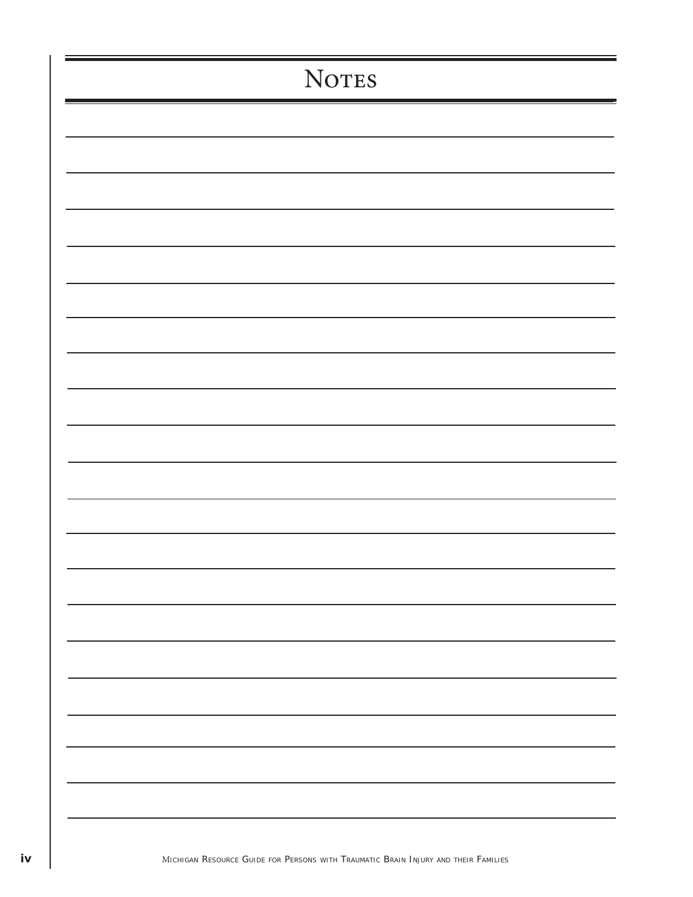# Notes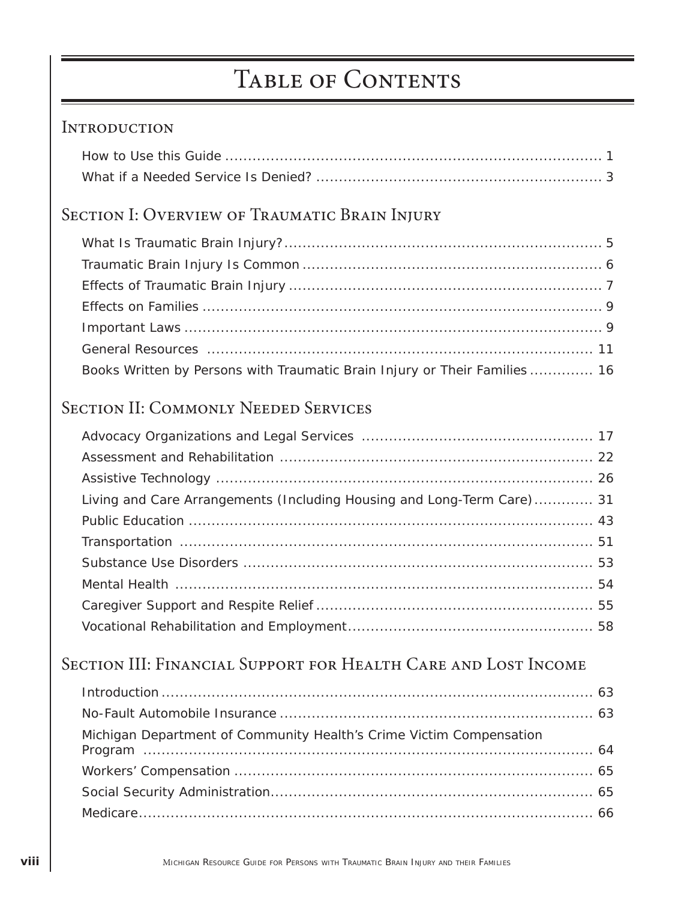# Table of Contents

## Introduction

How to Use this Guide ........ 1
What if a Needed Service Is Denied? ........ 3

## Section I: Overview of Traumatic Brain Injury

What Is Traumatic Brain Injury? ........ 5
Traumatic Brain Injury Is Common ........ 6
Effects of Traumatic Brain Injury ........ 7
Effects on Families ........ 9
Important Laws ........ 9
General Resources ........ 11
Books Written by Persons with Traumatic Brain Injury or Their Families ........ 16

## Section II: Commonly Needed Services

Advocacy Organizations and Legal Services ........ 17
Assessment and Rehabilitation ........ 22
Assistive Technology ........ 26
Living and Care Arrangements (Including Housing and Long-Term Care) ........ 31
Public Education ........ 43
Transportation ........ 51
Substance Use Disorders ........ 53
Mental Health ........ 54
Caregiver Support and Respite Relief ........ 55
Vocational Rehabilitation and Employment ........ 58

## Section III: Financial Support for Health Care and Lost Income

Introduction ........ 63
No-Fault Automobile Insurance ........ 63
Michigan Department of Community Health's Crime Victim Compensation Program ........ 64
Workers' Compensation ........ 65
Social Security Administration ........ 65
Medicare ........ 66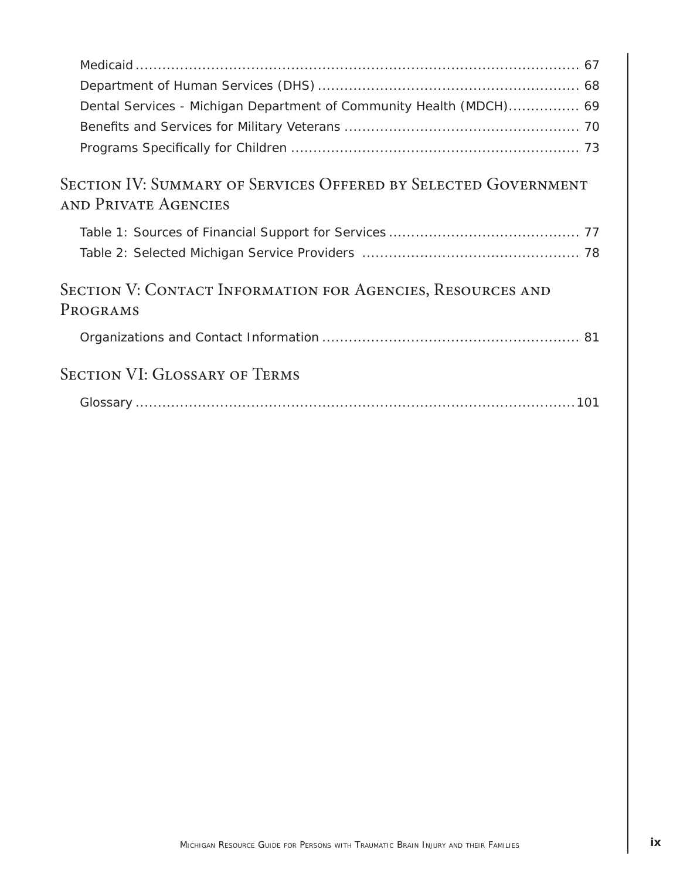Medicaid ........................................................................................................ 67
Department of Human Services (DHS) ........................................................ 68
Dental Services - Michigan Department of Community Health (MDCH)................ 69
Benefits and Services for Military Veterans .................................................... 70
Programs Specifically for Children ................................................................ 73

## Section IV: Summary of Services Offered by Selected Government and Private Agencies

Table 1: Sources of Financial Support for Services .......................................... 77
Table 2: Selected Michigan Service Providers ................................................ 78

## Section V: Contact Information for Agencies, Resources and Programs

Organizations and Contact Information ......................................................... 81

## Section VI: Glossary of Terms

Glossary ........................................................................................................ 101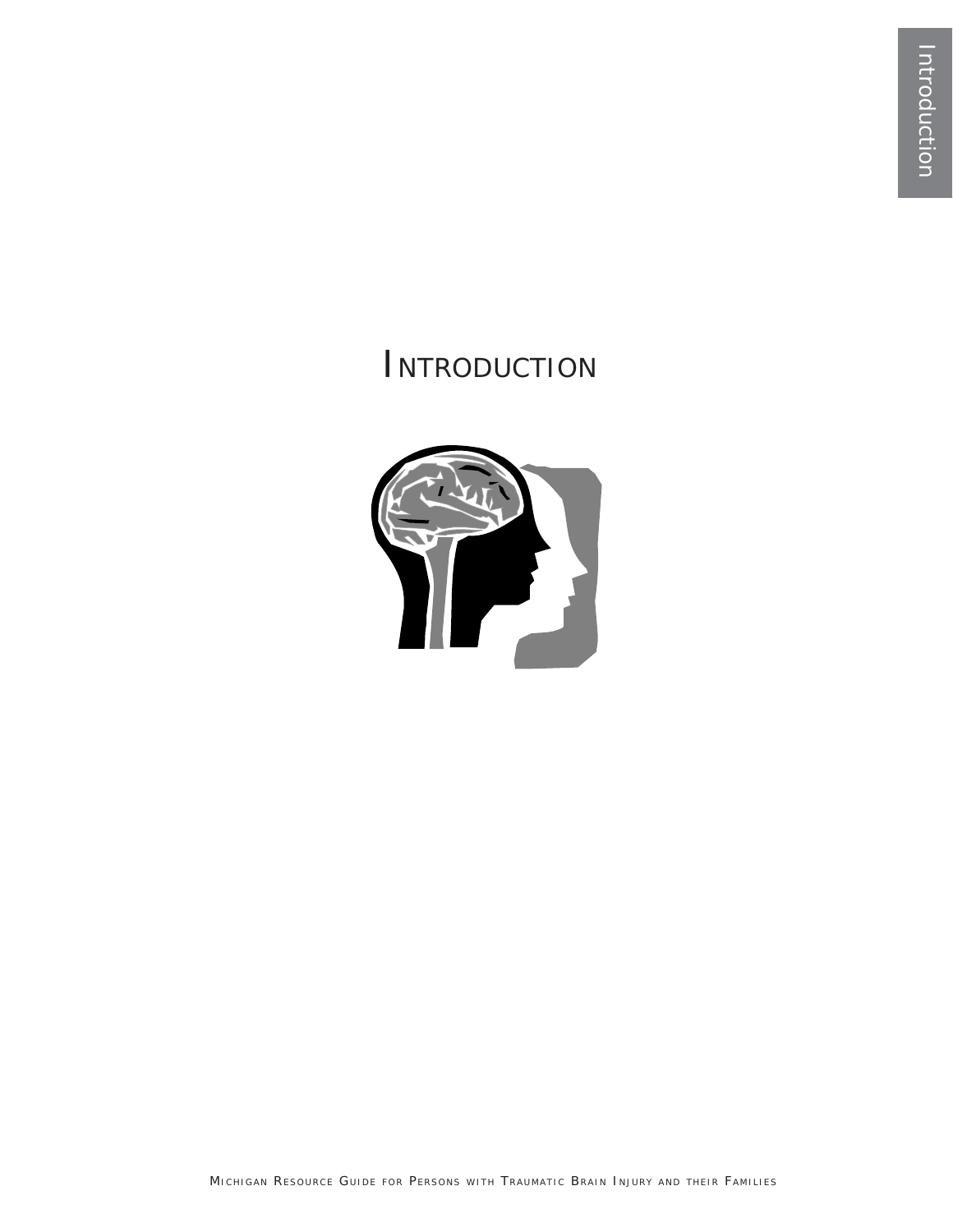# Introduction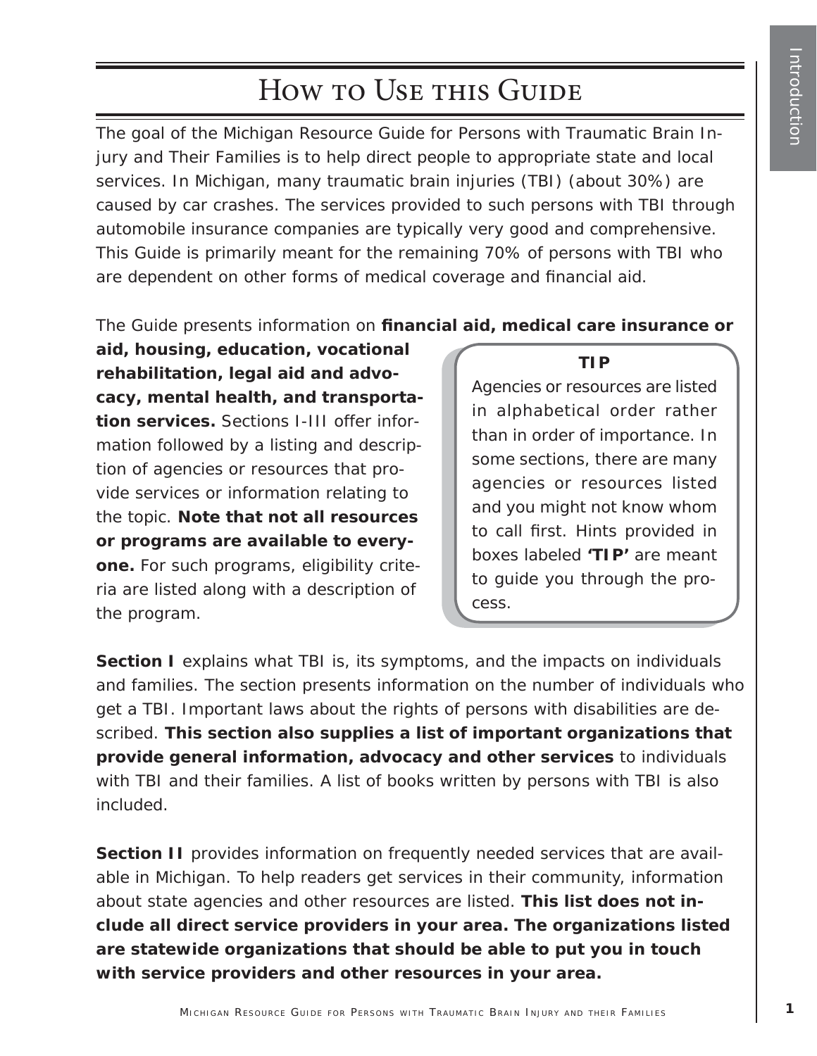# How to Use this Guide

The goal of the Michigan Resource Guide for Persons with Traumatic Brain Injury and Their Families is to help direct people to appropriate state and local services. In Michigan, many traumatic brain injuries (TBI) (about 30%) are caused by car crashes. The services provided to such persons with TBI through automobile insurance companies are typically very good and comprehensive. This Guide is primarily meant for the remaining 70% of persons with TBI who are dependent on other forms of medical coverage and financial aid.

The Guide presents information on **financial aid, medical care insurance or aid, housing, education, vocational rehabilitation, legal aid and advocacy, mental health, and transportation services.** Sections I-III offer information followed by a listing and description of agencies or resources that provide services or information relating to the topic. **Note that not all resources or programs are available to everyone.** For such programs, eligibility criteria are listed along with a description of the program.

> **TIP**
>
> Agencies or resources are listed in alphabetical order rather than in order of importance. In some sections, there are many agencies or resources listed and you might not know whom to call first. Hints provided in boxes labeled **'TIP'** are meant to guide you through the process.

**Section I** explains what TBI is, its symptoms, and the impacts on individuals and families. The section presents information on the number of individuals who get a TBI. Important laws about the rights of persons with disabilities are described. **This section also supplies a list of important organizations that provide general information, advocacy and other services** to individuals with TBI and their families. A list of books written by persons with TBI is also included.

**Section II** provides information on frequently needed services that are available in Michigan. To help readers get services in their community, information about state agencies and other resources are listed. **This list does not include all direct service providers in your area. The organizations listed are statewide organizations that should be able to put you in touch with service providers and other resources in your area.**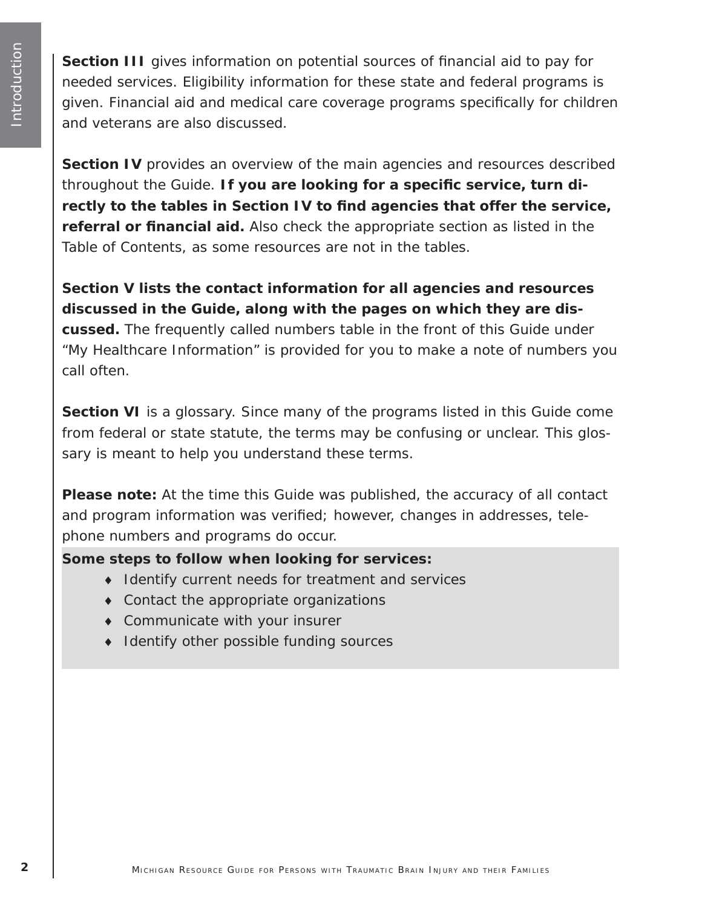**Section III** gives information on potential sources of financial aid to pay for needed services. Eligibility information for these state and federal programs is given. Financial aid and medical care coverage programs specifically for children and veterans are also discussed.

**Section IV** provides an overview of the main agencies and resources described throughout the Guide. **If you are looking for a specific service, turn directly to the tables in Section IV to find agencies that offer the service, referral or financial aid.** Also check the appropriate section as listed in the Table of Contents, as some resources are not in the tables.

**Section V lists the contact information for all agencies and resources discussed in the Guide, along with the pages on which they are discussed.** The frequently called numbers table in the front of this Guide under "My Healthcare Information" is provided for you to make a note of numbers you call often.

**Section VI** is a glossary. Since many of the programs listed in this Guide come from federal or state statute, the terms may be confusing or unclear. This glossary is meant to help you understand these terms.

**Please note:** At the time this Guide was published, the accuracy of all contact and program information was verified; however, changes in addresses, telephone numbers and programs do occur.

**Some steps to follow when looking for services:**

- Identify current needs for treatment and services
- Contact the appropriate organizations
- Communicate with your insurer
- Identify other possible funding sources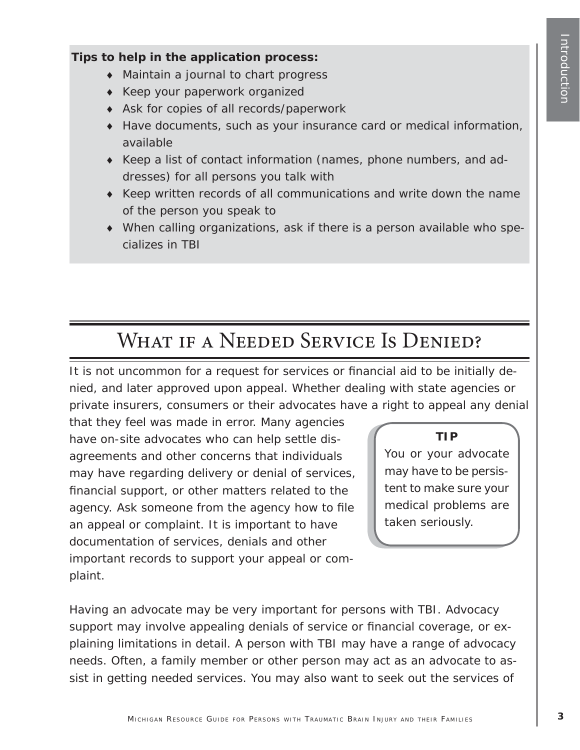**Tips to help in the application process:**

- Maintain a journal to chart progress
- Keep your paperwork organized
- Ask for copies of all records/paperwork
- Have documents, such as your insurance card or medical information, available
- Keep a list of contact information (names, phone numbers, and addresses) for all persons you talk with
- Keep written records of all communications and write down the name of the person you speak to
- When calling organizations, ask if there is a person available who specializes in TBI

## What if a Needed Service Is Denied?

It is not uncommon for a request for services or financial aid to be initially denied, and later approved upon appeal. Whether dealing with state agencies or private insurers, consumers or their advocates have a right to appeal any denial that they feel was made in error. Many agencies have on-site advocates who can help settle disagreements and other concerns that individuals may have regarding delivery or denial of services, financial support, or other matters related to the agency. Ask someone from the agency how to file an appeal or complaint. It is important to have documentation of services, denials and other important records to support your appeal or complaint.

> **TIP**
>
> You or your advocate may have to be persistent to make sure your medical problems are taken seriously.

Having an advocate may be very important for persons with TBI. Advocacy support may involve appealing denials of service or financial coverage, or explaining limitations in detail. A person with TBI may have a range of advocacy needs. Often, a family member or other person may act as an advocate to assist in getting needed services. You may also want to seek out the services of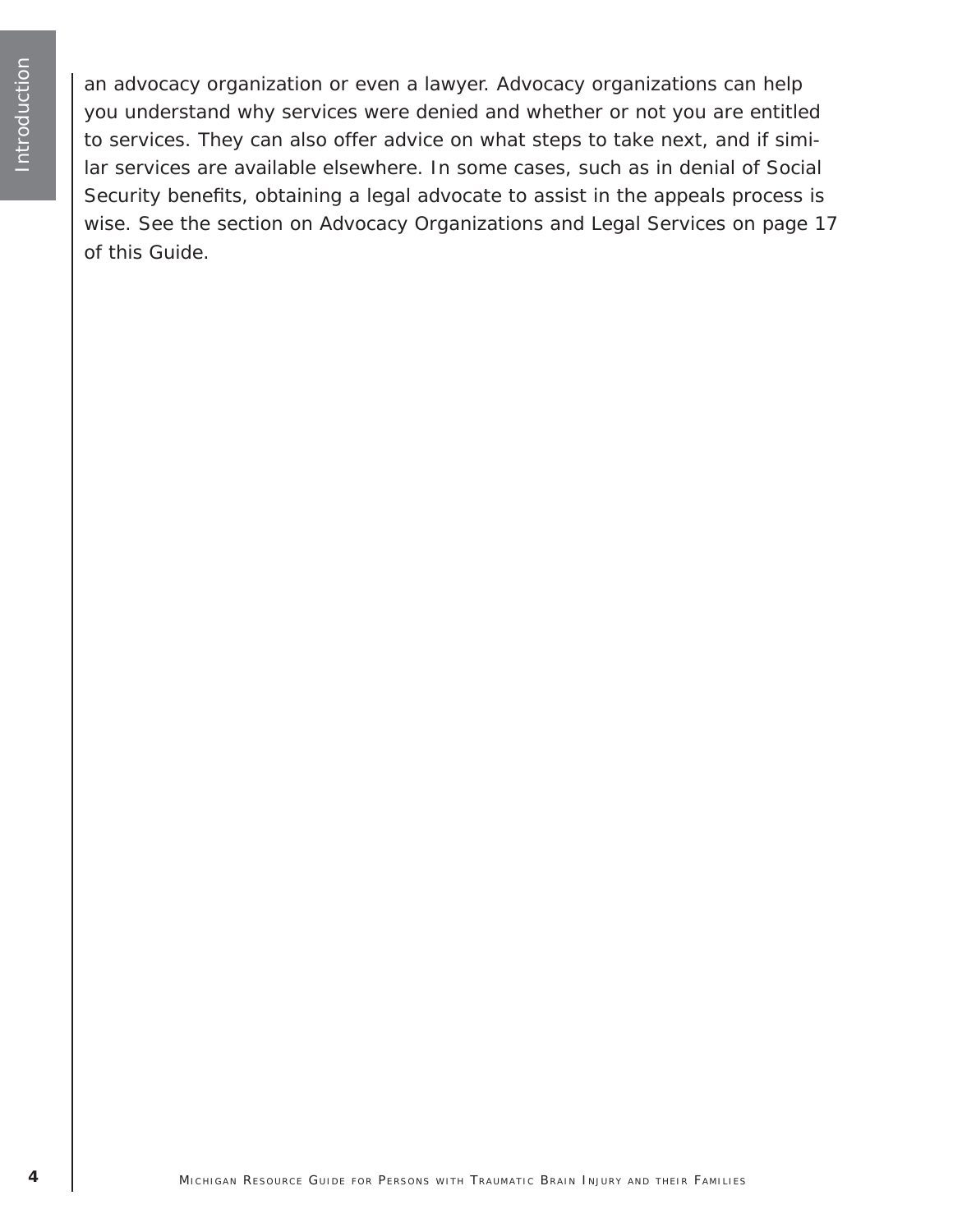an advocacy organization or even a lawyer. Advocacy organizations can help you understand why services were denied and whether or not you are entitled to services. They can also offer advice on what steps to take next, and if similar services are available elsewhere. In some cases, such as in denial of Social Security benefits, obtaining a legal advocate to assist in the appeals process is wise. See the section on Advocacy Organizations and Legal Services on page 17 of this Guide.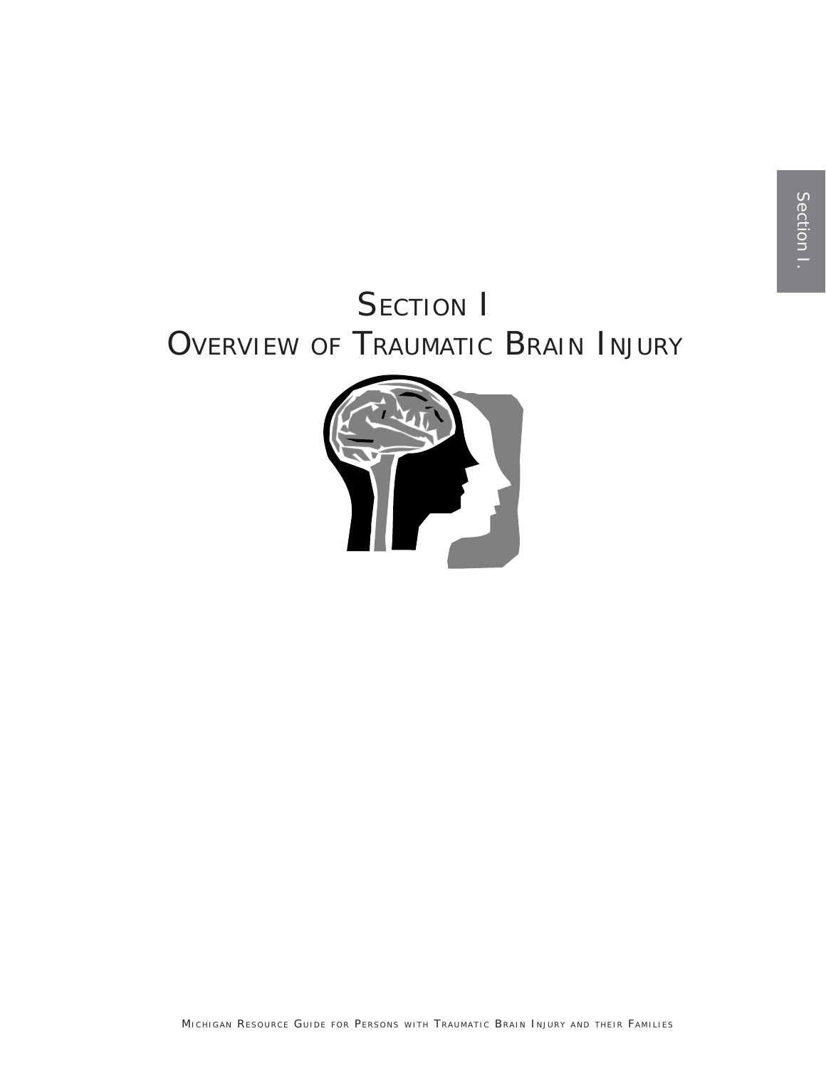# SECTION I
# OVERVIEW OF TRAUMATIC BRAIN INJURY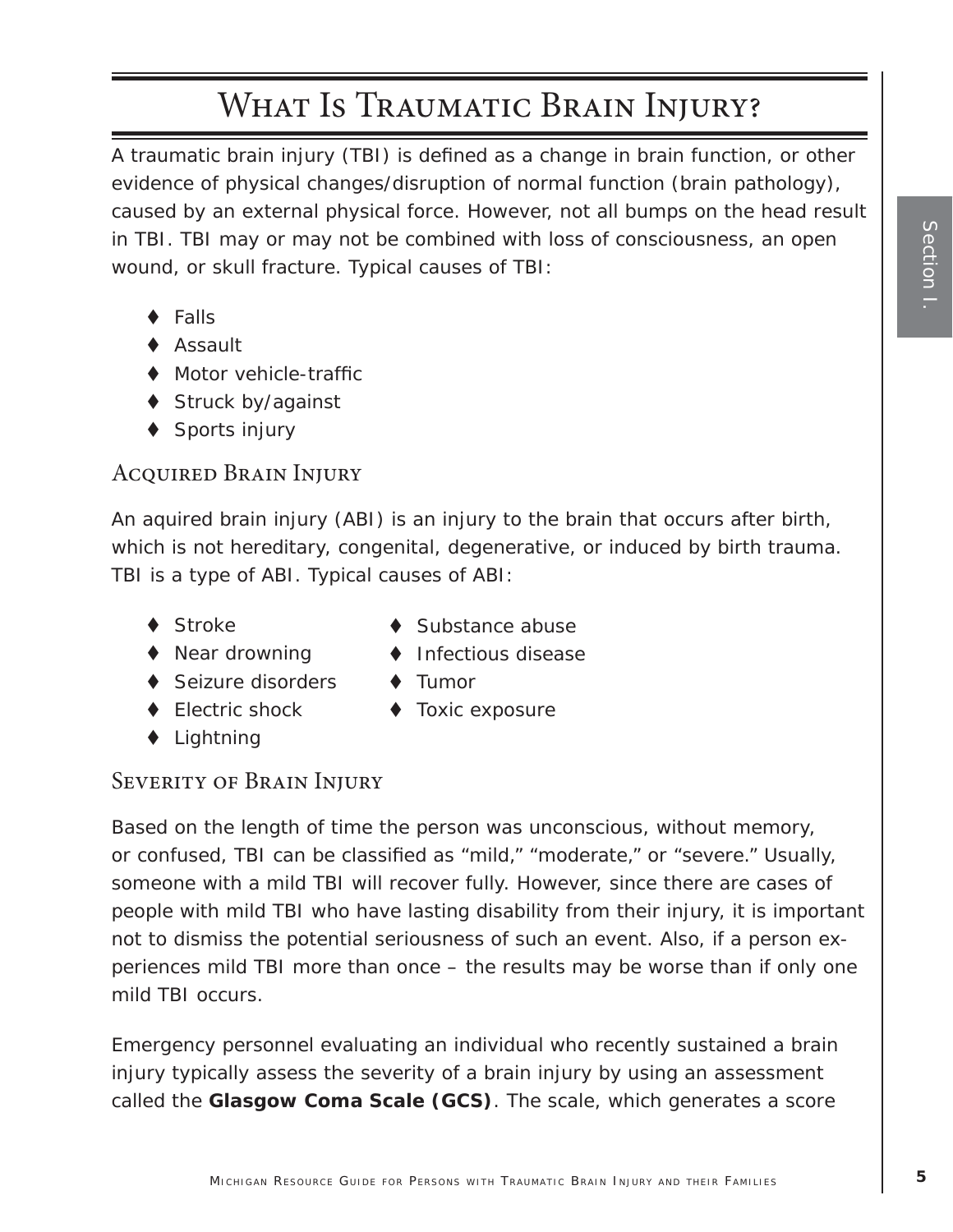# What Is Traumatic Brain Injury?

A traumatic brain injury (TBI) is defined as a change in brain function, or other evidence of physical changes/disruption of normal function (brain pathology), caused by an external physical force. However, not all bumps on the head result in TBI. TBI may or may not be combined with loss of consciousness, an open wound, or skull fracture. Typical causes of TBI:

- Falls
- Assault
- Motor vehicle-traffic
- Struck by/against
- Sports injury

## Acquired Brain Injury

An aquired brain injury (ABI) is an injury to the brain that occurs after birth, which is not hereditary, congenital, degenerative, or induced by birth trauma. TBI is a type of ABI. Typical causes of ABI:

- Stroke
- Near drowning
- Seizure disorders
- Electric shock
- Lightning
- Substance abuse
- Infectious disease
- Tumor
- Toxic exposure

## Severity of Brain Injury

Based on the length of time the person was unconscious, without memory, or confused, TBI can be classified as "mild," "moderate," or "severe." Usually, someone with a mild TBI will recover fully. However, since there are cases of people with mild TBI who have lasting disability from their injury, it is important not to dismiss the potential seriousness of such an event. Also, if a person experiences mild TBI more than once – the results may be worse than if only one mild TBI occurs.

Emergency personnel evaluating an individual who recently sustained a brain injury typically assess the severity of a brain injury by using an assessment called the **Glasgow Coma Scale (GCS)**. The scale, which generates a score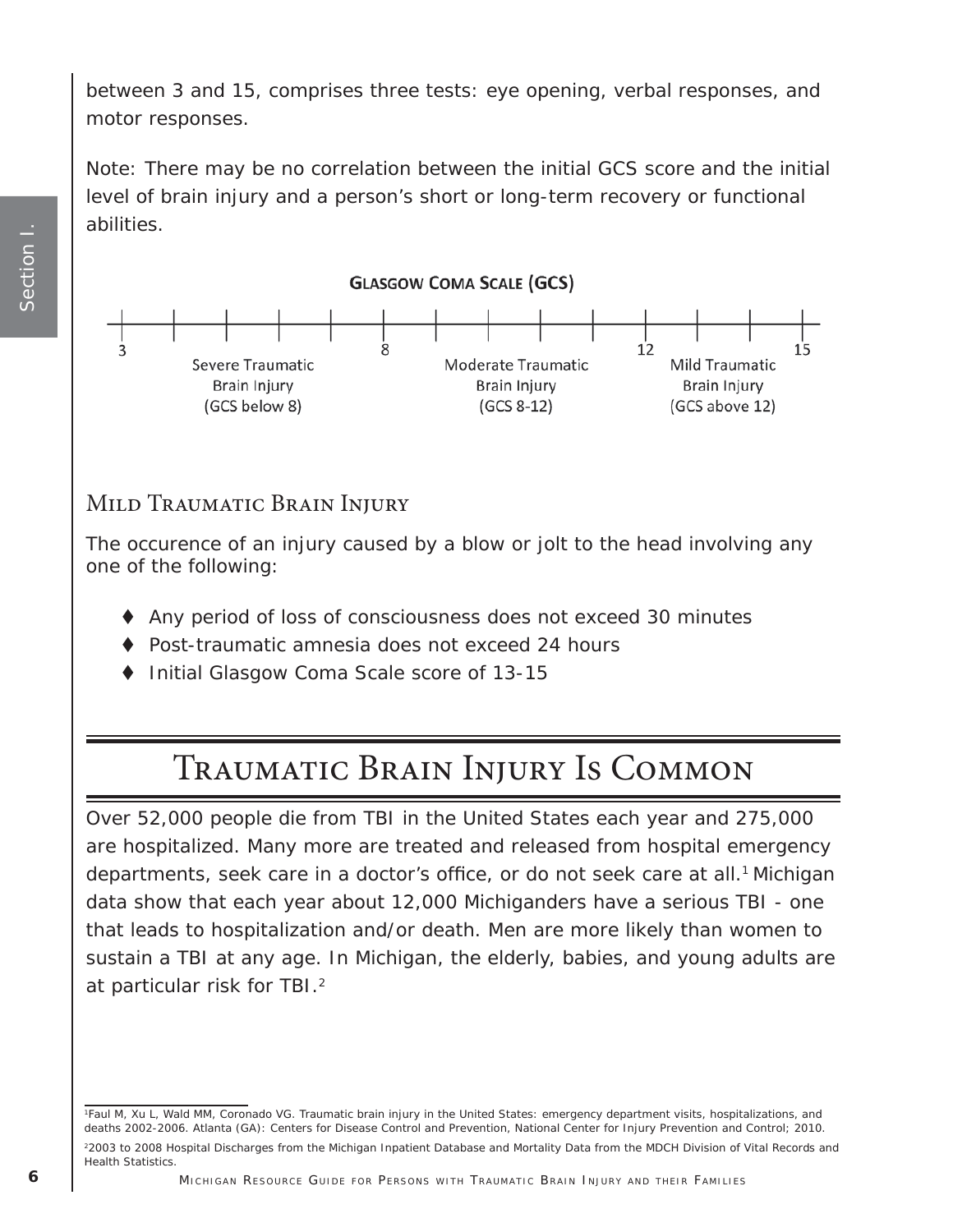between 3 and 15, comprises three tests: eye opening, verbal responses, and motor responses.

Note: There may be no correlation between the initial GCS score and the initial level of brain injury and a person's short or long-term recovery or functional abilities.

**Glasgow Coma Scale (GCS)**

| 3 | 8 | 12 | 15 |
|---|---|---|---|
| Severe Traumatic Brain Injury (GCS below 8) | Moderate Traumatic Brain Injury (GCS 8-12) | Mild Traumatic Brain Injury (GCS above 12) | |

### Mild Traumatic Brain Injury

The occurence of an injury caused by a blow or jolt to the head involving any one of the following:

- Any period of loss of consciousness does not exceed 30 minutes
- Post-traumatic amnesia does not exceed 24 hours
- Initial Glasgow Coma Scale score of 13-15

## Traumatic Brain Injury Is Common

Over 52,000 people die from TBI in the United States each year and 275,000 are hospitalized. Many more are treated and released from hospital emergency departments, seek care in a doctor's office, or do not seek care at all.[1] Michigan data show that each year about 12,000 Michiganders have a serious TBI - one that leads to hospitalization and/or death. Men are more likely than women to sustain a TBI at any age. In Michigan, the elderly, babies, and young adults are at particular risk for TBI.[2]

[1] Faul M, Xu L, Wald MM, Coronado VG. Traumatic brain injury in the United States: emergency department visits, hospitalizations, and deaths 2002-2006. Atlanta (GA): Centers for Disease Control and Prevention, National Center for Injury Prevention and Control; 2010.

[2] 2003 to 2008 Hospital Discharges from the Michigan Inpatient Database and Mortality Data from the MDCH Division of Vital Records and Health Statistics.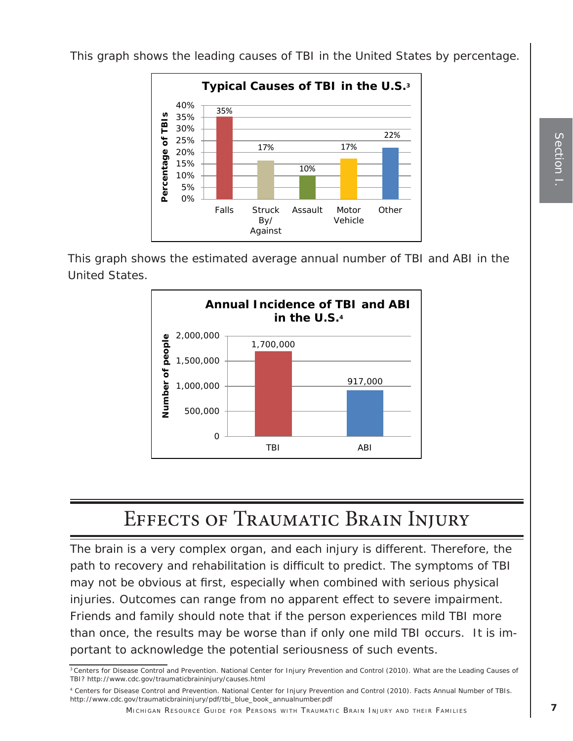This graph shows the leading causes of TBI in the United States by percentage.

**Typical Causes of TBI in the U.S.**[3]

| Cause | Percentage of TBIs |
|---|---|
| Falls | 35% |
| Struck By/ Against | 17% |
| Assault | 10% |
| Motor Vehicle | 17% |
| Other | 22% |

This graph shows the estimated average annual number of TBI and ABI in the United States.

**Annual Incidence of TBI and ABI in the U.S.**[4]

| | Number of people |
|---|---|
| TBI | 1,700,000 |
| ABI | 917,000 |

# Effects of Traumatic Brain Injury

The brain is a very complex organ, and each injury is different. Therefore, the path to recovery and rehabilitation is difficult to predict. The symptoms of TBI may not be obvious at first, especially when combined with serious physical injuries. Outcomes can range from no apparent effect to severe impairment. Friends and family should note that if the person experiences mild TBI more than once, the results may be worse than if only one mild TBI occurs. It is important to acknowledge the potential seriousness of such events.

[3] Centers for Disease Control and Prevention. National Center for Injury Prevention and Control (2010). What are the Leading Causes of TBI? http://www.cdc.gov/traumaticbraininjury/causes.html

[4] Centers for Disease Control and Prevention. National Center for Injury Prevention and Control (2010). Facts Annual Number of TBIs. http://www.cdc.gov/traumaticbraininjury/pdf/tbi_blue_book_annualnumber.pdf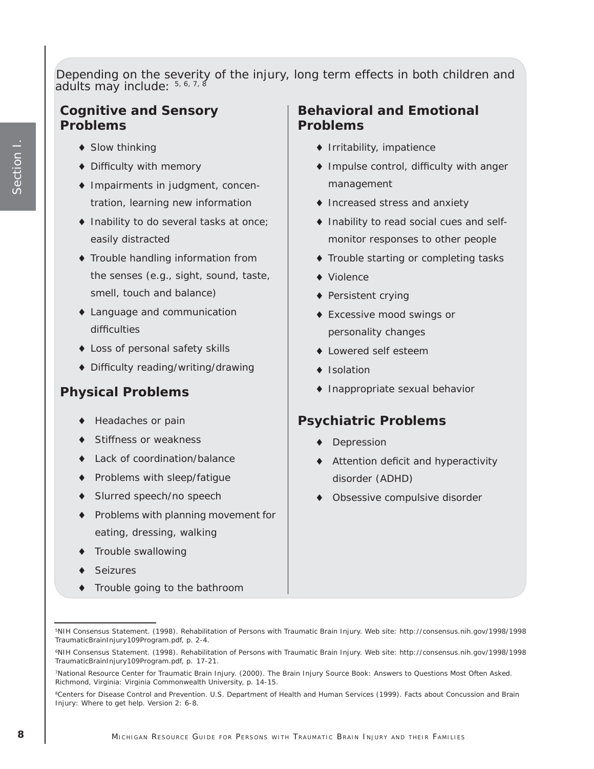Depending on the severity of the injury, long term effects in both children and adults may include: [5, 6, 7, 8]

### Cognitive and Sensory Problems

- Slow thinking
- Difficulty with memory
- Impairments in judgment, concentration, learning new information
- Inability to do several tasks at once; easily distracted
- Trouble handling information from the senses (e.g., sight, sound, taste, smell, touch and balance)
- Language and communication difficulties
- Loss of personal safety skills
- Difficulty reading/writing/drawing

### Physical Problems

- Headaches or pain
- Stiffness or weakness
- Lack of coordination/balance
- Problems with sleep/fatigue
- Slurred speech/no speech
- Problems with planning movement for eating, dressing, walking
- Trouble swallowing
- Seizures
- Trouble going to the bathroom

### Behavioral and Emotional Problems

- Irritability, impatience
- Impulse control, difficulty with anger management
- Increased stress and anxiety
- Inability to read social cues and self-monitor responses to other people
- Trouble starting or completing tasks
- Violence
- Persistent crying
- Excessive mood swings or personality changes
- Lowered self esteem
- Isolation
- Inappropriate sexual behavior

### Psychiatric Problems

- Depression
- Attention deficit and hyperactivity disorder (ADHD)
- Obsessive compulsive disorder

---

[5] NIH Consensus Statement. (1998). Rehabilitation of Persons with Traumatic Brain Injury. Web site: http://consensus.nih.gov/1998/1998TraumaticBrainInjury109Program.pdf, p. 2-4.

[6] NIH Consensus Statement. (1998). Rehabilitation of Persons with Traumatic Brain Injury. Web site: http://consensus.nih.gov/1998/1998TraumaticBrainInjury109Program.pdf, p. 17-21.

[7] National Resource Center for Traumatic Brain Injury. (2000). The Brain Injury Source Book: Answers to Questions Most Often Asked. Richmond, Virginia: Virginia Commonwealth University, p. 14-15.

[8] Centers for Disease Control and Prevention. U.S. Department of Health and Human Services (1999). Facts about Concussion and Brain Injury: Where to get help. Version 2: 6-8.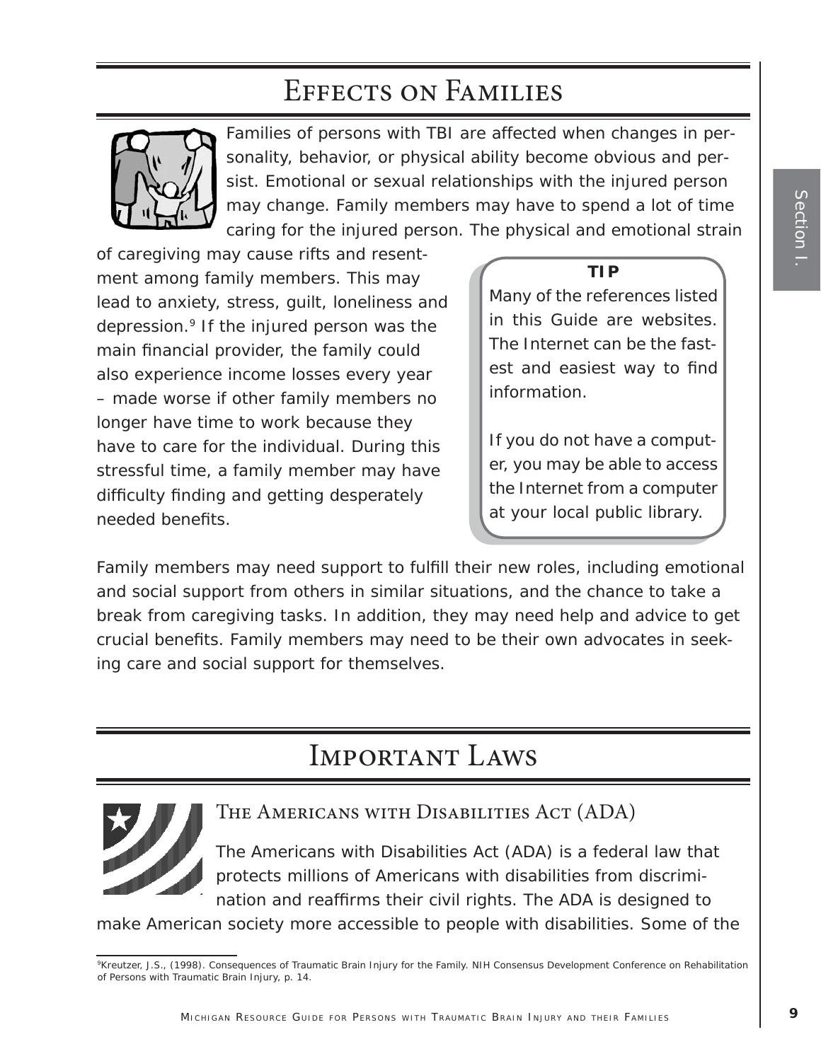## Effects on Families

Families of persons with TBI are affected when changes in personality, behavior, or physical ability become obvious and persist. Emotional or sexual relationships with the injured person may change. Family members may have to spend a lot of time caring for the injured person. The physical and emotional strain of caregiving may cause rifts and resentment among family members. This may lead to anxiety, stress, guilt, loneliness and depression.[9] If the injured person was the main financial provider, the family could also experience income losses every year – made worse if other family members no longer have time to work because they have to care for the individual. During this stressful time, a family member may have difficulty finding and getting desperately needed benefits.

> **TIP**
>
> Many of the references listed in this Guide are websites. The Internet can be the fastest and easiest way to find information.
>
> If you do not have a computer, you may be able to access the Internet from a computer at your local public library.

Family members may need support to fulfill their new roles, including emotional and social support from others in similar situations, and the chance to take a break from caregiving tasks. In addition, they may need help and advice to get crucial benefits. Family members may need to be their own advocates in seeking care and social support for themselves.

## Important Laws

### The Americans with Disabilities Act (ADA)

The Americans with Disabilities Act (ADA) is a federal law that protects millions of Americans with disabilities from discrimination and reaffirms their civil rights. The ADA is designed to make American society more accessible to people with disabilities. Some of the

[9] Kreutzer, J.S., (1998). Consequences of Traumatic Brain Injury for the Family. NIH Consensus Development Conference on Rehabilitation of Persons with Traumatic Brain Injury, p. 14.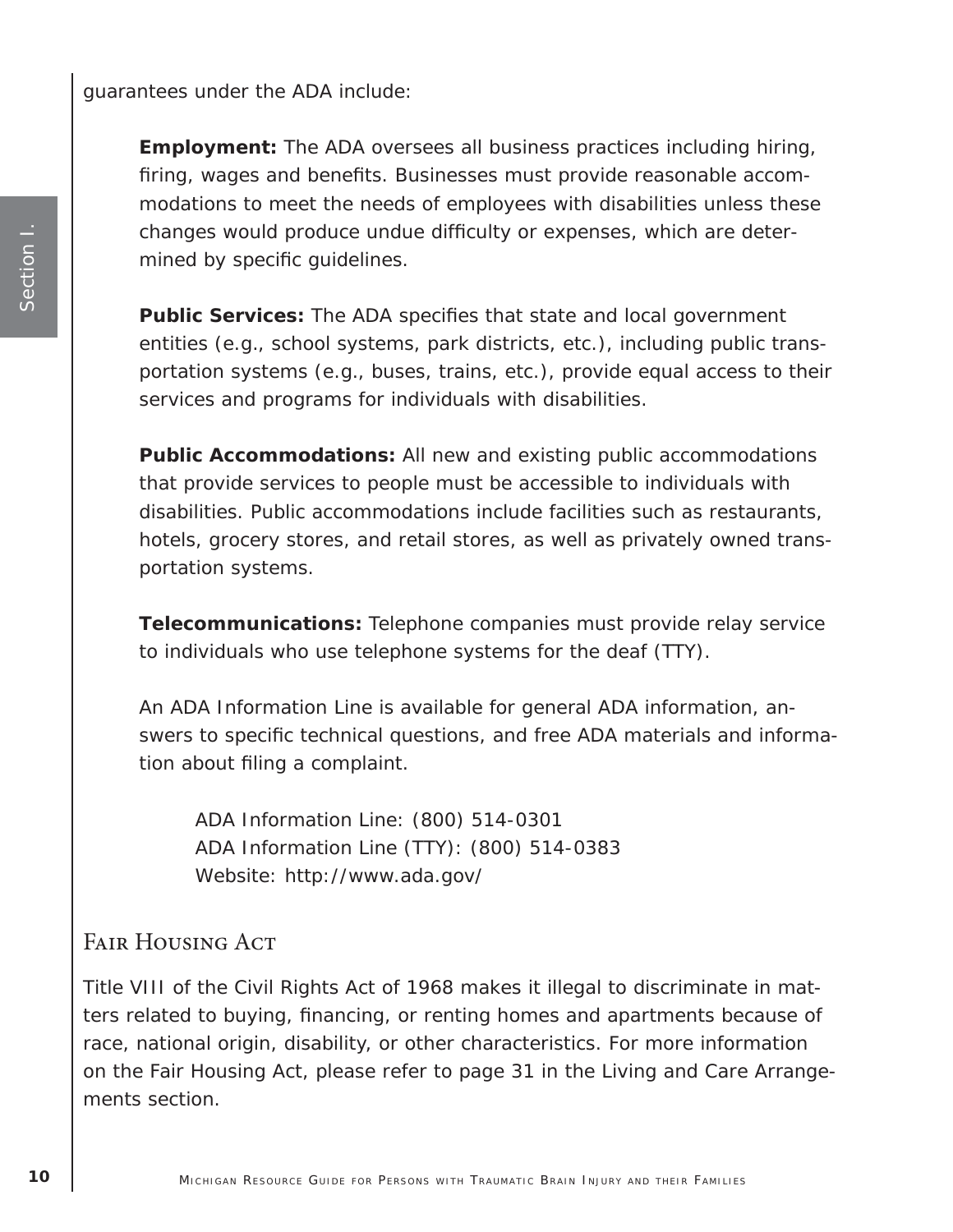guarantees under the ADA include:

**Employment:** The ADA oversees all business practices including hiring, firing, wages and benefits. Businesses must provide reasonable accommodations to meet the needs of employees with disabilities unless these changes would produce undue difficulty or expenses, which are determined by specific guidelines.

**Public Services:** The ADA specifies that state and local government entities (e.g., school systems, park districts, etc.), including public transportation systems (e.g., buses, trains, etc.), provide equal access to their services and programs for individuals with disabilities.

**Public Accommodations:** All new and existing public accommodations that provide services to people must be accessible to individuals with disabilities. Public accommodations include facilities such as restaurants, hotels, grocery stores, and retail stores, as well as privately owned transportation systems.

**Telecommunications:** Telephone companies must provide relay service to individuals who use telephone systems for the deaf (TTY).

An ADA Information Line is available for general ADA information, answers to specific technical questions, and free ADA materials and information about filing a complaint.

ADA Information Line: (800) 514-0301
ADA Information Line (TTY): (800) 514-0383
Website: http://www.ada.gov/

## Fair Housing Act

Title VIII of the Civil Rights Act of 1968 makes it illegal to discriminate in matters related to buying, financing, or renting homes and apartments because of race, national origin, disability, or other characteristics. For more information on the Fair Housing Act, please refer to page 31 in the Living and Care Arrangements section.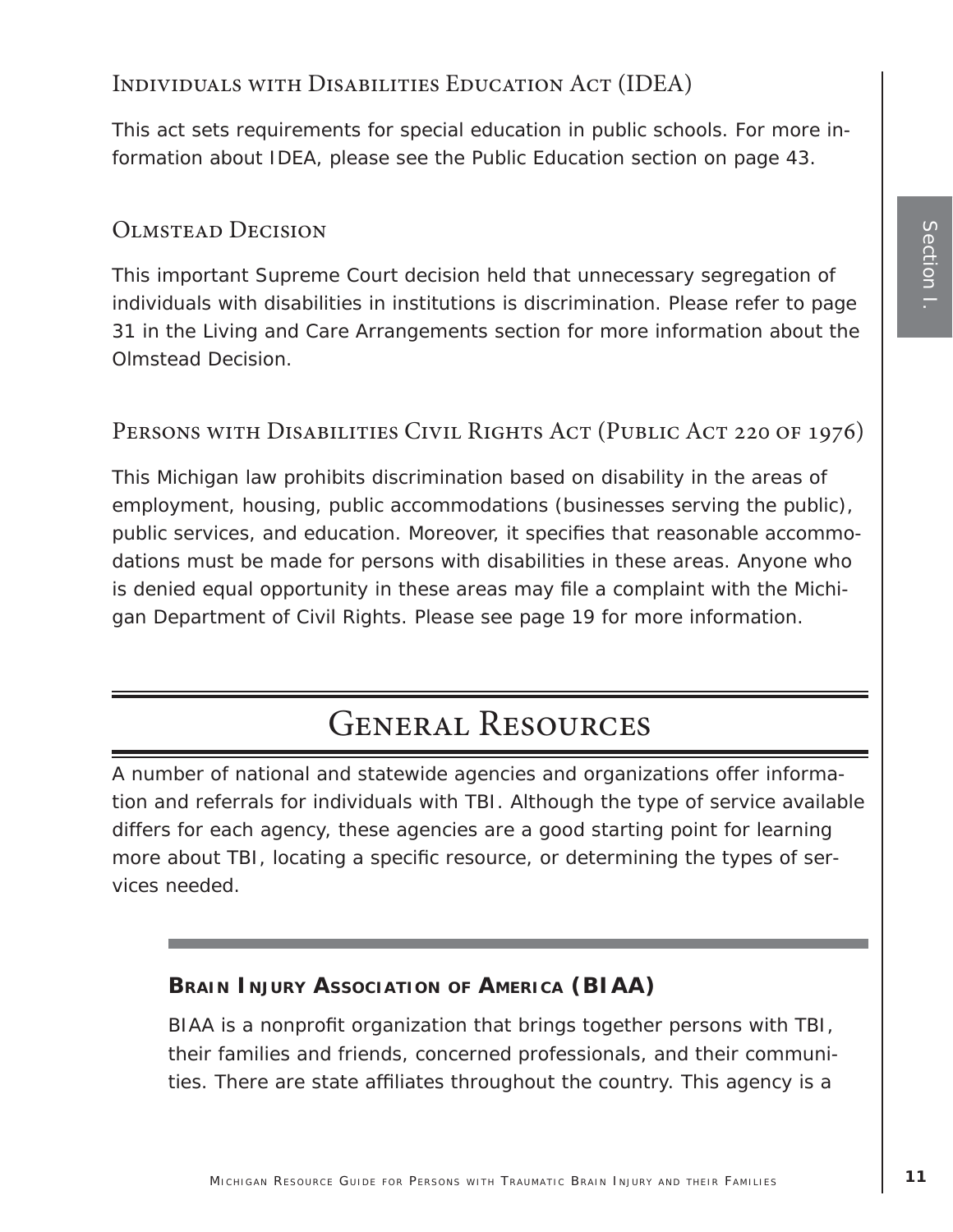### Individuals with Disabilities Education Act (IDEA)

This act sets requirements for special education in public schools. For more information about IDEA, please see the Public Education section on page 43.

### Olmstead Decision

This important Supreme Court decision held that unnecessary segregation of individuals with disabilities in institutions is discrimination. Please refer to page 31 in the Living and Care Arrangements section for more information about the Olmstead Decision.

### Persons with Disabilities Civil Rights Act (Public Act 220 of 1976)

This Michigan law prohibits discrimination based on disability in the areas of employment, housing, public accommodations (businesses serving the public), public services, and education. Moreover, it specifies that reasonable accommodations must be made for persons with disabilities in these areas. Anyone who is denied equal opportunity in these areas may file a complaint with the Michigan Department of Civil Rights. Please see page 19 for more information.

## General Resources

A number of national and statewide agencies and organizations offer information and referrals for individuals with TBI. Although the type of service available differs for each agency, these agencies are a good starting point for learning more about TBI, locating a specific resource, or determining the types of services needed.

**Brain Injury Association of America (BIAA)**

BIAA is a nonprofit organization that brings together persons with TBI, their families and friends, concerned professionals, and their communities. There are state affiliates throughout the country. This agency is a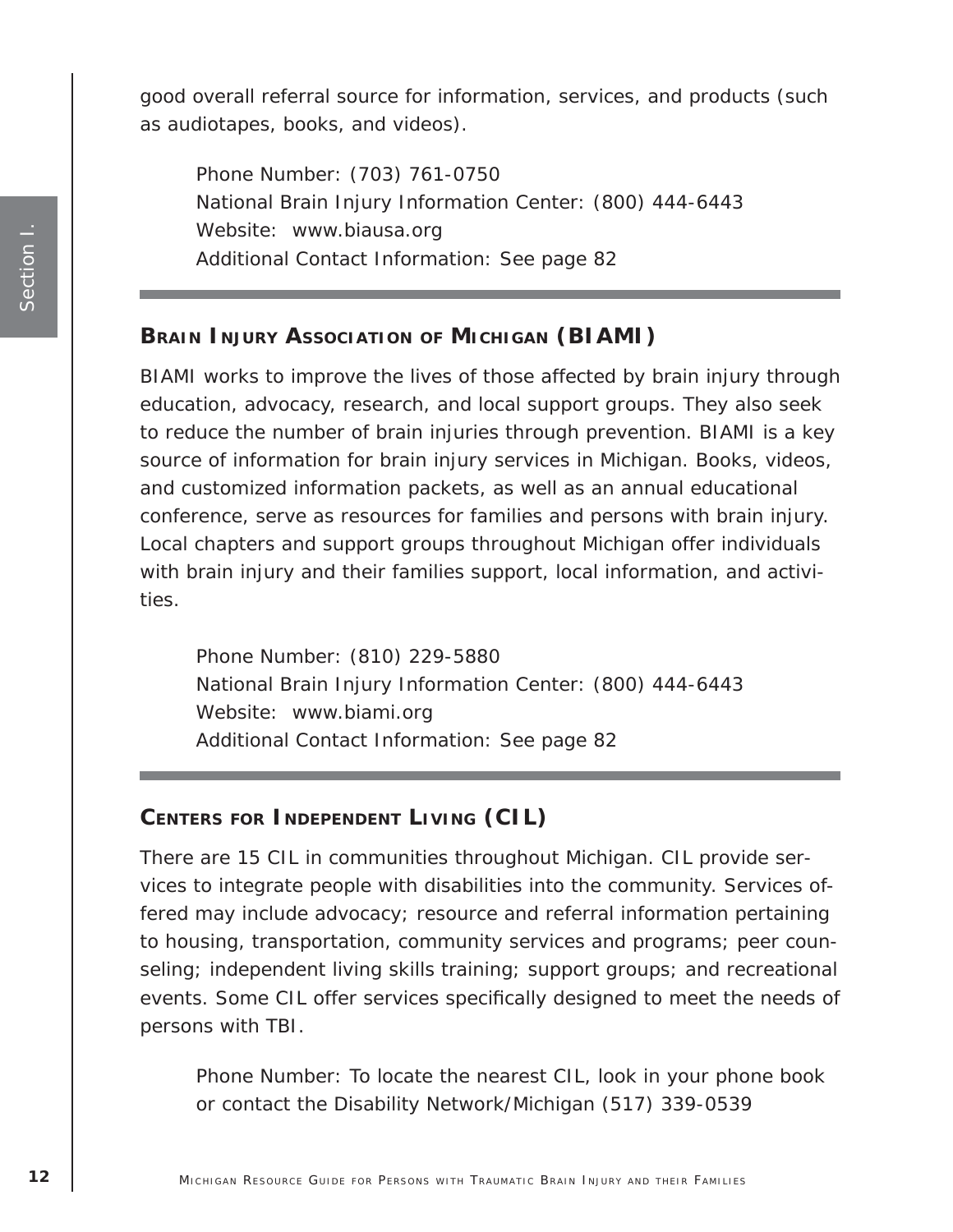good overall referral source for information, services, and products (such as audiotapes, books, and videos).

Phone Number: (703) 761-0750
National Brain Injury Information Center: (800) 444-6443
Website: www.biausa.org
Additional Contact Information: See page 82

## BRAIN INJURY ASSOCIATION OF MICHIGAN (BIAMI)

BIAMI works to improve the lives of those affected by brain injury through education, advocacy, research, and local support groups. They also seek to reduce the number of brain injuries through prevention. BIAMI is a key source of information for brain injury services in Michigan. Books, videos, and customized information packets, as well as an annual educational conference, serve as resources for families and persons with brain injury. Local chapters and support groups throughout Michigan offer individuals with brain injury and their families support, local information, and activities.

Phone Number: (810) 229-5880
National Brain Injury Information Center: (800) 444-6443
Website: www.biami.org
Additional Contact Information: See page 82

## CENTERS FOR INDEPENDENT LIVING (CIL)

There are 15 CIL in communities throughout Michigan. CIL provide services to integrate people with disabilities into the community. Services offered may include advocacy; resource and referral information pertaining to housing, transportation, community services and programs; peer counseling; independent living skills training; support groups; and recreational events. Some CIL offer services specifically designed to meet the needs of persons with TBI.

Phone Number: To locate the nearest CIL, look in your phone book or contact the Disability Network/Michigan (517) 339-0539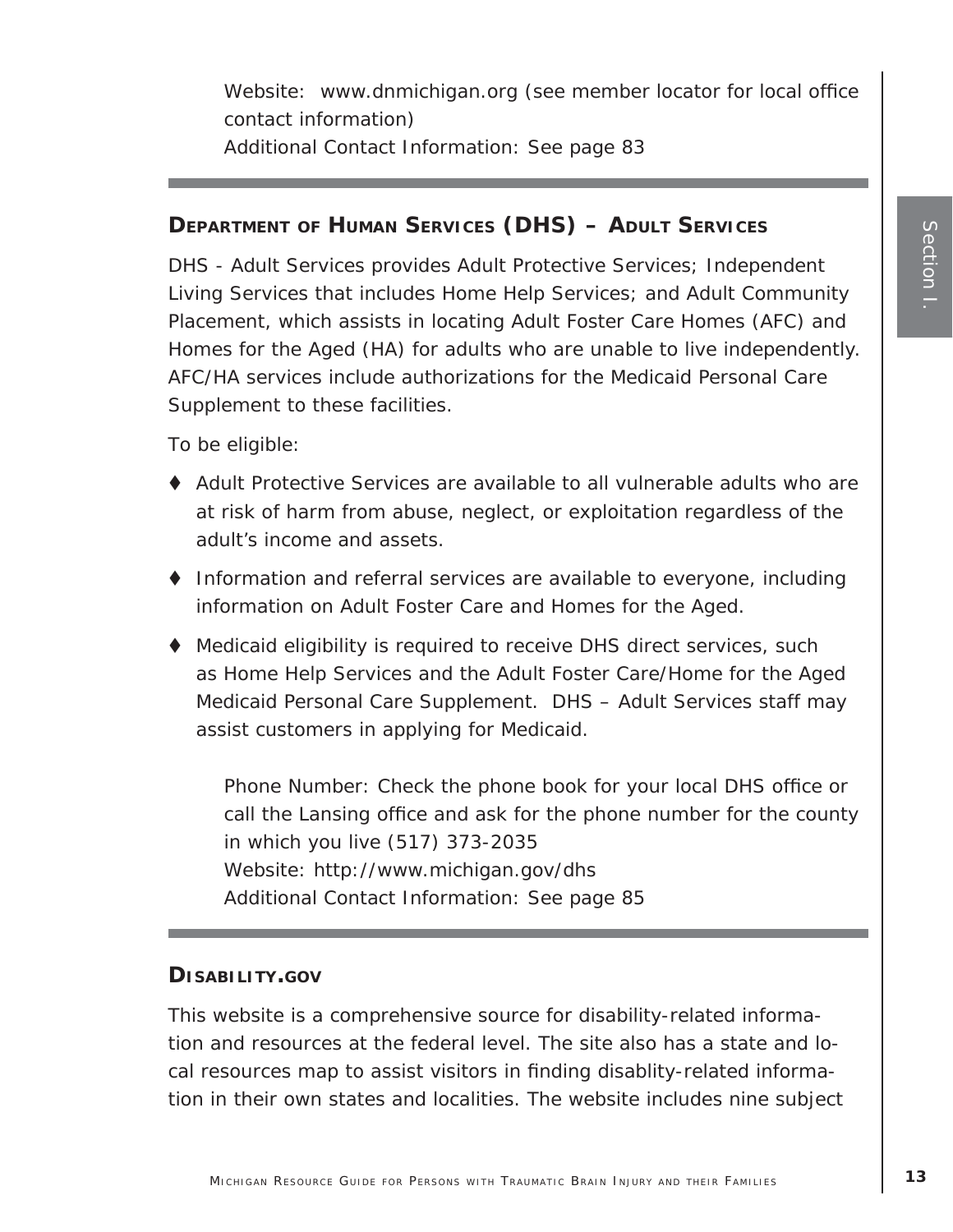Website: www.dnmichigan.org (see member locator for local office contact information)
Additional Contact Information: See page 83

## DEPARTMENT OF HUMAN SERVICES (DHS) – ADULT SERVICES

DHS - Adult Services provides Adult Protective Services; Independent Living Services that includes Home Help Services; and Adult Community Placement, which assists in locating Adult Foster Care Homes (AFC) and Homes for the Aged (HA) for adults who are unable to live independently. AFC/HA services include authorizations for the Medicaid Personal Care Supplement to these facilities.

To be eligible:

- Adult Protective Services are available to all vulnerable adults who are at risk of harm from abuse, neglect, or exploitation regardless of the adult's income and assets.
- Information and referral services are available to everyone, including information on Adult Foster Care and Homes for the Aged.
- Medicaid eligibility is required to receive DHS direct services, such as Home Help Services and the Adult Foster Care/Home for the Aged Medicaid Personal Care Supplement. DHS – Adult Services staff may assist customers in applying for Medicaid.

Phone Number: Check the phone book for your local DHS office or call the Lansing office and ask for the phone number for the county in which you live (517) 373-2035
Website: http://www.michigan.gov/dhs
Additional Contact Information: See page 85

## DISABILITY.GOV

This website is a comprehensive source for disability-related information and resources at the federal level. The site also has a state and local resources map to assist visitors in finding disablity-related information in their own states and localities. The website includes nine subject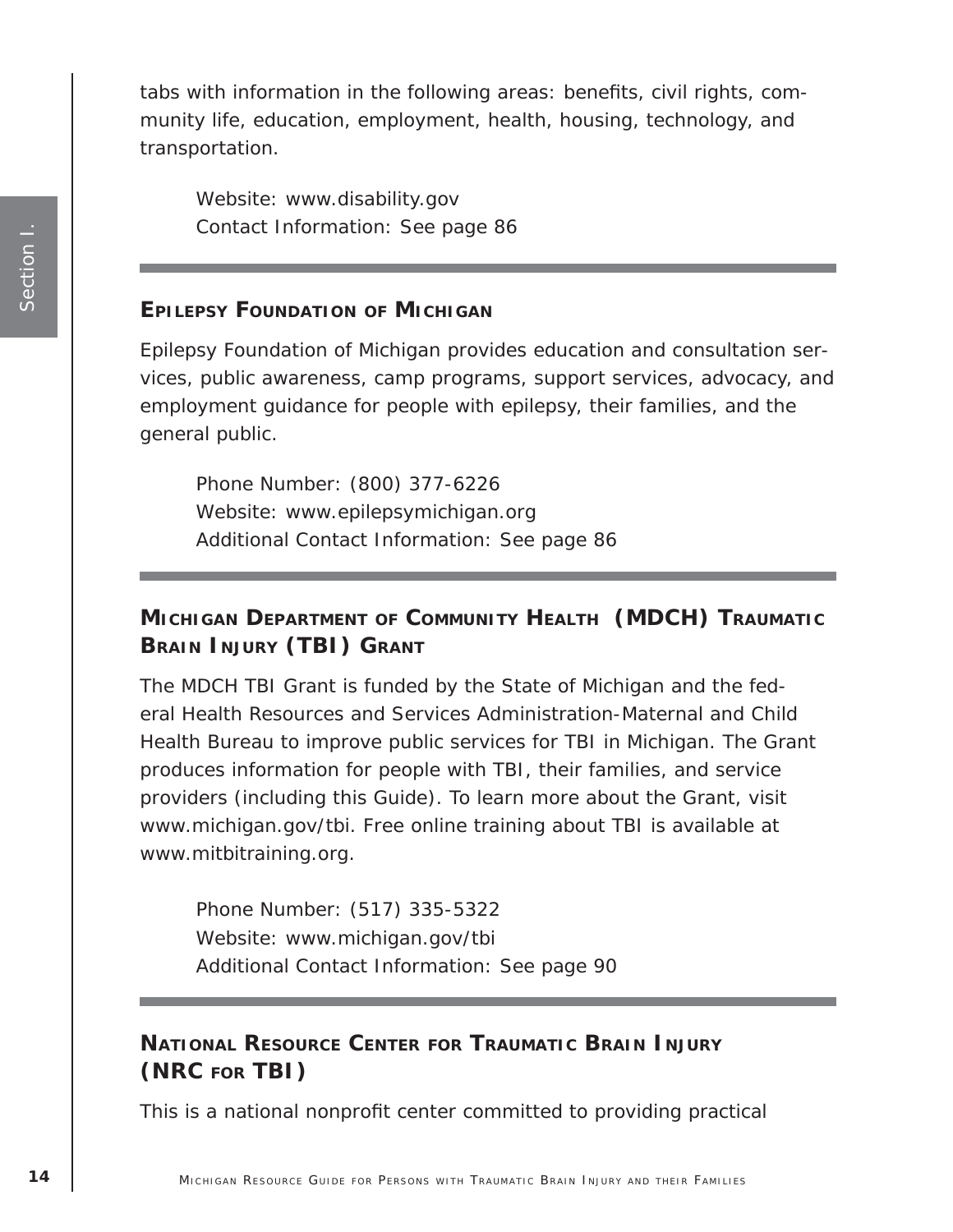tabs with information in the following areas: benefits, civil rights, community life, education, employment, health, housing, technology, and transportation.

Website: www.disability.gov
Contact Information: See page 86

---

## Epilepsy Foundation of Michigan

Epilepsy Foundation of Michigan provides education and consultation services, public awareness, camp programs, support services, advocacy, and employment guidance for people with epilepsy, their families, and the general public.

Phone Number: (800) 377-6226
Website: www.epilepsymichigan.org
Additional Contact Information: See page 86

---

## Michigan Department of Community Health (MDCH) Traumatic Brain Injury (TBI) Grant

The MDCH TBI Grant is funded by the State of Michigan and the federal Health Resources and Services Administration-Maternal and Child Health Bureau to improve public services for TBI in Michigan. The Grant produces information for people with TBI, their families, and service providers (including this Guide). To learn more about the Grant, visit www.michigan.gov/tbi. Free online training about TBI is available at www.mitbitraining.org.

Phone Number: (517) 335-5322
Website: www.michigan.gov/tbi
Additional Contact Information: See page 90

---

## National Resource Center for Traumatic Brain Injury (NRC for TBI)

This is a national nonprofit center committed to providing practical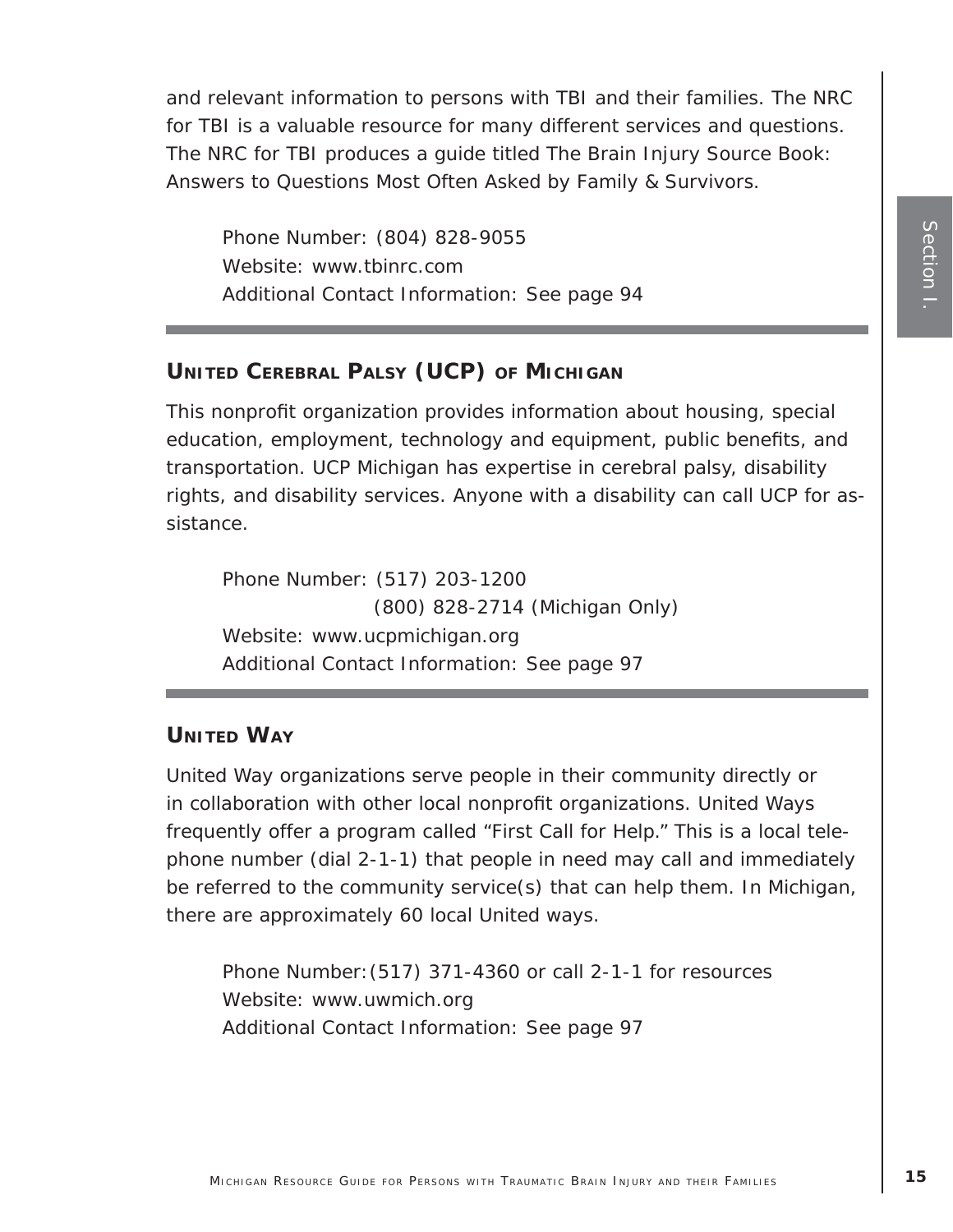and relevant information to persons with TBI and their families. The NRC for TBI is a valuable resource for many different services and questions. The NRC for TBI produces a guide titled The Brain Injury Source Book: Answers to Questions Most Often Asked by Family & Survivors.

Phone Number: (804) 828-9055
Website: www.tbinrc.com
Additional Contact Information: See page 94

---

## United Cerebral Palsy (UCP) of Michigan

This nonprofit organization provides information about housing, special education, employment, technology and equipment, public benefits, and transportation. UCP Michigan has expertise in cerebral palsy, disability rights, and disability services. Anyone with a disability can call UCP for assistance.

Phone Number: (517) 203-1200
(800) 828-2714 (Michigan Only)
Website: www.ucpmichigan.org
Additional Contact Information: See page 97

---

## United Way

United Way organizations serve people in their community directly or in collaboration with other local nonprofit organizations. United Ways frequently offer a program called "First Call for Help." This is a local telephone number (dial 2-1-1) that people in need may call and immediately be referred to the community service(s) that can help them. In Michigan, there are approximately 60 local United ways.

Phone Number:(517) 371-4360 or call 2-1-1 for resources
Website: www.uwmich.org
Additional Contact Information: See page 97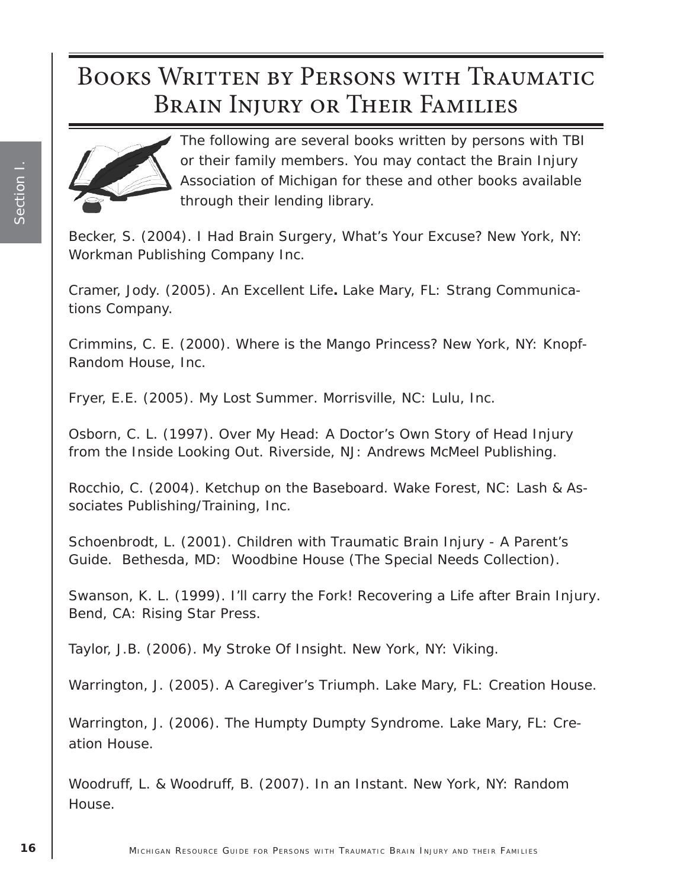# Books Written by Persons with Traumatic Brain Injury or Their Families

The following are several books written by persons with TBI or their family members. You may contact the Brain Injury Association of Michigan for these and other books available through their lending library.

Becker, S. (2004). I Had Brain Surgery, What's Your Excuse? New York, NY: Workman Publishing Company Inc.

Cramer, Jody. (2005). An Excellent Life**.** Lake Mary, FL: Strang Communications Company.

Crimmins, C. E. (2000). Where is the Mango Princess? New York, NY: Knopf-Random House, Inc.

Fryer, E.E. (2005). My Lost Summer. Morrisville, NC: Lulu, Inc.

Osborn, C. L. (1997). Over My Head: A Doctor's Own Story of Head Injury from the Inside Looking Out. Riverside, NJ: Andrews McMeel Publishing.

Rocchio, C. (2004). Ketchup on the Baseboard. Wake Forest, NC: Lash & Associates Publishing/Training, Inc.

Schoenbrodt, L. (2001). Children with Traumatic Brain Injury - A Parent's Guide. Bethesda, MD: Woodbine House (The Special Needs Collection).

Swanson, K. L. (1999). I'll carry the Fork! Recovering a Life after Brain Injury. Bend, CA: Rising Star Press.

Taylor, J.B. (2006). My Stroke Of Insight. New York, NY: Viking.

Warrington, J. (2005). A Caregiver's Triumph. Lake Mary, FL: Creation House.

Warrington, J. (2006). The Humpty Dumpty Syndrome. Lake Mary, FL: Creation House.

Woodruff, L. & Woodruff, B. (2007). In an Instant. New York, NY: Random House.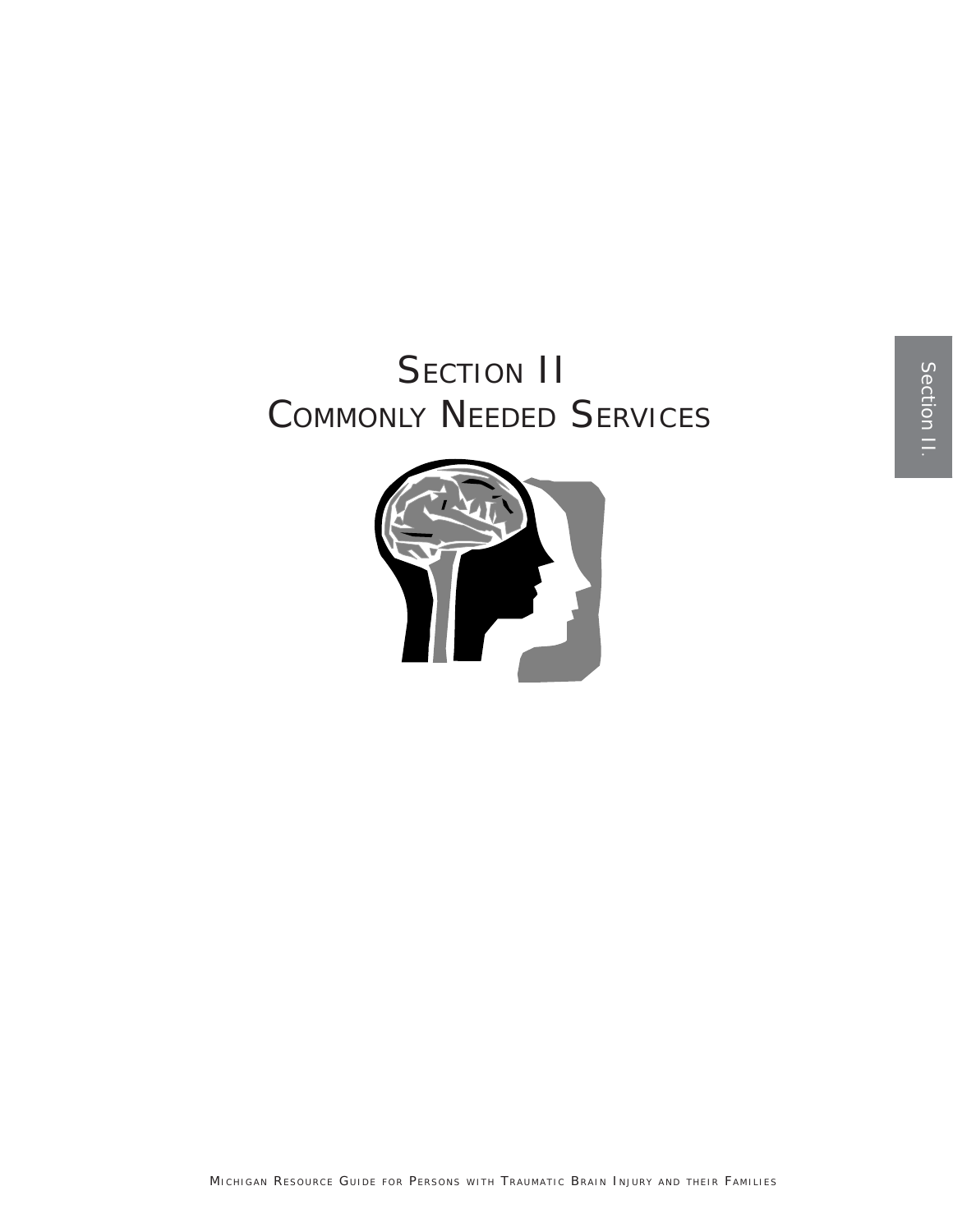# Section II
# Commonly Needed Services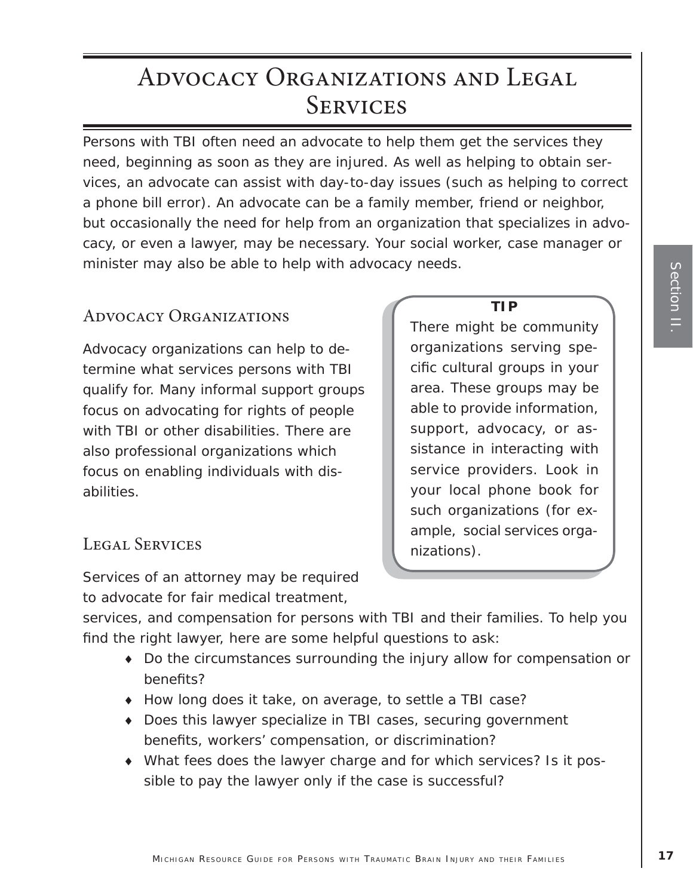# Advocacy Organizations and Legal Services

Persons with TBI often need an advocate to help them get the services they need, beginning as soon as they are injured. As well as helping to obtain services, an advocate can assist with day-to-day issues (such as helping to correct a phone bill error). An advocate can be a family member, friend or neighbor, but occasionally the need for help from an organization that specializes in advocacy, or even a lawyer, may be necessary. Your social worker, case manager or minister may also be able to help with advocacy needs.

## Advocacy Organizations

Advocacy organizations can help to determine what services persons with TBI qualify for. Many informal support groups focus on advocating for rights of people with TBI or other disabilities. There are also professional organizations which focus on enabling individuals with disabilities.

> **TIP**
>
> There might be community organizations serving specific cultural groups in your area. These groups may be able to provide information, support, advocacy, or assistance in interacting with service providers. Look in your local phone book for such organizations (for example, social services organizations).

## Legal Services

Services of an attorney may be required to advocate for fair medical treatment, services, and compensation for persons with TBI and their families. To help you find the right lawyer, here are some helpful questions to ask:

- Do the circumstances surrounding the injury allow for compensation or benefits?
- How long does it take, on average, to settle a TBI case?
- Does this lawyer specialize in TBI cases, securing government benefits, workers' compensation, or discrimination?
- What fees does the lawyer charge and for which services? Is it possible to pay the lawyer only if the case is successful?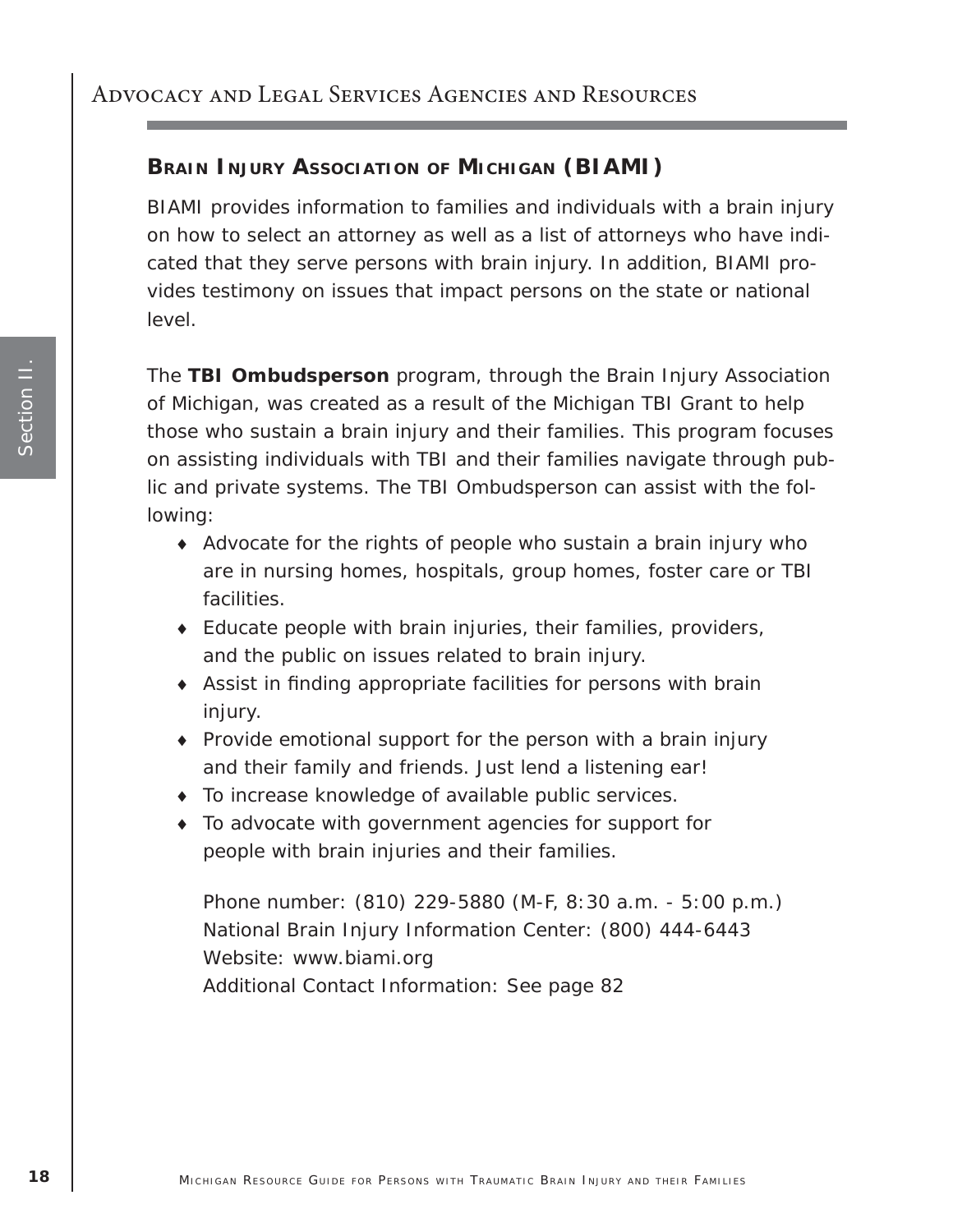## Brain Injury Association of Michigan (BIAMI)

BIAMI provides information to families and individuals with a brain injury on how to select an attorney as well as a list of attorneys who have indicated that they serve persons with brain injury. In addition, BIAMI provides testimony on issues that impact persons on the state or national level.

The **TBI Ombudsperson** program, through the Brain Injury Association of Michigan, was created as a result of the Michigan TBI Grant to help those who sustain a brain injury and their families. This program focuses on assisting individuals with TBI and their families navigate through public and private systems. The TBI Ombudsperson can assist with the following:

- Advocate for the rights of people who sustain a brain injury who are in nursing homes, hospitals, group homes, foster care or TBI facilities.
- Educate people with brain injuries, their families, providers, and the public on issues related to brain injury.
- Assist in finding appropriate facilities for persons with brain injury.
- Provide emotional support for the person with a brain injury and their family and friends. Just lend a listening ear!
- To increase knowledge of available public services.
- To advocate with government agencies for support for people with brain injuries and their families.

Phone number: (810) 229-5880 (M-F, 8:30 a.m. - 5:00 p.m.)
National Brain Injury Information Center: (800) 444-6443
Website: www.biami.org
Additional Contact Information: See page 82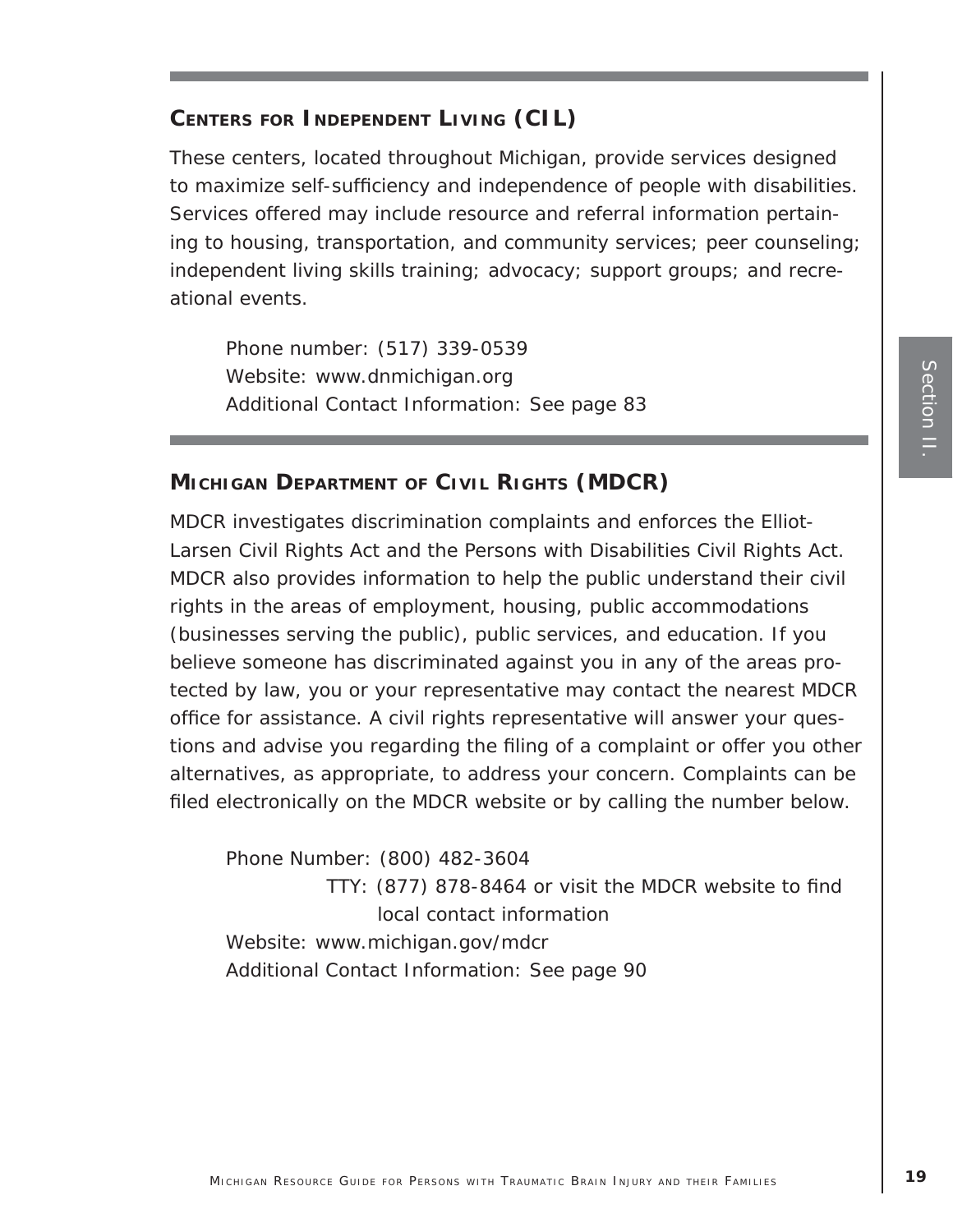## Centers for Independent Living (CIL)

These centers, located throughout Michigan, provide services designed to maximize self-sufficiency and independence of people with disabilities. Services offered may include resource and referral information pertaining to housing, transportation, and community services; peer counseling; independent living skills training; advocacy; support groups; and recreational events.

Phone number: (517) 339-0539
Website: www.dnmichigan.org
Additional Contact Information: See page 83

## Michigan Department of Civil Rights (MDCR)

MDCR investigates discrimination complaints and enforces the Elliot-Larsen Civil Rights Act and the Persons with Disabilities Civil Rights Act. MDCR also provides information to help the public understand their civil rights in the areas of employment, housing, public accommodations (businesses serving the public), public services, and education. If you believe someone has discriminated against you in any of the areas protected by law, you or your representative may contact the nearest MDCR office for assistance. A civil rights representative will answer your questions and advise you regarding the filing of a complaint or offer you other alternatives, as appropriate, to address your concern. Complaints can be filed electronically on the MDCR website or by calling the number below.

Phone Number: (800) 482-3604
TTY: (877) 878-8464 or visit the MDCR website to find local contact information
Website: www.michigan.gov/mdcr
Additional Contact Information: See page 90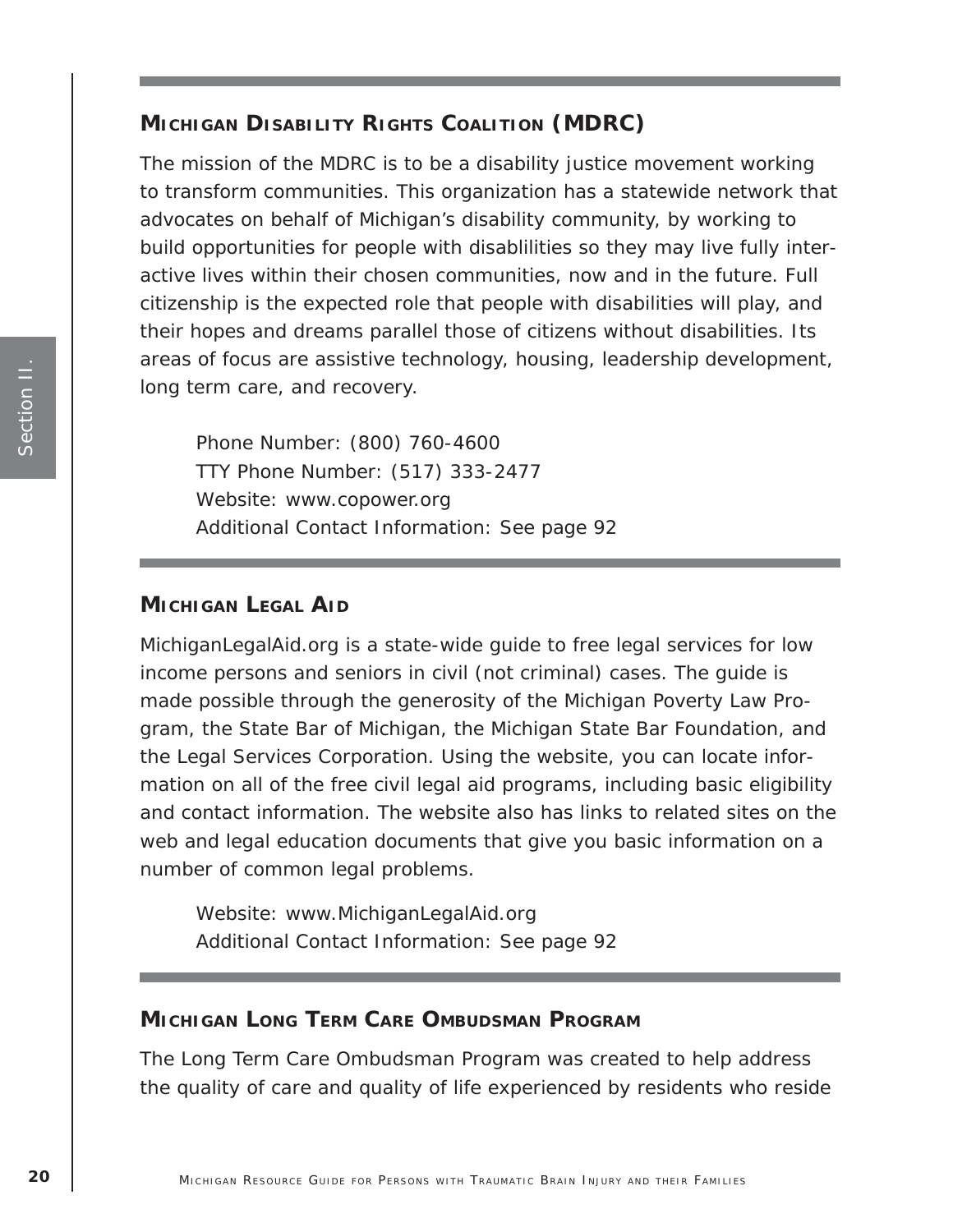## Michigan Disability Rights Coalition (MDRC)

The mission of the MDRC is to be a disability justice movement working to transform communities. This organization has a statewide network that advocates on behalf of Michigan's disability community, by working to build opportunities for people with disablilities so they may live fully interactive lives within their chosen communities, now and in the future. Full citizenship is the expected role that people with disabilities will play, and their hopes and dreams parallel those of citizens without disabilities. Its areas of focus are assistive technology, housing, leadership development, long term care, and recovery.

> Phone Number: (800) 760-4600
> TTY Phone Number: (517) 333-2477
> Website: www.copower.org
> Additional Contact Information: See page 92

## Michigan Legal Aid

MichiganLegalAid.org is a state-wide guide to free legal services for low income persons and seniors in civil (not criminal) cases. The guide is made possible through the generosity of the Michigan Poverty Law Program, the State Bar of Michigan, the Michigan State Bar Foundation, and the Legal Services Corporation. Using the website, you can locate information on all of the free civil legal aid programs, including basic eligibility and contact information. The website also has links to related sites on the web and legal education documents that give you basic information on a number of common legal problems.

> Website: www.MichiganLegalAid.org
> Additional Contact Information: See page 92

## Michigan Long Term Care Ombudsman Program

The Long Term Care Ombudsman Program was created to help address the quality of care and quality of life experienced by residents who reside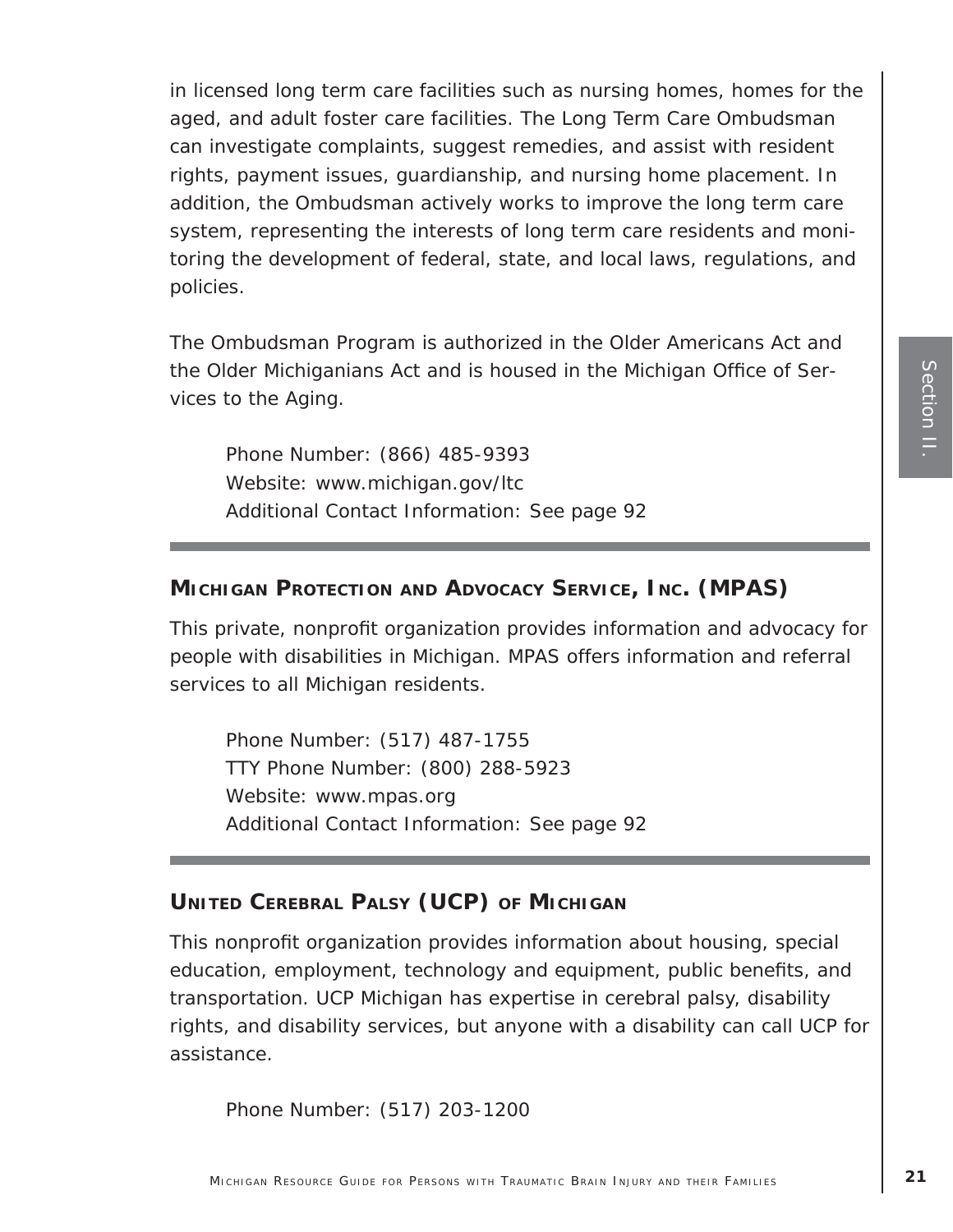in licensed long term care facilities such as nursing homes, homes for the aged, and adult foster care facilities. The Long Term Care Ombudsman can investigate complaints, suggest remedies, and assist with resident rights, payment issues, guardianship, and nursing home placement. In addition, the Ombudsman actively works to improve the long term care system, representing the interests of long term care residents and monitoring the development of federal, state, and local laws, regulations, and policies.

The Ombudsman Program is authorized in the Older Americans Act and the Older Michiganians Act and is housed in the Michigan Office of Services to the Aging.

Phone Number: (866) 485-9393
Website: www.michigan.gov/ltc
Additional Contact Information: See page 92

---

## Michigan Protection and Advocacy Service, Inc. (MPAS)

This private, nonprofit organization provides information and advocacy for people with disabilities in Michigan. MPAS offers information and referral services to all Michigan residents.

Phone Number: (517) 487-1755
TTY Phone Number: (800) 288-5923
Website: www.mpas.org
Additional Contact Information: See page 92

---

## United Cerebral Palsy (UCP) of Michigan

This nonprofit organization provides information about housing, special education, employment, technology and equipment, public benefits, and transportation. UCP Michigan has expertise in cerebral palsy, disability rights, and disability services, but anyone with a disability can call UCP for assistance.

Phone Number: (517) 203-1200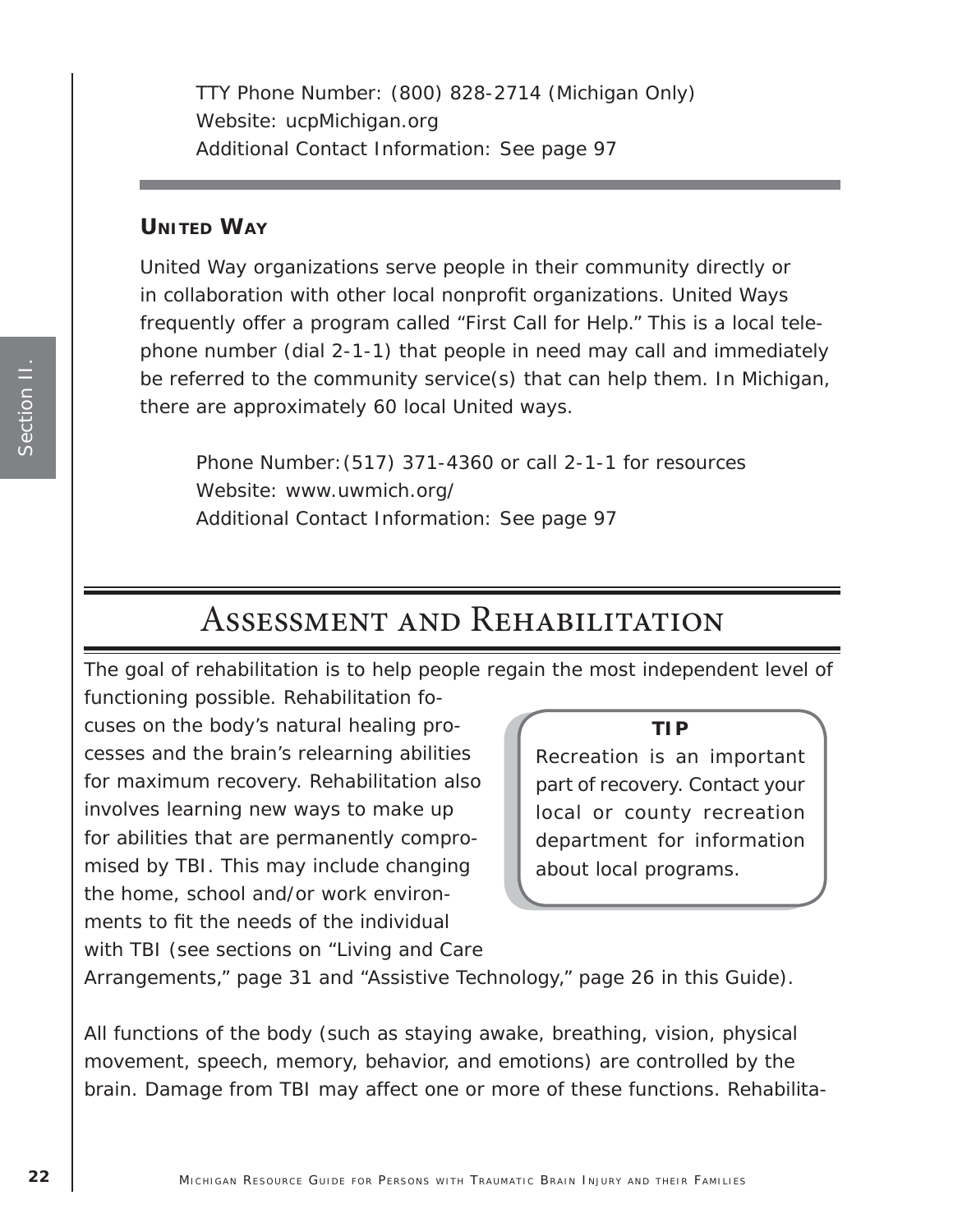TTY Phone Number: (800) 828-2714 (Michigan Only)
Website: ucpMichigan.org
Additional Contact Information: See page 97

### UNITED WAY

United Way organizations serve people in their community directly or in collaboration with other local nonprofit organizations. United Ways frequently offer a program called “First Call for Help.” This is a local telephone number (dial 2-1-1) that people in need may call and immediately be referred to the community service(s) that can help them. In Michigan, there are approximately 60 local United ways.

Phone Number: (517) 371-4360 or call 2-1-1 for resources
Website: www.uwmich.org/
Additional Contact Information: See page 97

## ASSESSMENT AND REHABILITATION

The goal of rehabilitation is to help people regain the most independent level of functioning possible. Rehabilitation focuses on the body’s natural healing processes and the brain’s relearning abilities for maximum recovery. Rehabilitation also involves learning new ways to make up for abilities that are permanently compromised by TBI. This may include changing the home, school and/or work environments to fit the needs of the individual with TBI (see sections on “Living and Care Arrangements,” page 31 and “Assistive Technology,” page 26 in this Guide).

> **TIP**
>
> Recreation is an important part of recovery. Contact your local or county recreation department for information about local programs.

All functions of the body (such as staying awake, breathing, vision, physical movement, speech, memory, behavior, and emotions) are controlled by the brain. Damage from TBI may affect one or more of these functions. Rehabilita-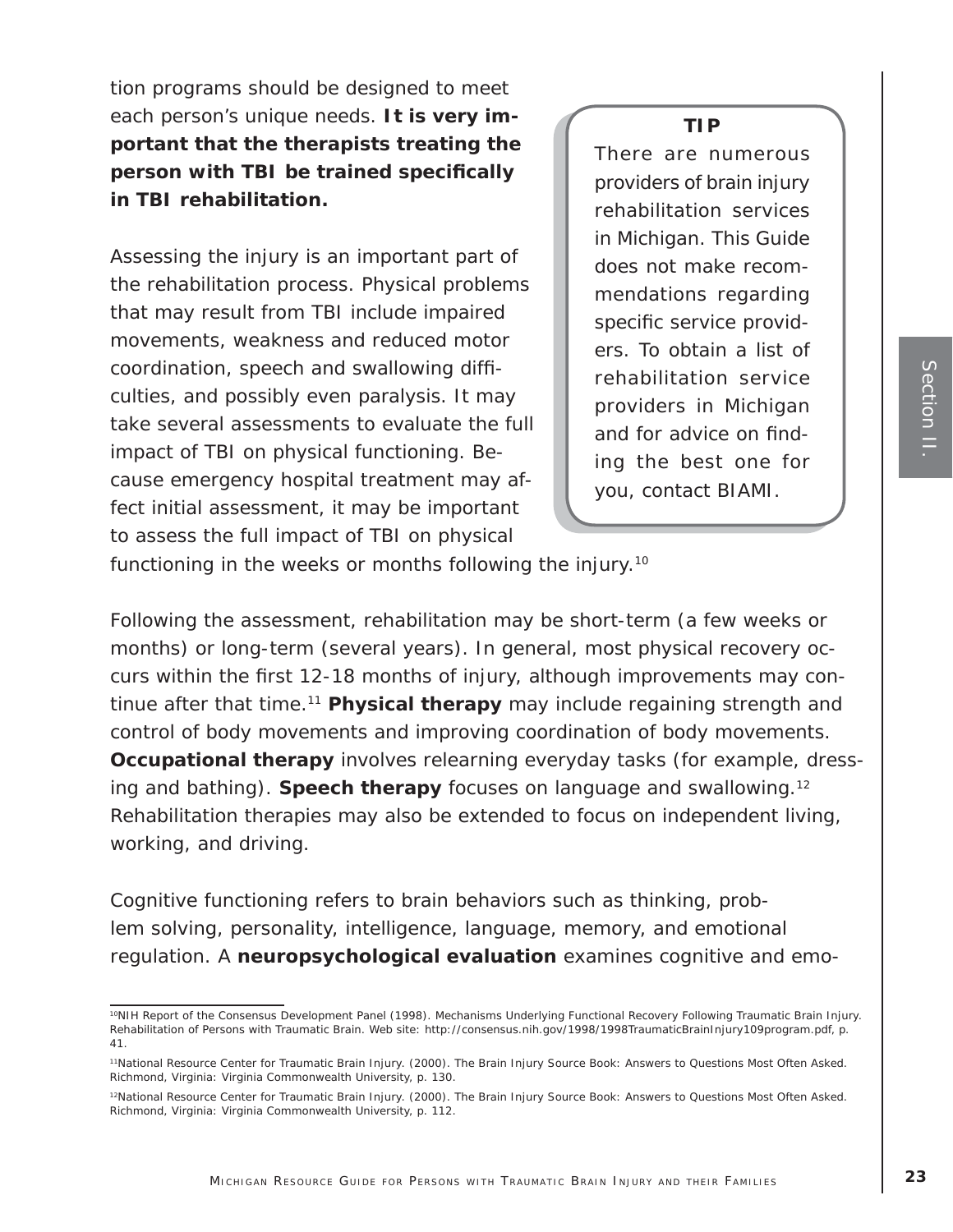tion programs should be designed to meet each person's unique needs. **It is very important that the therapists treating the person with TBI be trained specifically in TBI rehabilitation.**

> **TIP**
>
> There are numerous providers of brain injury rehabilitation services in Michigan. This Guide does not make recommendations regarding specific service providers. To obtain a list of rehabilitation service providers in Michigan and for advice on finding the best one for you, contact BIAMI.

Assessing the injury is an important part of the rehabilitation process. Physical problems that may result from TBI include impaired movements, weakness and reduced motor coordination, speech and swallowing difficulties, and possibly even paralysis. It may take several assessments to evaluate the full impact of TBI on physical functioning. Because emergency hospital treatment may affect initial assessment, it may be important to assess the full impact of TBI on physical functioning in the weeks or months following the injury.[10]

Following the assessment, rehabilitation may be short-term (a few weeks or months) or long-term (several years). In general, most physical recovery occurs within the first 12-18 months of injury, although improvements may continue after that time.[11] **Physical therapy** may include regaining strength and control of body movements and improving coordination of body movements. **Occupational therapy** involves relearning everyday tasks (for example, dressing and bathing). **Speech therapy** focuses on language and swallowing.[12] Rehabilitation therapies may also be extended to focus on independent living, working, and driving.

Cognitive functioning refers to brain behaviors such as thinking, problem solving, personality, intelligence, language, memory, and emotional regulation. A **neuropsychological evaluation** examines cognitive and emo-

---

[10] NIH Report of the Consensus Development Panel (1998). Mechanisms Underlying Functional Recovery Following Traumatic Brain Injury. Rehabilitation of Persons with Traumatic Brain. Web site: http://consensus.nih.gov/1998/1998TraumaticBrainInjury109program.pdf, p. 41.

[11] National Resource Center for Traumatic Brain Injury. (2000). The Brain Injury Source Book: Answers to Questions Most Often Asked. Richmond, Virginia: Virginia Commonwealth University, p. 130.

[12] National Resource Center for Traumatic Brain Injury. (2000). The Brain Injury Source Book: Answers to Questions Most Often Asked. Richmond, Virginia: Virginia Commonwealth University, p. 112.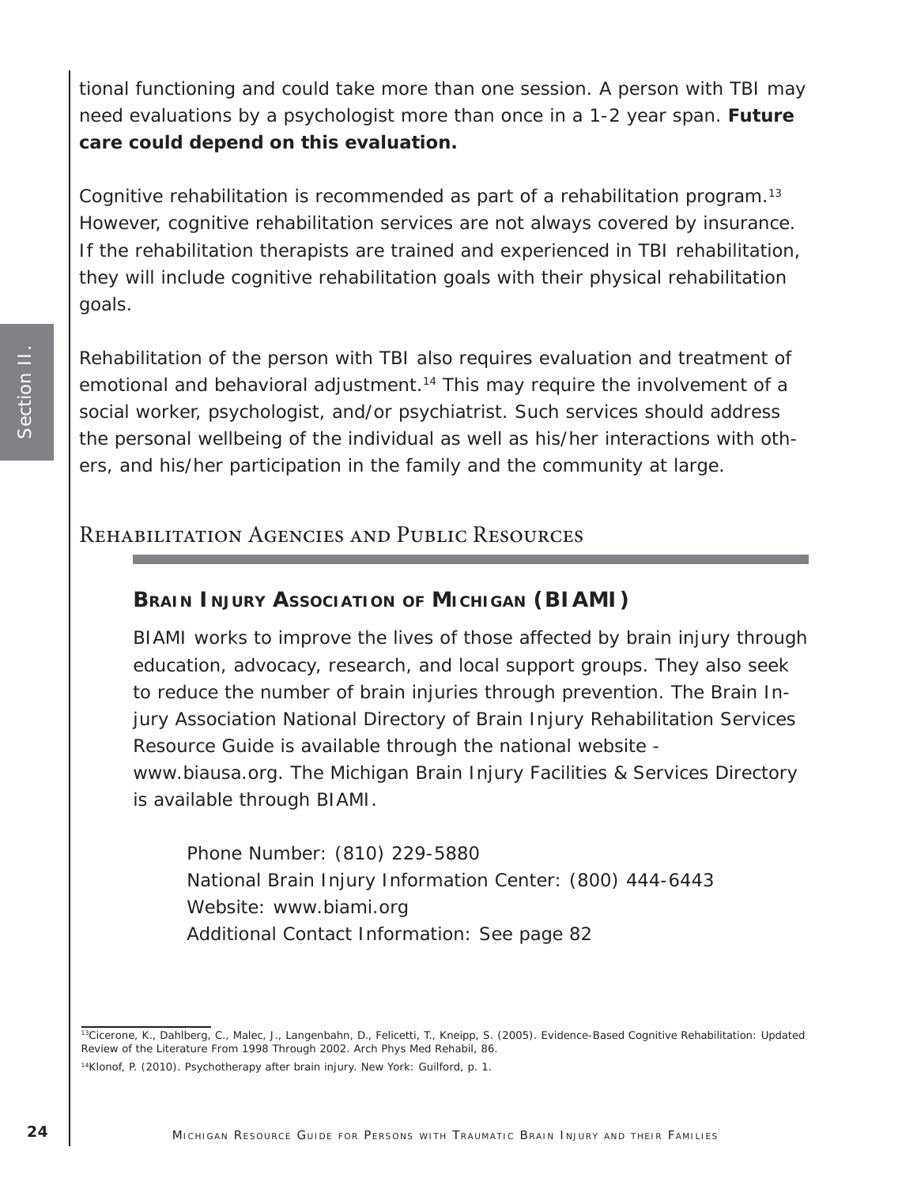tional functioning and could take more than one session. A person with TBI may need evaluations by a psychologist more than once in a 1-2 year span. **Future care could depend on this evaluation.**

Cognitive rehabilitation is recommended as part of a rehabilitation program.[13] However, cognitive rehabilitation services are not always covered by insurance. If the rehabilitation therapists are trained and experienced in TBI rehabilitation, they will include cognitive rehabilitation goals with their physical rehabilitation goals.

Rehabilitation of the person with TBI also requires evaluation and treatment of emotional and behavioral adjustment.[14] This may require the involvement of a social worker, psychologist, and/or psychiatrist. Such services should address the personal wellbeing of the individual as well as his/her interactions with others, and his/her participation in the family and the community at large.

## Rehabilitation Agencies and Public Resources

### Brain Injury Association of Michigan (BIAMI)

BIAMI works to improve the lives of those affected by brain injury through education, advocacy, research, and local support groups. They also seek to reduce the number of brain injuries through prevention. The Brain Injury Association National Directory of Brain Injury Rehabilitation Services Resource Guide is available through the national website - www.biausa.org. The Michigan Brain Injury Facilities & Services Directory is available through BIAMI.

Phone Number: (810) 229-5880
National Brain Injury Information Center: (800) 444-6443
Website: www.biami.org
Additional Contact Information: See page 82

---

[13] Cicerone, K., Dahlberg, C., Malec, J., Langenbahn, D., Felicetti, T., Kneipp, S. (2005). Evidence-Based Cognitive Rehabilitation: Updated Review of the Literature From 1998 Through 2002. Arch Phys Med Rehabil, 86.

[14] Klonof, P. (2010). Psychotherapy after brain injury. New York: Guilford, p. 1.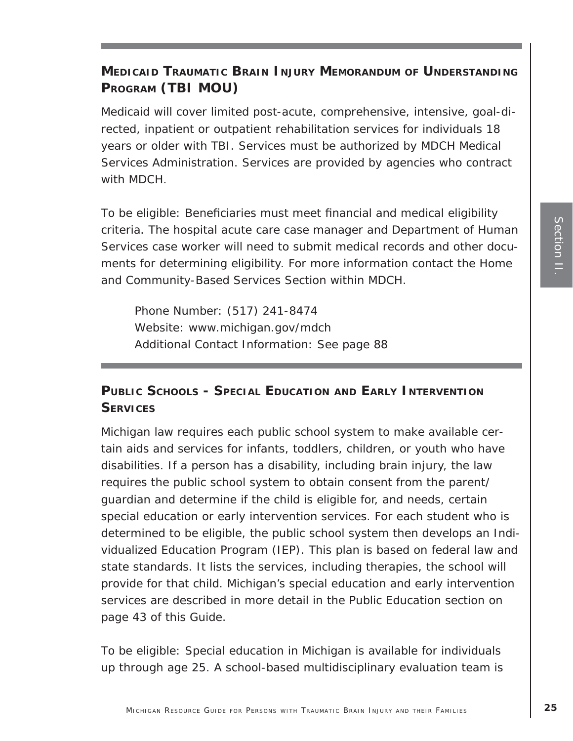## Medicaid Traumatic Brain Injury Memorandum of Understanding Program (TBI MOU)

Medicaid will cover limited post-acute, comprehensive, intensive, goal-directed, inpatient or outpatient rehabilitation services for individuals 18 years or older with TBI. Services must be authorized by MDCH Medical Services Administration. Services are provided by agencies who contract with MDCH.

To be eligible: Beneficiaries must meet financial and medical eligibility criteria. The hospital acute care case manager and Department of Human Services case worker will need to submit medical records and other documents for determining eligibility. For more information contact the Home and Community-Based Services Section within MDCH.

> Phone Number: (517) 241-8474
> Website: www.michigan.gov/mdch
> Additional Contact Information: See page 88

## Public Schools - Special Education and Early Intervention Services

Michigan law requires each public school system to make available certain aids and services for infants, toddlers, children, or youth who have disabilities. If a person has a disability, including brain injury, the law requires the public school system to obtain consent from the parent/guardian and determine if the child is eligible for, and needs, certain special education or early intervention services. For each student who is determined to be eligible, the public school system then develops an Individualized Education Program (IEP). This plan is based on federal law and state standards. It lists the services, including therapies, the school will provide for that child. Michigan's special education and early intervention services are described in more detail in the Public Education section on page 43 of this Guide.

To be eligible: Special education in Michigan is available for individuals up through age 25. A school-based multidisciplinary evaluation team is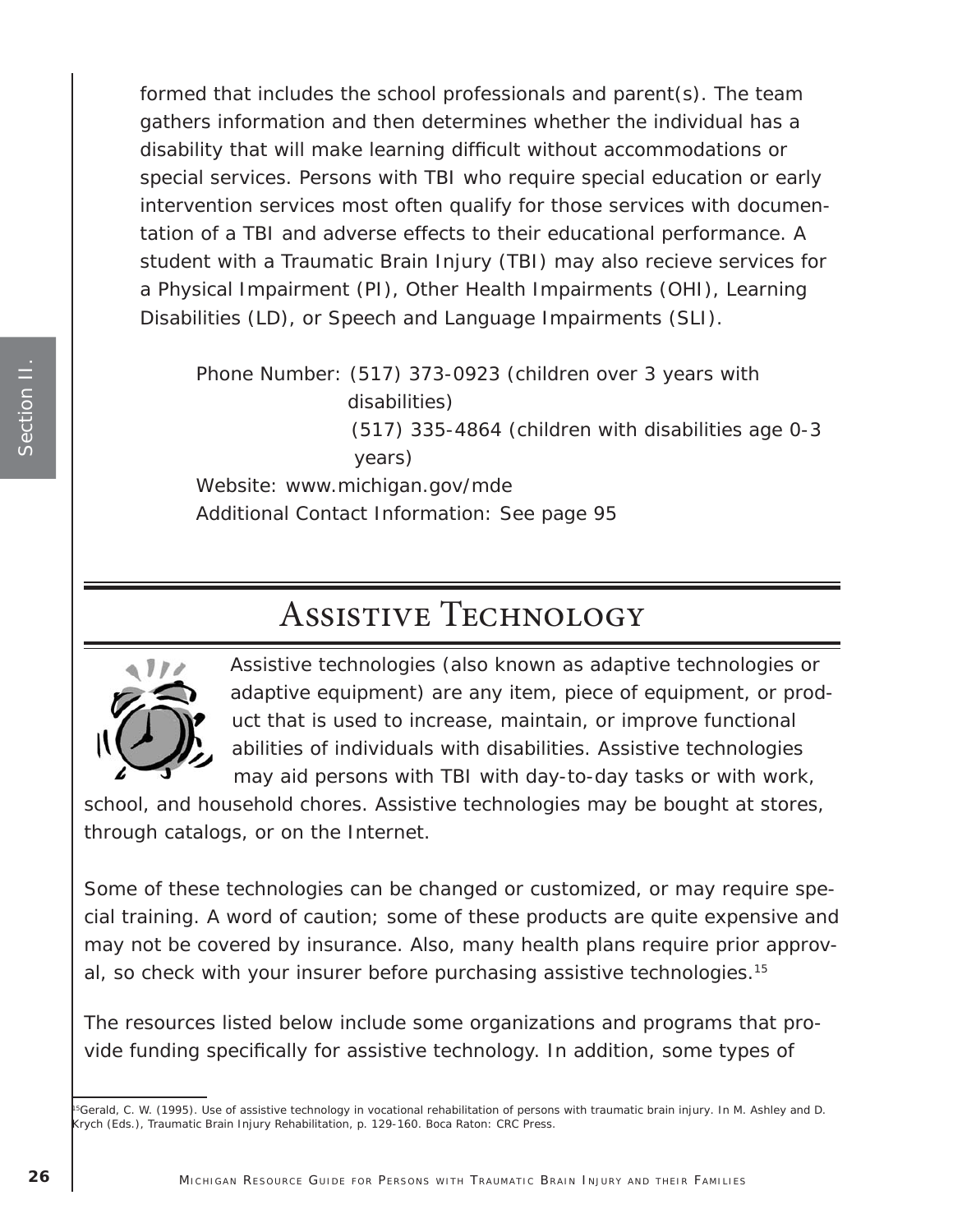formed that includes the school professionals and parent(s). The team gathers information and then determines whether the individual has a disability that will make learning difficult without accommodations or special services. Persons with TBI who require special education or early intervention services most often qualify for those services with documentation of a TBI and adverse effects to their educational performance. A student with a Traumatic Brain Injury (TBI) may also recieve services for a Physical Impairment (PI), Other Health Impairments (OHI), Learning Disabilities (LD), or Speech and Language Impairments (SLI).

Phone Number: (517) 373-0923 (children over 3 years with disabilities)
(517) 335-4864 (children with disabilities age 0-3 years)
Website: www.michigan.gov/mde
Additional Contact Information: See page 95

## Assistive Technology

Assistive technologies (also known as adaptive technologies or adaptive equipment) are any item, piece of equipment, or product that is used to increase, maintain, or improve functional abilities of individuals with disabilities. Assistive technologies may aid persons with TBI with day-to-day tasks or with work, school, and household chores. Assistive technologies may be bought at stores, through catalogs, or on the Internet.

Some of these technologies can be changed or customized, or may require special training. A word of caution; some of these products are quite expensive and may not be covered by insurance. Also, many health plans require prior approval, so check with your insurer before purchasing assistive technologies.[15]

The resources listed below include some organizations and programs that provide funding specifically for assistive technology. In addition, some types of

[15]Gerald, C. W. (1995). Use of assistive technology in vocational rehabilitation of persons with traumatic brain injury. In M. Ashley and D. Krych (Eds.), Traumatic Brain Injury Rehabilitation, p. 129-160. Boca Raton: CRC Press.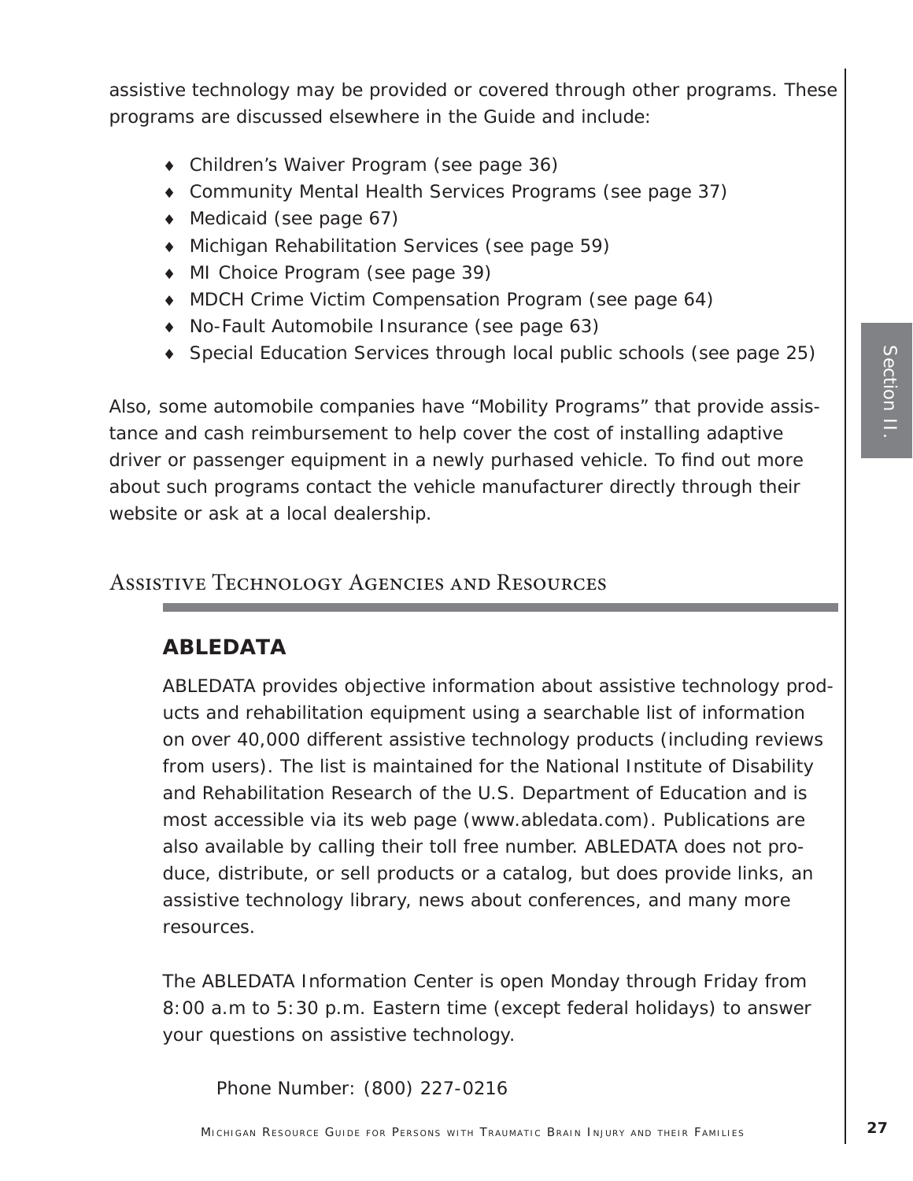assistive technology may be provided or covered through other programs. These programs are discussed elsewhere in the Guide and include:

- Children's Waiver Program (see page 36)
- Community Mental Health Services Programs (see page 37)
- Medicaid (see page 67)
- Michigan Rehabilitation Services (see page 59)
- MI Choice Program (see page 39)
- MDCH Crime Victim Compensation Program (see page 64)
- No-Fault Automobile Insurance (see page 63)
- Special Education Services through local public schools (see page 25)

Also, some automobile companies have "Mobility Programs" that provide assistance and cash reimbursement to help cover the cost of installing adaptive driver or passenger equipment in a newly purhased vehicle. To find out more about such programs contact the vehicle manufacturer directly through their website or ask at a local dealership.

## Assistive Technology Agencies and Resources

### ABLEDATA

ABLEDATA provides objective information about assistive technology products and rehabilitation equipment using a searchable list of information on over 40,000 different assistive technology products (including reviews from users). The list is maintained for the National Institute of Disability and Rehabilitation Research of the U.S. Department of Education and is most accessible via its web page (www.abledata.com). Publications are also available by calling their toll free number. ABLEDATA does not produce, distribute, or sell products or a catalog, but does provide links, an assistive technology library, news about conferences, and many more resources.

The ABLEDATA Information Center is open Monday through Friday from 8:00 a.m to 5:30 p.m. Eastern time (except federal holidays) to answer your questions on assistive technology.

Phone Number: (800) 227-0216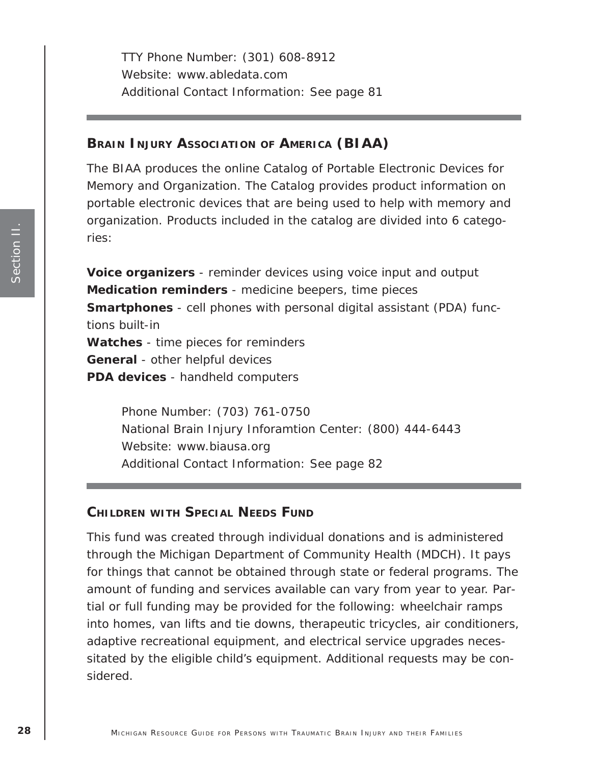TTY Phone Number: (301) 608-8912
Website: www.abledata.com
Additional Contact Information: See page 81

## Brain Injury Association of America (BIAA)

The BIAA produces the online Catalog of Portable Electronic Devices for Memory and Organization. The Catalog provides product information on portable electronic devices that are being used to help with memory and organization. Products included in the catalog are divided into 6 categories:

**Voice organizers** - reminder devices using voice input and output
**Medication reminders** - medicine beepers, time pieces
**Smartphones** - cell phones with personal digital assistant (PDA) functions built-in
**Watches** - time pieces for reminders
**General** - other helpful devices
**PDA devices** - handheld computers

Phone Number: (703) 761-0750
National Brain Injury Inforamtion Center: (800) 444-6443
Website: www.biausa.org
Additional Contact Information: See page 82

## Children with Special Needs Fund

This fund was created through individual donations and is administered through the Michigan Department of Community Health (MDCH). It pays for things that cannot be obtained through state or federal programs. The amount of funding and services available can vary from year to year. Partial or full funding may be provided for the following: wheelchair ramps into homes, van lifts and tie downs, therapeutic tricycles, air conditioners, adaptive recreational equipment, and electrical service upgrades necessitated by the eligible child's equipment. Additional requests may be considered.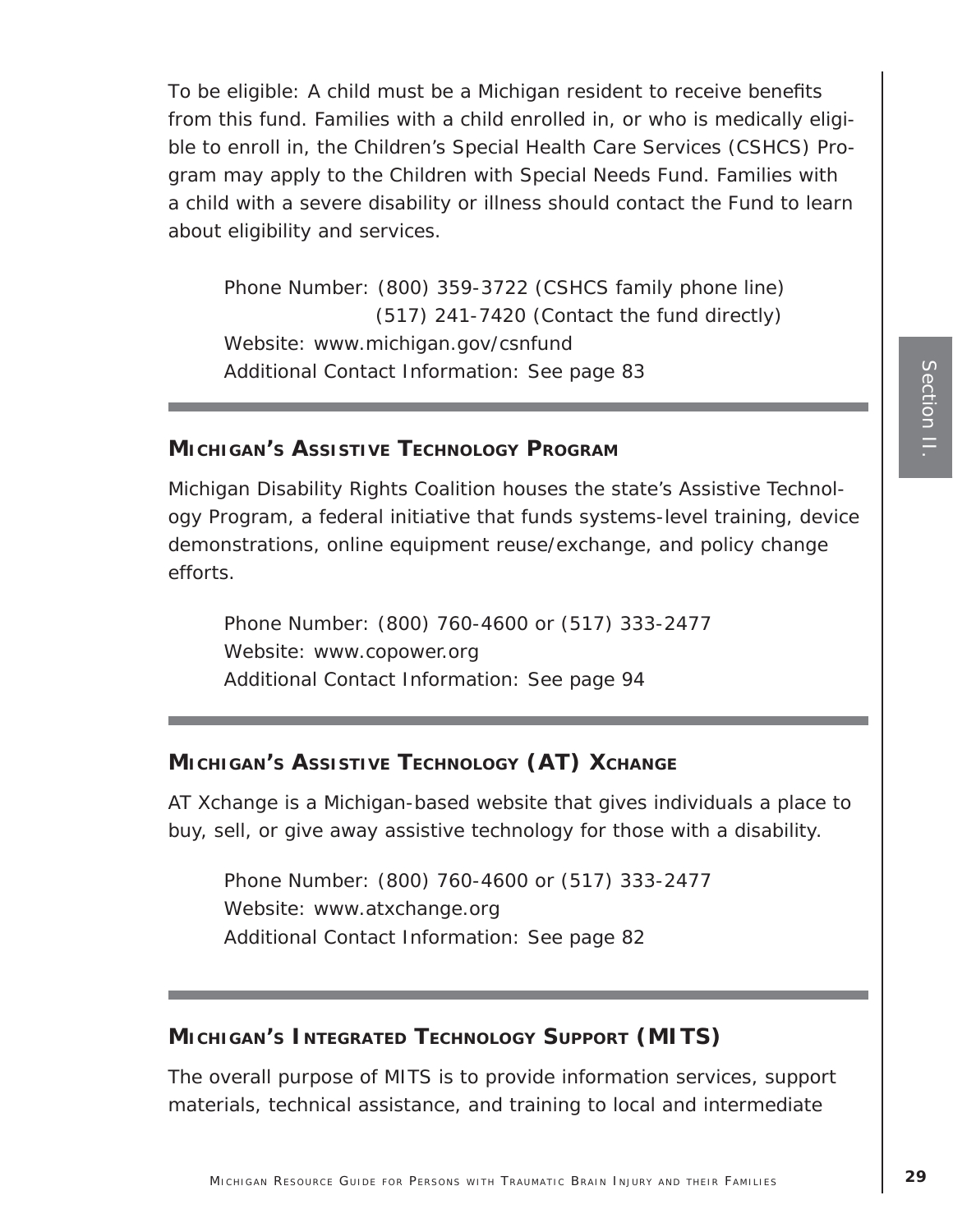To be eligible: A child must be a Michigan resident to receive benefits from this fund. Families with a child enrolled in, or who is medically eligible to enroll in, the Children's Special Health Care Services (CSHCS) Program may apply to the Children with Special Needs Fund. Families with a child with a severe disability or illness should contact the Fund to learn about eligibility and services.

Phone Number: (800) 359-3722 (CSHCS family phone line)
(517) 241-7420 (Contact the fund directly)
Website: www.michigan.gov/csnfund
Additional Contact Information: See page 83

---

## Michigan's Assistive Technology Program

Michigan Disability Rights Coalition houses the state's Assistive Technology Program, a federal initiative that funds systems-level training, device demonstrations, online equipment reuse/exchange, and policy change efforts.

Phone Number: (800) 760-4600 or (517) 333-2477
Website: www.copower.org
Additional Contact Information: See page 94

---

## Michigan's Assistive Technology (AT) Xchange

AT Xchange is a Michigan-based website that gives individuals a place to buy, sell, or give away assistive technology for those with a disability.

Phone Number: (800) 760-4600 or (517) 333-2477
Website: www.atxchange.org
Additional Contact Information: See page 82

---

## Michigan's Integrated Technology Support (MITS)

The overall purpose of MITS is to provide information services, support materials, technical assistance, and training to local and intermediate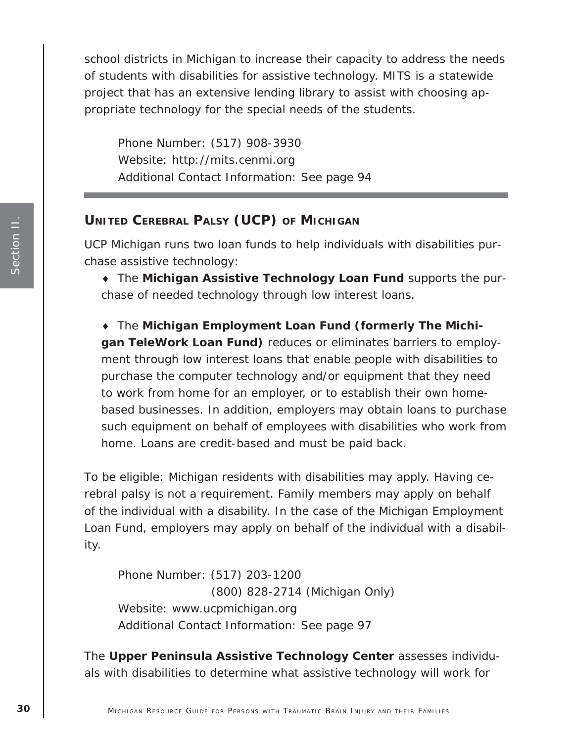school districts in Michigan to increase their capacity to address the needs of students with disabilities for assistive technology. MITS is a statewide project that has an extensive lending library to assist with choosing appropriate technology for the special needs of the students.

Phone Number: (517) 908-3930
Website: http://mits.cenmi.org
Additional Contact Information: See page 94

---

### UNITED CEREBRAL PALSY (UCP) OF MICHIGAN

UCP Michigan runs two loan funds to help individuals with disabilities purchase assistive technology:

- The **Michigan Assistive Technology Loan Fund** supports the purchase of needed technology through low interest loans.

- The **Michigan Employment Loan Fund (formerly The Michigan TeleWork Loan Fund)** reduces or eliminates barriers to employment through low interest loans that enable people with disabilities to purchase the computer technology and/or equipment that they need to work from home for an employer, or to establish their own home-based businesses. In addition, employers may obtain loans to purchase such equipment on behalf of employees with disabilities who work from home. Loans are credit-based and must be paid back.

To be eligible: Michigan residents with disabilities may apply. Having cerebral palsy is not a requirement. Family members may apply on behalf of the individual with a disability. In the case of the Michigan Employment Loan Fund, employers may apply on behalf of the individual with a disability.

Phone Number: (517) 203-1200
(800) 828-2714 (Michigan Only)
Website: www.ucpmichigan.org
Additional Contact Information: See page 97

The **Upper Peninsula Assistive Technology Center** assesses individuals with disabilities to determine what assistive technology will work for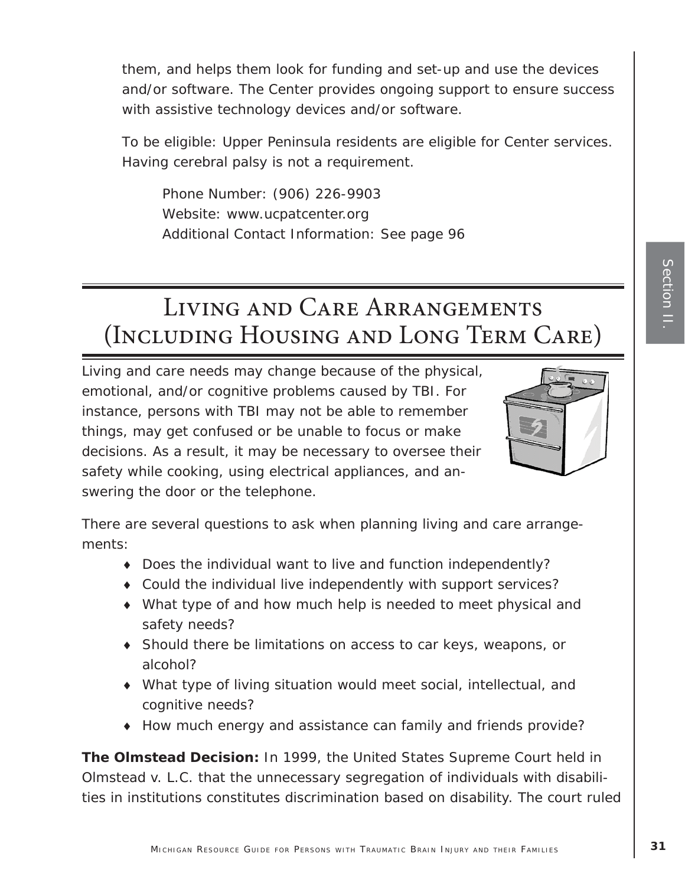them, and helps them look for funding and set-up and use the devices and/or software. The Center provides ongoing support to ensure success with assistive technology devices and/or software.

To be eligible: Upper Peninsula residents are eligible for Center services. Having cerebral palsy is not a requirement.

> Phone Number: (906) 226-9903
> Website: www.ucpatcenter.org
> Additional Contact Information: See page 96

# Living and Care Arrangements (Including Housing and Long Term Care)

Living and care needs may change because of the physical, emotional, and/or cognitive problems caused by TBI. For instance, persons with TBI may not be able to remember things, may get confused or be unable to focus or make decisions. As a result, it may be necessary to oversee their safety while cooking, using electrical appliances, and answering the door or the telephone.

There are several questions to ask when planning living and care arrangements:

- Does the individual want to live and function independently?
- Could the individual live independently with support services?
- What type of and how much help is needed to meet physical and safety needs?
- Should there be limitations on access to car keys, weapons, or alcohol?
- What type of living situation would meet social, intellectual, and cognitive needs?
- How much energy and assistance can family and friends provide?

**The Olmstead Decision:** In 1999, the United States Supreme Court held in Olmstead v. L.C. that the unnecessary segregation of individuals with disabilities in institutions constitutes discrimination based on disability. The court ruled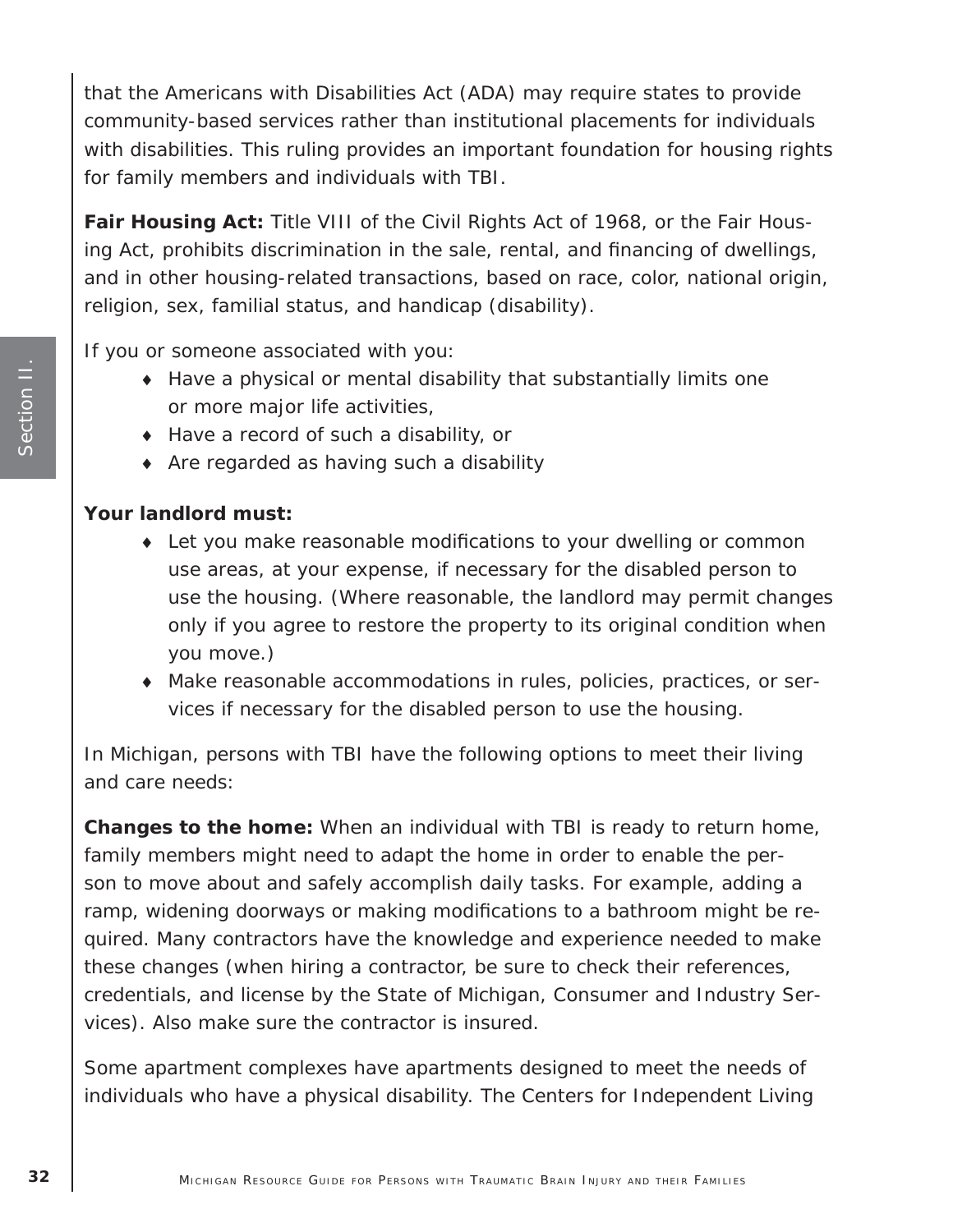that the Americans with Disabilities Act (ADA) may require states to provide community-based services rather than institutional placements for individuals with disabilities. This ruling provides an important foundation for housing rights for family members and individuals with TBI.

**Fair Housing Act:** Title VIII of the Civil Rights Act of 1968, or the Fair Housing Act, prohibits discrimination in the sale, rental, and financing of dwellings, and in other housing-related transactions, based on race, color, national origin, religion, sex, familial status, and handicap (disability).

If you or someone associated with you:

- Have a physical or mental disability that substantially limits one or more major life activities,
- Have a record of such a disability, or
- Are regarded as having such a disability

**Your landlord must:**

- Let you make reasonable modifications to your dwelling or common use areas, at your expense, if necessary for the disabled person to use the housing. (Where reasonable, the landlord may permit changes only if you agree to restore the property to its original condition when you move.)
- Make reasonable accommodations in rules, policies, practices, or services if necessary for the disabled person to use the housing.

In Michigan, persons with TBI have the following options to meet their living and care needs:

**Changes to the home:** When an individual with TBI is ready to return home, family members might need to adapt the home in order to enable the person to move about and safely accomplish daily tasks. For example, adding a ramp, widening doorways or making modifications to a bathroom might be required. Many contractors have the knowledge and experience needed to make these changes (when hiring a contractor, be sure to check their references, credentials, and license by the State of Michigan, Consumer and Industry Services). Also make sure the contractor is insured.

Some apartment complexes have apartments designed to meet the needs of individuals who have a physical disability. The Centers for Independent Living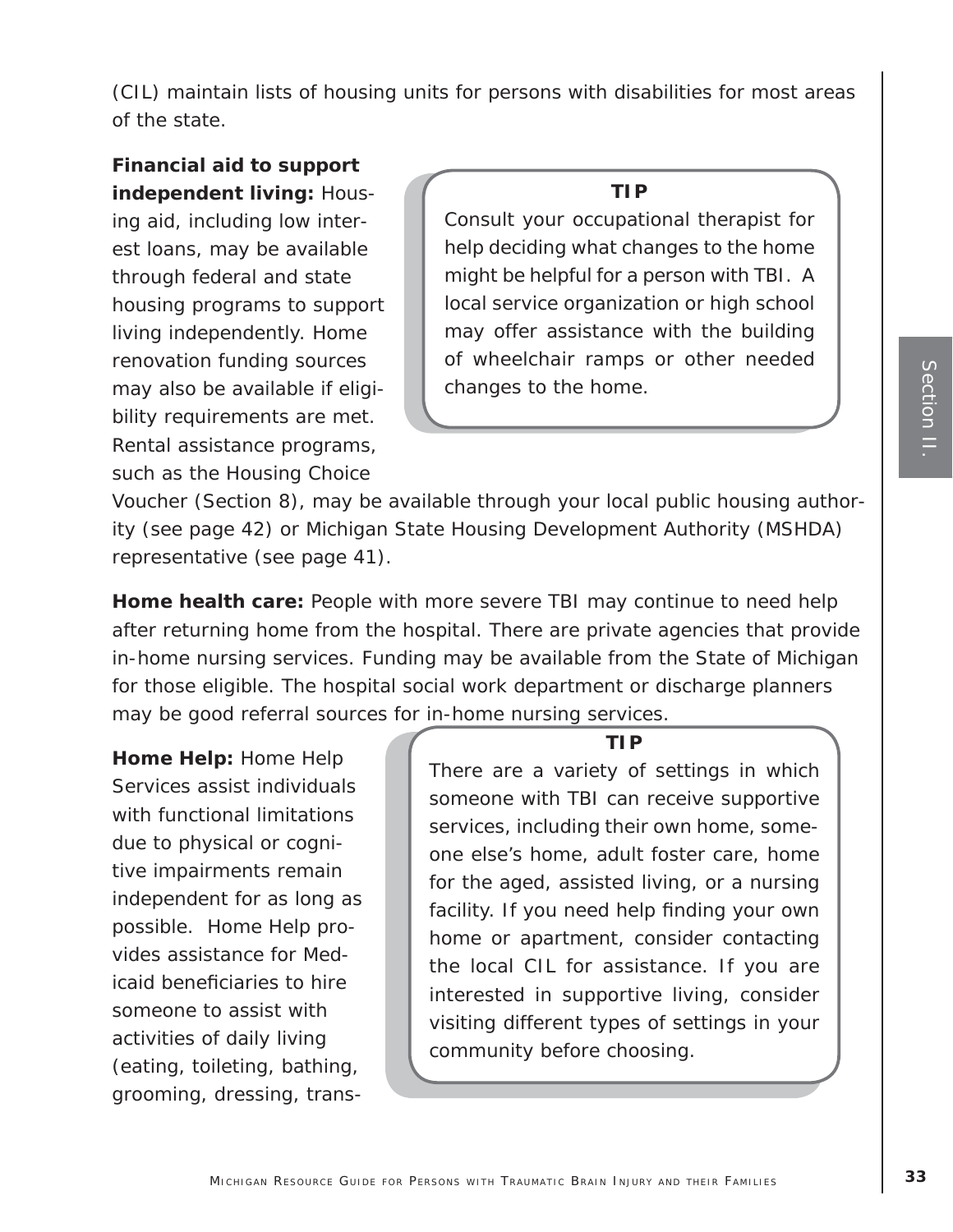(CIL) maintain lists of housing units for persons with disabilities for most areas of the state.

**Financial aid to support independent living:** Housing aid, including low interest loans, may be available through federal and state housing programs to support living independently. Home renovation funding sources may also be available if eligibility requirements are met. Rental assistance programs, such as the Housing Choice Voucher (Section 8), may be available through your local public housing authority (see page 42) or Michigan State Housing Development Authority (MSHDA) representative (see page 41).

> **TIP**
>
> Consult your occupational therapist for help deciding what changes to the home might be helpful for a person with TBI. A local service organization or high school may offer assistance with the building of wheelchair ramps or other needed changes to the home.

**Home health care:** People with more severe TBI may continue to need help after returning home from the hospital. There are private agencies that provide in-home nursing services. Funding may be available from the State of Michigan for those eligible. The hospital social work department or discharge planners may be good referral sources for in-home nursing services.

**Home Help:** Home Help Services assist individuals with functional limitations due to physical or cognitive impairments remain independent for as long as possible. Home Help provides assistance for Medicaid beneficiaries to hire someone to assist with activities of daily living (eating, toileting, bathing, grooming, dressing, trans-

> **TIP**
>
> There are a variety of settings in which someone with TBI can receive supportive services, including their own home, someone else's home, adult foster care, home for the aged, assisted living, or a nursing facility. If you need help finding your own home or apartment, consider contacting the local CIL for assistance. If you are interested in supportive living, consider visiting different types of settings in your community before choosing.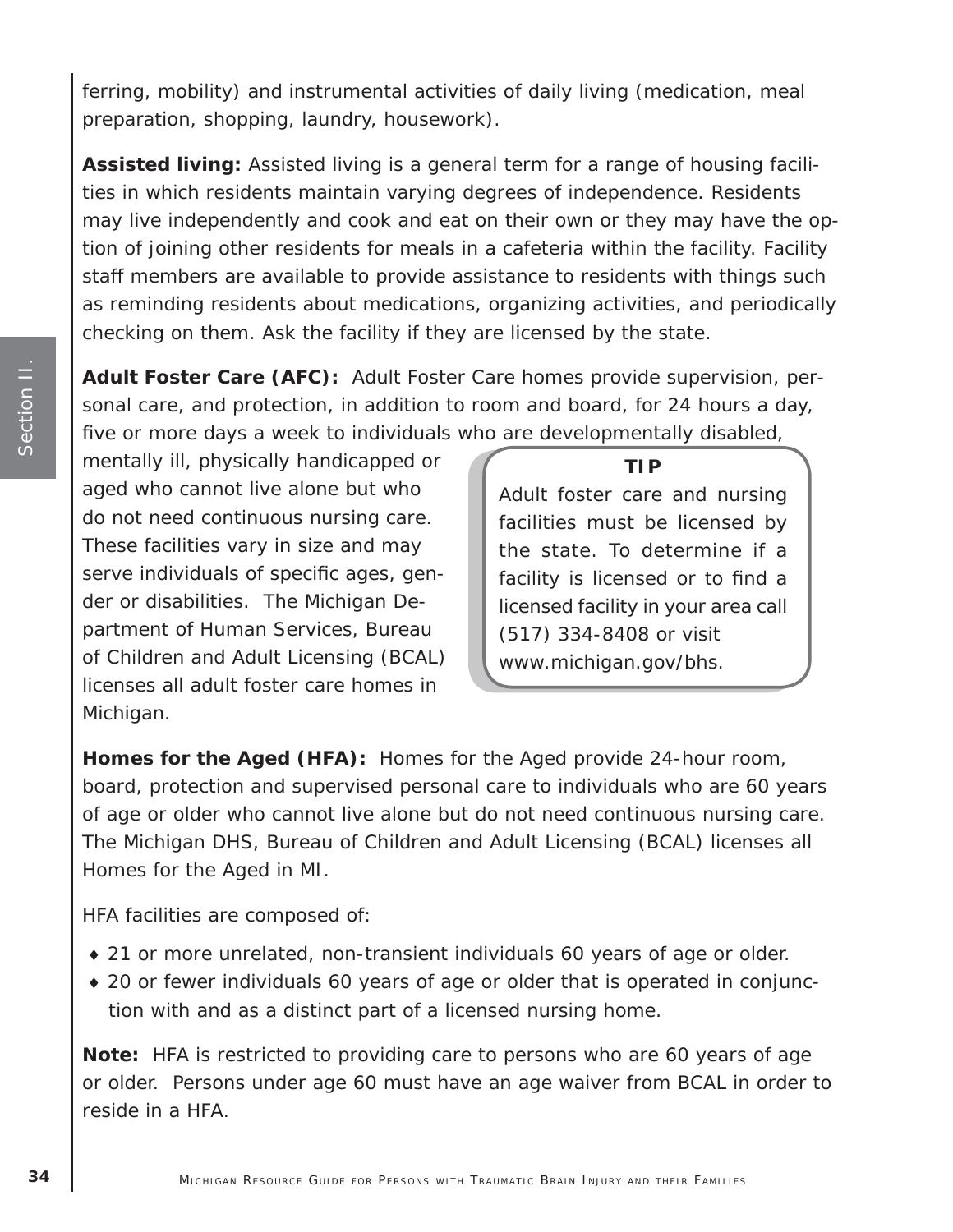ferring, mobility) and instrumental activities of daily living (medication, meal preparation, shopping, laundry, housework).

**Assisted living:** Assisted living is a general term for a range of housing facilities in which residents maintain varying degrees of independence. Residents may live independently and cook and eat on their own or they may have the option of joining other residents for meals in a cafeteria within the facility. Facility staff members are available to provide assistance to residents with things such as reminding residents about medications, organizing activities, and periodically checking on them. Ask the facility if they are licensed by the state.

**Adult Foster Care (AFC):** Adult Foster Care homes provide supervision, personal care, and protection, in addition to room and board, for 24 hours a day, five or more days a week to individuals who are developmentally disabled, mentally ill, physically handicapped or aged who cannot live alone but who do not need continuous nursing care. These facilities vary in size and may serve individuals of specific ages, gender or disabilities. The Michigan Department of Human Services, Bureau of Children and Adult Licensing (BCAL) licenses all adult foster care homes in Michigan.

> **TIP**
>
> Adult foster care and nursing facilities must be licensed by the state. To determine if a facility is licensed or to find a licensed facility in your area call (517) 334-8408 or visit www.michigan.gov/bhs.

**Homes for the Aged (HFA):** Homes for the Aged provide 24-hour room, board, protection and supervised personal care to individuals who are 60 years of age or older who cannot live alone but do not need continuous nursing care. The Michigan DHS, Bureau of Children and Adult Licensing (BCAL) licenses all Homes for the Aged in MI.

HFA facilities are composed of:

- 21 or more unrelated, non-transient individuals 60 years of age or older.
- 20 or fewer individuals 60 years of age or older that is operated in conjunction with and as a distinct part of a licensed nursing home.

**Note:** HFA is restricted to providing care to persons who are 60 years of age or older. Persons under age 60 must have an age waiver from BCAL in order to reside in a HFA.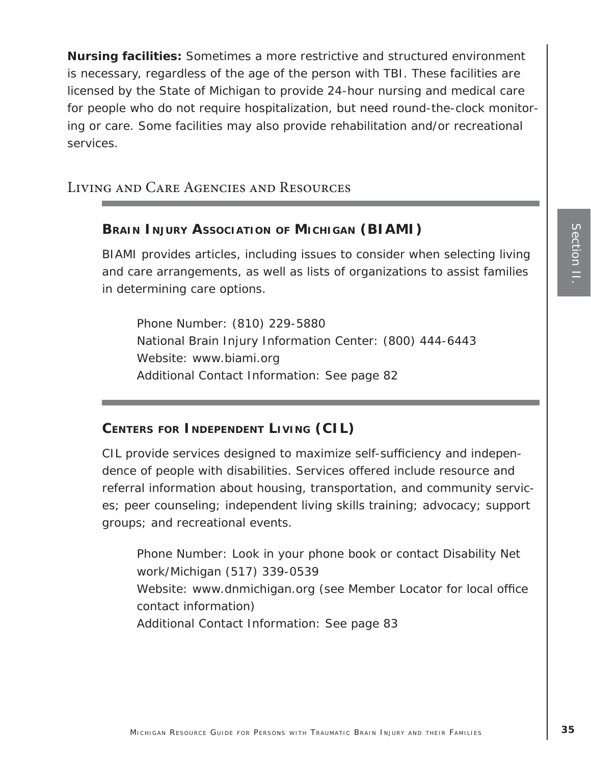**Nursing facilities:** Sometimes a more restrictive and structured environment is necessary, regardless of the age of the person with TBI. These facilities are licensed by the State of Michigan to provide 24-hour nursing and medical care for people who do not require hospitalization, but need round-the-clock monitoring or care. Some facilities may also provide rehabilitation and/or recreational services.

## Living and Care Agencies and Resources

### Brain Injury Association of Michigan (BIAMI)

BIAMI provides articles, including issues to consider when selecting living and care arrangements, as well as lists of organizations to assist families in determining care options.

Phone Number: (810) 229-5880
National Brain Injury Information Center: (800) 444-6443
Website: www.biami.org
Additional Contact Information: See page 82

### Centers for Independent Living (CIL)

CIL provide services designed to maximize self-sufficiency and independence of people with disabilities. Services offered include resource and referral information about housing, transportation, and community services; peer counseling; independent living skills training; advocacy; support groups; and recreational events.

Phone Number: Look in your phone book or contact Disability Network/Michigan (517) 339-0539
Website: www.dnmichigan.org (see Member Locator for local office contact information)
Additional Contact Information: See page 83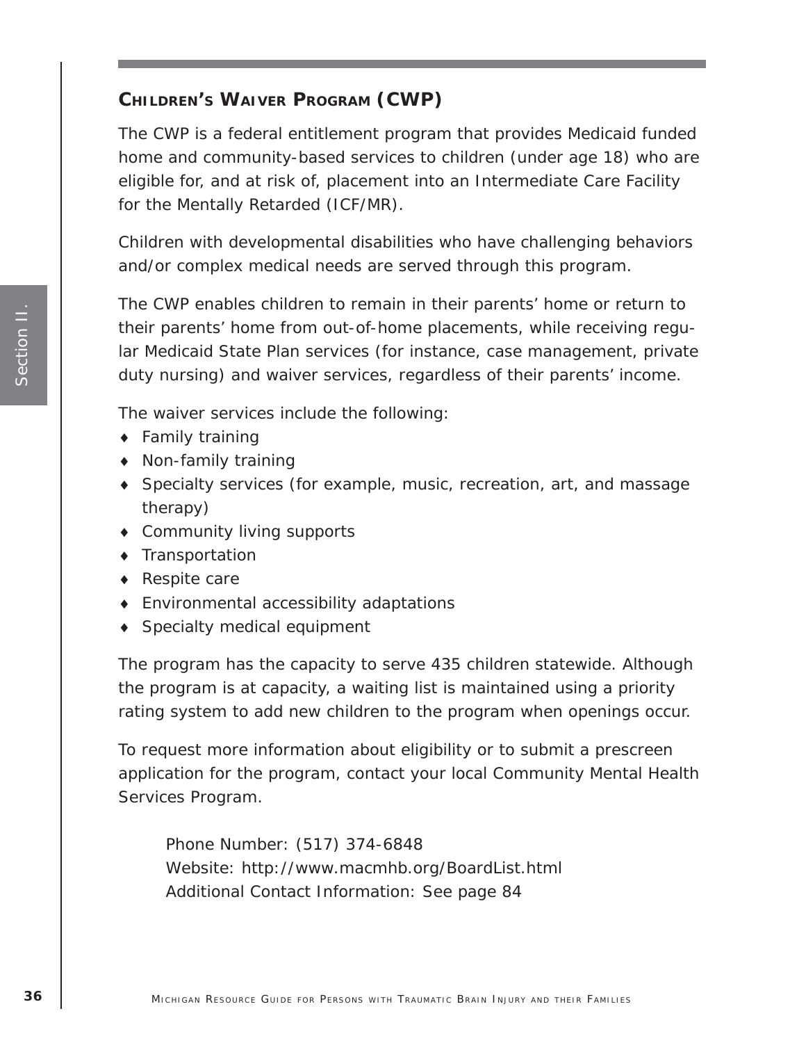## Children's Waiver Program (CWP)

The CWP is a federal entitlement program that provides Medicaid funded home and community-based services to children (under age 18) who are eligible for, and at risk of, placement into an Intermediate Care Facility for the Mentally Retarded (ICF/MR).

Children with developmental disabilities who have challenging behaviors and/or complex medical needs are served through this program.

The CWP enables children to remain in their parents' home or return to their parents' home from out-of-home placements, while receiving regular Medicaid State Plan services (for instance, case management, private duty nursing) and waiver services, regardless of their parents' income.

The waiver services include the following:

- Family training
- Non-family training
- Specialty services (for example, music, recreation, art, and massage therapy)
- Community living supports
- Transportation
- Respite care
- Environmental accessibility adaptations
- Specialty medical equipment

The program has the capacity to serve 435 children statewide. Although the program is at capacity, a waiting list is maintained using a priority rating system to add new children to the program when openings occur.

To request more information about eligibility or to submit a prescreen application for the program, contact your local Community Mental Health Services Program.

Phone Number: (517) 374-6848
Website: http://www.macmhb.org/BoardList.html
Additional Contact Information: See page 84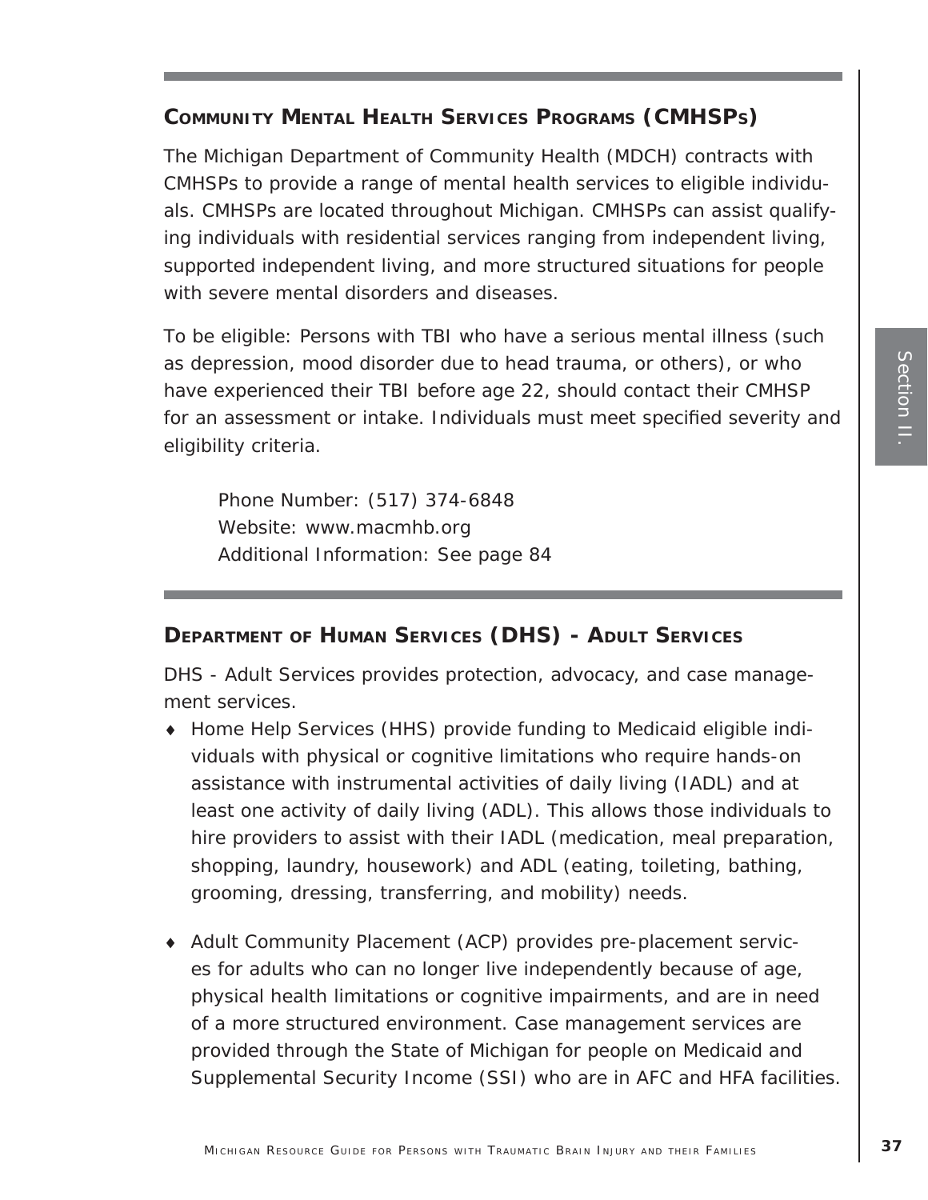## Community Mental Health Services Programs (CMHSPs)

The Michigan Department of Community Health (MDCH) contracts with CMHSPs to provide a range of mental health services to eligible individuals. CMHSPs are located throughout Michigan. CMHSPs can assist qualifying individuals with residential services ranging from independent living, supported independent living, and more structured situations for people with severe mental disorders and diseases.

To be eligible: Persons with TBI who have a serious mental illness (such as depression, mood disorder due to head trauma, or others), or who have experienced their TBI before age 22, should contact their CMHSP for an assessment or intake. Individuals must meet specified severity and eligibility criteria.

Phone Number: (517) 374-6848
Website: www.macmhb.org
Additional Information: See page 84

## Department of Human Services (DHS) - Adult Services

DHS - Adult Services provides protection, advocacy, and case management services.

- Home Help Services (HHS) provide funding to Medicaid eligible individuals with physical or cognitive limitations who require hands-on assistance with instrumental activities of daily living (IADL) and at least one activity of daily living (ADL). This allows those individuals to hire providers to assist with their IADL (medication, meal preparation, shopping, laundry, housework) and ADL (eating, toileting, bathing, grooming, dressing, transferring, and mobility) needs.

- Adult Community Placement (ACP) provides pre-placement services for adults who can no longer live independently because of age, physical health limitations or cognitive impairments, and are in need of a more structured environment. Case management services are provided through the State of Michigan for people on Medicaid and Supplemental Security Income (SSI) who are in AFC and HFA facilities.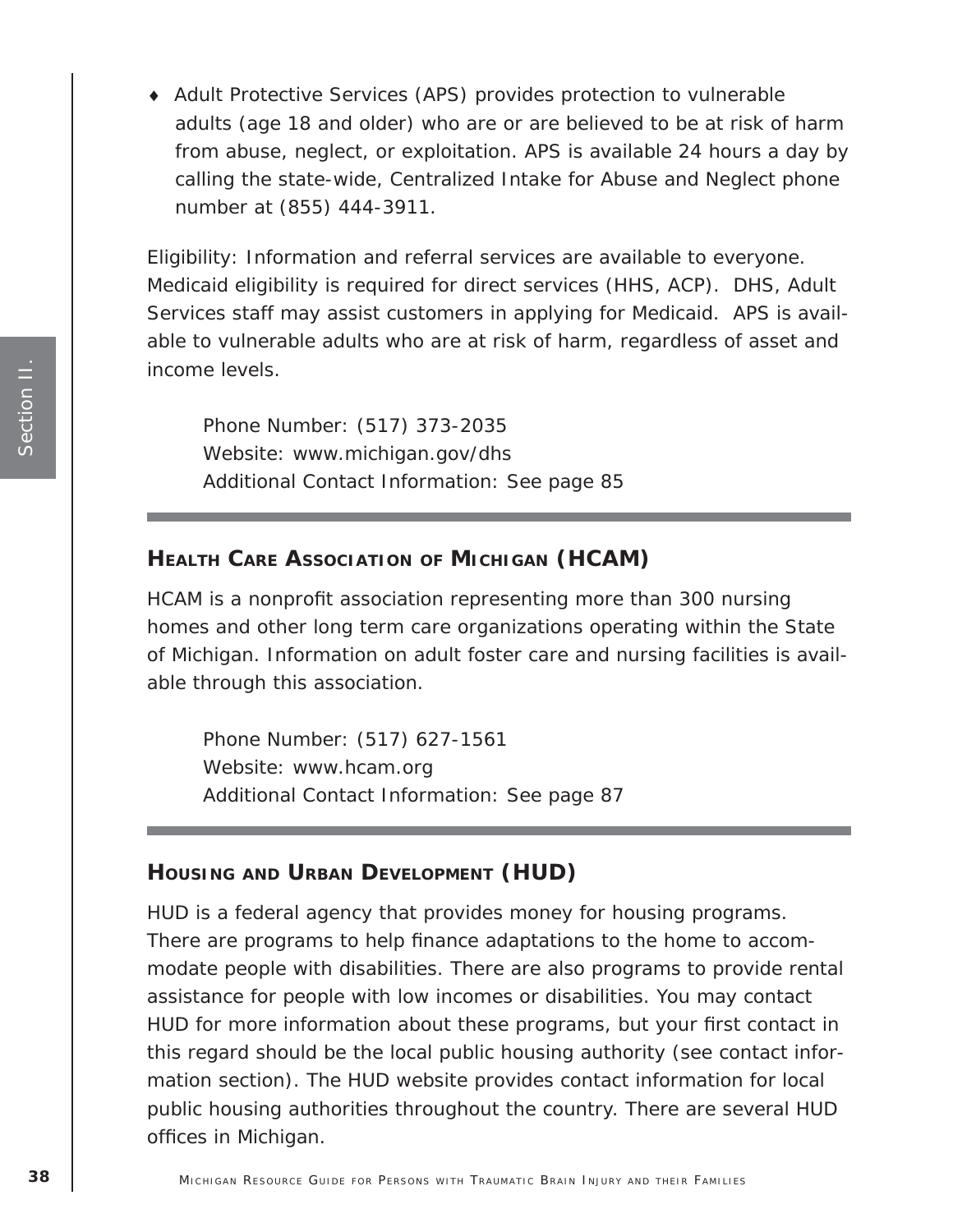- Adult Protective Services (APS) provides protection to vulnerable adults (age 18 and older) who are or are believed to be at risk of harm from abuse, neglect, or exploitation. APS is available 24 hours a day by calling the state-wide, Centralized Intake for Abuse and Neglect phone number at (855) 444-3911.

Eligibility: Information and referral services are available to everyone. Medicaid eligibility is required for direct services (HHS, ACP). DHS, Adult Services staff may assist customers in applying for Medicaid. APS is available to vulnerable adults who are at risk of harm, regardless of asset and income levels.

Phone Number: (517) 373-2035
Website: www.michigan.gov/dhs
Additional Contact Information: See page 85

## Health Care Association of Michigan (HCAM)

HCAM is a nonprofit association representing more than 300 nursing homes and other long term care organizations operating within the State of Michigan. Information on adult foster care and nursing facilities is available through this association.

Phone Number: (517) 627-1561
Website: www.hcam.org
Additional Contact Information: See page 87

## Housing and Urban Development (HUD)

HUD is a federal agency that provides money for housing programs. There are programs to help finance adaptations to the home to accommodate people with disabilities. There are also programs to provide rental assistance for people with low incomes or disabilities. You may contact HUD for more information about these programs, but your first contact in this regard should be the local public housing authority (see contact information section). The HUD website provides contact information for local public housing authorities throughout the country. There are several HUD offices in Michigan.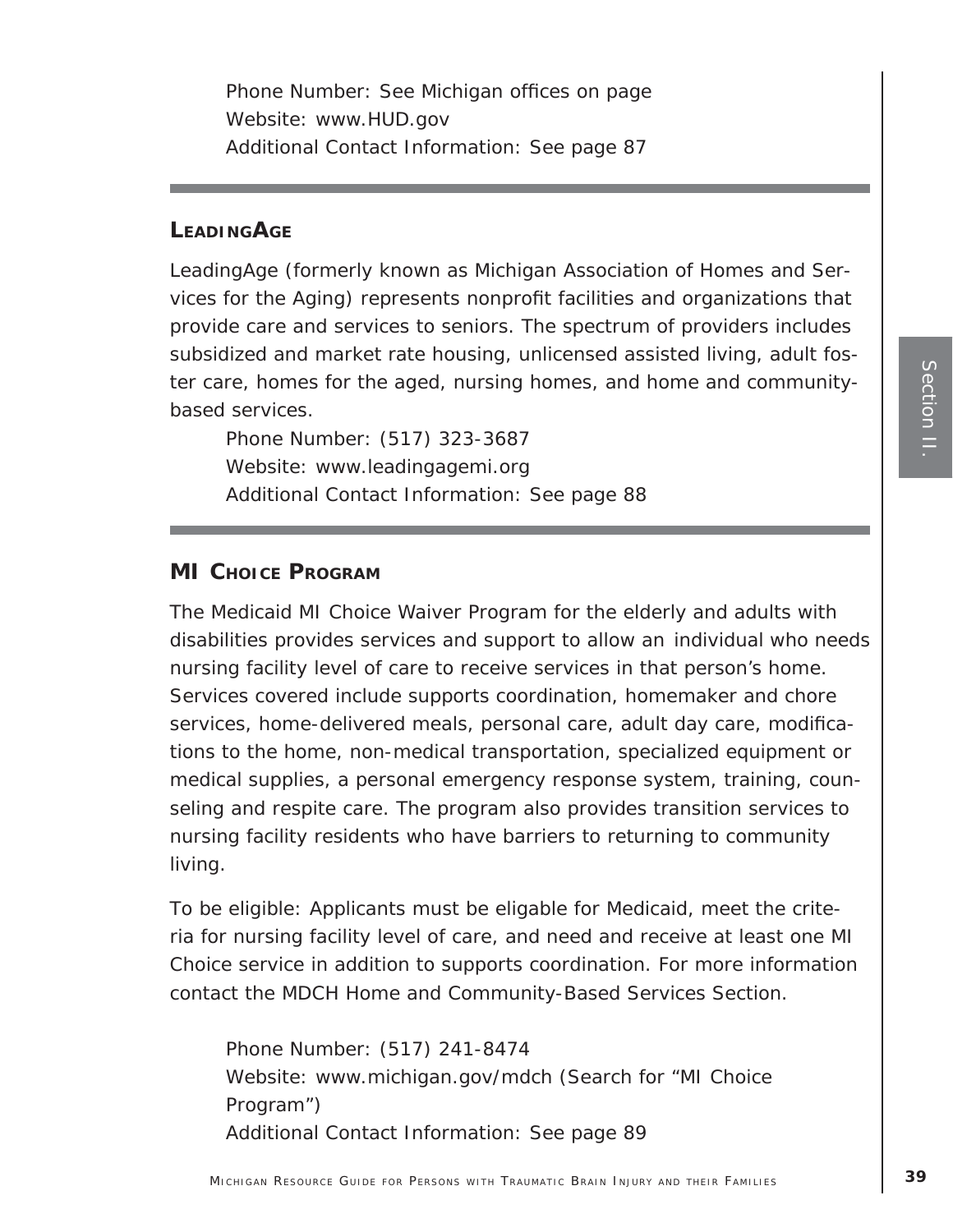Phone Number: See Michigan offices on page
Website: www.HUD.gov
Additional Contact Information: See page 87

## LeadingAge

LeadingAge (formerly known as Michigan Association of Homes and Services for the Aging) represents nonprofit facilities and organizations that provide care and services to seniors. The spectrum of providers includes subsidized and market rate housing, unlicensed assisted living, adult foster care, homes for the aged, nursing homes, and home and community-based services.

Phone Number: (517) 323-3687
Website: www.leadingagemi.org
Additional Contact Information: See page 88

## MI Choice Program

The Medicaid MI Choice Waiver Program for the elderly and adults with disabilities provides services and support to allow an individual who needs nursing facility level of care to receive services in that person's home. Services covered include supports coordination, homemaker and chore services, home-delivered meals, personal care, adult day care, modifications to the home, non-medical transportation, specialized equipment or medical supplies, a personal emergency response system, training, counseling and respite care. The program also provides transition services to nursing facility residents who have barriers to returning to community living.

To be eligible: Applicants must be eligable for Medicaid, meet the criteria for nursing facility level of care, and need and receive at least one MI Choice service in addition to supports coordination. For more information contact the MDCH Home and Community-Based Services Section.

Phone Number: (517) 241-8474
Website: www.michigan.gov/mdch (Search for "MI Choice Program")
Additional Contact Information: See page 89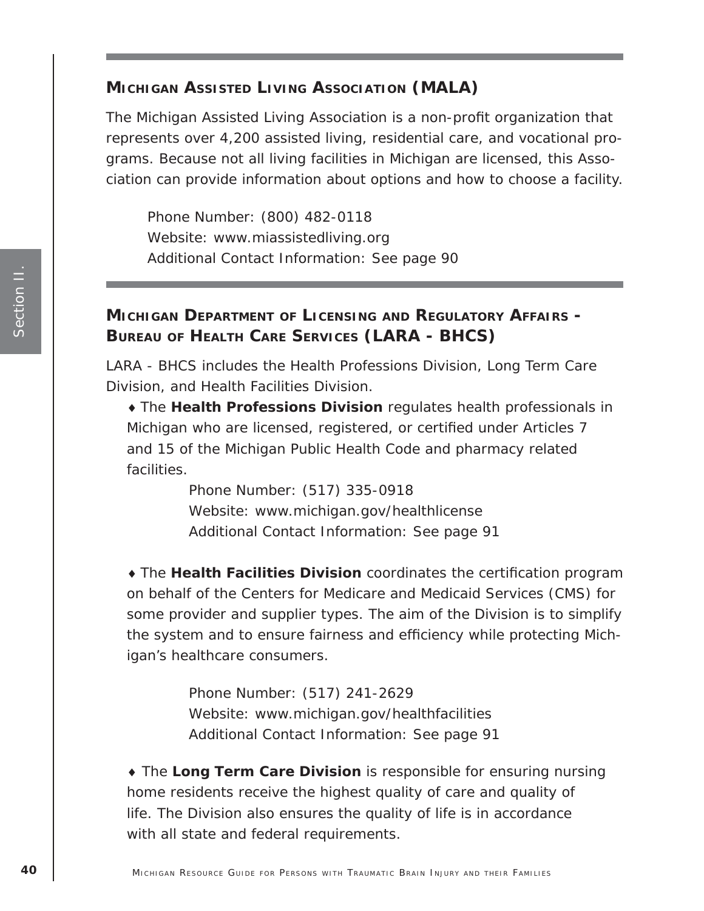## Michigan Assisted Living Association (MALA)

The Michigan Assisted Living Association is a non-profit organization that represents over 4,200 assisted living, residential care, and vocational programs. Because not all living facilities in Michigan are licensed, this Association can provide information about options and how to choose a facility.

Phone Number: (800) 482-0118
Website: www.miassistedliving.org
Additional Contact Information: See page 90

## Michigan Department of Licensing and Regulatory Affairs - Bureau of Health Care Services (LARA - BHCS)

LARA - BHCS includes the Health Professions Division, Long Term Care Division, and Health Facilities Division.

- The **Health Professions Division** regulates health professionals in Michigan who are licensed, registered, or certified under Articles 7 and 15 of the Michigan Public Health Code and pharmacy related facilities.

  Phone Number: (517) 335-0918
  Website: www.michigan.gov/healthlicense
  Additional Contact Information: See page 91

- The **Health Facilities Division** coordinates the certification program on behalf of the Centers for Medicare and Medicaid Services (CMS) for some provider and supplier types. The aim of the Division is to simplify the system and to ensure fairness and efficiency while protecting Michigan's healthcare consumers.

  Phone Number: (517) 241-2629
  Website: www.michigan.gov/healthfacilities
  Additional Contact Information: See page 91

- The **Long Term Care Division** is responsible for ensuring nursing home residents receive the highest quality of care and quality of life. The Division also ensures the quality of life is in accordance with all state and federal requirements.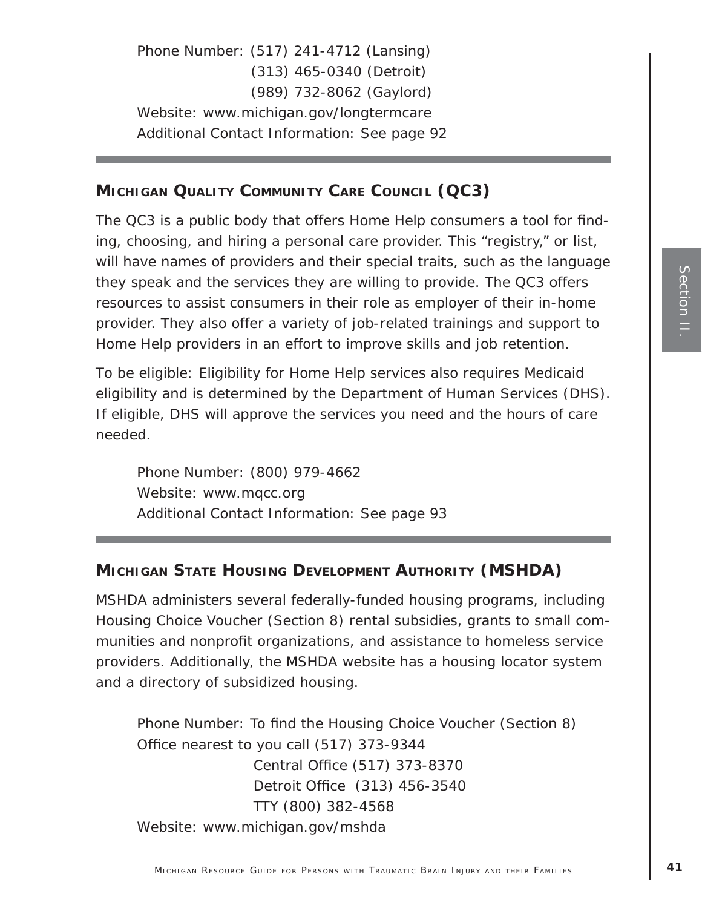Phone Number: (517) 241-4712 (Lansing)
(313) 465-0340 (Detroit)
(989) 732-8062 (Gaylord)
Website: www.michigan.gov/longtermcare
Additional Contact Information: See page 92

## Michigan Quality Community Care Council (QC3)

The QC3 is a public body that offers Home Help consumers a tool for finding, choosing, and hiring a personal care provider. This "registry," or list, will have names of providers and their special traits, such as the language they speak and the services they are willing to provide. The QC3 offers resources to assist consumers in their role as employer of their in-home provider. They also offer a variety of job-related trainings and support to Home Help providers in an effort to improve skills and job retention.

To be eligible: Eligibility for Home Help services also requires Medicaid eligibility and is determined by the Department of Human Services (DHS). If eligible, DHS will approve the services you need and the hours of care needed.

Phone Number: (800) 979-4662
Website: www.mqcc.org
Additional Contact Information: See page 93

## Michigan State Housing Development Authority (MSHDA)

MSHDA administers several federally-funded housing programs, including Housing Choice Voucher (Section 8) rental subsidies, grants to small communities and nonprofit organizations, and assistance to homeless service providers. Additionally, the MSHDA website has a housing locator system and a directory of subsidized housing.

Phone Number: To find the Housing Choice Voucher (Section 8) Office nearest to you call (517) 373-9344
Central Office (517) 373-8370
Detroit Office (313) 456-3540
TTY (800) 382-4568
Website: www.michigan.gov/mshda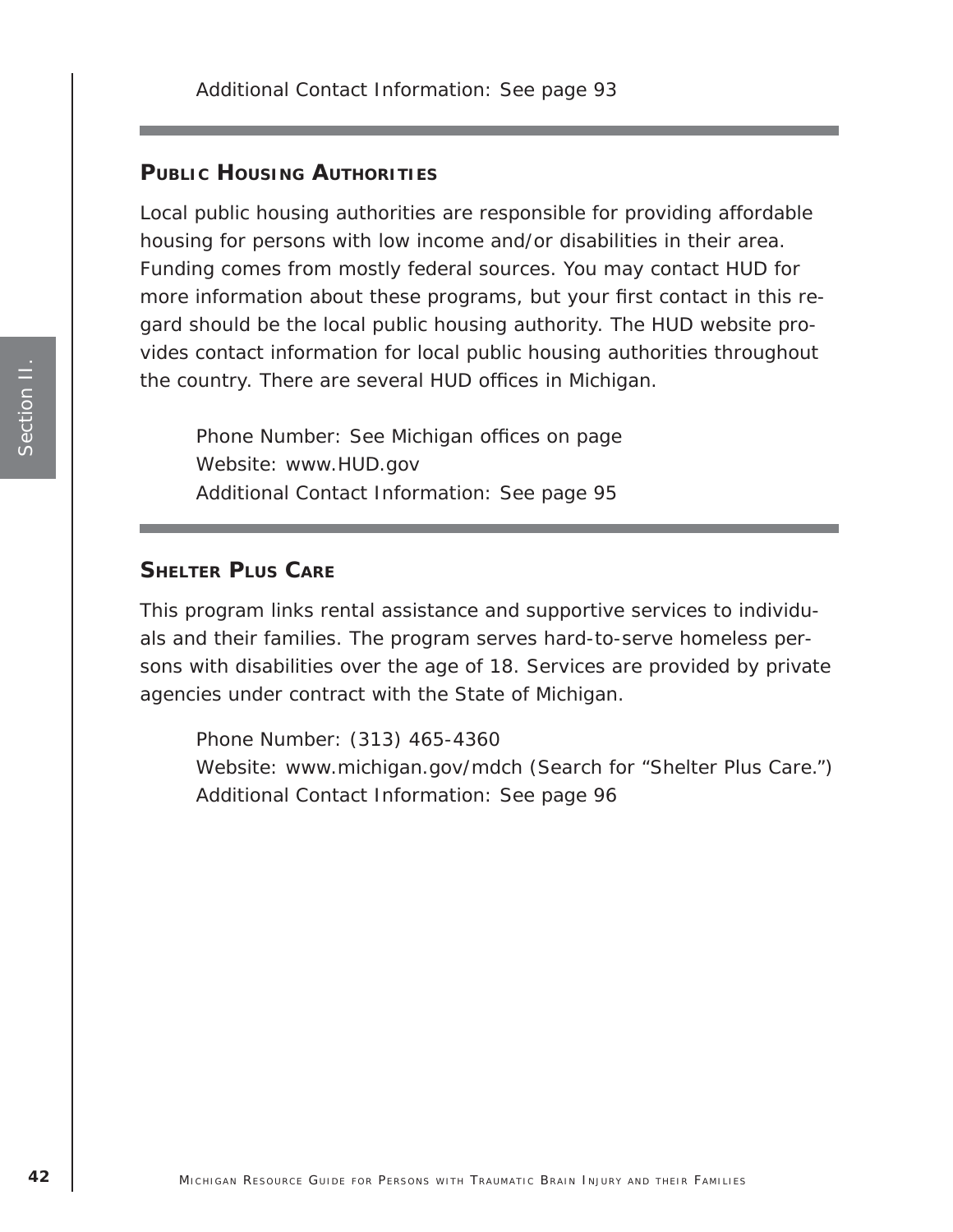Additional Contact Information: See page 93

## Public Housing Authorities

Local public housing authorities are responsible for providing affordable housing for persons with low income and/or disabilities in their area. Funding comes from mostly federal sources. You may contact HUD for more information about these programs, but your first contact in this regard should be the local public housing authority. The HUD website provides contact information for local public housing authorities throughout the country. There are several HUD offices in Michigan.

Phone Number: See Michigan offices on page
Website: www.HUD.gov
Additional Contact Information: See page 95

## Shelter Plus Care

This program links rental assistance and supportive services to individuals and their families. The program serves hard-to-serve homeless persons with disabilities over the age of 18. Services are provided by private agencies under contract with the State of Michigan.

Phone Number: (313) 465-4360
Website: www.michigan.gov/mdch (Search for "Shelter Plus Care.")
Additional Contact Information: See page 96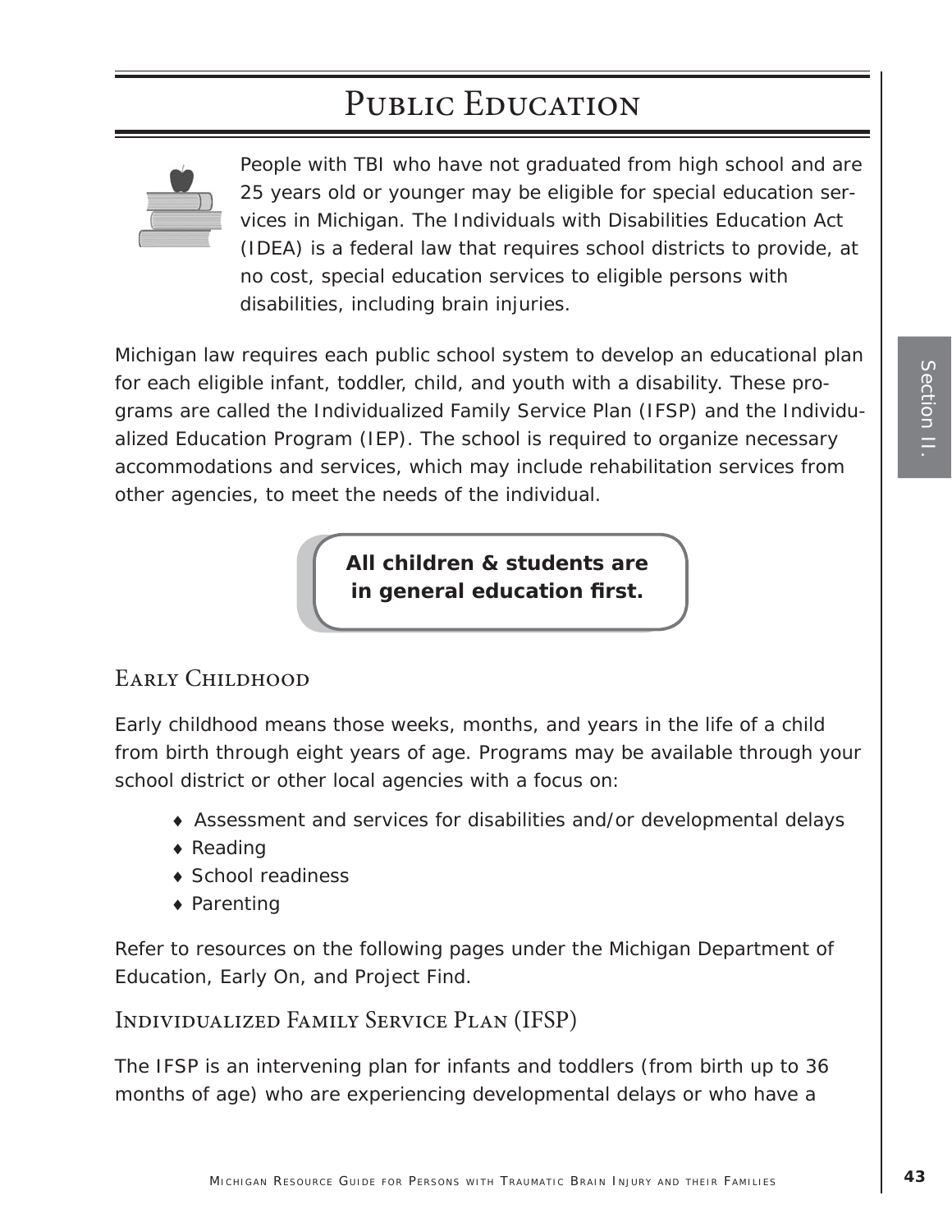# Public Education

People with TBI who have not graduated from high school and are 25 years old or younger may be eligible for special education services in Michigan. The Individuals with Disabilities Education Act (IDEA) is a federal law that requires school districts to provide, at no cost, special education services to eligible persons with disabilities, including brain injuries.

Michigan law requires each public school system to develop an educational plan for each eligible infant, toddler, child, and youth with a disability. These programs are called the Individualized Family Service Plan (IFSP) and the Individualized Education Program (IEP). The school is required to organize necessary accommodations and services, which may include rehabilitation services from other agencies, to meet the needs of the individual.

**All children & students are in general education first.**

## Early Childhood

Early childhood means those weeks, months, and years in the life of a child from birth through eight years of age. Programs may be available through your school district or other local agencies with a focus on:

- Assessment and services for disabilities and/or developmental delays
- Reading
- School readiness
- Parenting

Refer to resources on the following pages under the Michigan Department of Education, Early On, and Project Find.

## Individualized Family Service Plan (IFSP)

The IFSP is an intervening plan for infants and toddlers (from birth up to 36 months of age) who are experiencing developmental delays or who have a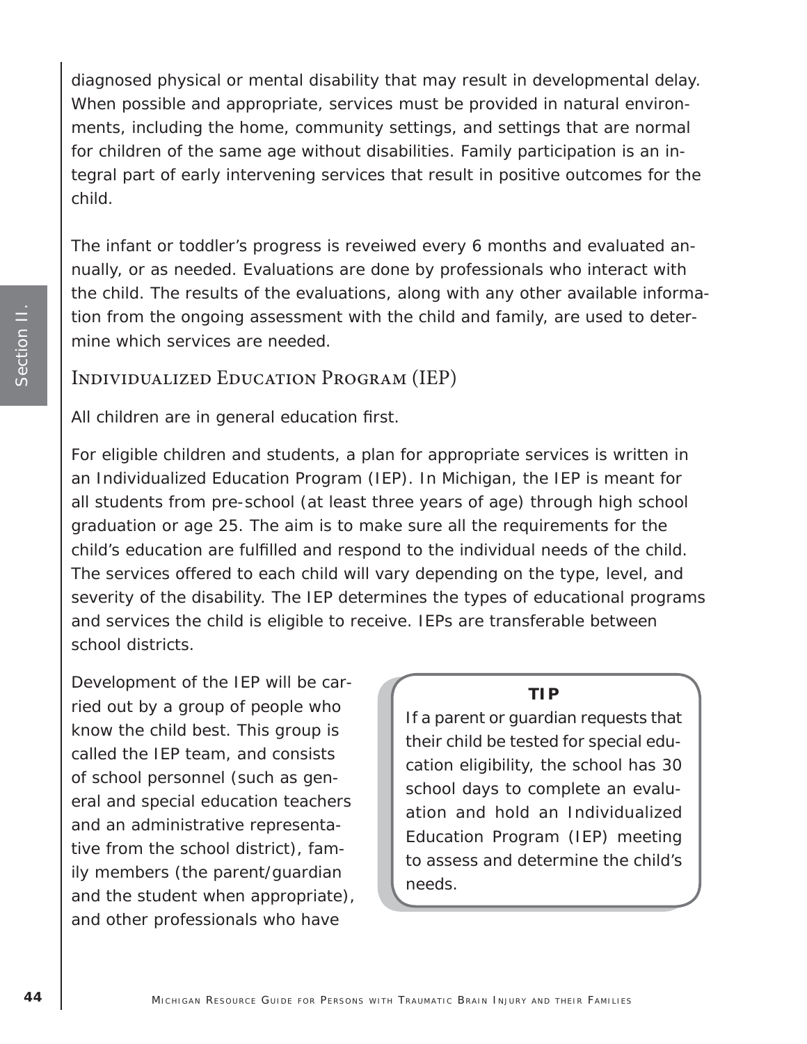diagnosed physical or mental disability that may result in developmental delay. When possible and appropriate, services must be provided in natural environments, including the home, community settings, and settings that are normal for children of the same age without disabilities. Family participation is an integral part of early intervening services that result in positive outcomes for the child.

The infant or toddler's progress is reveiwed every 6 months and evaluated annually, or as needed. Evaluations are done by professionals who interact with the child. The results of the evaluations, along with any other available information from the ongoing assessment with the child and family, are used to determine which services are needed.

## Individualized Education Program (IEP)

All children are in general education first.

For eligible children and students, a plan for appropriate services is written in an Individualized Education Program (IEP). In Michigan, the IEP is meant for all students from pre-school (at least three years of age) through high school graduation or age 25. The aim is to make sure all the requirements for the child's education are fulfilled and respond to the individual needs of the child. The services offered to each child will vary depending on the type, level, and severity of the disability. The IEP determines the types of educational programs and services the child is eligible to receive. IEPs are transferable between school districts.

Development of the IEP will be carried out by a group of people who know the child best. This group is called the IEP team, and consists of school personnel (such as general and special education teachers and an administrative representative from the school district), family members (the parent/guardian and the student when appropriate), and other professionals who have

> **TIP**
>
> If a parent or guardian requests that their child be tested for special education eligibility, the school has 30 school days to complete an evaluation and hold an Individualized Education Program (IEP) meeting to assess and determine the child's needs.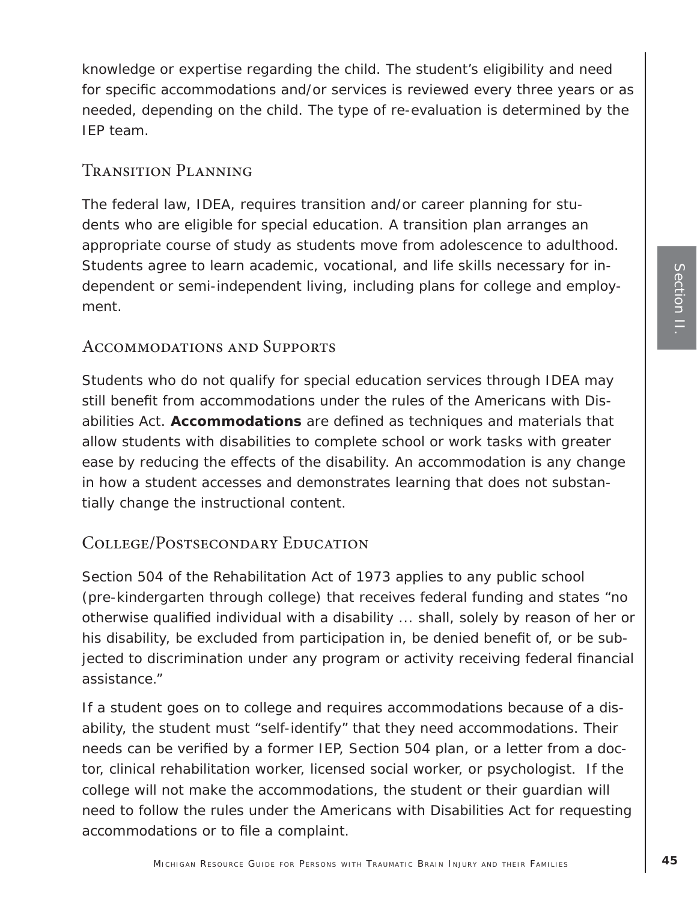knowledge or expertise regarding the child. The student's eligibility and need for specific accommodations and/or services is reviewed every three years or as needed, depending on the child. The type of re-evaluation is determined by the IEP team.

## Transition Planning

The federal law, IDEA, requires transition and/or career planning for students who are eligible for special education. A transition plan arranges an appropriate course of study as students move from adolescence to adulthood. Students agree to learn academic, vocational, and life skills necessary for independent or semi-independent living, including plans for college and employment.

## Accommodations and Supports

Students who do not qualify for special education services through IDEA may still benefit from accommodations under the rules of the Americans with Disabilities Act. **Accommodations** are defined as techniques and materials that allow students with disabilities to complete school or work tasks with greater ease by reducing the effects of the disability. An accommodation is any change in how a student accesses and demonstrates learning that does not substantially change the instructional content.

## College/Postsecondary Education

Section 504 of the Rehabilitation Act of 1973 applies to any public school (pre-kindergarten through college) that receives federal funding and states "no otherwise qualified individual with a disability ... shall, solely by reason of her or his disability, be excluded from participation in, be denied benefit of, or be subjected to discrimination under any program or activity receiving federal financial assistance."

If a student goes on to college and requires accommodations because of a disability, the student must "self-identify" that they need accommodations. Their needs can be verified by a former IEP, Section 504 plan, or a letter from a doctor, clinical rehabilitation worker, licensed social worker, or psychologist. If the college will not make the accommodations, the student or their guardian will need to follow the rules under the Americans with Disabilities Act for requesting accommodations or to file a complaint.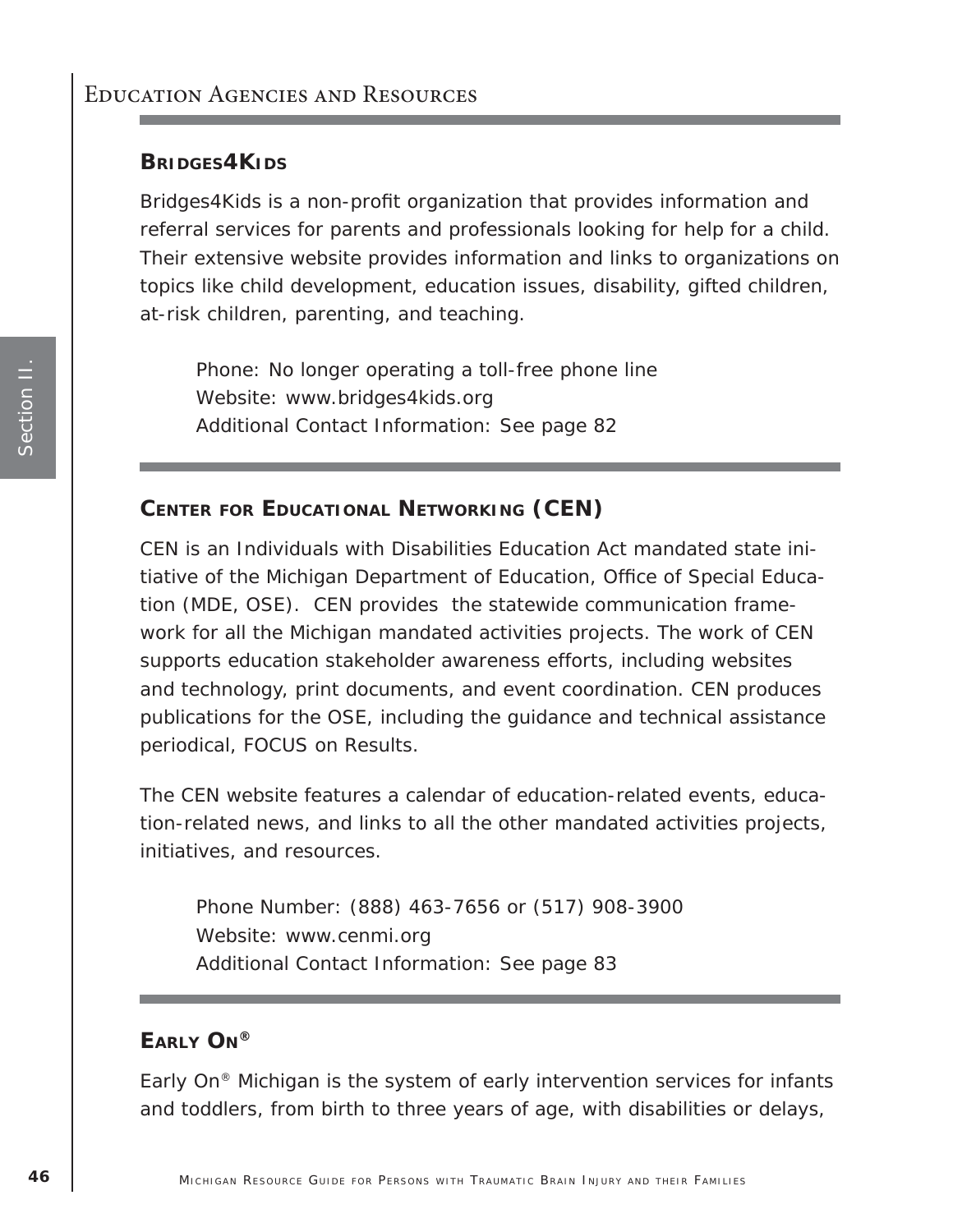# Education Agencies and Resources

## Bridges4Kids

Bridges4Kids is a non-profit organization that provides information and referral services for parents and professionals looking for help for a child. Their extensive website provides information and links to organizations on topics like child development, education issues, disability, gifted children, at-risk children, parenting, and teaching.

Phone: No longer operating a toll-free phone line
Website: www.bridges4kids.org
Additional Contact Information: See page 82

## Center for Educational Networking (CEN)

CEN is an Individuals with Disabilities Education Act mandated state initiative of the Michigan Department of Education, Office of Special Education (MDE, OSE). CEN provides the statewide communication framework for all the Michigan mandated activities projects. The work of CEN supports education stakeholder awareness efforts, including websites and technology, print documents, and event coordination. CEN produces publications for the OSE, including the guidance and technical assistance periodical, FOCUS on Results.

The CEN website features a calendar of education-related events, education-related news, and links to all the other mandated activities projects, initiatives, and resources.

Phone Number: (888) 463-7656 or (517) 908-3900
Website: www.cenmi.org
Additional Contact Information: See page 83

## Early On®

Early On® Michigan is the system of early intervention services for infants and toddlers, from birth to three years of age, with disabilities or delays,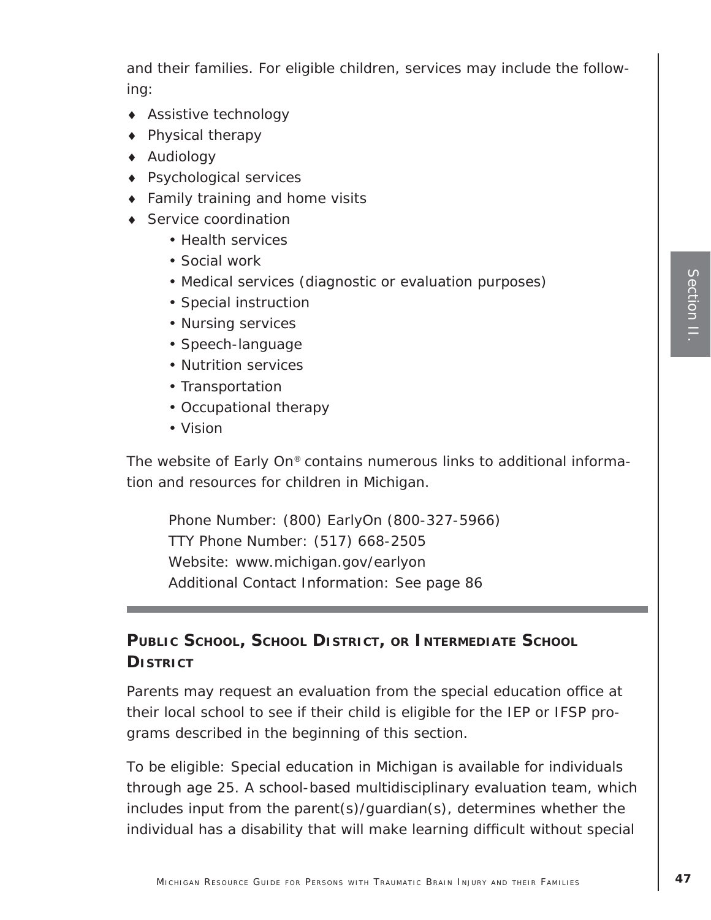and their families. For eligible children, services may include the following:

- Assistive technology
- Physical therapy
- Audiology
- Psychological services
- Family training and home visits
- Service coordination
    - Health services
    - Social work
    - Medical services (diagnostic or evaluation purposes)
    - Special instruction
    - Nursing services
    - Speech-language
    - Nutrition services
    - Transportation
    - Occupational therapy
    - Vision

The website of Early On® contains numerous links to additional information and resources for children in Michigan.

> Phone Number: (800) EarlyOn (800-327-5966)
> TTY Phone Number: (517) 668-2505
> Website: www.michigan.gov/earlyon
> Additional Contact Information: See page 86

---

### Public School, School District, or Intermediate School District

Parents may request an evaluation from the special education office at their local school to see if their child is eligible for the IEP or IFSP programs described in the beginning of this section.

To be eligible: Special education in Michigan is available for individuals through age 25. A school-based multidisciplinary evaluation team, which includes input from the parent(s)/guardian(s), determines whether the individual has a disability that will make learning difficult without special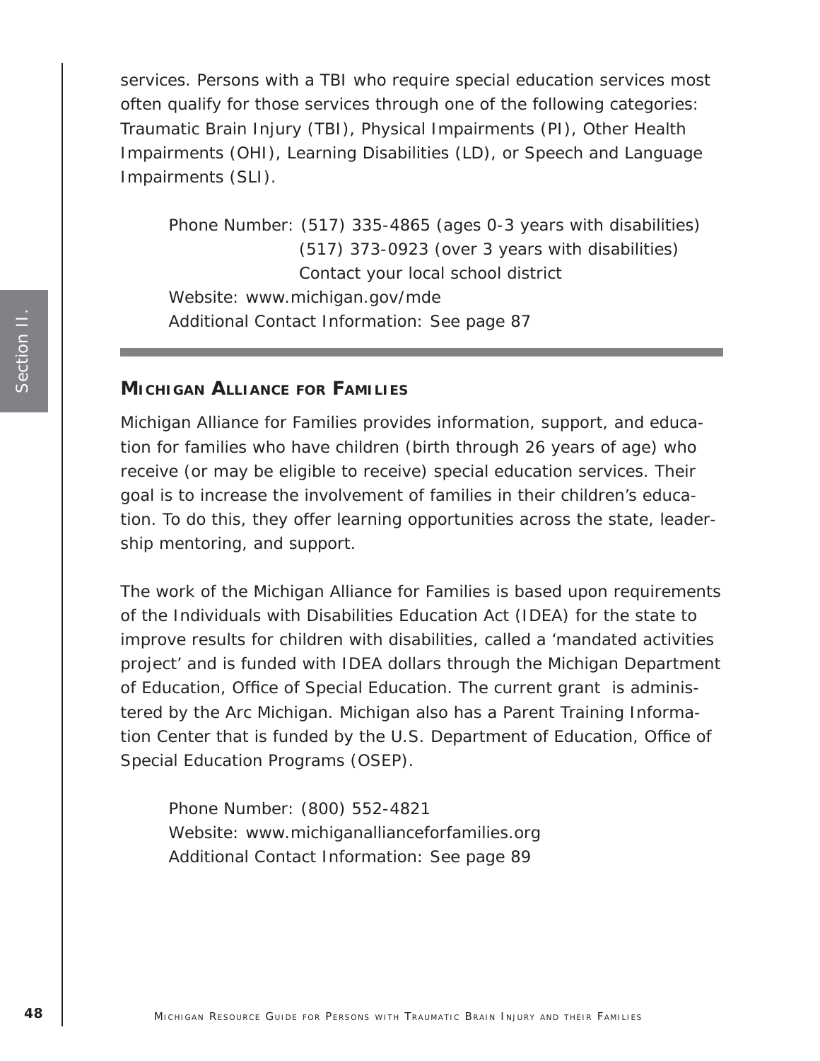services. Persons with a TBI who require special education services most often qualify for those services through one of the following categories: Traumatic Brain Injury (TBI), Physical Impairments (PI), Other Health Impairments (OHI), Learning Disabilities (LD), or Speech and Language Impairments (SLI).

Phone Number: (517) 335-4865 (ages 0-3 years with disabilities)
(517) 373-0923 (over 3 years with disabilities)
Contact your local school district
Website: www.michigan.gov/mde
Additional Contact Information: See page 87

---

### MICHIGAN ALLIANCE FOR FAMILIES

Michigan Alliance for Families provides information, support, and education for families who have children (birth through 26 years of age) who receive (or may be eligible to receive) special education services. Their goal is to increase the involvement of families in their children's education. To do this, they offer learning opportunities across the state, leadership mentoring, and support.

The work of the Michigan Alliance for Families is based upon requirements of the Individuals with Disabilities Education Act (IDEA) for the state to improve results for children with disabilities, called a 'mandated activities project' and is funded with IDEA dollars through the Michigan Department of Education, Office of Special Education. The current grant is administered by the Arc Michigan. Michigan also has a Parent Training Information Center that is funded by the U.S. Department of Education, Office of Special Education Programs (OSEP).

Phone Number: (800) 552-4821
Website: www.michiganallianceforfamilies.org
Additional Contact Information: See page 89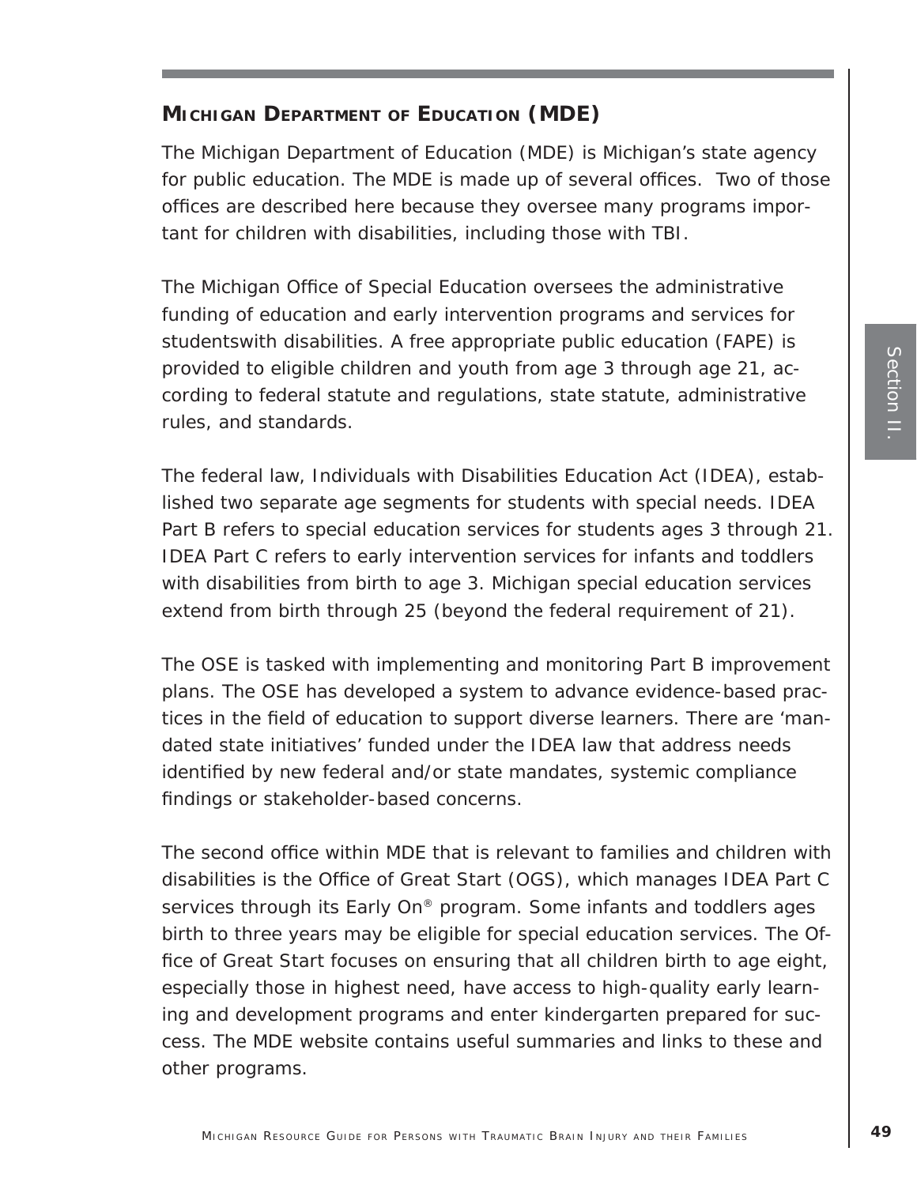## Michigan Department of Education (MDE)

The Michigan Department of Education (MDE) is Michigan's state agency for public education. The MDE is made up of several offices. Two of those offices are described here because they oversee many programs important for children with disabilities, including those with TBI.

The Michigan Office of Special Education oversees the administrative funding of education and early intervention programs and services for studentswith disabilities. A free appropriate public education (FAPE) is provided to eligible children and youth from age 3 through age 21, according to federal statute and regulations, state statute, administrative rules, and standards.

The federal law, Individuals with Disabilities Education Act (IDEA), established two separate age segments for students with special needs. IDEA Part B refers to special education services for students ages 3 through 21. IDEA Part C refers to early intervention services for infants and toddlers with disabilities from birth to age 3. Michigan special education services extend from birth through 25 (beyond the federal requirement of 21).

The OSE is tasked with implementing and monitoring Part B improvement plans. The OSE has developed a system to advance evidence-based practices in the field of education to support diverse learners. There are 'mandated state initiatives' funded under the IDEA law that address needs identified by new federal and/or state mandates, systemic compliance findings or stakeholder-based concerns.

The second office within MDE that is relevant to families and children with disabilities is the Office of Great Start (OGS), which manages IDEA Part C services through its Early On® program. Some infants and toddlers ages birth to three years may be eligible for special education services. The Office of Great Start focuses on ensuring that all children birth to age eight, especially those in highest need, have access to high-quality early learning and development programs and enter kindergarten prepared for success. The MDE website contains useful summaries and links to these and other programs.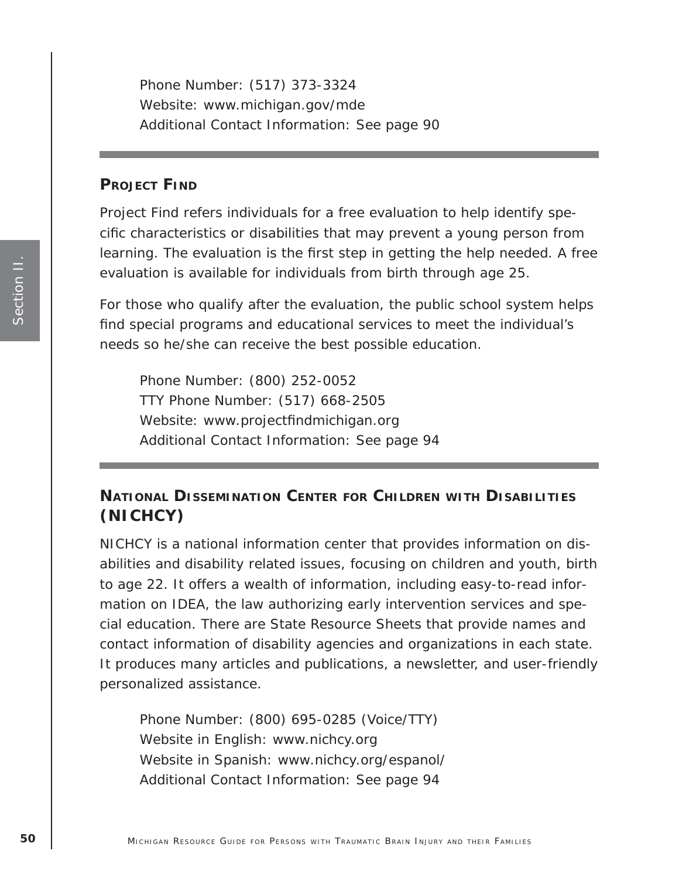Phone Number: (517) 373-3324
Website: www.michigan.gov/mde
Additional Contact Information: See page 90

---

### PROJECT FIND

Project Find refers individuals for a free evaluation to help identify specific characteristics or disabilities that may prevent a young person from learning. The evaluation is the first step in getting the help needed. A free evaluation is available for individuals from birth through age 25.

For those who qualify after the evaluation, the public school system helps find special programs and educational services to meet the individual's needs so he/she can receive the best possible education.

Phone Number: (800) 252-0052
TTY Phone Number: (517) 668-2505
Website: www.projectfindmichigan.org
Additional Contact Information: See page 94

---

### NATIONAL DISSEMINATION CENTER FOR CHILDREN WITH DISABILITIES (NICHCY)

NICHCY is a national information center that provides information on disabilities and disability related issues, focusing on children and youth, birth to age 22. It offers a wealth of information, including easy-to-read information on IDEA, the law authorizing early intervention services and special education. There are State Resource Sheets that provide names and contact information of disability agencies and organizations in each state. It produces many articles and publications, a newsletter, and user-friendly personalized assistance.

Phone Number: (800) 695-0285 (Voice/TTY)
Website in English: www.nichcy.org
Website in Spanish: www.nichcy.org/espanol/
Additional Contact Information: See page 94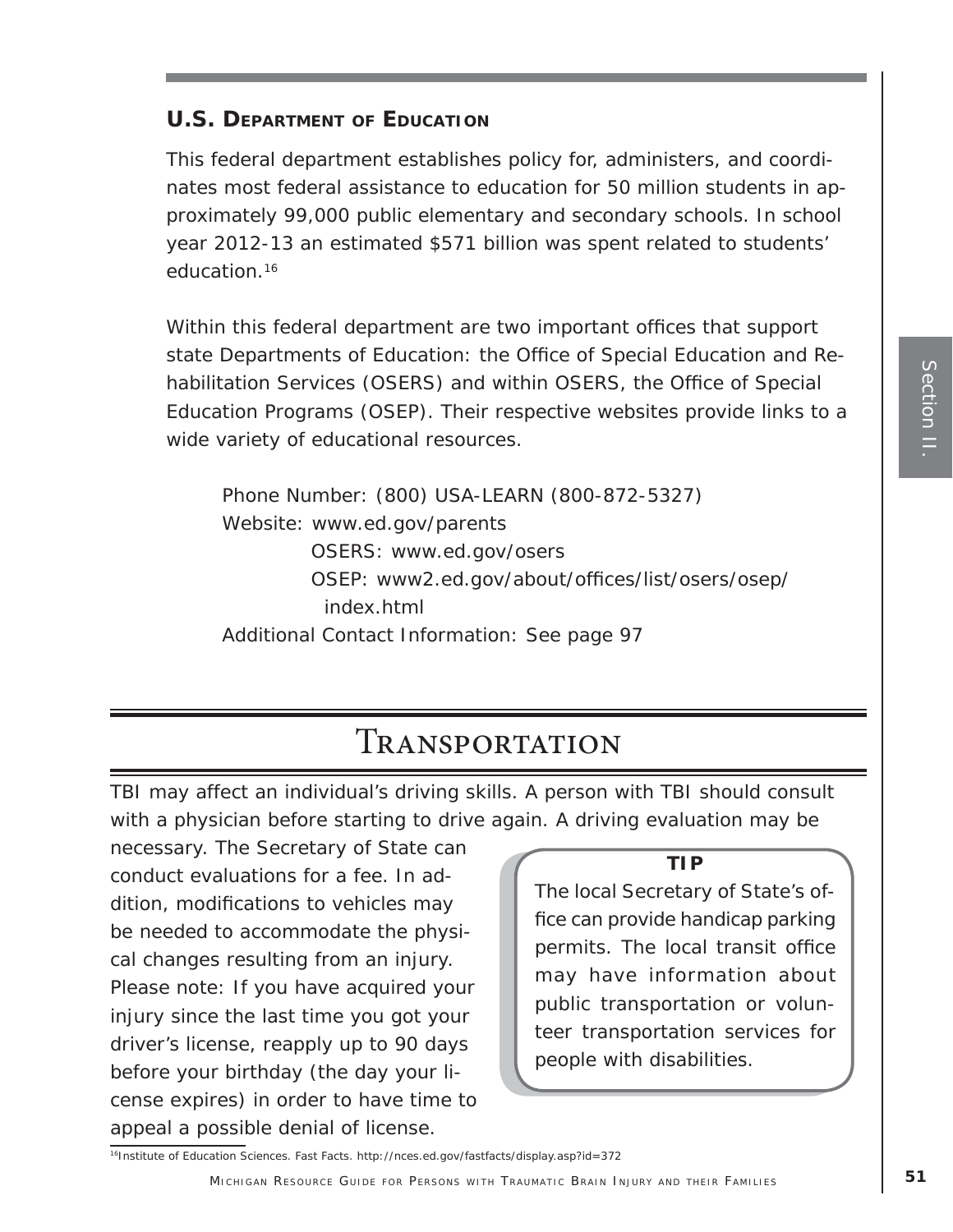### U.S. Department of Education

This federal department establishes policy for, administers, and coordinates most federal assistance to education for 50 million students in approximately 99,000 public elementary and secondary schools. In school year 2012-13 an estimated $571 billion was spent related to students' education.[16]

Within this federal department are two important offices that support state Departments of Education: the Office of Special Education and Rehabilitation Services (OSERS) and within OSERS, the Office of Special Education Programs (OSEP). Their respective websites provide links to a wide variety of educational resources.

Phone Number: (800) USA-LEARN (800-872-5327)
Website: www.ed.gov/parents
OSERS: www.ed.gov/osers
OSEP: www2.ed.gov/about/offices/list/osers/osep/index.html
Additional Contact Information: See page 97

## Transportation

TBI may affect an individual's driving skills. A person with TBI should consult with a physician before starting to drive again. A driving evaluation may be necessary. The Secretary of State can conduct evaluations for a fee. In addition, modifications to vehicles may be needed to accommodate the physical changes resulting from an injury. Please note: If you have acquired your injury since the last time you got your driver's license, reapply up to 90 days before your birthday (the day your license expires) in order to have time to appeal a possible denial of license.

**TIP**

The local Secretary of State's office can provide handicap parking permits. The local transit office may have information about public transportation or volunteer transportation services for people with disabilities.

[16] Institute of Education Sciences. Fast Facts. http://nces.ed.gov/fastfacts/display.asp?id=372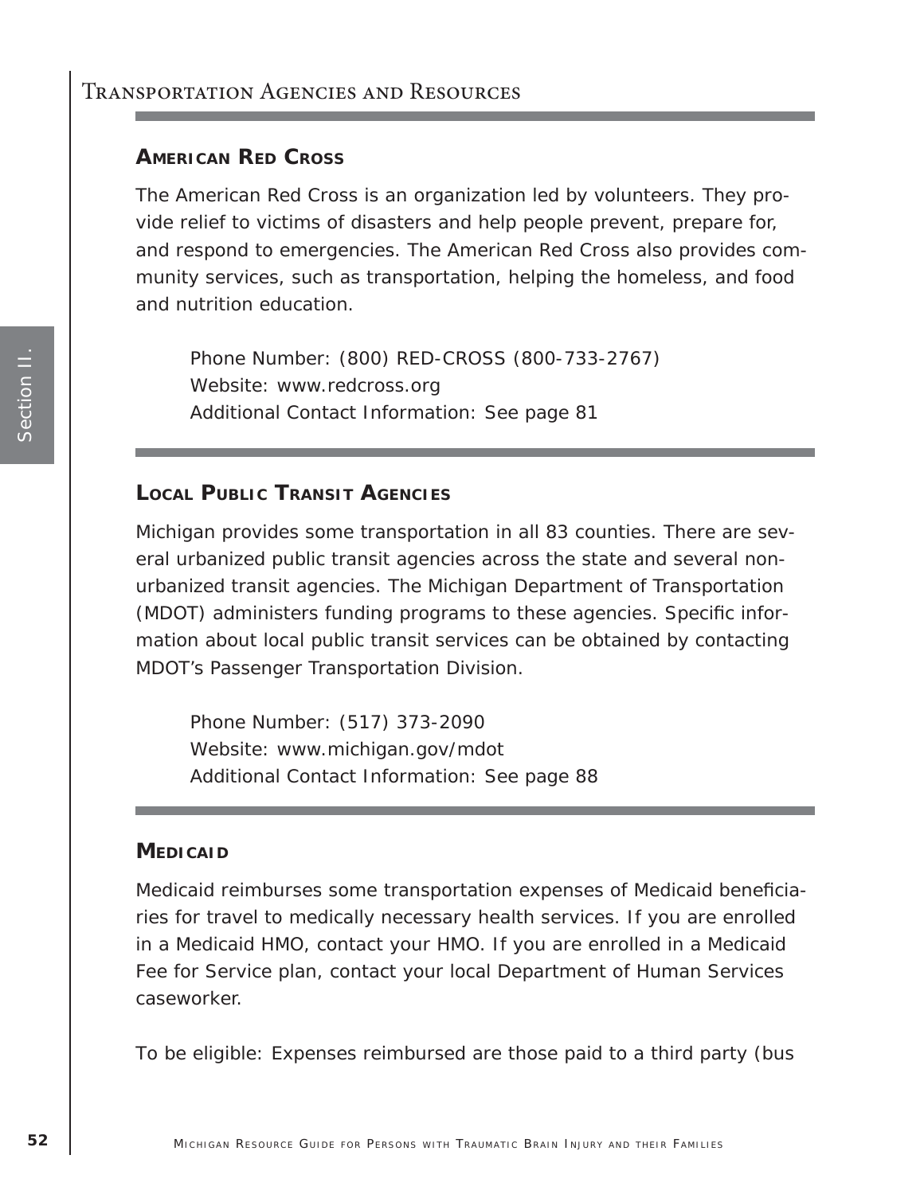# Transportation Agencies and Resources

## American Red Cross

The American Red Cross is an organization led by volunteers. They provide relief to victims of disasters and help people prevent, prepare for, and respond to emergencies. The American Red Cross also provides community services, such as transportation, helping the homeless, and food and nutrition education.

Phone Number: (800) RED-CROSS (800-733-2767)
Website: www.redcross.org
Additional Contact Information: See page 81

## Local Public Transit Agencies

Michigan provides some transportation in all 83 counties. There are several urbanized public transit agencies across the state and several non-urbanized transit agencies. The Michigan Department of Transportation (MDOT) administers funding programs to these agencies. Specific information about local public transit services can be obtained by contacting MDOT's Passenger Transportation Division.

Phone Number: (517) 373-2090
Website: www.michigan.gov/mdot
Additional Contact Information: See page 88

## Medicaid

Medicaid reimburses some transportation expenses of Medicaid beneficiaries for travel to medically necessary health services. If you are enrolled in a Medicaid HMO, contact your HMO. If you are enrolled in a Medicaid Fee for Service plan, contact your local Department of Human Services caseworker.

To be eligible: Expenses reimbursed are those paid to a third party (bus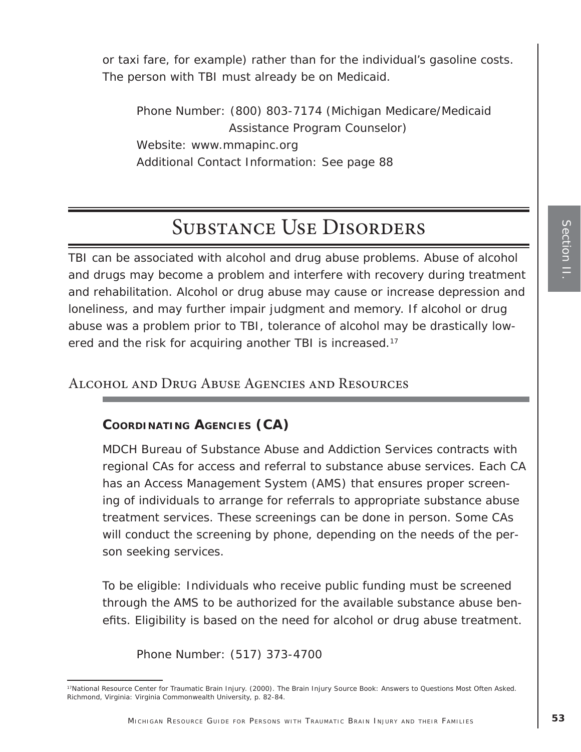or taxi fare, for example) rather than for the individual's gasoline costs. The person with TBI must already be on Medicaid.

Phone Number: (800) 803-7174 (Michigan Medicare/Medicaid Assistance Program Counselor)
Website: www.mmapinc.org
Additional Contact Information: See page 88

# Substance Use Disorders

TBI can be associated with alcohol and drug abuse problems. Abuse of alcohol and drugs may become a problem and interfere with recovery during treatment and rehabilitation. Alcohol or drug abuse may cause or increase depression and loneliness, and may further impair judgment and memory. If alcohol or drug abuse was a problem prior to TBI, tolerance of alcohol may be drastically lowered and the risk for acquiring another TBI is increased.[17]

## Alcohol and Drug Abuse Agencies and Resources

### Coordinating Agencies (CA)

MDCH Bureau of Substance Abuse and Addiction Services contracts with regional CAs for access and referral to substance abuse services. Each CA has an Access Management System (AMS) that ensures proper screening of individuals to arrange for referrals to appropriate substance abuse treatment services. These screenings can be done in person. Some CAs will conduct the screening by phone, depending on the needs of the person seeking services.

To be eligible: Individuals who receive public funding must be screened through the AMS to be authorized for the available substance abuse benefits. Eligibility is based on the need for alcohol or drug abuse treatment.

Phone Number: (517) 373-4700

[17]National Resource Center for Traumatic Brain Injury. (2000). The Brain Injury Source Book: Answers to Questions Most Often Asked. Richmond, Virginia: Virginia Commonwealth University, p. 82-84.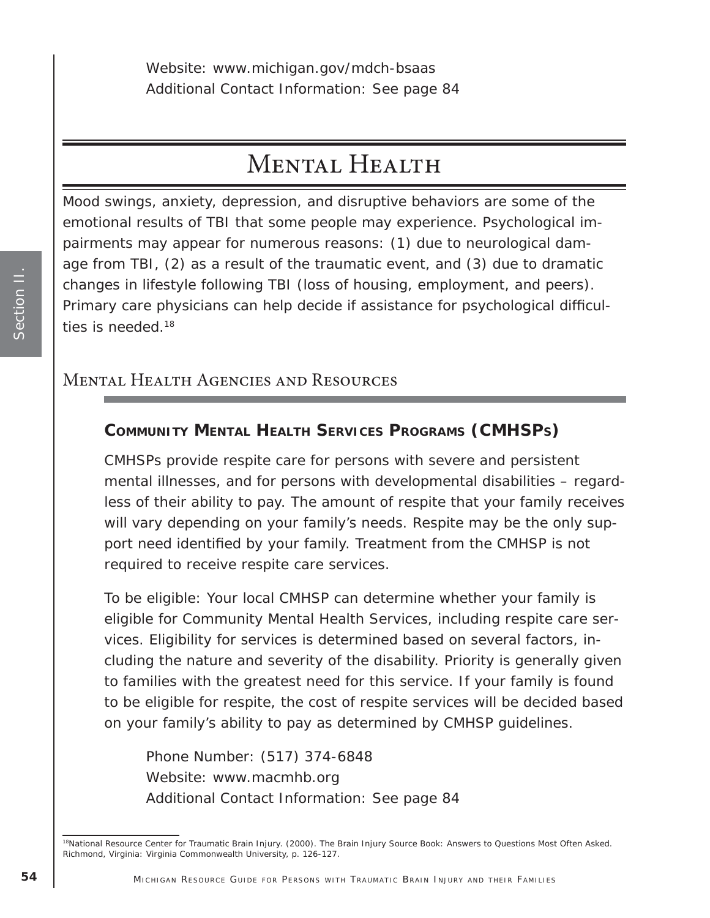Website: www.michigan.gov/mdch-bsaas
Additional Contact Information: See page 84

# Mental Health

Mood swings, anxiety, depression, and disruptive behaviors are some of the emotional results of TBI that some people may experience. Psychological impairments may appear for numerous reasons: (1) due to neurological damage from TBI, (2) as a result of the traumatic event, and (3) due to dramatic changes in lifestyle following TBI (loss of housing, employment, and peers). Primary care physicians can help decide if assistance for psychological difficulties is needed.[18]

## Mental Health Agencies and Resources

### Community Mental Health Services Programs (CMHSPs)

CMHSPs provide respite care for persons with severe and persistent mental illnesses, and for persons with developmental disabilities – regardless of their ability to pay. The amount of respite that your family receives will vary depending on your family's needs. Respite may be the only support need identified by your family. Treatment from the CMHSP is not required to receive respite care services.

To be eligible: Your local CMHSP can determine whether your family is eligible for Community Mental Health Services, including respite care services. Eligibility for services is determined based on several factors, including the nature and severity of the disability. Priority is generally given to families with the greatest need for this service. If your family is found to be eligible for respite, the cost of respite services will be decided based on your family's ability to pay as determined by CMHSP guidelines.

Phone Number: (517) 374-6848
Website: www.macmhb.org
Additional Contact Information: See page 84

[18] National Resource Center for Traumatic Brain Injury. (2000). The Brain Injury Source Book: Answers to Questions Most Often Asked. Richmond, Virginia: Virginia Commonwealth University, p. 126-127.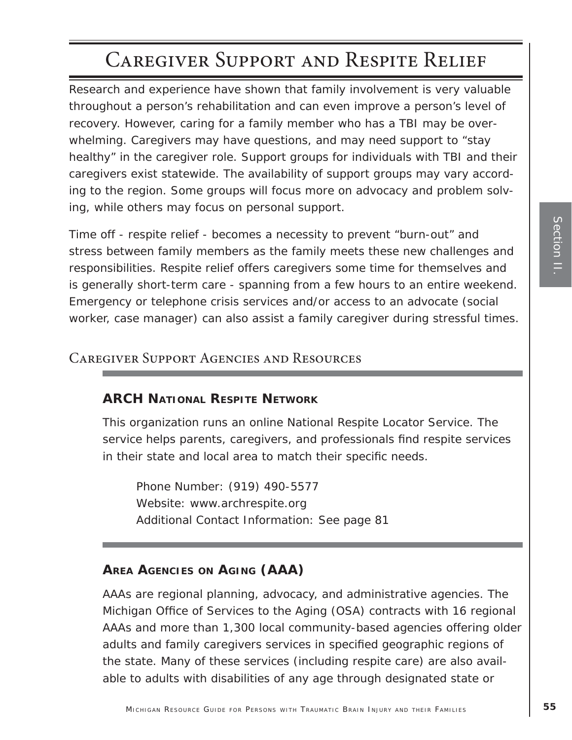# Caregiver Support and Respite Relief

Research and experience have shown that family involvement is very valuable throughout a person's rehabilitation and can even improve a person's level of recovery. However, caring for a family member who has a TBI may be overwhelming. Caregivers may have questions, and may need support to "stay healthy" in the caregiver role. Support groups for individuals with TBI and their caregivers exist statewide. The availability of support groups may vary according to the region. Some groups will focus more on advocacy and problem solving, while others may focus on personal support.

Time off - respite relief - becomes a necessity to prevent "burn-out" and stress between family members as the family meets these new challenges and responsibilities. Respite relief offers caregivers some time for themselves and is generally short-term care - spanning from a few hours to an entire weekend. Emergency or telephone crisis services and/or access to an advocate (social worker, case manager) can also assist a family caregiver during stressful times.

## Caregiver Support Agencies and Resources

### ARCH National Respite Network

This organization runs an online National Respite Locator Service. The service helps parents, caregivers, and professionals find respite services in their state and local area to match their specific needs.

Phone Number: (919) 490-5577
Website: www.archrespite.org
Additional Contact Information: See page 81

### Area Agencies on Aging (AAA)

AAAs are regional planning, advocacy, and administrative agencies. The Michigan Office of Services to the Aging (OSA) contracts with 16 regional AAAs and more than 1,300 local community-based agencies offering older adults and family caregivers services in specified geographic regions of the state. Many of these services (including respite care) are also available to adults with disabilities of any age through designated state or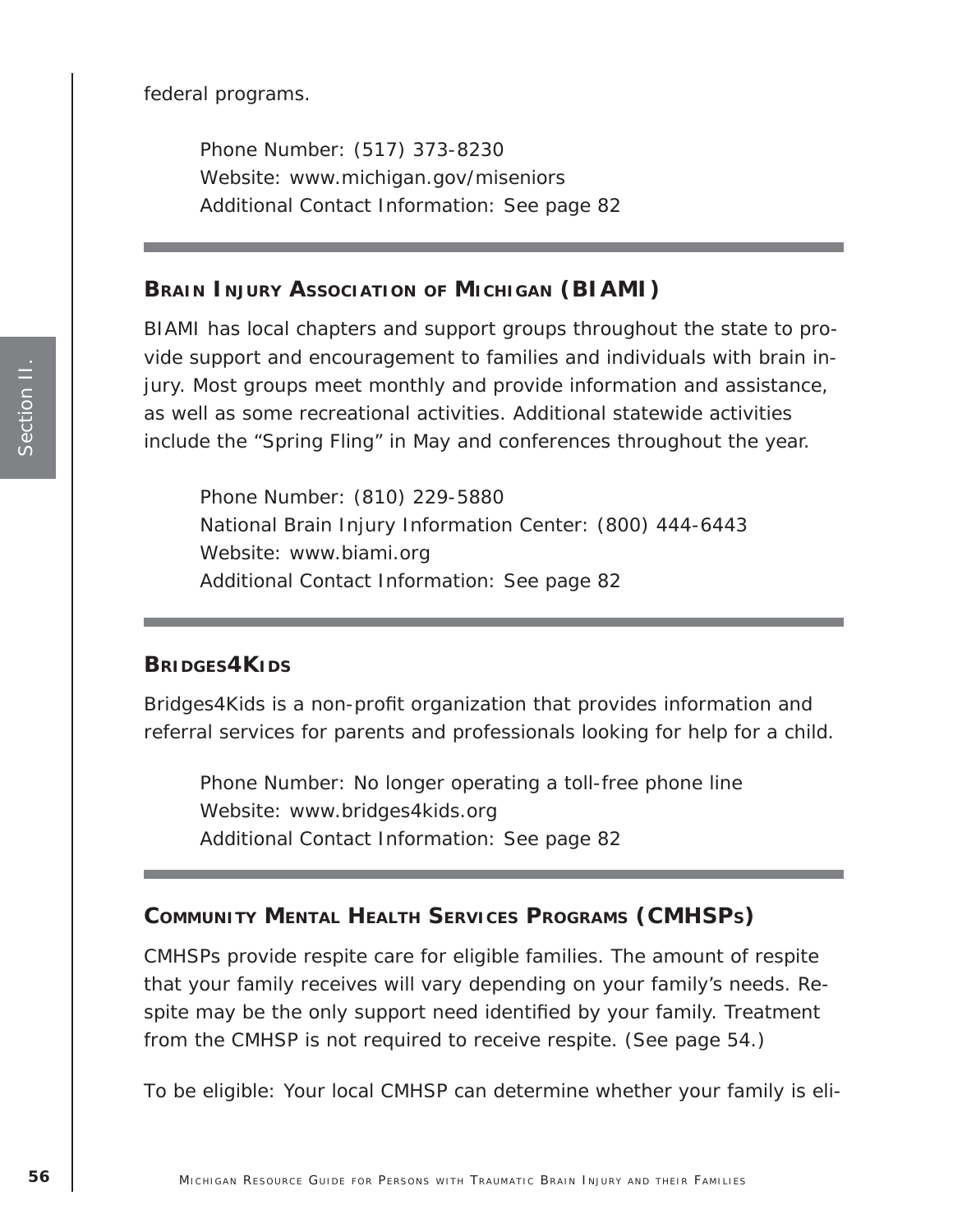federal programs.

Phone Number: (517) 373-8230
Website: www.michigan.gov/miseniors
Additional Contact Information: See page 82

---

## Brain Injury Association of Michigan (BIAMI)

BIAMI has local chapters and support groups throughout the state to provide support and encouragement to families and individuals with brain injury. Most groups meet monthly and provide information and assistance, as well as some recreational activities. Additional statewide activities include the "Spring Fling" in May and conferences throughout the year.

Phone Number: (810) 229-5880
National Brain Injury Information Center: (800) 444-6443
Website: www.biami.org
Additional Contact Information: See page 82

---

## Bridges4Kids

Bridges4Kids is a non-profit organization that provides information and referral services for parents and professionals looking for help for a child.

Phone Number: No longer operating a toll-free phone line
Website: www.bridges4kids.org
Additional Contact Information: See page 82

---

## Community Mental Health Services Programs (CMHSPs)

CMHSPs provide respite care for eligible families. The amount of respite that your family receives will vary depending on your family's needs. Respite may be the only support need identified by your family. Treatment from the CMHSP is not required to receive respite. (See page 54.)

To be eligible: Your local CMHSP can determine whether your family is eli-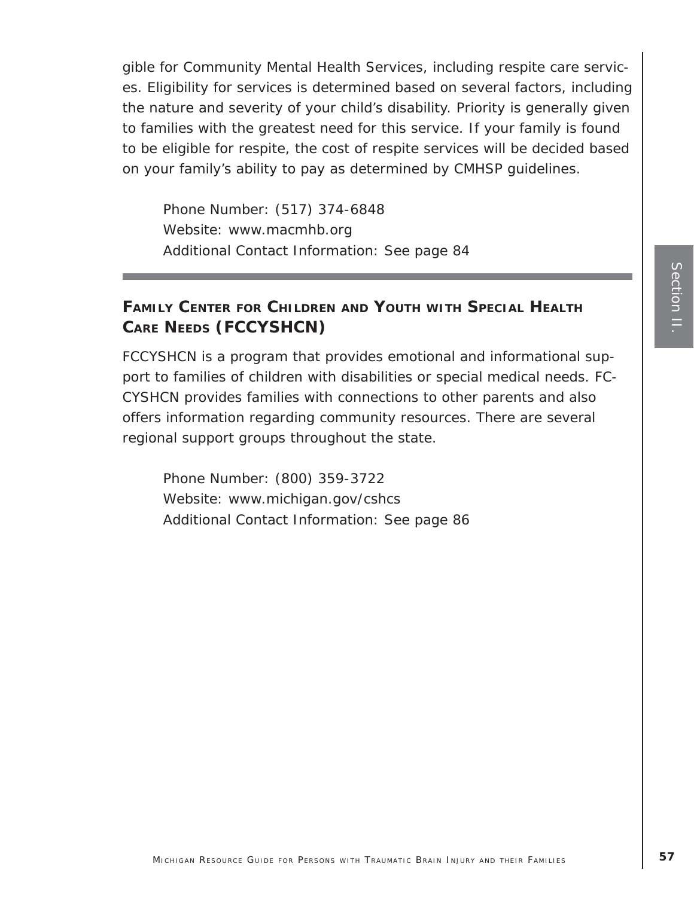gible for Community Mental Health Services, including respite care services. Eligibility for services is determined based on several factors, including the nature and severity of your child's disability. Priority is generally given to families with the greatest need for this service. If your family is found to be eligible for respite, the cost of respite services will be decided based on your family's ability to pay as determined by CMHSP guidelines.

Phone Number: (517) 374-6848
Website: www.macmhb.org
Additional Contact Information: See page 84

---

### Family Center for Children and Youth with Special Health Care Needs (FCCYSHCN)

FCCYSHCN is a program that provides emotional and informational support to families of children with disabilities or special medical needs. FCCYSHCN provides families with connections to other parents and also offers information regarding community resources. There are several regional support groups throughout the state.

Phone Number: (800) 359-3722
Website: www.michigan.gov/cshcs
Additional Contact Information: See page 86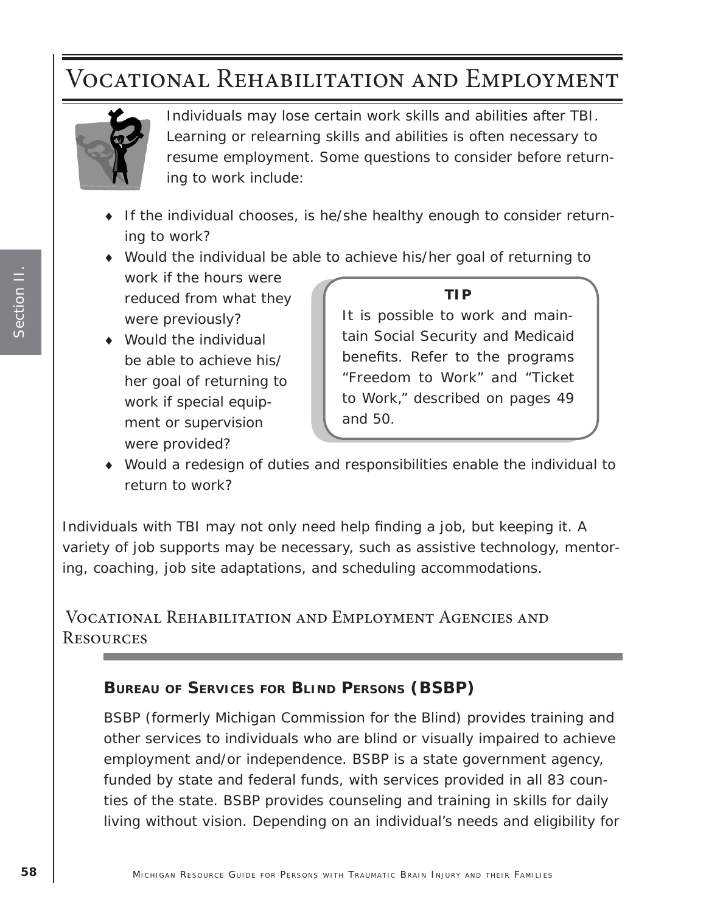# Vocational Rehabilitation and Employment

Individuals may lose certain work skills and abilities after TBI. Learning or relearning skills and abilities is often necessary to resume employment. Some questions to consider before returning to work include:

- If the individual chooses, is he/she healthy enough to consider returning to work?
- Would the individual be able to achieve his/her goal of returning to work if the hours were reduced from what they were previously?
- Would the individual be able to achieve his/her goal of returning to work if special equipment or supervision were provided?
- Would a redesign of duties and responsibilities enable the individual to return to work?

> **TIP**
>
> It is possible to work and maintain Social Security and Medicaid benefits. Refer to the programs "Freedom to Work" and "Ticket to Work," described on pages 49 and 50.

Individuals with TBI may not only need help finding a job, but keeping it. A variety of job supports may be necessary, such as assistive technology, mentoring, coaching, job site adaptations, and scheduling accommodations.

## Vocational Rehabilitation and Employment Agencies and Resources

### Bureau of Services for Blind Persons (BSBP)

BSBP (formerly Michigan Commission for the Blind) provides training and other services to individuals who are blind or visually impaired to achieve employment and/or independence. BSBP is a state government agency, funded by state and federal funds, with services provided in all 83 counties of the state. BSBP provides counseling and training in skills for daily living without vision. Depending on an individual's needs and eligibility for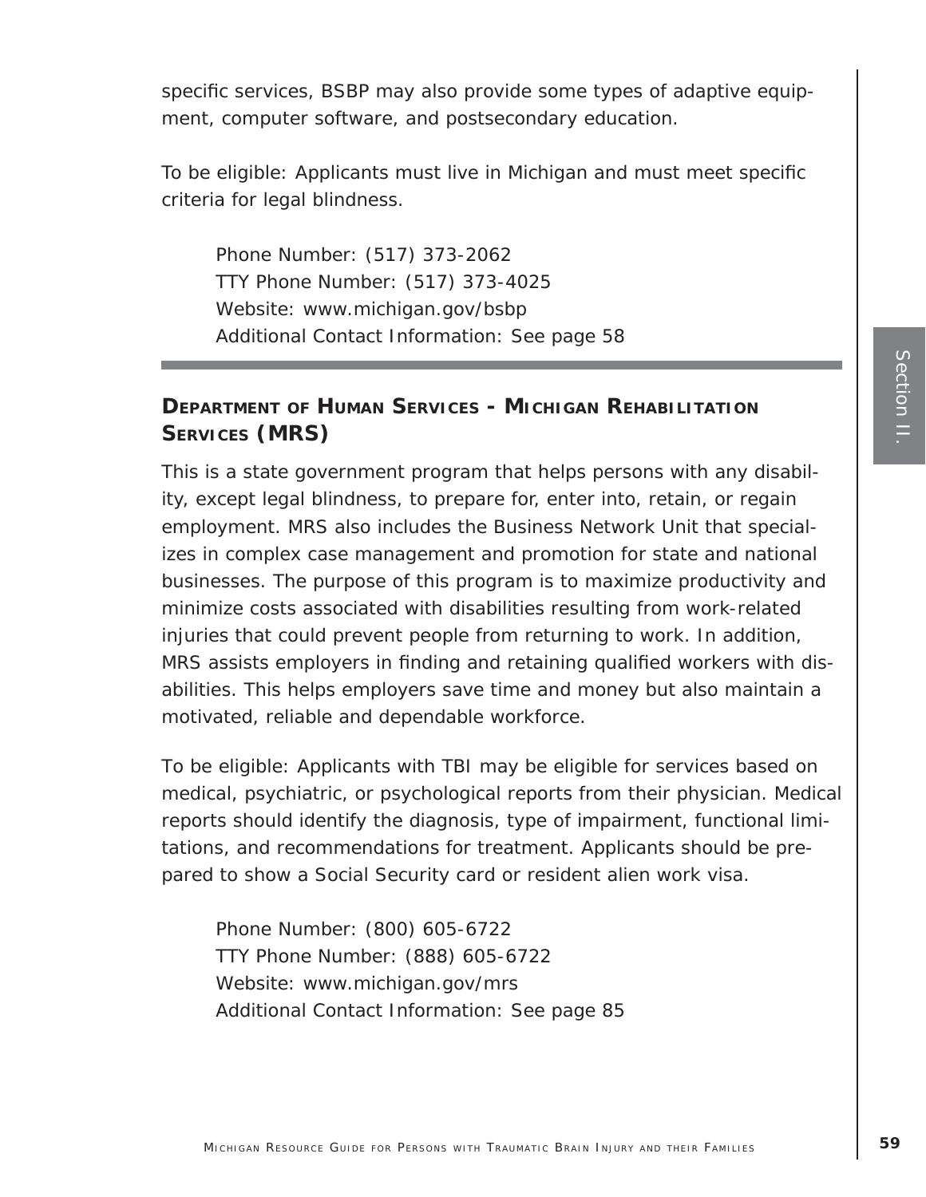specific services, BSBP may also provide some types of adaptive equipment, computer software, and postsecondary education.

To be eligible: Applicants must live in Michigan and must meet specific criteria for legal blindness.

Phone Number: (517) 373-2062
TTY Phone Number: (517) 373-4025
Website: www.michigan.gov/bsbp
Additional Contact Information: See page 58

---

## DEPARTMENT OF HUMAN SERVICES - MICHIGAN REHABILITATION SERVICES (MRS)

This is a state government program that helps persons with any disability, except legal blindness, to prepare for, enter into, retain, or regain employment. MRS also includes the Business Network Unit that specializes in complex case management and promotion for state and national businesses. The purpose of this program is to maximize productivity and minimize costs associated with disabilities resulting from work-related injuries that could prevent people from returning to work. In addition, MRS assists employers in finding and retaining qualified workers with disabilities. This helps employers save time and money but also maintain a motivated, reliable and dependable workforce.

To be eligible: Applicants with TBI may be eligible for services based on medical, psychiatric, or psychological reports from their physician. Medical reports should identify the diagnosis, type of impairment, functional limitations, and recommendations for treatment. Applicants should be prepared to show a Social Security card or resident alien work visa.

Phone Number: (800) 605-6722
TTY Phone Number: (888) 605-6722
Website: www.michigan.gov/mrs
Additional Contact Information: See page 85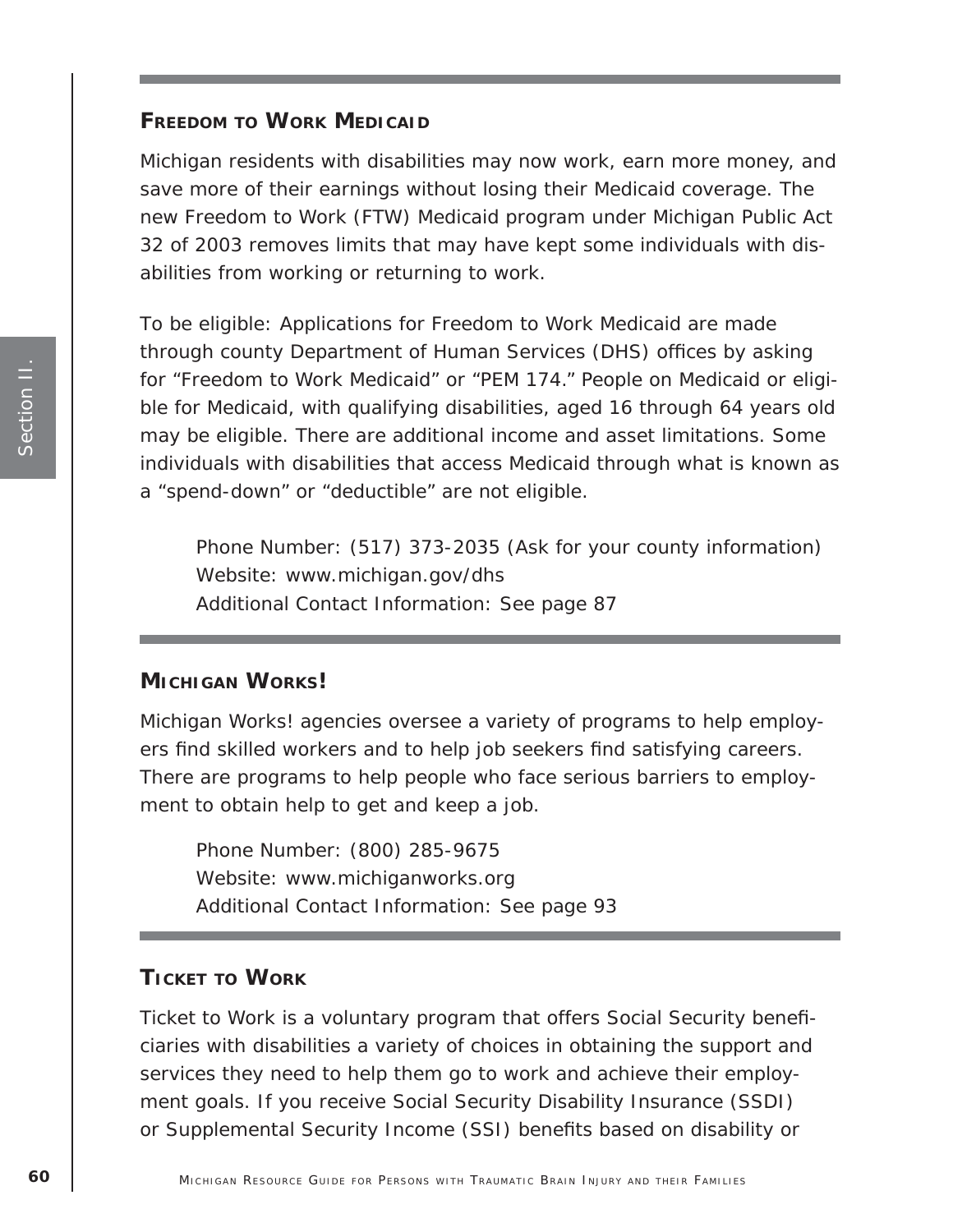### Freedom to Work Medicaid

Michigan residents with disabilities may now work, earn more money, and save more of their earnings without losing their Medicaid coverage. The new Freedom to Work (FTW) Medicaid program under Michigan Public Act 32 of 2003 removes limits that may have kept some individuals with disabilities from working or returning to work.

To be eligible: Applications for Freedom to Work Medicaid are made through county Department of Human Services (DHS) offices by asking for "Freedom to Work Medicaid" or "PEM 174." People on Medicaid or eligible for Medicaid, with qualifying disabilities, aged 16 through 64 years old may be eligible. There are additional income and asset limitations. Some individuals with disabilities that access Medicaid through what is known as a "spend-down" or "deductible" are not eligible.

> Phone Number: (517) 373-2035 (Ask for your county information)
> Website: www.michigan.gov/dhs
> Additional Contact Information: See page 87

### Michigan Works!

Michigan Works! agencies oversee a variety of programs to help employers find skilled workers and to help job seekers find satisfying careers. There are programs to help people who face serious barriers to employment to obtain help to get and keep a job.

> Phone Number: (800) 285-9675
> Website: www.michiganworks.org
> Additional Contact Information: See page 93

### Ticket to Work

Ticket to Work is a voluntary program that offers Social Security beneficiaries with disabilities a variety of choices in obtaining the support and services they need to help them go to work and achieve their employment goals. If you receive Social Security Disability Insurance (SSDI) or Supplemental Security Income (SSI) benefits based on disability or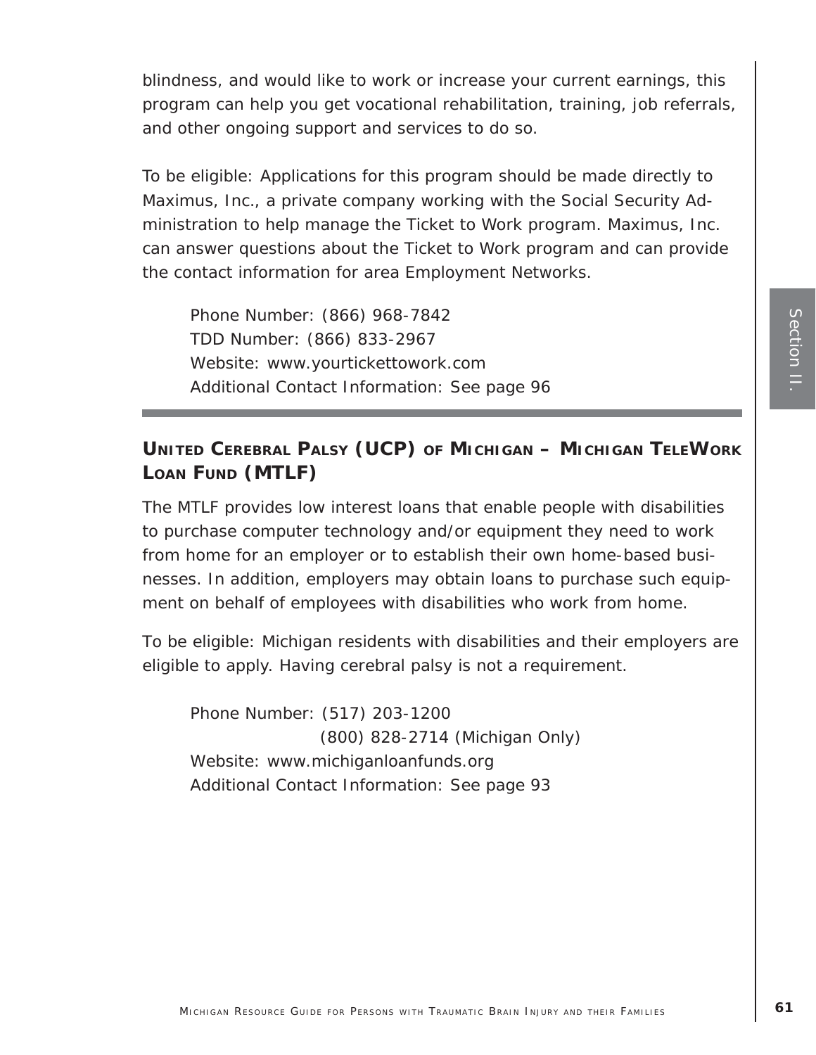blindness, and would like to work or increase your current earnings, this program can help you get vocational rehabilitation, training, job referrals, and other ongoing support and services to do so.

To be eligible: Applications for this program should be made directly to Maximus, Inc., a private company working with the Social Security Administration to help manage the Ticket to Work program. Maximus, Inc. can answer questions about the Ticket to Work program and can provide the contact information for area Employment Networks.

Phone Number: (866) 968-7842
TDD Number: (866) 833-2967
Website: www.yourtickettowork.com
Additional Contact Information: See page 96

---

### United Cerebral Palsy (UCP) of Michigan – Michigan TeleWork Loan Fund (MTLF)

The MTLF provides low interest loans that enable people with disabilities to purchase computer technology and/or equipment they need to work from home for an employer or to establish their own home-based businesses. In addition, employers may obtain loans to purchase such equipment on behalf of employees with disabilities who work from home.

To be eligible: Michigan residents with disabilities and their employers are eligible to apply. Having cerebral palsy is not a requirement.

Phone Number: (517) 203-1200
(800) 828-2714 (Michigan Only)
Website: www.michiganloanfunds.org
Additional Contact Information: See page 93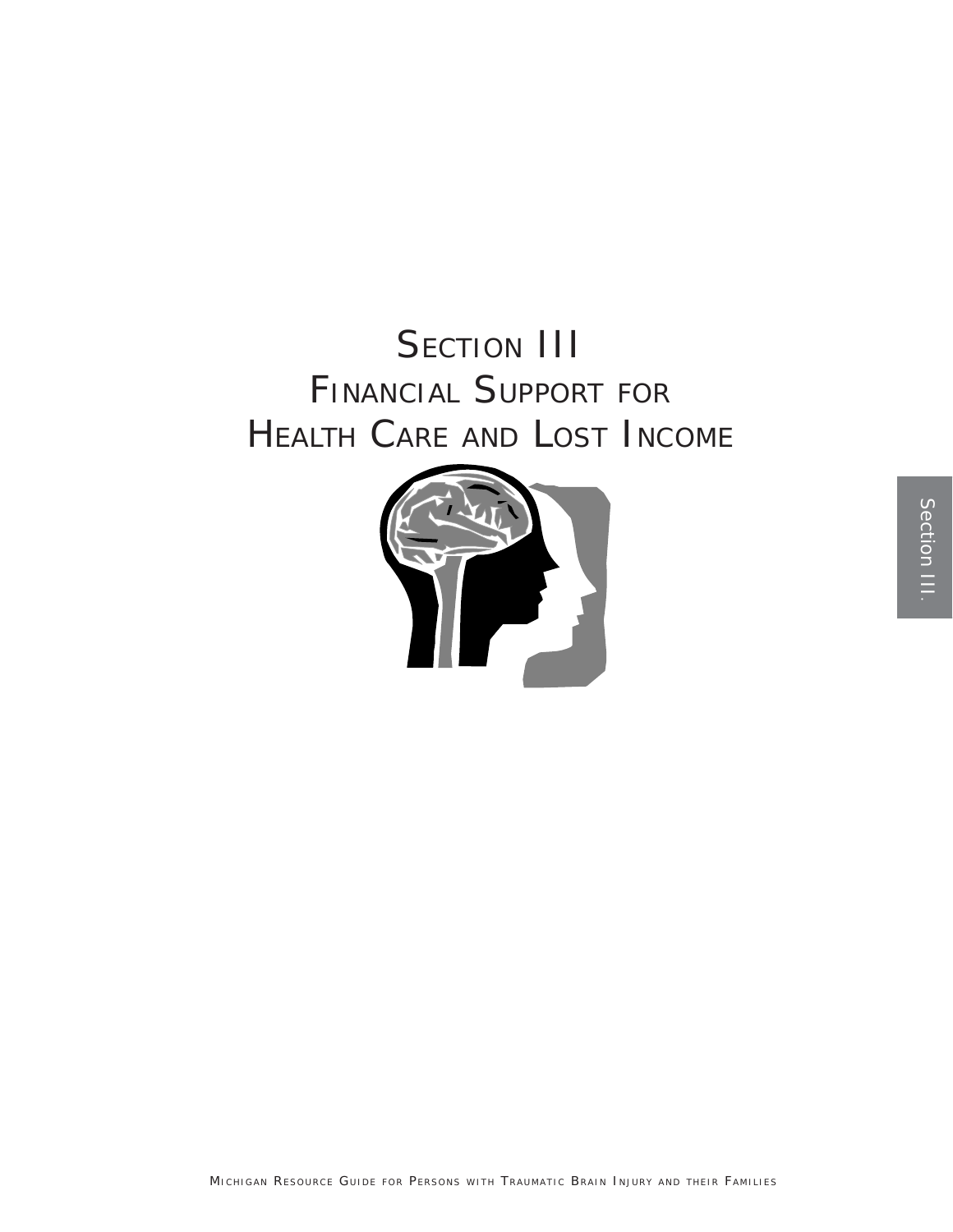# Section III
# Financial Support for Health Care and Lost Income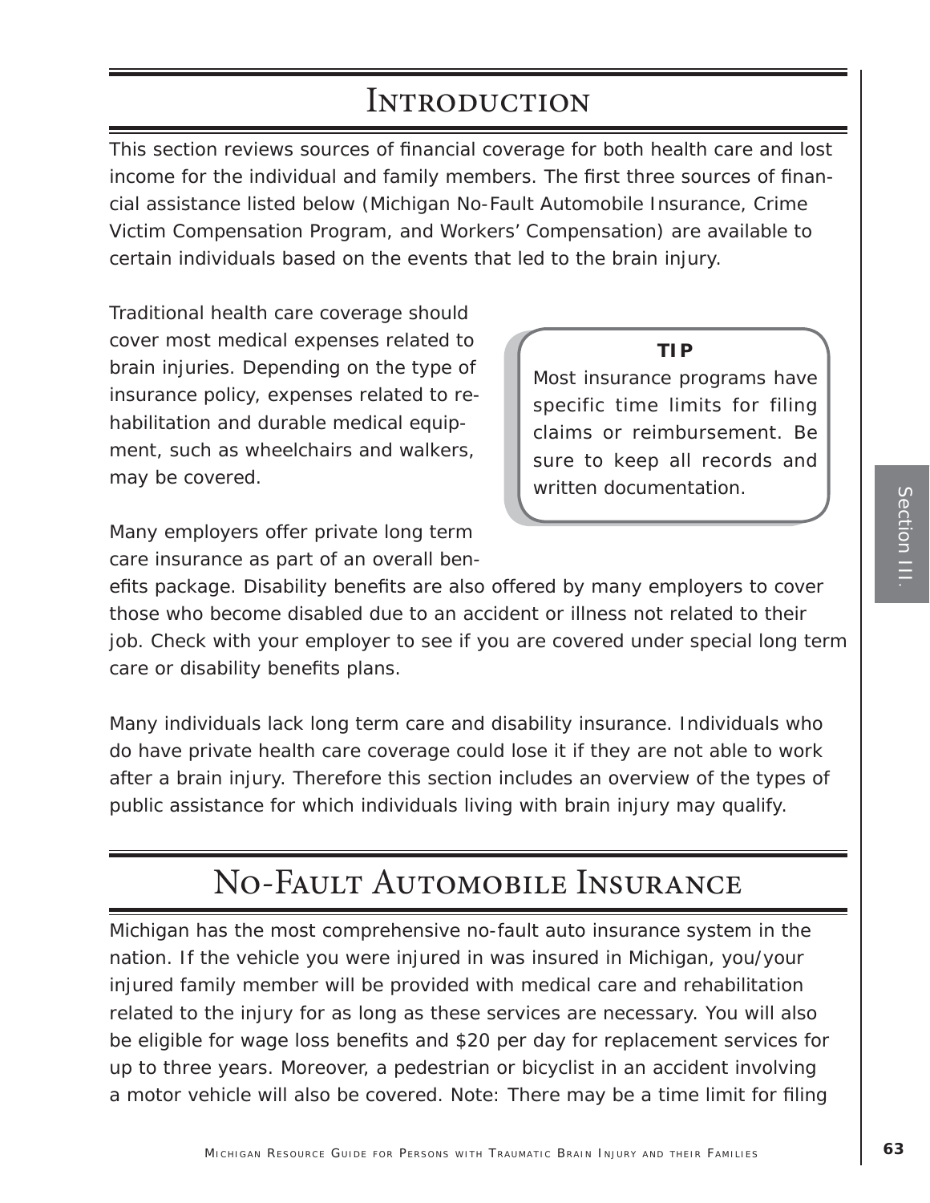# Introduction

This section reviews sources of financial coverage for both health care and lost income for the individual and family members. The first three sources of financial assistance listed below (Michigan No-Fault Automobile Insurance, Crime Victim Compensation Program, and Workers' Compensation) are available to certain individuals based on the events that led to the brain injury.

Traditional health care coverage should cover most medical expenses related to brain injuries. Depending on the type of insurance policy, expenses related to rehabilitation and durable medical equipment, such as wheelchairs and walkers, may be covered.

> **TIP**
>
> Most insurance programs have specific time limits for filing claims or reimbursement. Be sure to keep all records and written documentation.

Many employers offer private long term care insurance as part of an overall benefits package. Disability benefits are also offered by many employers to cover those who become disabled due to an accident or illness not related to their job. Check with your employer to see if you are covered under special long term care or disability benefits plans.

Many individuals lack long term care and disability insurance. Individuals who do have private health care coverage could lose it if they are not able to work after a brain injury. Therefore this section includes an overview of the types of public assistance for which individuals living with brain injury may qualify.

# No-Fault Automobile Insurance

Michigan has the most comprehensive no-fault auto insurance system in the nation. If the vehicle you were injured in was insured in Michigan, you/your injured family member will be provided with medical care and rehabilitation related to the injury for as long as these services are necessary. You will also be eligible for wage loss benefits and $20 per day for replacement services for up to three years. Moreover, a pedestrian or bicyclist in an accident involving a motor vehicle will also be covered. Note: There may be a time limit for filing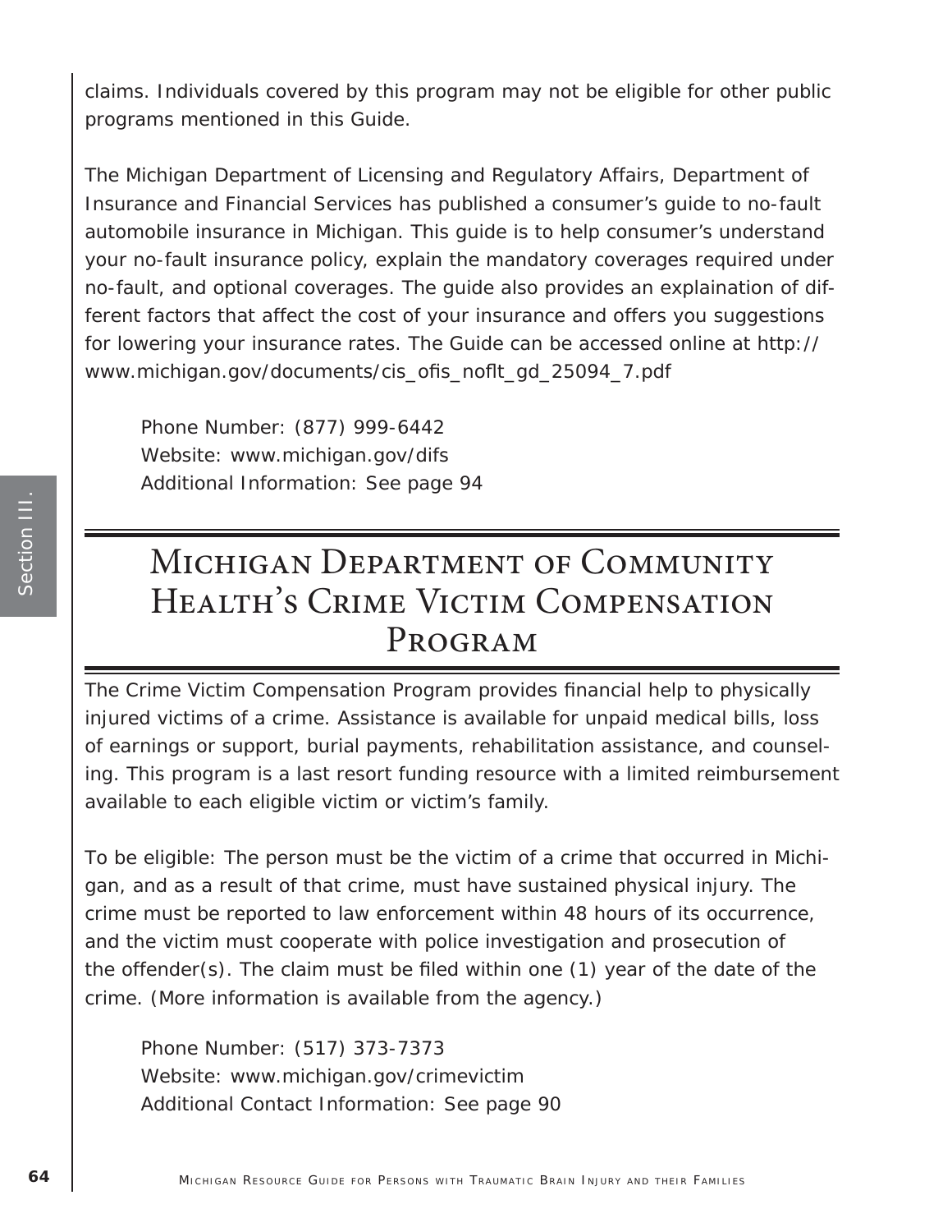claims. Individuals covered by this program may not be eligible for other public programs mentioned in this Guide.

The Michigan Department of Licensing and Regulatory Affairs, Department of Insurance and Financial Services has published a consumer's guide to no-fault automobile insurance in Michigan. This guide is to help consumer's understand your no-fault insurance policy, explain the mandatory coverages required under no-fault, and optional coverages. The guide also provides an explaination of different factors that affect the cost of your insurance and offers you suggestions for lowering your insurance rates. The Guide can be accessed online at http://www.michigan.gov/documents/cis_ofis_noflt_gd_25094_7.pdf

Phone Number: (877) 999-6442
Website: www.michigan.gov/difs
Additional Information: See page 94

## Michigan Department of Community Health's Crime Victim Compensation Program

The Crime Victim Compensation Program provides financial help to physically injured victims of a crime. Assistance is available for unpaid medical bills, loss of earnings or support, burial payments, rehabilitation assistance, and counseling. This program is a last resort funding resource with a limited reimbursement available to each eligible victim or victim's family.

To be eligible: The person must be the victim of a crime that occurred in Michigan, and as a result of that crime, must have sustained physical injury. The crime must be reported to law enforcement within 48 hours of its occurrence, and the victim must cooperate with police investigation and prosecution of the offender(s). The claim must be filed within one (1) year of the date of the crime. (More information is available from the agency.)

Phone Number: (517) 373-7373
Website: www.michigan.gov/crimevictim
Additional Contact Information: See page 90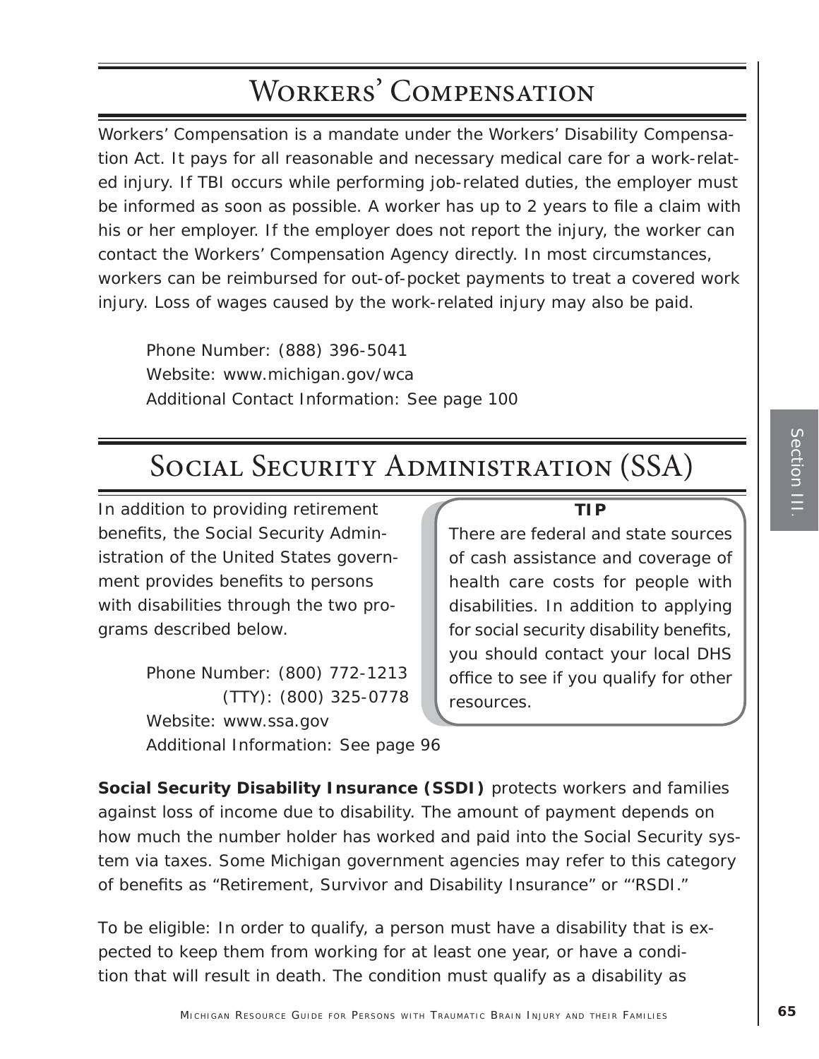# Workers' Compensation

Workers' Compensation is a mandate under the Workers' Disability Compensation Act. It pays for all reasonable and necessary medical care for a work-related injury. If TBI occurs while performing job-related duties, the employer must be informed as soon as possible. A worker has up to 2 years to file a claim with his or her employer. If the employer does not report the injury, the worker can contact the Workers' Compensation Agency directly. In most circumstances, workers can be reimbursed for out-of-pocket payments to treat a covered work injury. Loss of wages caused by the work-related injury may also be paid.

Phone Number: (888) 396-5041
Website: www.michigan.gov/wca
Additional Contact Information: See page 100

# Social Security Administration (SSA)

In addition to providing retirement benefits, the Social Security Administration of the United States government provides benefits to persons with disabilities through the two programs described below.

Phone Number: (800) 772-1213
(TTY): (800) 325-0778
Website: www.ssa.gov
Additional Information: See page 96

**TIP**

There are federal and state sources of cash assistance and coverage of health care costs for people with disabilities. In addition to applying for social security disability benefits, you should contact your local DHS office to see if you qualify for other resources.

**Social Security Disability Insurance (SSDI)** protects workers and families against loss of income due to disability. The amount of payment depends on how much the number holder has worked and paid into the Social Security system via taxes. Some Michigan government agencies may refer to this category of benefits as "Retirement, Survivor and Disability Insurance" or "'RSDI."

To be eligible: In order to qualify, a person must have a disability that is expected to keep them from working for at least one year, or have a condition that will result in death. The condition must qualify as a disability as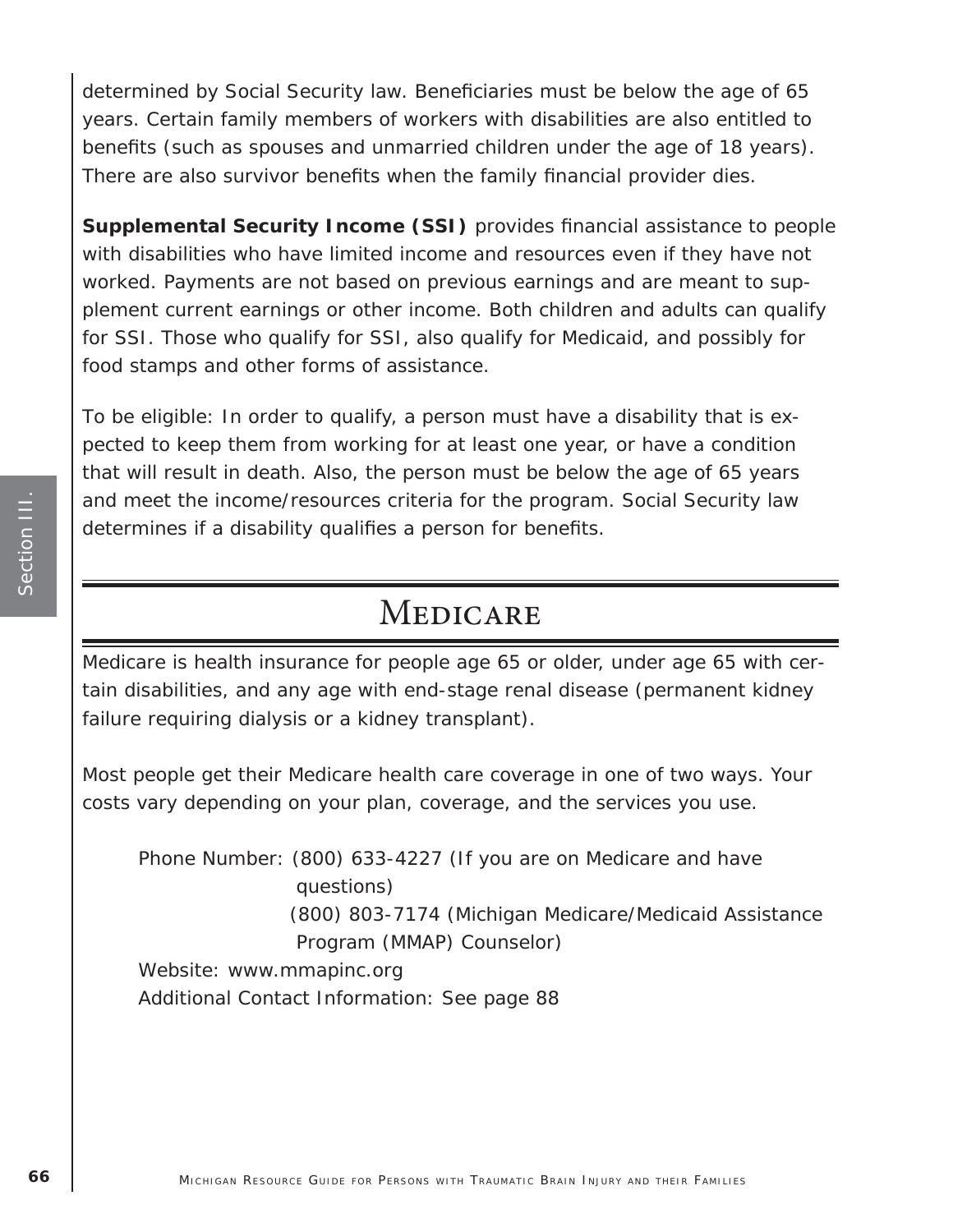determined by Social Security law. Beneficiaries must be below the age of 65 years. Certain family members of workers with disabilities are also entitled to benefits (such as spouses and unmarried children under the age of 18 years). There are also survivor benefits when the family financial provider dies.

**Supplemental Security Income (SSI)** provides financial assistance to people with disabilities who have limited income and resources even if they have not worked. Payments are not based on previous earnings and are meant to supplement current earnings or other income. Both children and adults can qualify for SSI. Those who qualify for SSI, also qualify for Medicaid, and possibly for food stamps and other forms of assistance.

To be eligible: In order to qualify, a person must have a disability that is expected to keep them from working for at least one year, or have a condition that will result in death. Also, the person must be below the age of 65 years and meet the income/resources criteria for the program. Social Security law determines if a disability qualifies a person for benefits.

## Medicare

Medicare is health insurance for people age 65 or older, under age 65 with certain disabilities, and any age with end-stage renal disease (permanent kidney failure requiring dialysis or a kidney transplant).

Most people get their Medicare health care coverage in one of two ways. Your costs vary depending on your plan, coverage, and the services you use.

Phone Number: (800) 633-4227 (If you are on Medicare and have questions)
(800) 803-7174 (Michigan Medicare/Medicaid Assistance Program (MMAP) Counselor)
Website: www.mmapinc.org
Additional Contact Information: See page 88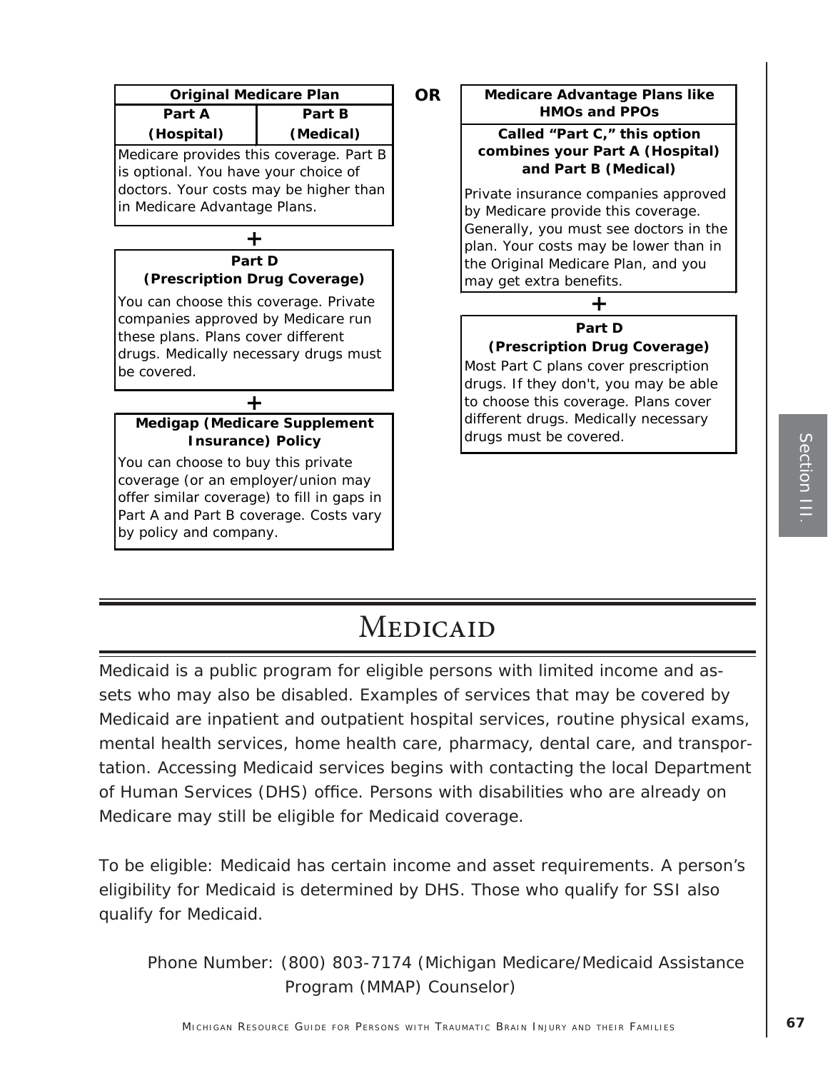| Original Medicare Plan | |
|---|---|
| **Part A (Hospital)** | **Part B (Medical)** |

Medicare provides this coverage. Part B is optional. You have your choice of doctors. Your costs may be higher than in Medicare Advantage Plans.

**+**

**Part D (Prescription Drug Coverage)**

You can choose this coverage. Private companies approved by Medicare run these plans. Plans cover different drugs. Medically necessary drugs must be covered.

**+**

**Medigap (Medicare Supplement Insurance) Policy**

You can choose to buy this private coverage (or an employer/union may offer similar coverage) to fill in gaps in Part A and Part B coverage. Costs vary by policy and company.

**OR**

**Medicare Advantage Plans like HMOs and PPOs**

**Called "Part C," this option combines your Part A (Hospital) and Part B (Medical)**

Private insurance companies approved by Medicare provide this coverage. Generally, you must see doctors in the plan. Your costs may be lower than in the Original Medicare Plan, and you may get extra benefits.

**+**

**Part D (Prescription Drug Coverage)**

Most Part C plans cover prescription drugs. If they don't, you may be able to choose this coverage. Plans cover different drugs. Medically necessary drugs must be covered.

# Medicaid

Medicaid is a public program for eligible persons with limited income and assets who may also be disabled. Examples of services that may be covered by Medicaid are inpatient and outpatient hospital services, routine physical exams, mental health services, home health care, pharmacy, dental care, and transportation. Accessing Medicaid services begins with contacting the local Department of Human Services (DHS) office. Persons with disabilities who are already on Medicare may still be eligible for Medicaid coverage.

To be eligible: Medicaid has certain income and asset requirements. A person's eligibility for Medicaid is determined by DHS. Those who qualify for SSI also qualify for Medicaid.

Phone Number: (800) 803-7174 (Michigan Medicare/Medicaid Assistance Program (MMAP) Counselor)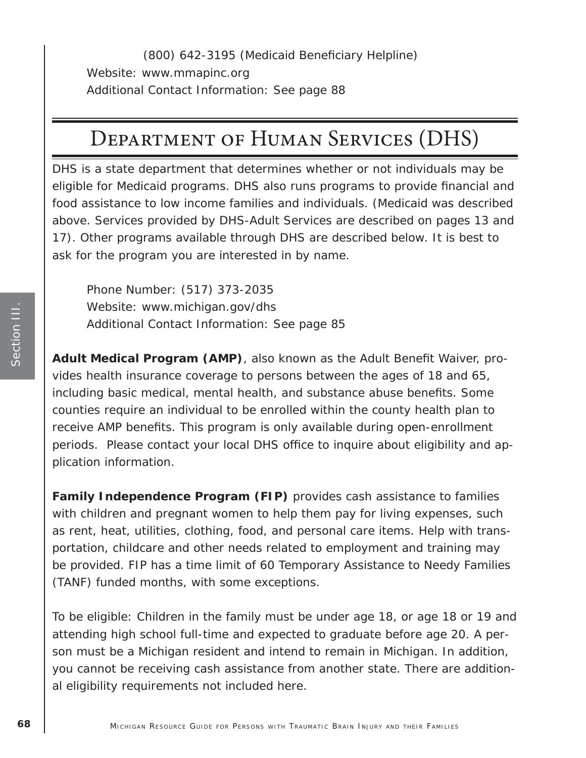(800) 642-3195 (Medicaid Beneficiary Helpline)
Website: www.mmapinc.org
Additional Contact Information: See page 88

## Department of Human Services (DHS)

DHS is a state department that determines whether or not individuals may be eligible for Medicaid programs. DHS also runs programs to provide financial and food assistance to low income families and individuals. (Medicaid was described above. Services provided by DHS-Adult Services are described on pages 13 and 17). Other programs available through DHS are described below. It is best to ask for the program you are interested in by name.

Phone Number: (517) 373-2035
Website: www.michigan.gov/dhs
Additional Contact Information: See page 85

**Adult Medical Program (AMP)**, also known as the Adult Benefit Waiver, provides health insurance coverage to persons between the ages of 18 and 65, including basic medical, mental health, and substance abuse benefits. Some counties require an individual to be enrolled within the county health plan to receive AMP benefits. This program is only available during open-enrollment periods. Please contact your local DHS office to inquire about eligibility and application information.

**Family Independence Program (FIP)** provides cash assistance to families with children and pregnant women to help them pay for living expenses, such as rent, heat, utilities, clothing, food, and personal care items. Help with transportation, childcare and other needs related to employment and training may be provided. FIP has a time limit of 60 Temporary Assistance to Needy Families (TANF) funded months, with some exceptions.

To be eligible: Children in the family must be under age 18, or age 18 or 19 and attending high school full-time and expected to graduate before age 20. A person must be a Michigan resident and intend to remain in Michigan. In addition, you cannot be receiving cash assistance from another state. There are additional eligibility requirements not included here.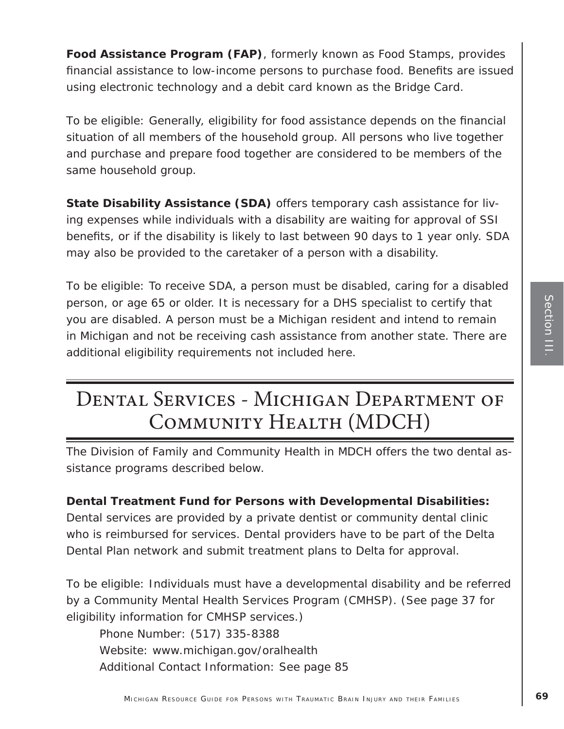**Food Assistance Program (FAP)**, formerly known as Food Stamps, provides financial assistance to low-income persons to purchase food. Benefits are issued using electronic technology and a debit card known as the Bridge Card.

To be eligible: Generally, eligibility for food assistance depends on the financial situation of all members of the household group. All persons who live together and purchase and prepare food together are considered to be members of the same household group.

**State Disability Assistance (SDA)** offers temporary cash assistance for living expenses while individuals with a disability are waiting for approval of SSI benefits, or if the disability is likely to last between 90 days to 1 year only. SDA may also be provided to the caretaker of a person with a disability.

To be eligible: To receive SDA, a person must be disabled, caring for a disabled person, or age 65 or older. It is necessary for a DHS specialist to certify that you are disabled. A person must be a Michigan resident and intend to remain in Michigan and not be receiving cash assistance from another state. There are additional eligibility requirements not included here.

# Dental Services - Michigan Department of Community Health (MDCH)

The Division of Family and Community Health in MDCH offers the two dental assistance programs described below.

**Dental Treatment Fund for Persons with Developmental Disabilities:** Dental services are provided by a private dentist or community dental clinic who is reimbursed for services. Dental providers have to be part of the Delta Dental Plan network and submit treatment plans to Delta for approval.

To be eligible: Individuals must have a developmental disability and be referred by a Community Mental Health Services Program (CMHSP). (See page 37 for eligibility information for CMHSP services.)

Phone Number: (517) 335-8388
Website: www.michigan.gov/oralhealth
Additional Contact Information: See page 85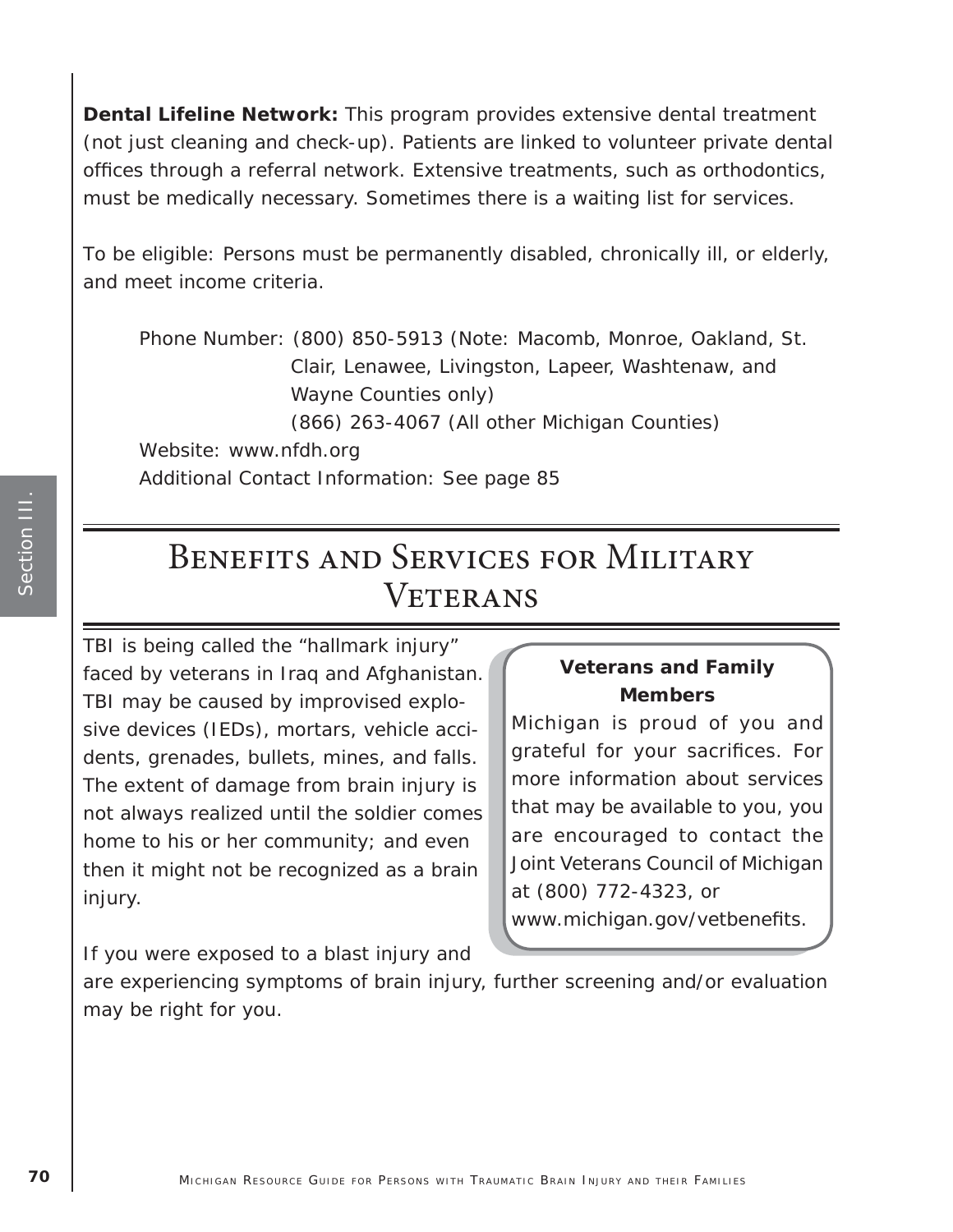**Dental Lifeline Network:** This program provides extensive dental treatment (not just cleaning and check-up). Patients are linked to volunteer private dental offices through a referral network. Extensive treatments, such as orthodontics, must be medically necessary. Sometimes there is a waiting list for services.

To be eligible: Persons must be permanently disabled, chronically ill, or elderly, and meet income criteria.

Phone Number: (800) 850-5913 (Note: Macomb, Monroe, Oakland, St. Clair, Lenawee, Livingston, Lapeer, Washtenaw, and Wayne Counties only)
(866) 263-4067 (All other Michigan Counties)
Website: www.nfdh.org
Additional Contact Information: See page 85

# Benefits and Services for Military Veterans

TBI is being called the "hallmark injury" faced by veterans in Iraq and Afghanistan. TBI may be caused by improvised explosive devices (IEDs), mortars, vehicle accidents, grenades, bullets, mines, and falls. The extent of damage from brain injury is not always realized until the soldier comes home to his or her community; and even then it might not be recognized as a brain injury.

If you were exposed to a blast injury and are experiencing symptoms of brain injury, further screening and/or evaluation may be right for you.

**Veterans and Family Members**

Michigan is proud of you and grateful for your sacrifices. For more information about services that may be available to you, you are encouraged to contact the Joint Veterans Council of Michigan at (800) 772-4323, or www.michigan.gov/vetbenefits.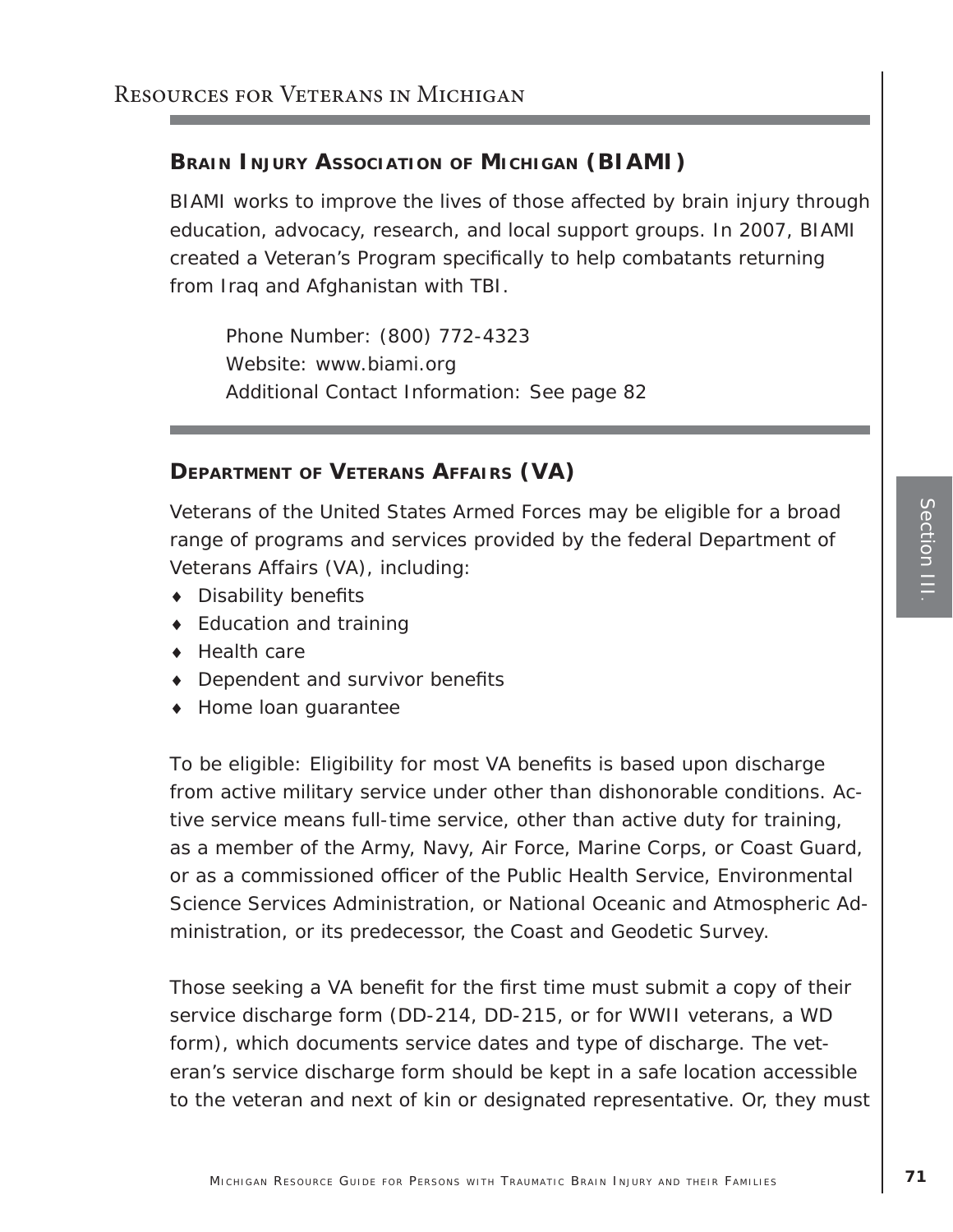## Resources for Veterans in Michigan

### Brain Injury Association of Michigan (BIAMI)

BIAMI works to improve the lives of those affected by brain injury through education, advocacy, research, and local support groups. In 2007, BIAMI created a Veteran's Program specifically to help combatants returning from Iraq and Afghanistan with TBI.

Phone Number: (800) 772-4323
Website: www.biami.org
Additional Contact Information: See page 82

### Department of Veterans Affairs (VA)

Veterans of the United States Armed Forces may be eligible for a broad range of programs and services provided by the federal Department of Veterans Affairs (VA), including:

- Disability benefits
- Education and training
- Health care
- Dependent and survivor benefits
- Home loan guarantee

To be eligible: Eligibility for most VA benefits is based upon discharge from active military service under other than dishonorable conditions. Active service means full-time service, other than active duty for training, as a member of the Army, Navy, Air Force, Marine Corps, or Coast Guard, or as a commissioned officer of the Public Health Service, Environmental Science Services Administration, or National Oceanic and Atmospheric Administration, or its predecessor, the Coast and Geodetic Survey.

Those seeking a VA benefit for the first time must submit a copy of their service discharge form (DD-214, DD-215, or for WWII veterans, a WD form), which documents service dates and type of discharge. The veteran's service discharge form should be kept in a safe location accessible to the veteran and next of kin or designated representative. Or, they must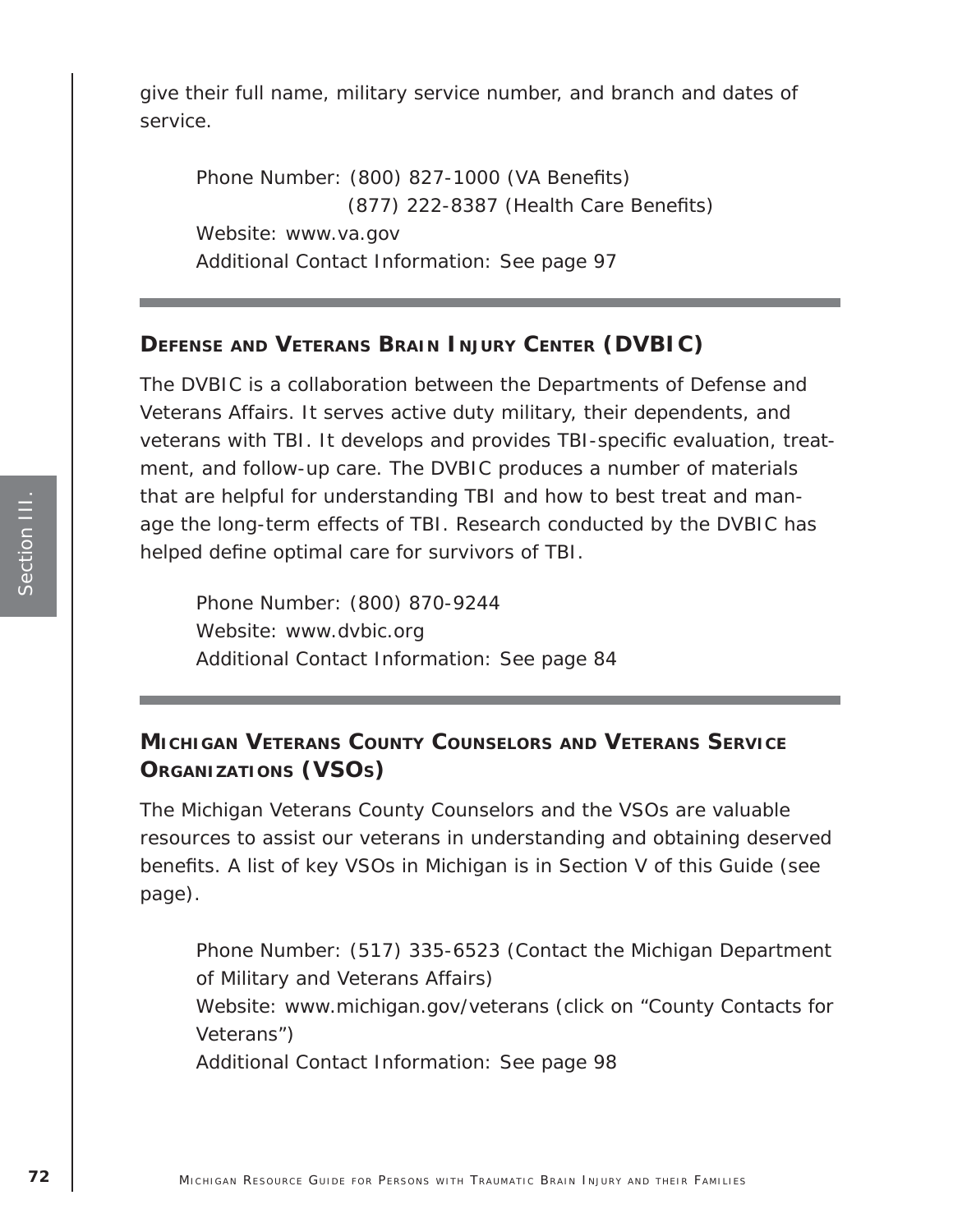give their full name, military service number, and branch and dates of service.

Phone Number: (800) 827-1000 (VA Benefits)
(877) 222-8387 (Health Care Benefits)
Website: www.va.gov
Additional Contact Information: See page 97

---

## Defense and Veterans Brain Injury Center (DVBIC)

The DVBIC is a collaboration between the Departments of Defense and Veterans Affairs. It serves active duty military, their dependents, and veterans with TBI. It develops and provides TBI-specific evaluation, treatment, and follow-up care. The DVBIC produces a number of materials that are helpful for understanding TBI and how to best treat and manage the long-term effects of TBI. Research conducted by the DVBIC has helped define optimal care for survivors of TBI.

Phone Number: (800) 870-9244
Website: www.dvbic.org
Additional Contact Information: See page 84

---

## Michigan Veterans County Counselors and Veterans Service Organizations (VSOs)

The Michigan Veterans County Counselors and the VSOs are valuable resources to assist our veterans in understanding and obtaining deserved benefits. A list of key VSOs in Michigan is in Section V of this Guide (see page).

Phone Number: (517) 335-6523 (Contact the Michigan Department of Military and Veterans Affairs)
Website: www.michigan.gov/veterans (click on “County Contacts for Veterans”)
Additional Contact Information: See page 98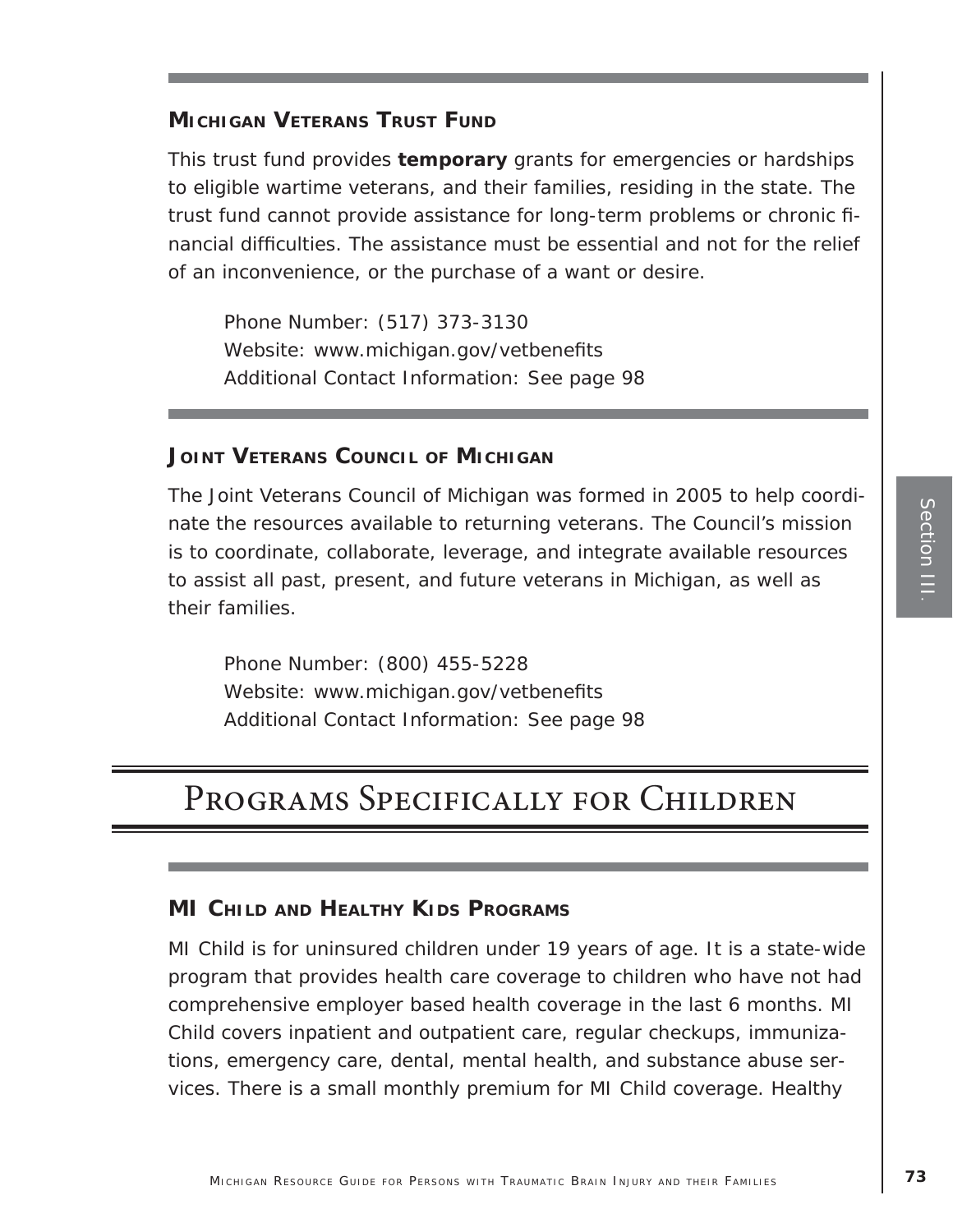### Michigan Veterans Trust Fund

This trust fund provides **temporary** grants for emergencies or hardships to eligible wartime veterans, and their families, residing in the state. The trust fund cannot provide assistance for long-term problems or chronic financial difficulties. The assistance must be essential and not for the relief of an inconvenience, or the purchase of a want or desire.

Phone Number: (517) 373-3130
Website: www.michigan.gov/vetbenefits
Additional Contact Information: See page 98

### Joint Veterans Council of Michigan

The Joint Veterans Council of Michigan was formed in 2005 to help coordinate the resources available to returning veterans. The Council's mission is to coordinate, collaborate, leverage, and integrate available resources to assist all past, present, and future veterans in Michigan, as well as their families.

Phone Number: (800) 455-5228
Website: www.michigan.gov/vetbenefits
Additional Contact Information: See page 98

## Programs Specifically for Children

### MI Child and Healthy Kids Programs

MI Child is for uninsured children under 19 years of age. It is a state-wide program that provides health care coverage to children who have not had comprehensive employer based health coverage in the last 6 months. MI Child covers inpatient and outpatient care, regular checkups, immunizations, emergency care, dental, mental health, and substance abuse services. There is a small monthly premium for MI Child coverage. Healthy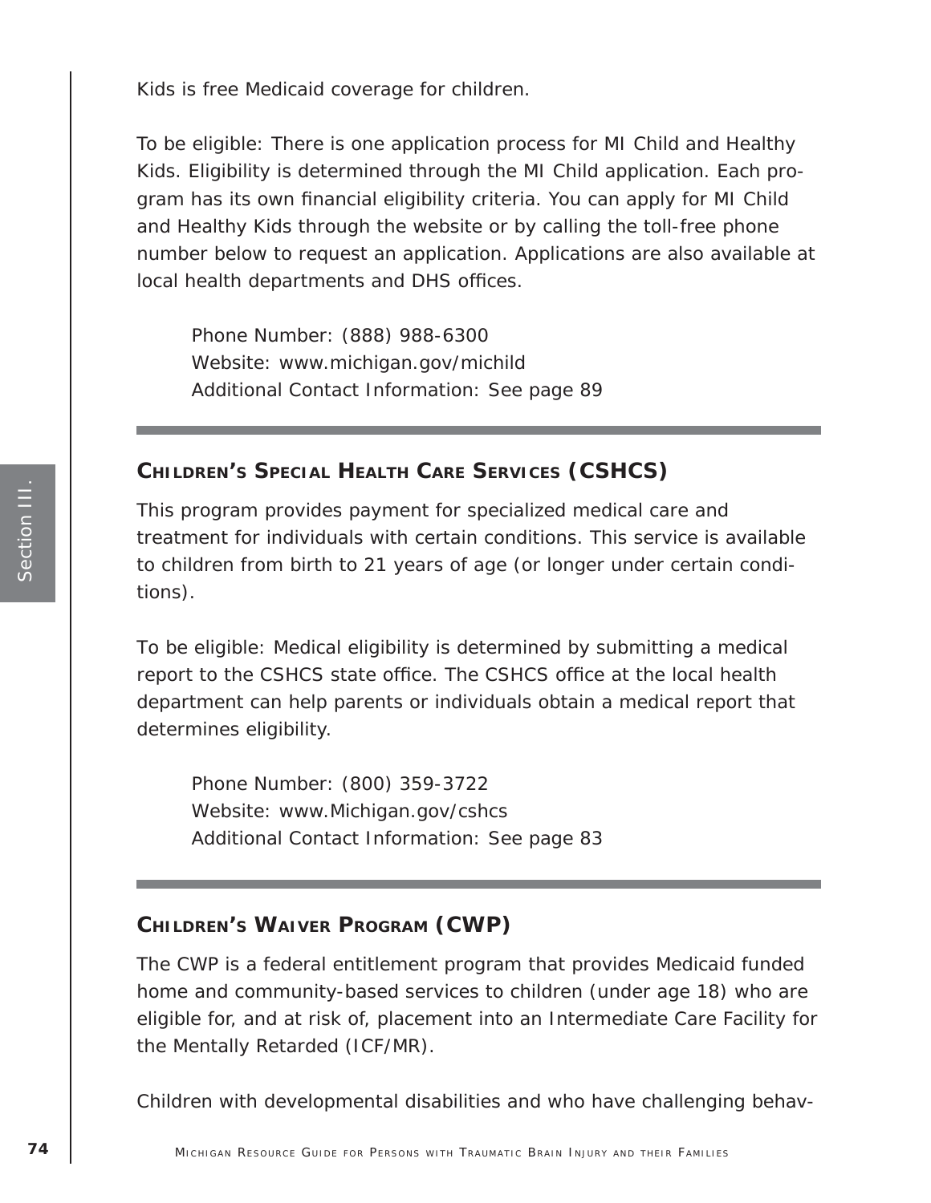Kids is free Medicaid coverage for children.

To be eligible: There is one application process for MI Child and Healthy Kids. Eligibility is determined through the MI Child application. Each program has its own financial eligibility criteria. You can apply for MI Child and Healthy Kids through the website or by calling the toll-free phone number below to request an application. Applications are also available at local health departments and DHS offices.

> Phone Number: (888) 988-6300
> Website: www.michigan.gov/michild
> Additional Contact Information: See page 89

---

### Children's Special Health Care Services (CSHCS)

This program provides payment for specialized medical care and treatment for individuals with certain conditions. This service is available to children from birth to 21 years of age (or longer under certain conditions).

To be eligible: Medical eligibility is determined by submitting a medical report to the CSHCS state office. The CSHCS office at the local health department can help parents or individuals obtain a medical report that determines eligibility.

> Phone Number: (800) 359-3722
> Website: www.Michigan.gov/cshcs
> Additional Contact Information: See page 83

---

### Children's Waiver Program (CWP)

The CWP is a federal entitlement program that provides Medicaid funded home and community-based services to children (under age 18) who are eligible for, and at risk of, placement into an Intermediate Care Facility for the Mentally Retarded (ICF/MR).

Children with developmental disabilities and who have challenging behav-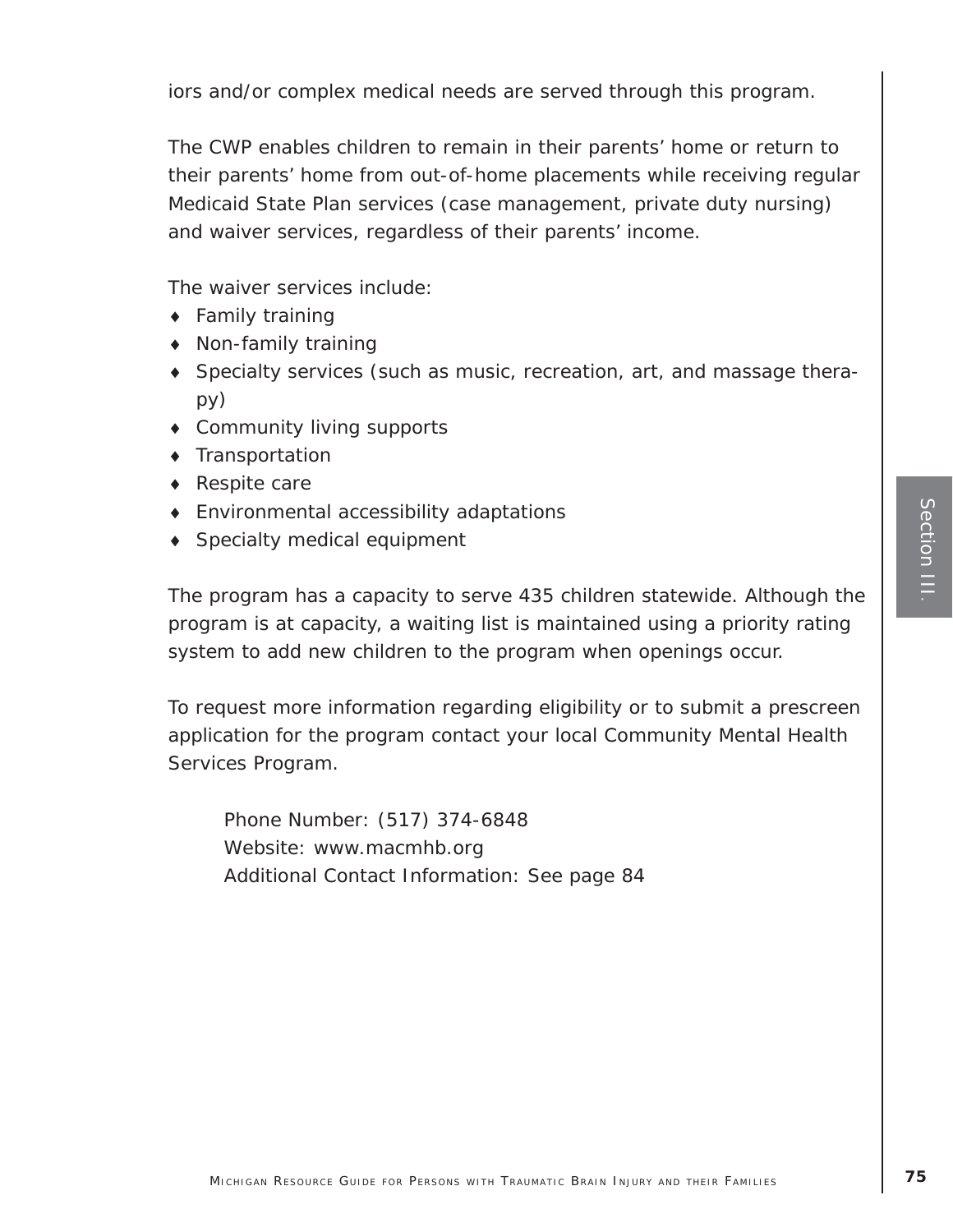iors and/or complex medical needs are served through this program.

The CWP enables children to remain in their parents' home or return to their parents' home from out-of-home placements while receiving regular Medicaid State Plan services (case management, private duty nursing) and waiver services, regardless of their parents' income.

The waiver services include:

- Family training
- Non-family training
- Specialty services (such as music, recreation, art, and massage therapy)
- Community living supports
- Transportation
- Respite care
- Environmental accessibility adaptations
- Specialty medical equipment

The program has a capacity to serve 435 children statewide. Although the program is at capacity, a waiting list is maintained using a priority rating system to add new children to the program when openings occur.

To request more information regarding eligibility or to submit a prescreen application for the program contact your local Community Mental Health Services Program.

Phone Number: (517) 374-6848
Website: www.macmhb.org
Additional Contact Information: See page 84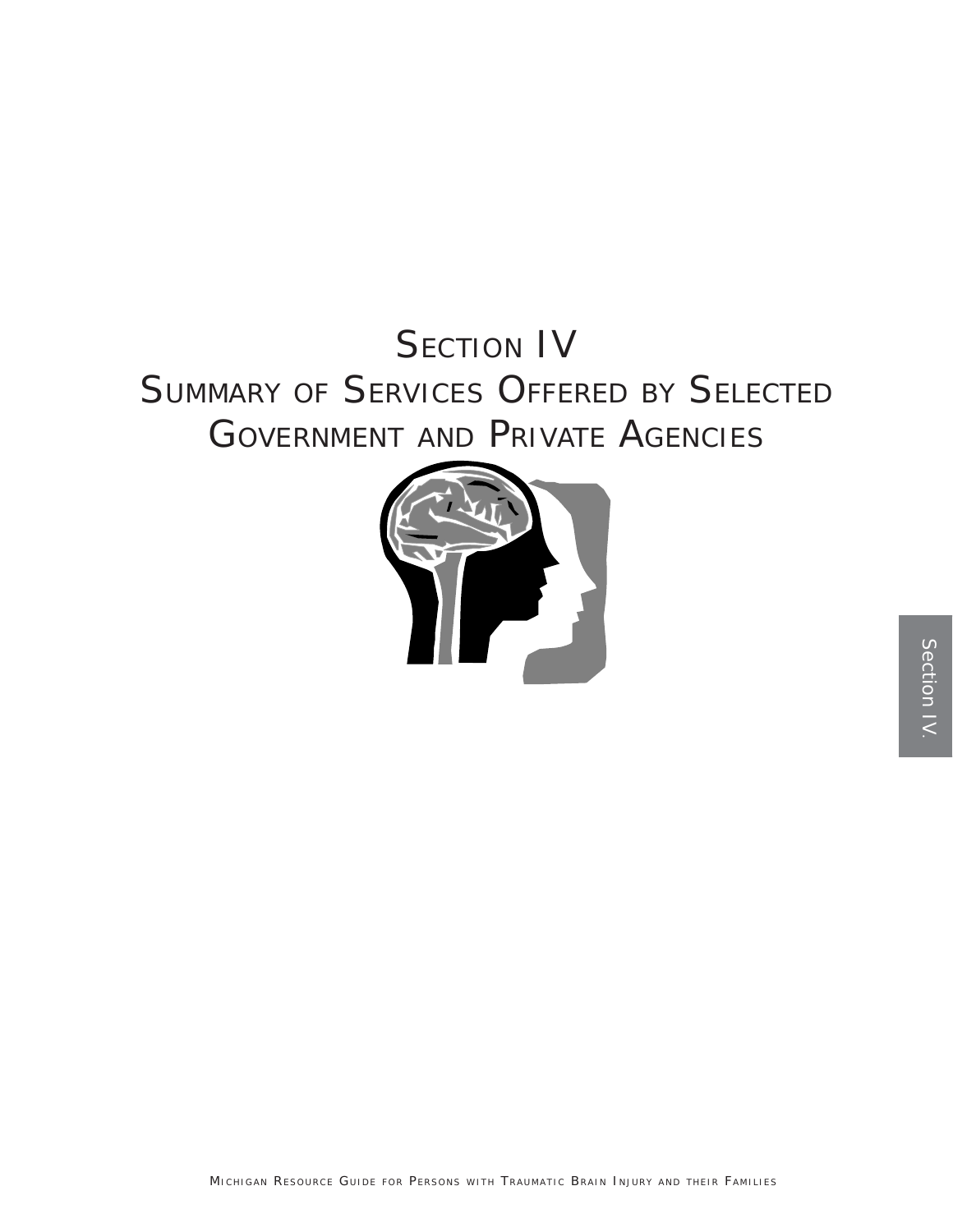# Section IV

# Summary of Services Offered by Selected Government and Private Agencies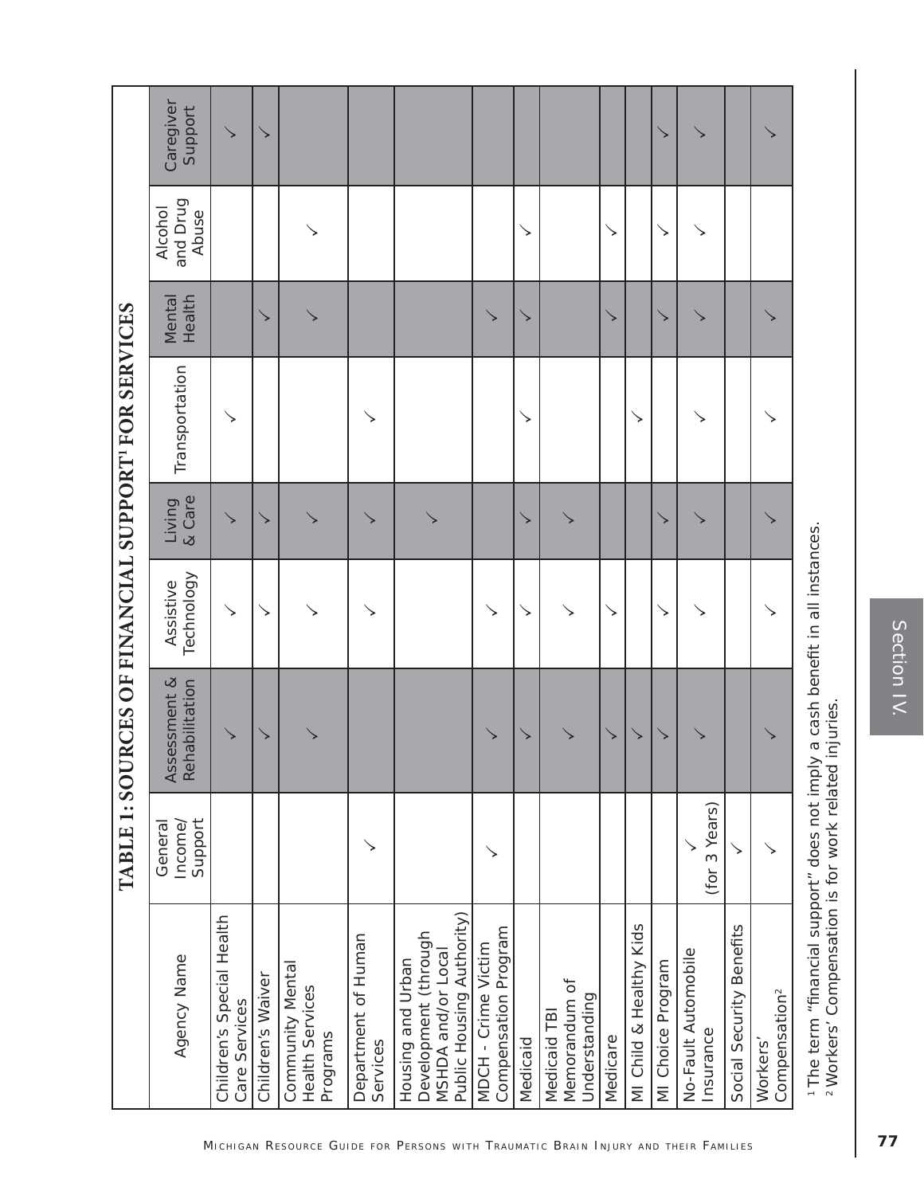# TABLE 1: SOURCES OF FINANCIAL SUPPORT[1] FOR SERVICES

| Agency Name | General Income/ Support | Assessment & Rehabilitation | Assistive Technology | Living & Care | Transportation | Mental Health | Alcohol and Drug Abuse | Caregiver Support |
|---|---|---|---|---|---|---|---|---|
| Children's Special Health Care Services | | ✓ | ✓ | ✓ | ✓ | | | ✓ |
| Children's Waiver | | ✓ | ✓ | ✓ | | ✓ | | ✓ |
| Community Mental Health Services Programs | | ✓ | ✓ | ✓ | | ✓ | ✓ | |
| Department of Human Services | ✓ | | ✓ | ✓ | ✓ | | | |
| Housing and Urban Development (through MSHDA and/or Local Public Housing Authority) | | | | ✓ | | | | |
| MDCH - Crime Victim Compensation Program | ✓ | ✓ | ✓ | | | ✓ | | |
| Medicaid | | ✓ | ✓ | ✓ | ✓ | ✓ | ✓ | |
| Medicaid TBI Memorandum of Understanding | | ✓ | ✓ | ✓ | | | | |
| Medicare | | ✓ | ✓ | | | ✓ | ✓ | |
| MI Child & Healthy Kids | | ✓ | | | ✓ | | | |
| MI Choice Program | | ✓ | ✓ | ✓ | | ✓ | ✓ | ✓ |
| No-Fault Automobile Insurance | ✓ (for 3 Years) | ✓ | ✓ | ✓ | ✓ | ✓ | ✓ | ✓ |
| Social Security Benefits | ✓ | | | | | | | |
| Workers' Compensation[2] | ✓ | ✓ | ✓ | ✓ | ✓ | ✓ | | ✓ |

[1] The term "financial support" does not imply a cash benefit in all instances.
[2] Workers' Compensation is for work related injuries.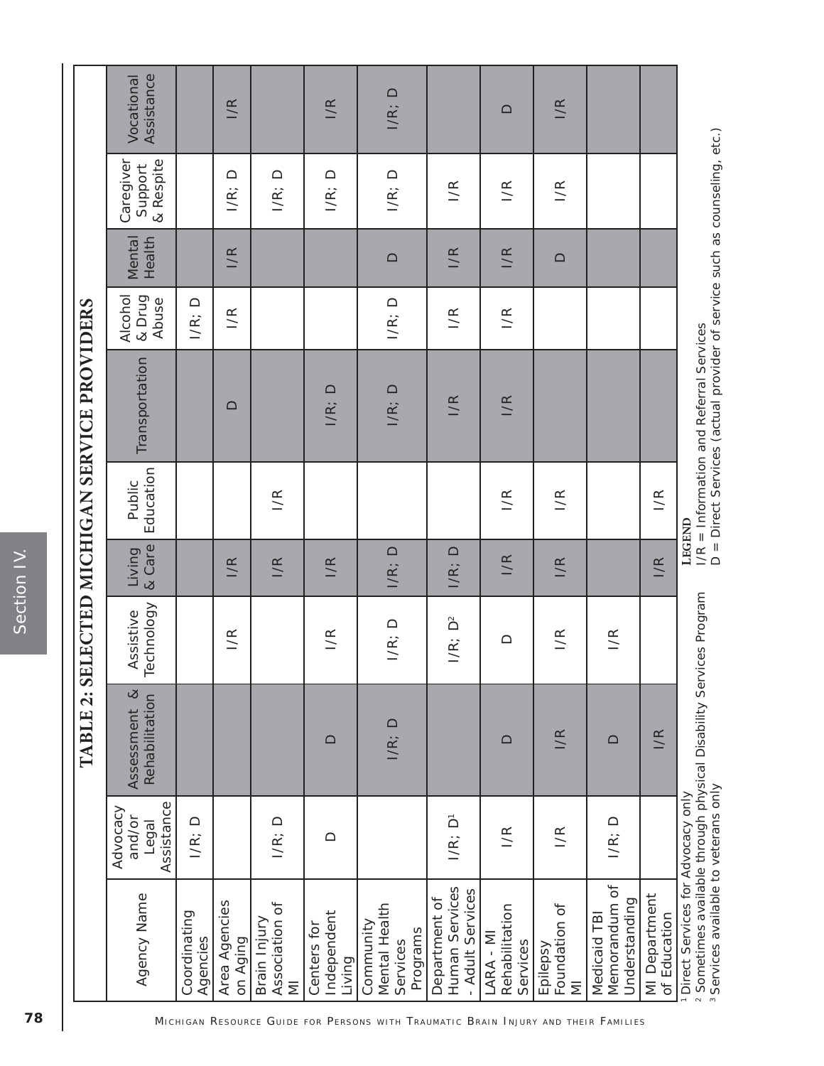## TABLE 2: SELECTED MICHIGAN SERVICE PROVIDERS

| Agency Name | Advocacy and/or Legal Assistance | Assessment & Rehabilitation | Assistive Technology | Living & Care | Public Education | Transportation | Alcohol & Drug Abuse | Mental Health | Caregiver Support & Respite | Vocational Assistance |
|---|---|---|---|---|---|---|---|---|---|---|
| Coordinating Agencies | I/R; D | | | | | | I/R; D | | | |
| Area Agencies on Aging | | | I/R | I/R | | D | I/R | I/R | I/R; D | I/R |
| Brain Injury Association of MI | I/R; D | | | I/R | I/R | | | | I/R; D | |
| Centers for Independent Living | D | D | I/R | I/R | | I/R; D | | | I/R; D | I/R |
| Community Mental Health Services Programs | | I/R; D | I/R; D | I/R; D | | I/R; D | I/R; D | D | I/R; D | I/R; D |
| Department of Human Services - Adult Services | I/R; D[1] | | I/R; D[2] | I/R; D | | I/R | I/R | I/R | I/R | |
| LARA - MI Rehabilitation Services | I/R | D | D | I/R | I/R | I/R | I/R | I/R | I/R | D |
| Epilepsy Foundation of MI | I/R | I/R | I/R | I/R | I/R | | | D | I/R | I/R |
| Medicaid TBI Memorandum of Understanding | I/R; D | D | I/R | | | | | | | |
| MI Department of Education | | I/R | | I/R | I/R | | | | | |

[1] Direct Services for Advocacy only
[2] Sometimes available through physical Disability Services Program
[3] Services available to veterans only

**LEGEND**
I/R = Information and Referral Services
D = Direct Services (actual provider of service such as counseling, etc.)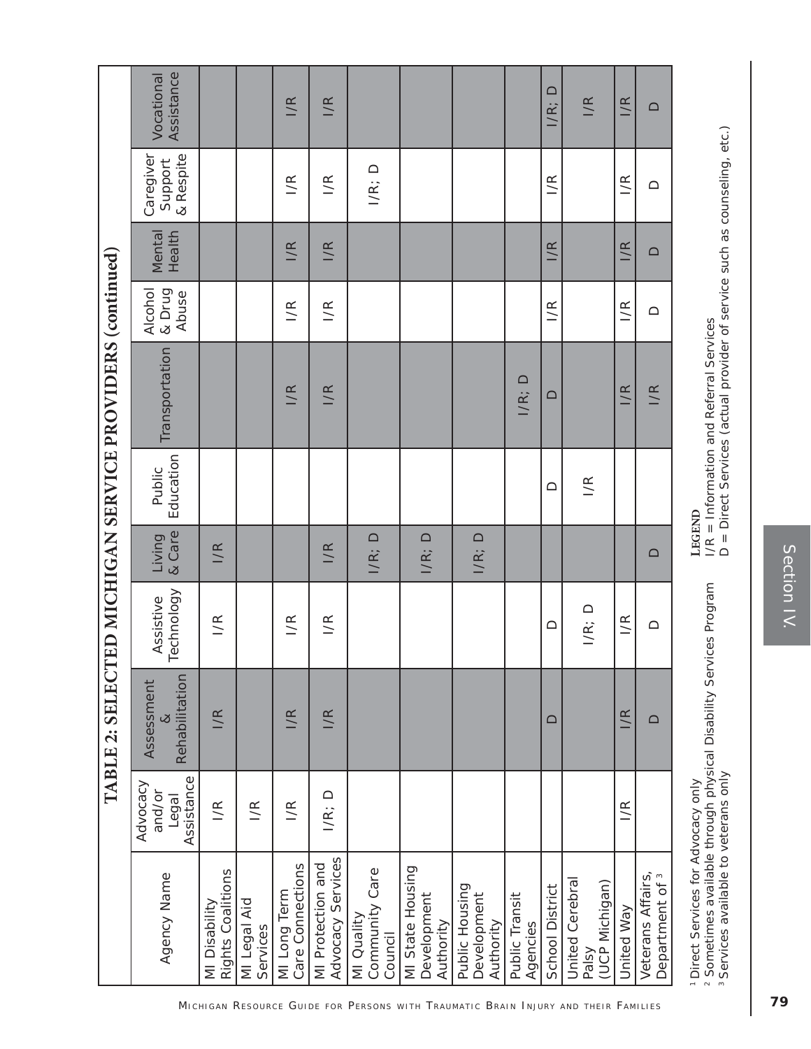# TABLE 2: SELECTED MICHIGAN SERVICE PROVIDERS (continued)

| Agency Name | Advocacy and/or Legal Assistance | Assessment & Rehabilitation | Assistive Technology | Living & Care | Public Education | Transportation | Alcohol & Drug Abuse | Mental Health | Caregiver Support & Respite | Vocational Assistance |
|---|---|---|---|---|---|---|---|---|---|---|
| MI Disability Rights Coalitions | I/R | I/R | I/R | I/R | | | | | | |
| MI Legal Aid Services | I/R | | | | | | | | | |
| MI Long Term Care Connections | I/R | I/R | I/R | | | I/R | I/R | I/R | I/R | I/R |
| MI Protection and Advocacy Services | I/R; D | I/R | I/R | I/R | | I/R | I/R | I/R | I/R | I/R |
| MI Quality Community Care Council | | | | I/R; D | | | | | I/R; D | |
| MI State Housing Development Authority | | | | I/R; D | | | | | | |
| Public Housing Development Authority | | | | I/R; D | | | | | | |
| Public Transit Agencies | | | | | | I/R; D | | | | |
| School District | | D | D | | D | D | I/R | I/R | I/R | I/R; D |
| United Cerebral Palsy (UCP Michigan) | | | I/R; D | | I/R | | | | | I/R |
| United Way | I/R | I/R | I/R | | | I/R | I/R | I/R | I/R | I/R |
| Veterans Affairs, Department of [3] | | D | D | D | | I/R | D | D | D | D |

[1] Direct Services for Advocacy only
[2] Sometimes available through physical Disability Services Program
[3] Services available to veterans only

**LEGEND**
I/R = Information and Referral Services
D = Direct Services (actual provider of service such as counseling, etc.)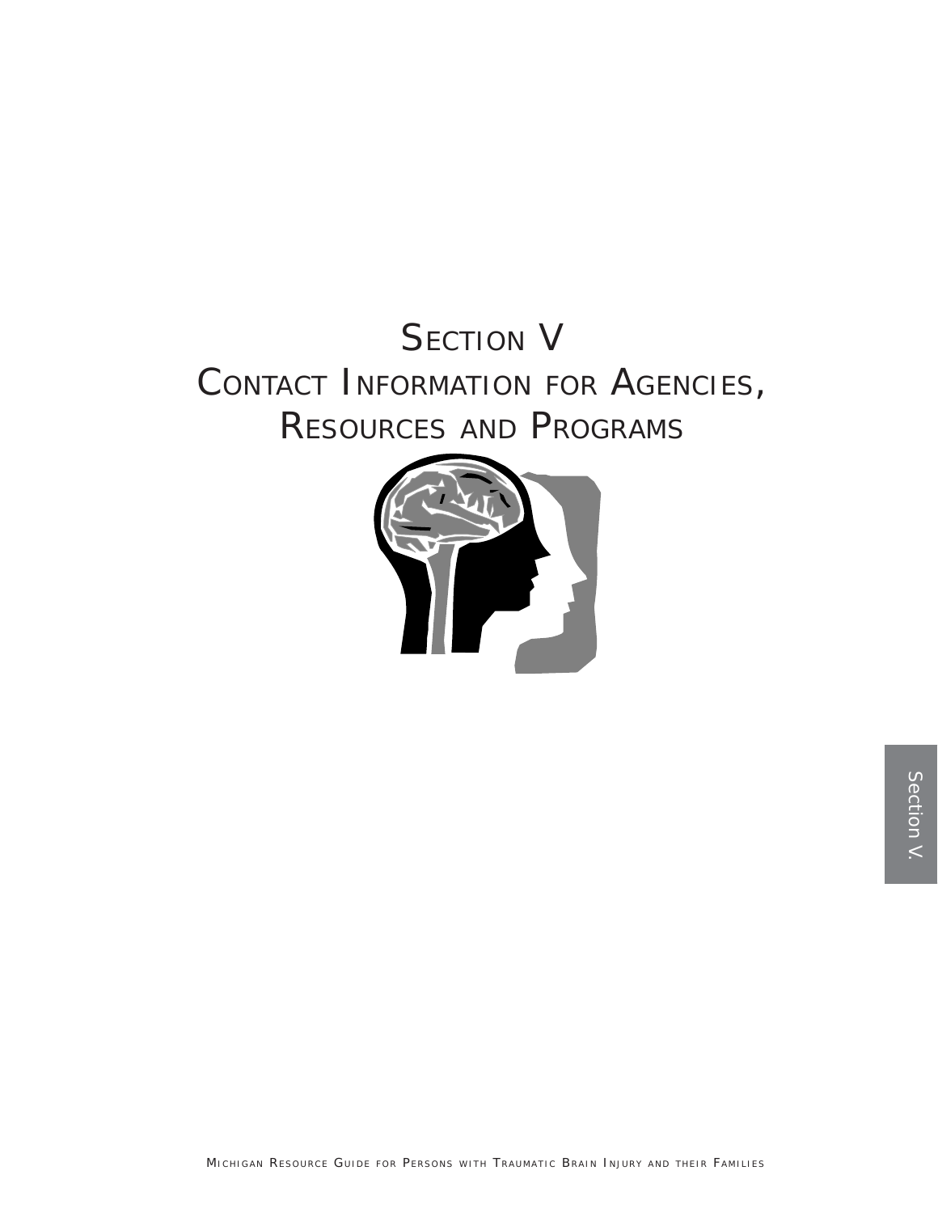# Section V

# Contact Information for Agencies, Resources and Programs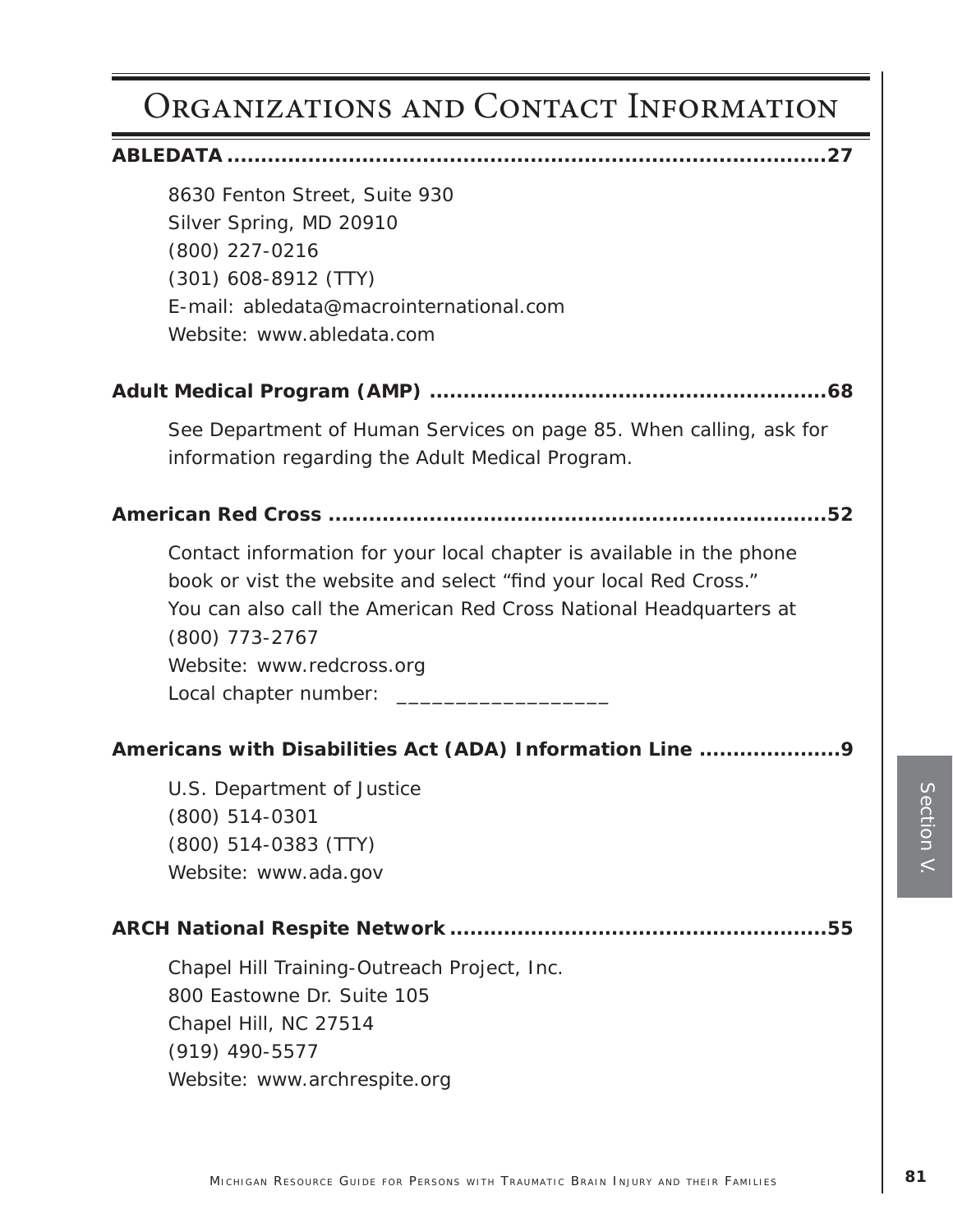# Organizations and Contact Information

**ABLEDATA ............................................................................................27**

8630 Fenton Street, Suite 930
Silver Spring, MD 20910
(800) 227-0216
(301) 608-8912 (TTY)
E-mail: abledata@macrointernational.com
Website: www.abledata.com

**Adult Medical Program (AMP) ...........................................................68**

See Department of Human Services on page 85. When calling, ask for information regarding the Adult Medical Program.

**American Red Cross ...........................................................................52**

Contact information for your local chapter is available in the phone book or vist the website and select "find your local Red Cross."
You can also call the American Red Cross National Headquarters at (800) 773-2767
Website: www.redcross.org
Local chapter number: __________________

**Americans with Disabilities Act (ADA) Information Line .....................9**

U.S. Department of Justice
(800) 514-0301
(800) 514-0383 (TTY)
Website: www.ada.gov

**ARCH National Respite Network ........................................................55**

Chapel Hill Training-Outreach Project, Inc.
800 Eastowne Dr. Suite 105
Chapel Hill, NC 27514
(919) 490-5577
Website: www.archrespite.org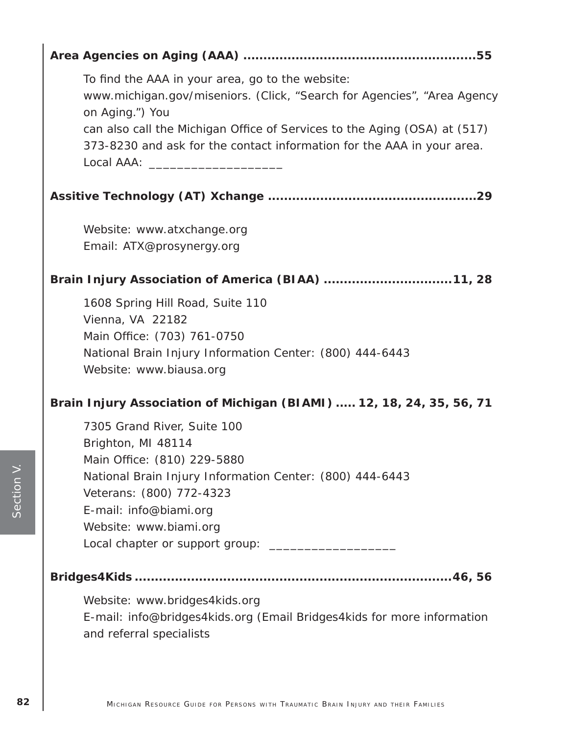**Area Agencies on Aging (AAA) ........................................................55**

To find the AAA in your area, go to the website:
www.michigan.gov/miseniors. (Click, “Search for Agencies”, “Area Agency on Aging.”) You
can also call the Michigan Office of Services to the Aging (OSA) at (517) 373-8230 and ask for the contact information for the AAA in your area.
Local AAA: ___________________

**Assitive Technology (AT) Xchange ..................................................29**

Website: www.atxchange.org
Email: ATX@prosynergy.org

**Brain Injury Association of America (BIAA) ...............................11, 28**

1608 Spring Hill Road, Suite 110
Vienna, VA 22182
Main Office: (703) 761-0750
National Brain Injury Information Center: (800) 444-6443
Website: www.biausa.org

**Brain Injury Association of Michigan (BIAMI) ..... 12, 18, 24, 35, 56, 71**

7305 Grand River, Suite 100
Brighton, MI 48114
Main Office: (810) 229-5880
National Brain Injury Information Center: (800) 444-6443
Veterans: (800) 772-4323
E-mail: info@biami.org
Website: www.biami.org
Local chapter or support group: __________________

**Bridges4Kids ................................................................................46, 56**

Website: www.bridges4kids.org
E-mail: info@bridges4kids.org (Email Bridges4kids for more information and referral specialists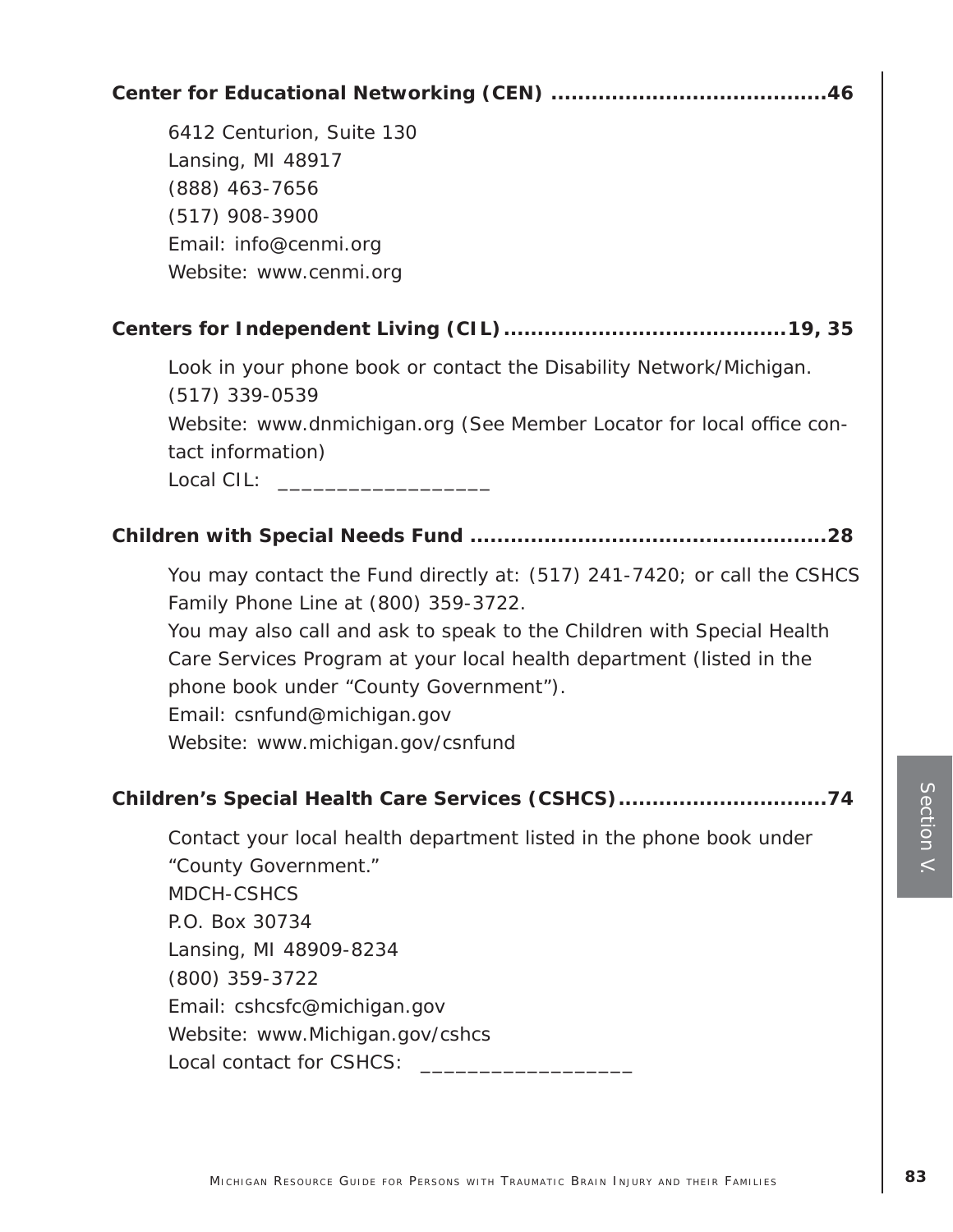**Center for Educational Networking (CEN) ........................................46**

6412 Centurion, Suite 130
Lansing, MI 48917
(888) 463-7656
(517) 908-3900
Email: info@cenmi.org
Website: www.cenmi.org

**Centers for Independent Living (CIL).........................................19, 35**

Look in your phone book or contact the Disability Network/Michigan.
(517) 339-0539
Website: www.dnmichigan.org (See Member Locator for local office contact information)
Local CIL: ___________________

**Children with Special Needs Fund .....................................................28**

You may contact the Fund directly at: (517) 241-7420; or call the CSHCS Family Phone Line at (800) 359-3722.
You may also call and ask to speak to the Children with Special Health Care Services Program at your local health department (listed in the phone book under "County Government").
Email: csnfund@michigan.gov
Website: www.michigan.gov/csnfund

**Children's Special Health Care Services (CSHCS)...............................74**

Contact your local health department listed in the phone book under "County Government."
MDCH-CSHCS
P.O. Box 30734
Lansing, MI 48909-8234
(800) 359-3722
Email: cshcsfc@michigan.gov
Website: www.Michigan.gov/cshcs
Local contact for CSHCS: ___________________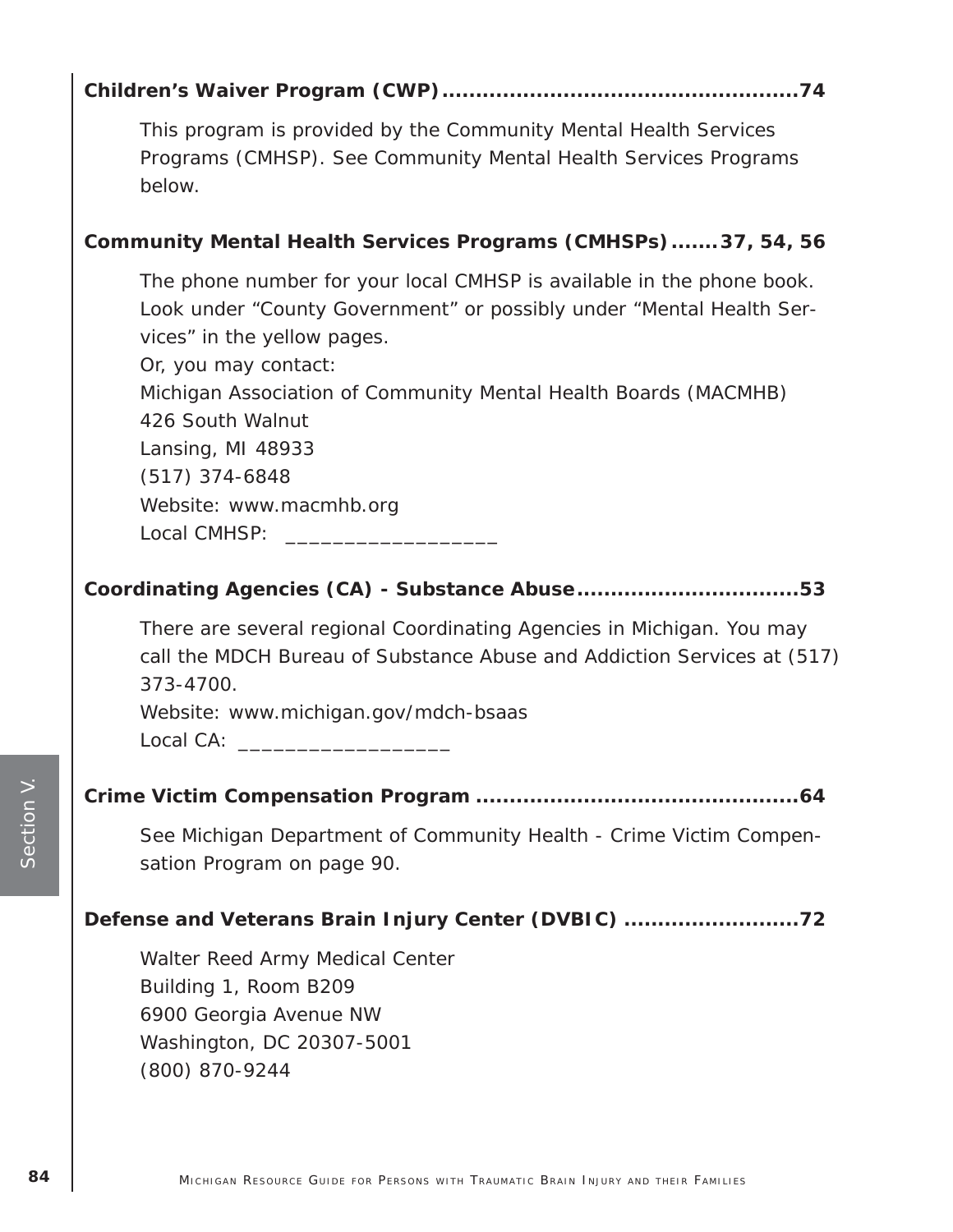**Children's Waiver Program (CWP).....................................................74**

This program is provided by the Community Mental Health Services Programs (CMHSP). See Community Mental Health Services Programs below.

**Community Mental Health Services Programs (CMHSPs).......37, 54, 56**

The phone number for your local CMHSP is available in the phone book. Look under "County Government" or possibly under "Mental Health Services" in the yellow pages.
Or, you may contact:
Michigan Association of Community Mental Health Boards (MACMHB)
426 South Walnut
Lansing, MI 48933
(517) 374-6848
Website: www.macmhb.org
Local CMHSP: __________________

**Coordinating Agencies (CA) - Substance Abuse.................................53**

There are several regional Coordinating Agencies in Michigan. You may call the MDCH Bureau of Substance Abuse and Addiction Services at (517) 373-4700.
Website: www.michigan.gov/mdch-bsaas
Local CA: __________________

**Crime Victim Compensation Program ................................................64**

See Michigan Department of Community Health - Crime Victim Compensation Program on page 90.

**Defense and Veterans Brain Injury Center (DVBIC) ..........................72**

Walter Reed Army Medical Center
Building 1, Room B209
6900 Georgia Avenue NW
Washington, DC 20307-5001
(800) 870-9244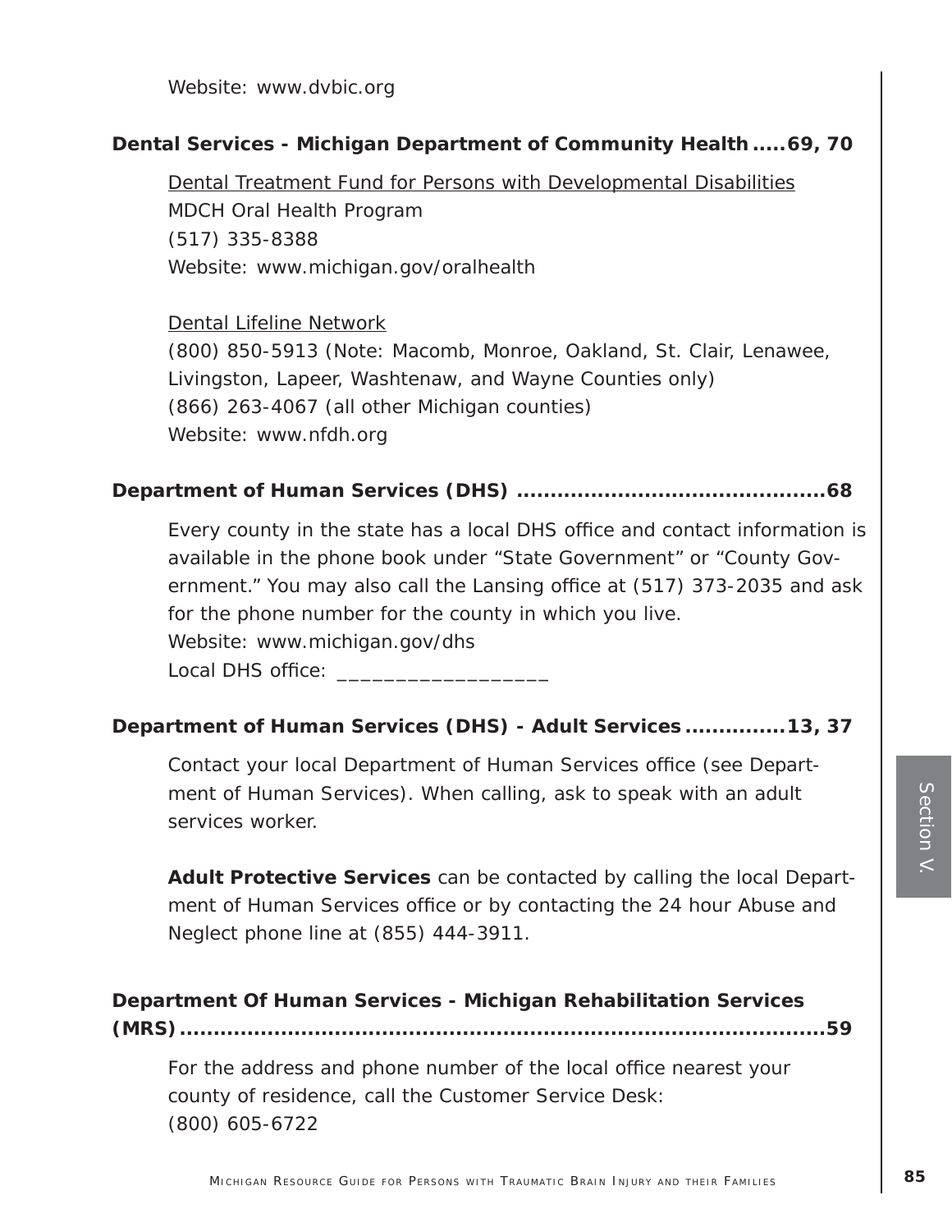Website: www.dvbic.org

**Dental Services - Michigan Department of Community Health .....69, 70**

Dental Treatment Fund for Persons with Developmental Disabilities
MDCH Oral Health Program
(517) 335-8388
Website: www.michigan.gov/oralhealth

Dental Lifeline Network
(800) 850-5913 (Note: Macomb, Monroe, Oakland, St. Clair, Lenawee, Livingston, Lapeer, Washtenaw, and Wayne Counties only)
(866) 263-4067 (all other Michigan counties)
Website: www.nfdh.org

**Department of Human Services (DHS) .............................................68**

Every county in the state has a local DHS office and contact information is available in the phone book under "State Government" or "County Government." You may also call the Lansing office at (517) 373-2035 and ask for the phone number for the county in which you live.
Website: www.michigan.gov/dhs
Local DHS office: ___________________

**Department of Human Services (DHS) - Adult Services ...............13, 37**

Contact your local Department of Human Services office (see Department of Human Services). When calling, ask to speak with an adult services worker.

**Adult Protective Services** can be contacted by calling the local Department of Human Services office or by contacting the 24 hour Abuse and Neglect phone line at (855) 444-3911.

**Department Of Human Services - Michigan Rehabilitation Services (MRS) ..................................................................................59**

For the address and phone number of the local office nearest your county of residence, call the Customer Service Desk:
(800) 605-6722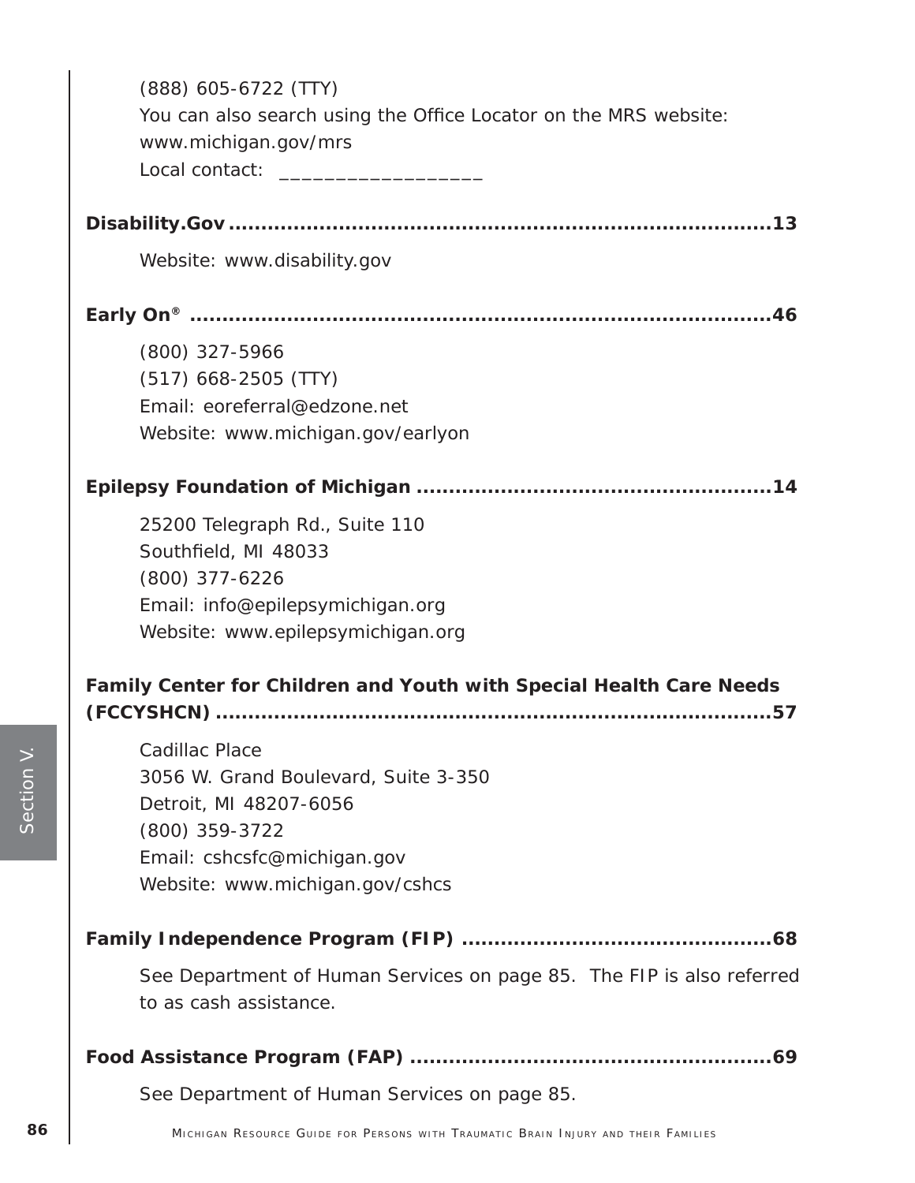(888) 605-6722 (TTY)
You can also search using the Office Locator on the MRS website:
www.michigan.gov/mrs
Local contact: ___________________

**Disability.Gov .......................................................................................13**

Website: www.disability.gov

**Early On® ...............................................................................................46**

(800) 327-5966
(517) 668-2505 (TTY)
Email: eoreferral@edzone.net
Website: www.michigan.gov/earlyon

**Epilepsy Foundation of Michigan ........................................................14**

25200 Telegraph Rd., Suite 110
Southfield, MI 48033
(800) 377-6226
Email: info@epilepsymichigan.org
Website: www.epilepsymichigan.org

**Family Center for Children and Youth with Special Health Care Needs (FCCYSHCN) ..........................................................................................57**

Cadillac Place
3056 W. Grand Boulevard, Suite 3-350
Detroit, MI 48207-6056
(800) 359-3722
Email: cshcsfc@michigan.gov
Website: www.michigan.gov/cshcs

**Family Independence Program (FIP) ..................................................68**

See Department of Human Services on page 85. The FIP is also referred to as cash assistance.

**Food Assistance Program (FAP) ..........................................................69**

See Department of Human Services on page 85.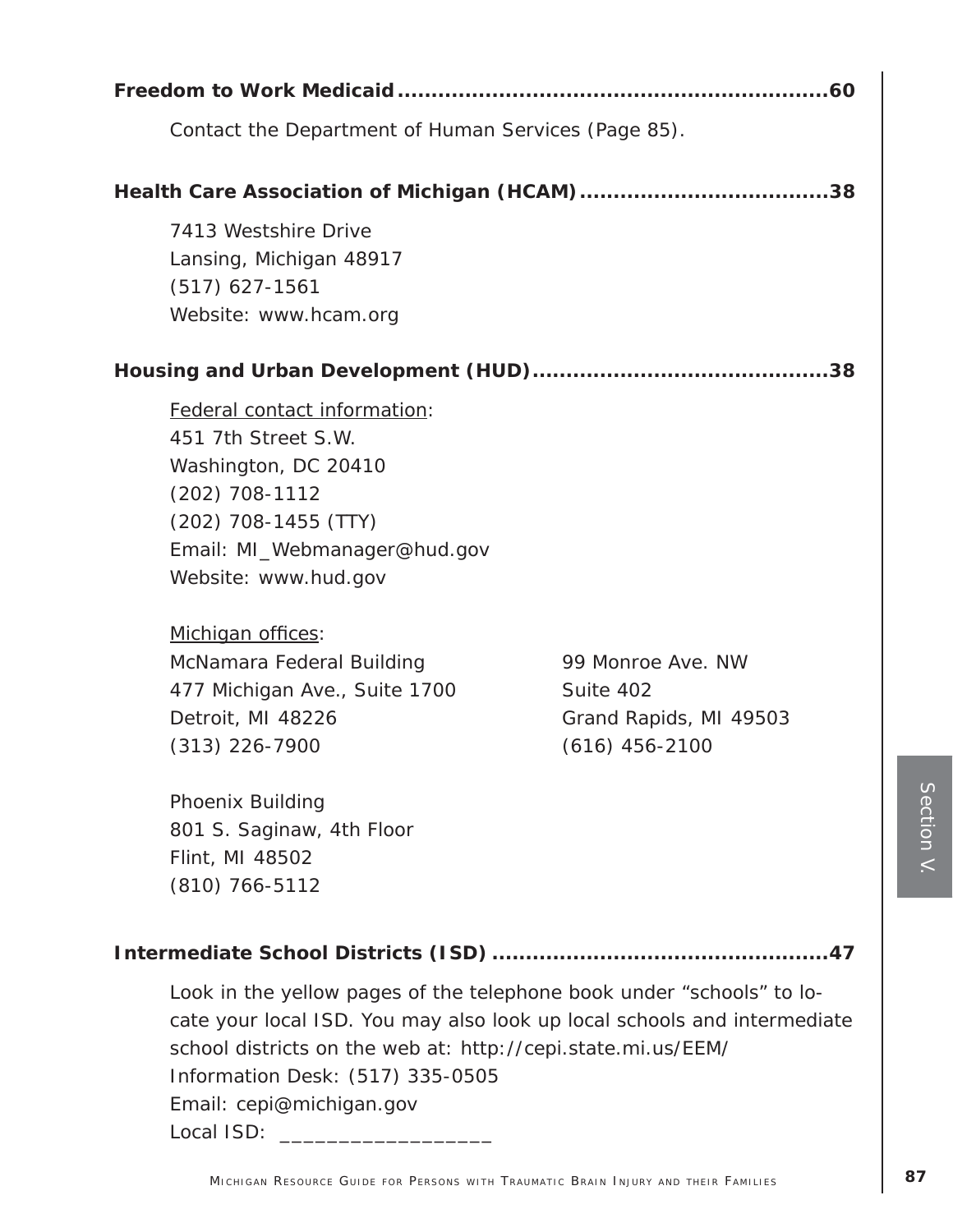**Freedom to Work Medicaid.................................................................60**

Contact the Department of Human Services (Page 85).

**Health Care Association of Michigan (HCAM).....................................38**

7413 Westshire Drive
Lansing, Michigan 48917
(517) 627-1561
Website: www.hcam.org

**Housing and Urban Development (HUD)...........................................38**

Federal contact information:
451 7th Street S.W.
Washington, DC 20410
(202) 708-1112
(202) 708-1455 (TTY)
Email: MI_Webmanager@hud.gov
Website: www.hud.gov

Michigan offices:

McNamara Federal Building
477 Michigan Ave., Suite 1700
Detroit, MI 48226
(313) 226-7900

99 Monroe Ave. NW
Suite 402
Grand Rapids, MI 49503
(616) 456-2100

Phoenix Building
801 S. Saginaw, 4th Floor
Flint, MI 48502
(810) 766-5112

**Intermediate School Districts (ISD) ..................................................47**

Look in the yellow pages of the telephone book under "schools" to locate your local ISD. You may also look up local schools and intermediate school districts on the web at: http://cepi.state.mi.us/EEM/
Information Desk: (517) 335-0505
Email: cepi@michigan.gov
Local ISD: __________________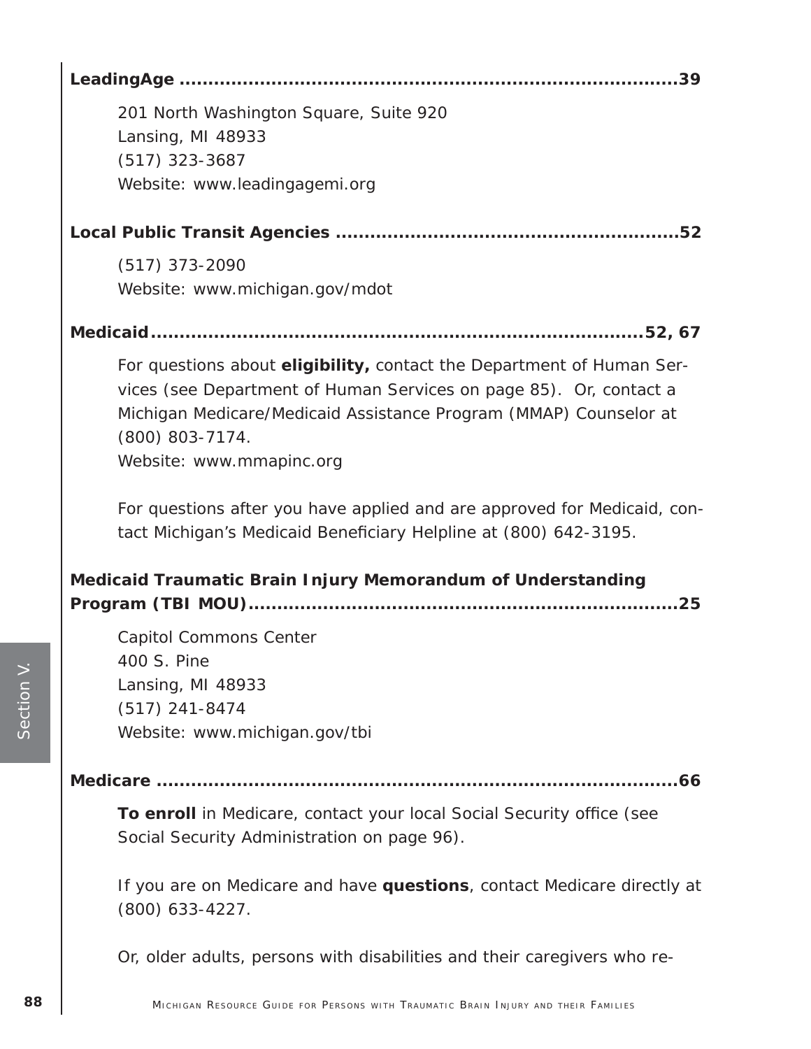**LeadingAge ..........................................................................................39**

201 North Washington Square, Suite 920
Lansing, MI 48933
(517) 323-3687
Website: www.leadingagemi.org

**Local Public Transit Agencies ..........................................................52**

(517) 373-2090
Website: www.michigan.gov/mdot

**Medicaid........................................................................................52, 67**

For questions about **eligibility,** contact the Department of Human Services (see Department of Human Services on page 85). Or, contact a Michigan Medicare/Medicaid Assistance Program (MMAP) Counselor at (800) 803-7174.
Website: www.mmapinc.org

For questions after you have applied and are approved for Medicaid, contact Michigan's Medicaid Beneficiary Helpline at (800) 642-3195.

**Medicaid Traumatic Brain Injury Memorandum of Understanding Program (TBI MOU)..........................................................................25**

Capitol Commons Center
400 S. Pine
Lansing, MI 48933
(517) 241-8474
Website: www.michigan.gov/tbi

**Medicare ............................................................................................66**

**To enroll** in Medicare, contact your local Social Security office (see Social Security Administration on page 96).

If you are on Medicare and have **questions**, contact Medicare directly at (800) 633-4227.

Or, older adults, persons with disabilities and their caregivers who re-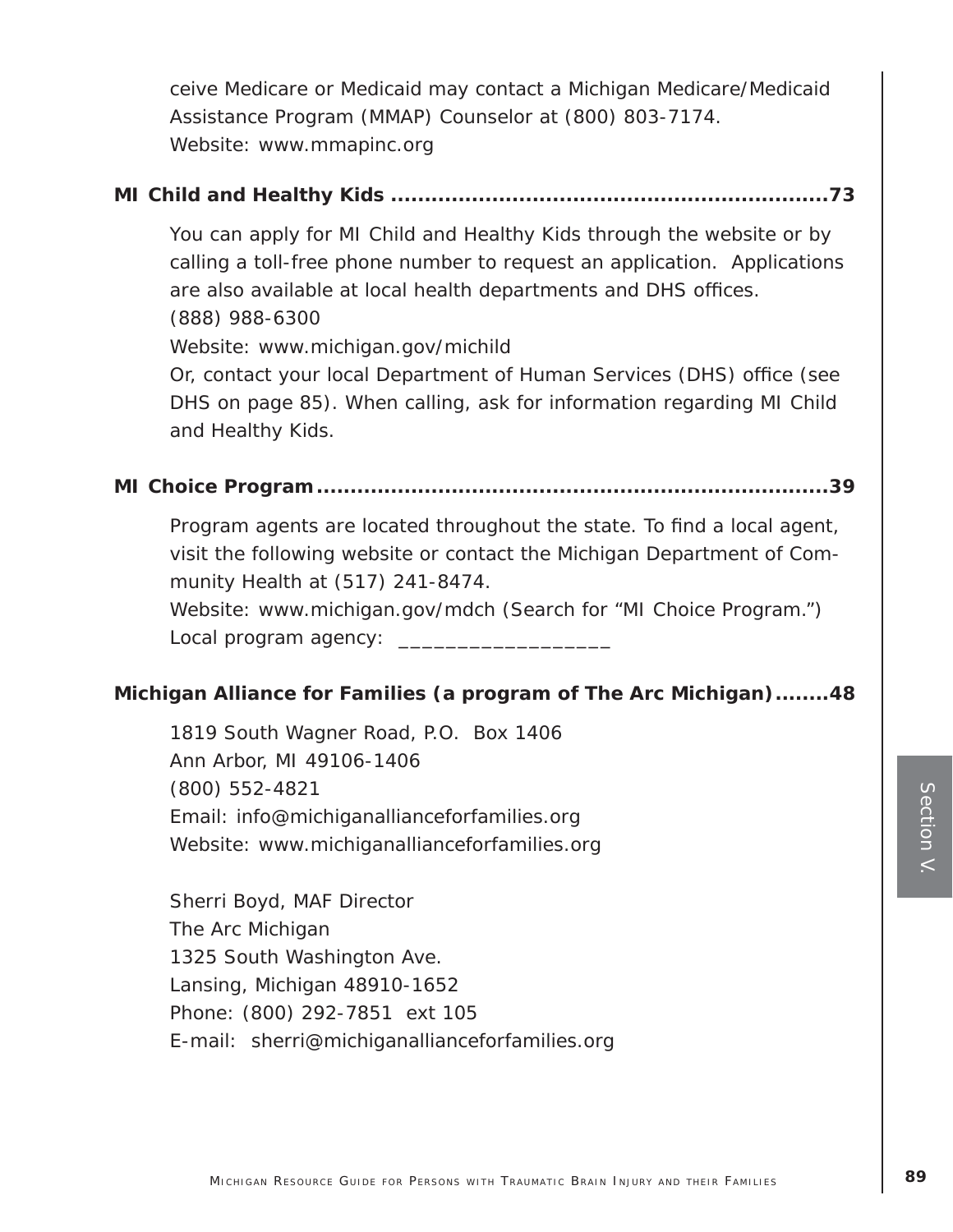ceive Medicare or Medicaid may contact a Michigan Medicare/Medicaid Assistance Program (MMAP) Counselor at (800) 803-7174.
Website: www.mmapinc.org

**MI Child and Healthy Kids ..................................................................73**

You can apply for MI Child and Healthy Kids through the website or by calling a toll-free phone number to request an application. Applications are also available at local health departments and DHS offices.
(888) 988-6300
Website: www.michigan.gov/michild
Or, contact your local Department of Human Services (DHS) office (see DHS on page 85). When calling, ask for information regarding MI Child and Healthy Kids.

**MI Choice Program..........................................................................39**

Program agents are located throughout the state. To find a local agent, visit the following website or contact the Michigan Department of Community Health at (517) 241-8474.
Website: www.michigan.gov/mdch (Search for "MI Choice Program.")
Local program agency: __________________

**Michigan Alliance for Families (a program of The Arc Michigan)........48**

1819 South Wagner Road, P.O. Box 1406
Ann Arbor, MI 49106-1406
(800) 552-4821
Email: info@michiganallianceforfamilies.org
Website: www.michiganallianceforfamilies.org

Sherri Boyd, MAF Director
The Arc Michigan
1325 South Washington Ave.
Lansing, Michigan 48910-1652
Phone: (800) 292-7851 ext 105
E-mail: sherri@michiganallianceforfamilies.org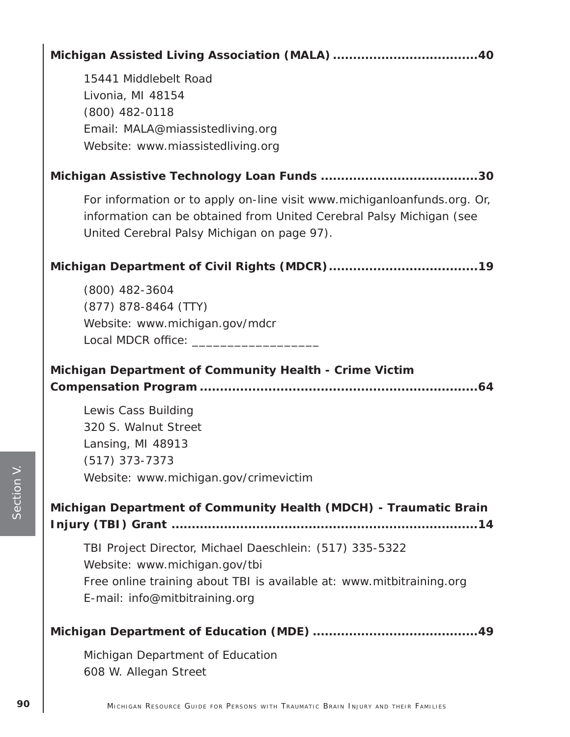**Michigan Assisted Living Association (MALA) ...................................40**

15441 Middlebelt Road
Livonia, MI 48154
(800) 482-0118
Email: MALA@miassistedliving.org
Website: www.miassistedliving.org

**Michigan Assistive Technology Loan Funds .......................................30**

For information or to apply on-line visit www.michiganloanfunds.org. Or, information can be obtained from United Cerebral Palsy Michigan (see United Cerebral Palsy Michigan on page 97).

**Michigan Department of Civil Rights (MDCR).....................................19**

(800) 482-3604
(877) 878-8464 (TTY)
Website: www.michigan.gov/mdcr
Local MDCR office: __________________

**Michigan Department of Community Health - Crime Victim Compensation Program......................................................................64**

Lewis Cass Building
320 S. Walnut Street
Lansing, MI 48913
(517) 373-7373
Website: www.michigan.gov/crimevictim

**Michigan Department of Community Health (MDCH) - Traumatic Brain Injury (TBI) Grant .............................................................................14**

TBI Project Director, Michael Daeschlein: (517) 335-5322
Website: www.michigan.gov/tbi
Free online training about TBI is available at: www.mitbitraining.org
E-mail: info@mitbitraining.org

**Michigan Department of Education (MDE) .........................................49**

Michigan Department of Education
608 W. Allegan Street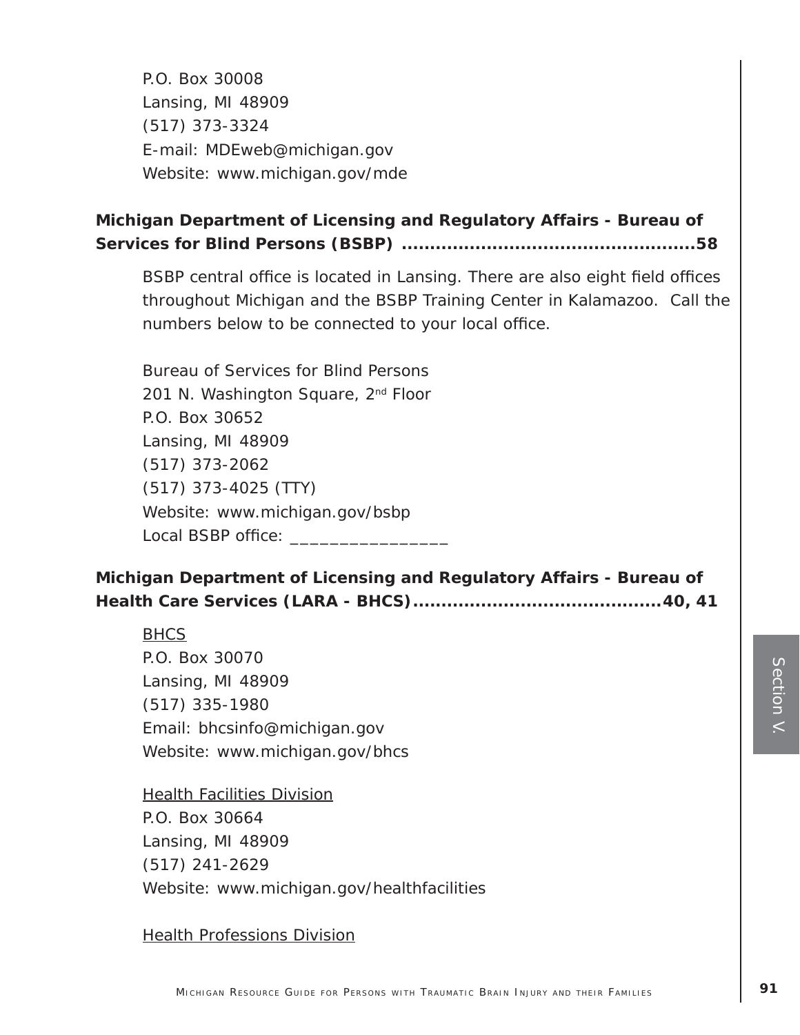P.O. Box 30008
Lansing, MI 48909
(517) 373-3324
E-mail: MDEweb@michigan.gov
Website: www.michigan.gov/mde

**Michigan Department of Licensing and Regulatory Affairs - Bureau of Services for Blind Persons (BSBP) ..................................................58**

BSBP central office is located in Lansing. There are also eight field offices throughout Michigan and the BSBP Training Center in Kalamazoo.  Call the numbers below to be connected to your local office.

Bureau of Services for Blind Persons
201 N. Washington Square, 2nd Floor
P.O. Box 30652
Lansing, MI 48909
(517) 373-2062
(517) 373-4025 (TTY)
Website: www.michigan.gov/bsbp
Local BSBP office: ________________

**Michigan Department of Licensing and Regulatory Affairs - Bureau of Health Care Services (LARA - BHCS)..........................................40, 41**

<u>BHCS</u>
P.O. Box 30070
Lansing, MI 48909
(517) 335-1980
Email: bhcsinfo@michigan.gov
Website: www.michigan.gov/bhcs

<u>Health Facilities Division</u>
P.O. Box 30664
Lansing, MI 48909
(517) 241-2629
Website: www.michigan.gov/healthfacilities

<u>Health Professions Division</u>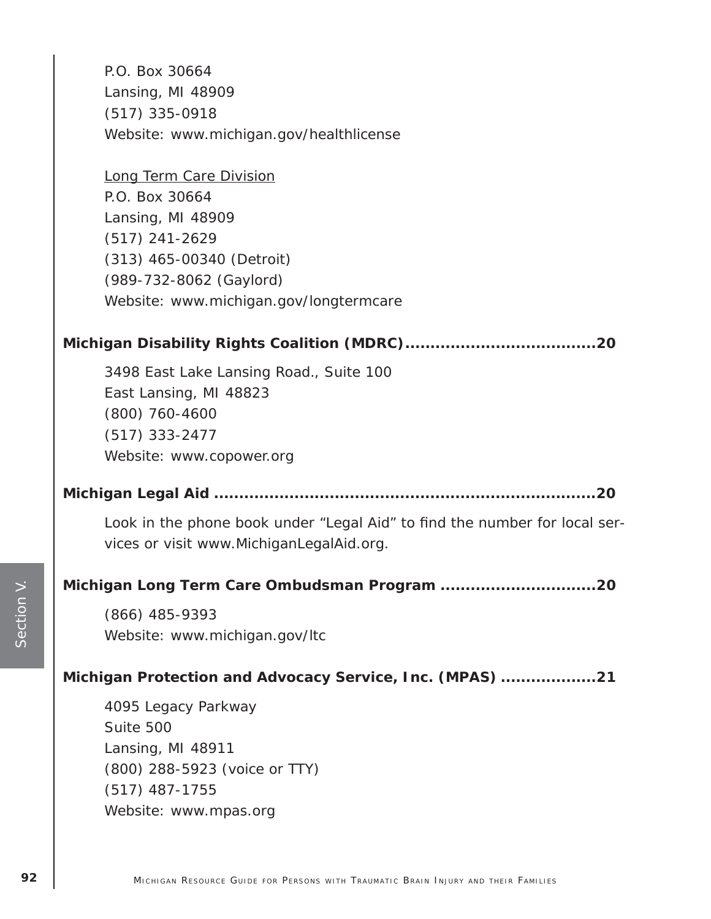P.O. Box 30664
Lansing, MI 48909
(517) 335-0918
Website: www.michigan.gov/healthlicense

<u>Long Term Care Division</u>
P.O. Box 30664
Lansing, MI 48909
(517) 241-2629
(313) 465-00340 (Detroit)
(989-732-8062 (Gaylord)
Website: www.michigan.gov/longtermcare

**Michigan Disability Rights Coalition (MDRC).....................................20**

3498 East Lake Lansing Road., Suite 100
East Lansing, MI 48823
(800) 760-4600
(517) 333-2477
Website: www.copower.org

**Michigan Legal Aid ............................................................................20**

Look in the phone book under "Legal Aid" to find the number for local services or visit www.MichiganLegalAid.org.

**Michigan Long Term Care Ombudsman Program ..............................20**

(866) 485-9393
Website: www.michigan.gov/ltc

**Michigan Protection and Advocacy Service, Inc. (MPAS) ..................21**

4095 Legacy Parkway
Suite 500
Lansing, MI 48911
(800) 288-5923 (voice or TTY)
(517) 487-1755
Website: www.mpas.org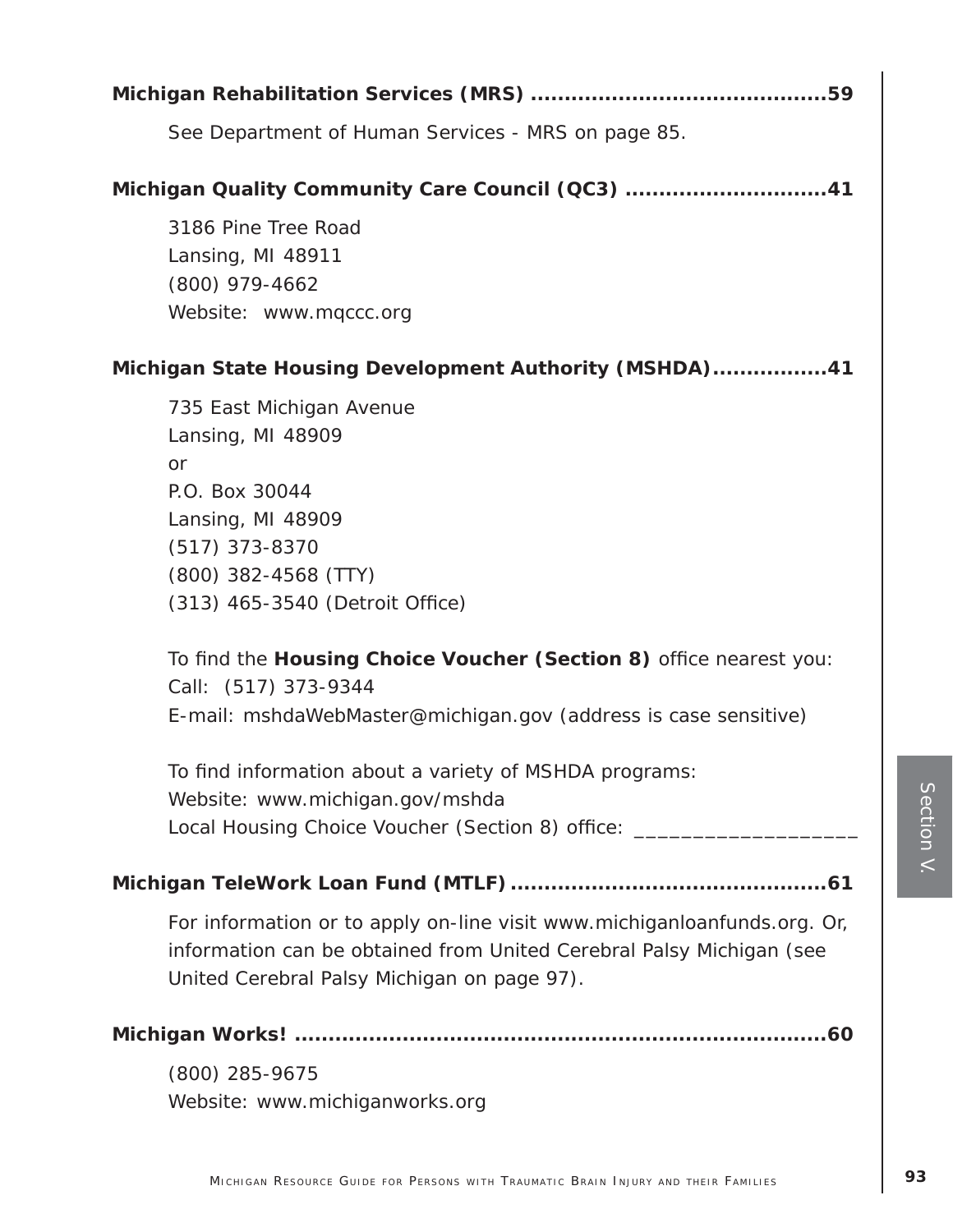**Michigan Rehabilitation Services (MRS) ...........................................59**

See Department of Human Services - MRS on page 85.

**Michigan Quality Community Care Council (QC3) .............................41**

3186 Pine Tree Road
Lansing, MI 48911
(800) 979-4662
Website: www.mqccc.org

**Michigan State Housing Development Authority (MSHDA).................41**

735 East Michigan Avenue
Lansing, MI 48909
or
P.O. Box 30044
Lansing, MI 48909
(517) 373-8370
(800) 382-4568 (TTY)
(313) 465-3540 (Detroit Office)

To find the **Housing Choice Voucher (Section 8)** office nearest you:
Call: (517) 373-9344
E-mail: mshdaWebMaster@michigan.gov (address is case sensitive)

To find information about a variety of MSHDA programs:
Website: www.michigan.gov/mshda
Local Housing Choice Voucher (Section 8) office: ___________________

**Michigan TeleWork Loan Fund (MTLF)...............................................61**

For information or to apply on-line visit www.michiganloanfunds.org. Or, information can be obtained from United Cerebral Palsy Michigan (see United Cerebral Palsy Michigan on page 97).

**Michigan Works! ..................................................................................60**

(800) 285-9675
Website: www.michiganworks.org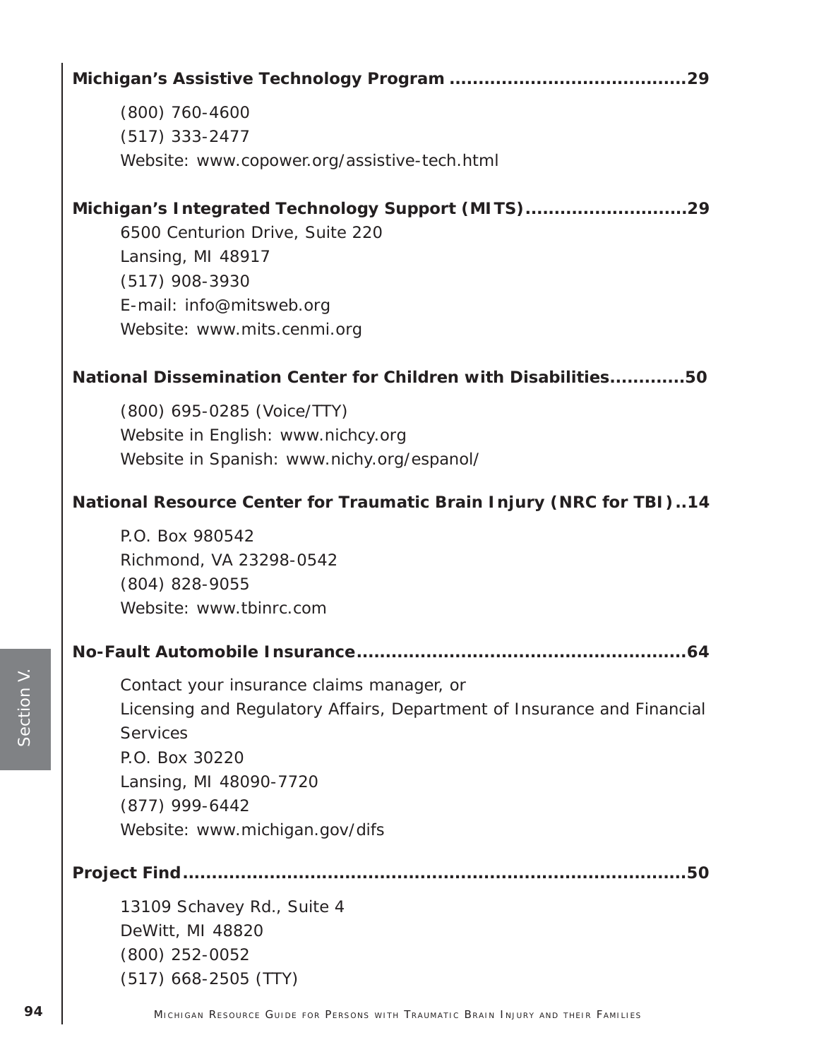**Michigan's Assistive Technology Program........................................29**

(800) 760-4600
(517) 333-2477
Website: www.copower.org/assistive-tech.html

**Michigan's Integrated Technology Support (MITS)............................29**

6500 Centurion Drive, Suite 220
Lansing, MI 48917
(517) 908-3930
E-mail: info@mitsweb.org
Website: www.mits.cenmi.org

**National Dissemination Center for Children with Disabilities.............50**

(800) 695-0285 (Voice/TTY)
Website in English: www.nichcy.org
Website in Spanish: www.nichy.org/espanol/

**National Resource Center for Traumatic Brain Injury (NRC for TBI)..14**

P.O. Box 980542
Richmond, VA 23298-0542
(804) 828-9055
Website: www.tbinrc.com

**No-Fault Automobile Insurance.........................................................64**

Contact your insurance claims manager, or
Licensing and Regulatory Affairs, Department of Insurance and Financial Services
P.O. Box 30220
Lansing, MI 48090-7720
(877) 999-6442
Website: www.michigan.gov/difs

**Project Find.........................................................................................50**

13109 Schavey Rd., Suite 4
DeWitt, MI 48820
(800) 252-0052
(517) 668-2505 (TTY)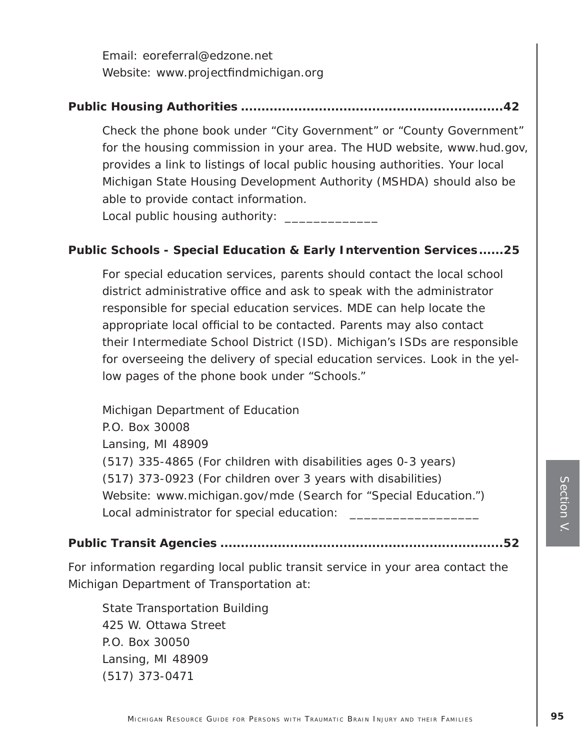Email: eoreferral@edzone.net
Website: www.projectfindmichigan.org

**Public Housing Authorities ..............................................................42**

Check the phone book under "City Government" or "County Government" for the housing commission in your area. The HUD website, www.hud.gov, provides a link to listings of local public housing authorities. Your local Michigan State Housing Development Authority (MSHDA) should also be able to provide contact information.
Local public housing authority: _____________

**Public Schools - Special Education & Early Intervention Services......25**

For special education services, parents should contact the local school district administrative office and ask to speak with the administrator responsible for special education services. MDE can help locate the appropriate local official to be contacted. Parents may also contact their Intermediate School District (ISD). Michigan's ISDs are responsible for overseeing the delivery of special education services. Look in the yellow pages of the phone book under "Schools."

Michigan Department of Education
P.O. Box 30008
Lansing, MI 48909
(517) 335-4865 (For children with disabilities ages 0-3 years)
(517) 373-0923 (For children over 3 years with disabilities)
Website: www.michigan.gov/mde (Search for "Special Education.")
Local administrator for special education: __________________

**Public Transit Agencies ....................................................................52**

For information regarding local public transit service in your area contact the Michigan Department of Transportation at:

State Transportation Building
425 W. Ottawa Street
P.O. Box 30050
Lansing, MI 48909
(517) 373-0471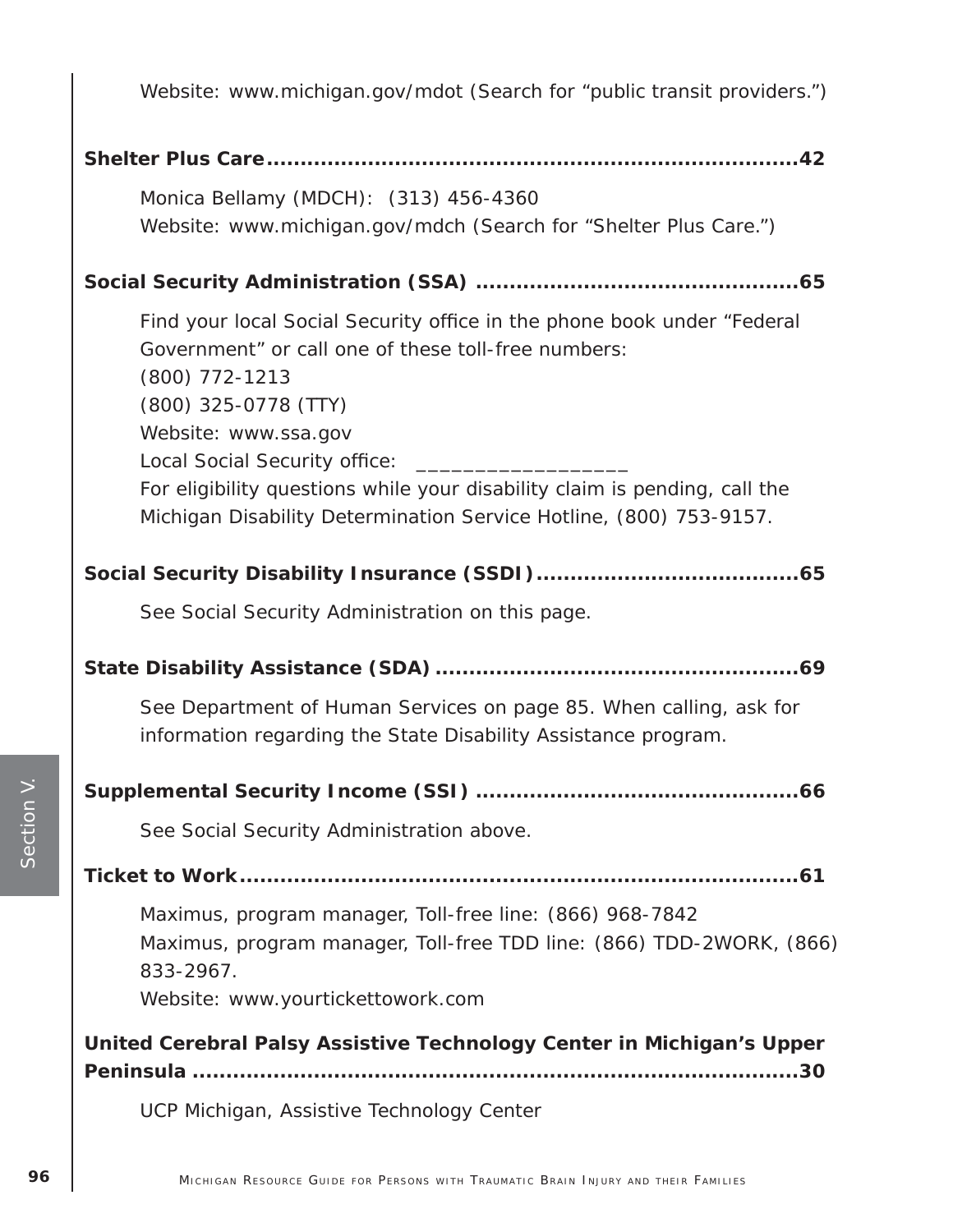Website: www.michigan.gov/mdot (Search for "public transit providers.")

**Shelter Plus Care........................................................................42**

Monica Bellamy (MDCH): (313) 456-4360
Website: www.michigan.gov/mdch (Search for "Shelter Plus Care.")

**Social Security Administration (SSA) ................................................65**

Find your local Social Security office in the phone book under "Federal Government" or call one of these toll-free numbers:
(800) 772-1213
(800) 325-0778 (TTY)
Website: www.ssa.gov
Local Social Security office: ___________________
For eligibility questions while your disability claim is pending, call the Michigan Disability Determination Service Hotline, (800) 753-9157.

**Social Security Disability Insurance (SSDI).......................................65**

See Social Security Administration on this page.

**State Disability Assistance (SDA) ......................................................69**

See Department of Human Services on page 85. When calling, ask for information regarding the State Disability Assistance program.

**Supplemental Security Income (SSI) ................................................66**

See Social Security Administration above.

**Ticket to Work.....................................................................................61**

Maximus, program manager, Toll-free line: (866) 968-7842
Maximus, program manager, Toll-free TDD line: (866) TDD-2WORK, (866) 833-2967.
Website: www.yourtickettowork.com

**United Cerebral Palsy Assistive Technology Center in Michigan's Upper Peninsula ..........................................................................................30**

UCP Michigan, Assistive Technology Center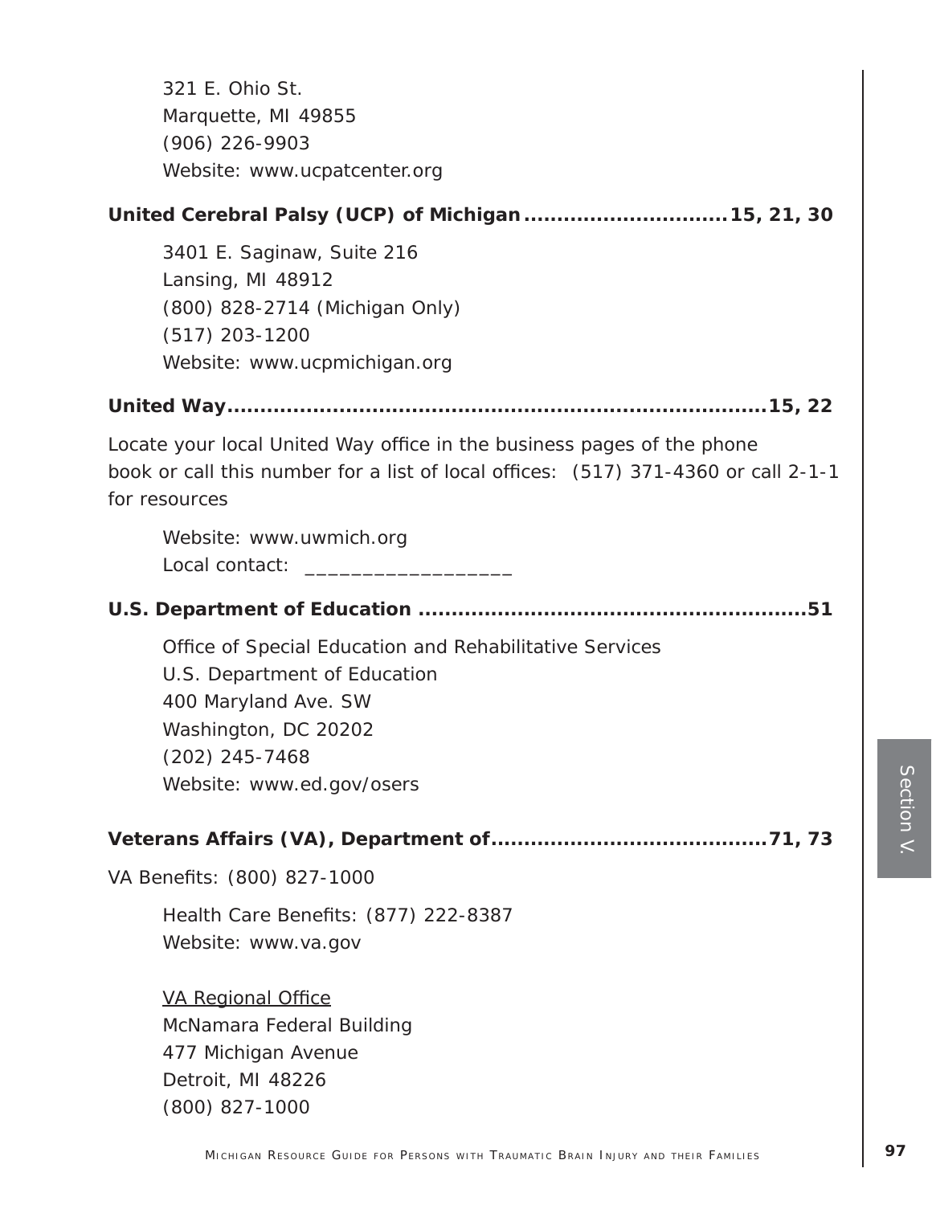321 E. Ohio St.
Marquette, MI 49855
(906) 226-9903
Website: www.ucpatcenter.org

**United Cerebral Palsy (UCP) of Michigan...............................15, 21, 30**

3401 E. Saginaw, Suite 216
Lansing, MI 48912
(800) 828-2714 (Michigan Only)
(517) 203-1200
Website: www.ucpmichigan.org

**United Way.......................................................................15, 22**

Locate your local United Way office in the business pages of the phone book or call this number for a list of local offices: (517) 371-4360 or call 2-1-1 for resources

Website: www.uwmich.org
Local contact: ___________________

**U.S. Department of Education ..........................................................51**

Office of Special Education and Rehabilitative Services
U.S. Department of Education
400 Maryland Ave. SW
Washington, DC 20202
(202) 245-7468
Website: www.ed.gov/osers

**Veterans Affairs (VA), Department of.........................................71, 73**

VA Benefits: (800) 827-1000

Health Care Benefits: (877) 222-8387
Website: www.va.gov

<u>VA Regional Office</u>
McNamara Federal Building
477 Michigan Avenue
Detroit, MI 48226
(800) 827-1000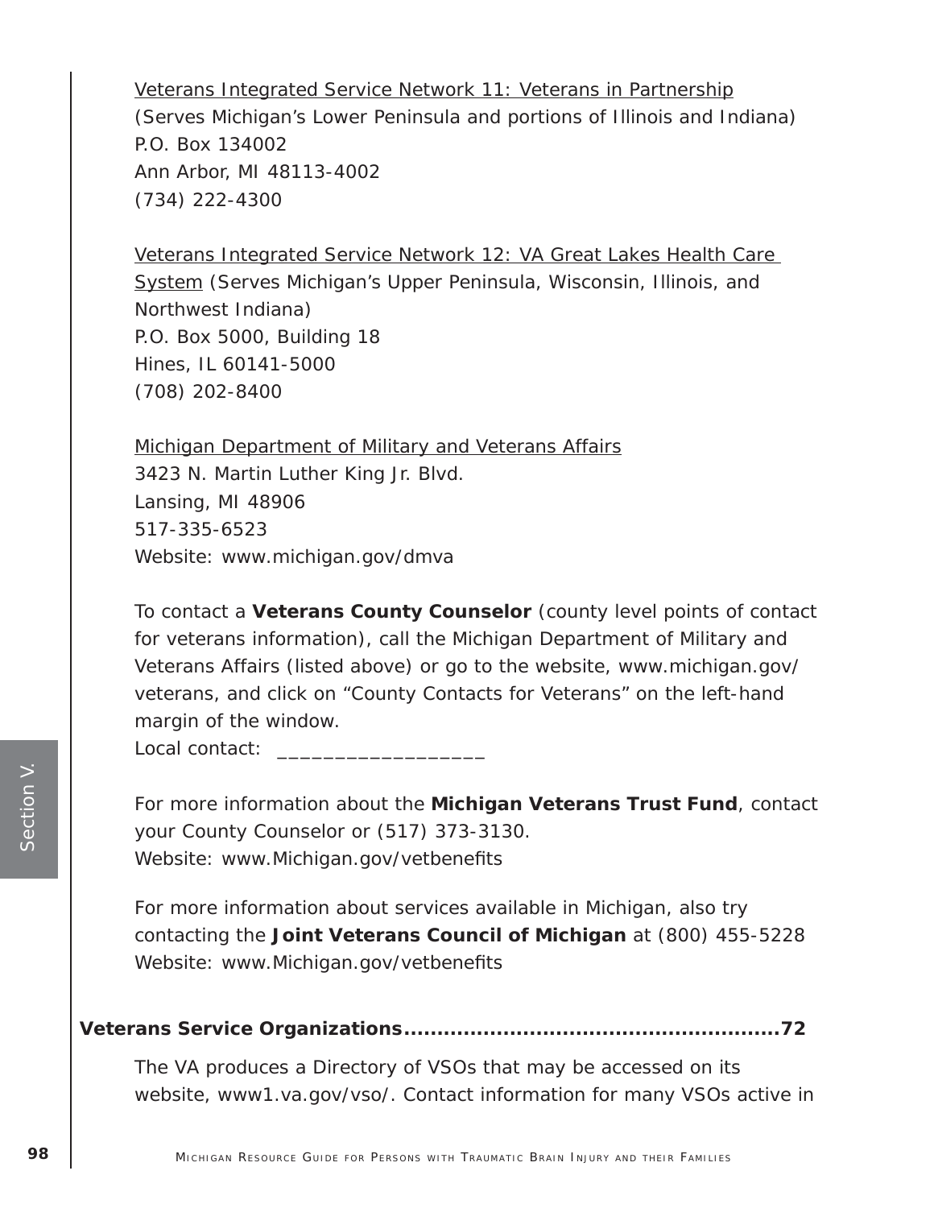Veterans Integrated Service Network 11: Veterans in Partnership
(Serves Michigan's Lower Peninsula and portions of Illinois and Indiana)
P.O. Box 134002
Ann Arbor, MI 48113-4002
(734) 222-4300

Veterans Integrated Service Network 12: VA Great Lakes Health Care System (Serves Michigan's Upper Peninsula, Wisconsin, Illinois, and Northwest Indiana)
P.O. Box 5000, Building 18
Hines, IL 60141-5000
(708) 202-8400

Michigan Department of Military and Veterans Affairs
3423 N. Martin Luther King Jr. Blvd.
Lansing, MI 48906
517-335-6523
Website: www.michigan.gov/dmva

To contact a **Veterans County Counselor** (county level points of contact for veterans information), call the Michigan Department of Military and Veterans Affairs (listed above) or go to the website, www.michigan.gov/veterans, and click on "County Contacts for Veterans" on the left-hand margin of the window.
Local contact: __________________

For more information about the **Michigan Veterans Trust Fund**, contact your County Counselor or (517) 373-3130.
Website: www.Michigan.gov/vetbenefits

For more information about services available in Michigan, also try contacting the **Joint Veterans Council of Michigan** at (800) 455-5228
Website: www.Michigan.gov/vetbenefits

**Veterans Service Organizations.......................................................72**

The VA produces a Directory of VSOs that may be accessed on its website, www1.va.gov/vso/. Contact information for many VSOs active in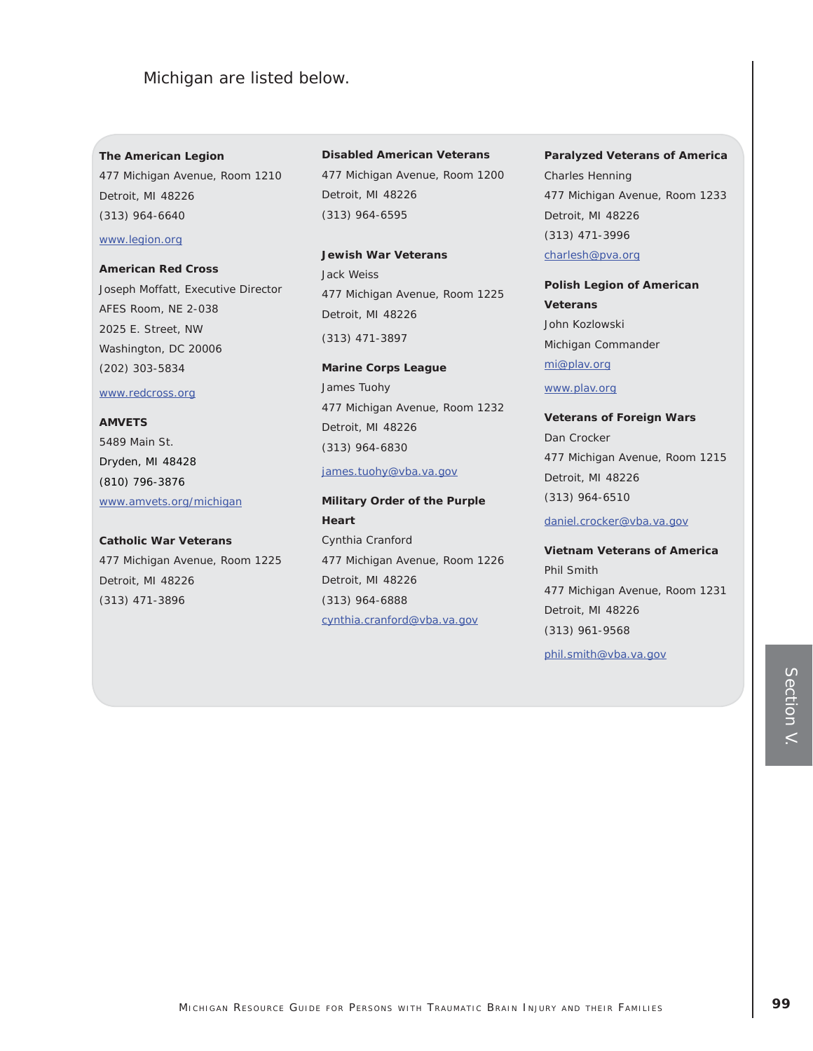Michigan are listed below.

**The American Legion**
477 Michigan Avenue, Room 1210
Detroit, MI 48226
(313) 964-6640
www.legion.org

**American Red Cross**
Joseph Moffatt, Executive Director
AFES Room, NE 2-038
2025 E. Street, NW
Washington, DC 20006
(202) 303-5834
www.redcross.org

**AMVETS**
5489 Main St.
Dryden, MI 48428
(810) 796-3876
www.amvets.org/michigan

**Catholic War Veterans**
477 Michigan Avenue, Room 1225
Detroit, MI 48226
(313) 471-3896

**Disabled American Veterans**
477 Michigan Avenue, Room 1200
Detroit, MI 48226
(313) 964-6595

**Jewish War Veterans**
Jack Weiss
477 Michigan Avenue, Room 1225
Detroit, MI 48226
(313) 471-3897

**Marine Corps League**
James Tuohy
477 Michigan Avenue, Room 1232
Detroit, MI 48226
(313) 964-6830
james.tuohy@vba.va.gov

**Military Order of the Purple Heart**
Cynthia Cranford
477 Michigan Avenue, Room 1226
Detroit, MI 48226
(313) 964-6888
cynthia.cranford@vba.va.gov

**Paralyzed Veterans of America**
Charles Henning
477 Michigan Avenue, Room 1233
Detroit, MI 48226
(313) 471-3996
charlesh@pva.org

**Polish Legion of American Veterans**
John Kozlowski
Michigan Commander
mi@plav.org
www.plav.org

**Veterans of Foreign Wars**
Dan Crocker
477 Michigan Avenue, Room 1215
Detroit, MI 48226
(313) 964-6510
daniel.crocker@vba.va.gov

**Vietnam Veterans of America**
Phil Smith
477 Michigan Avenue, Room 1231
Detroit, MI 48226
(313) 961-9568
phil.smith@vba.va.gov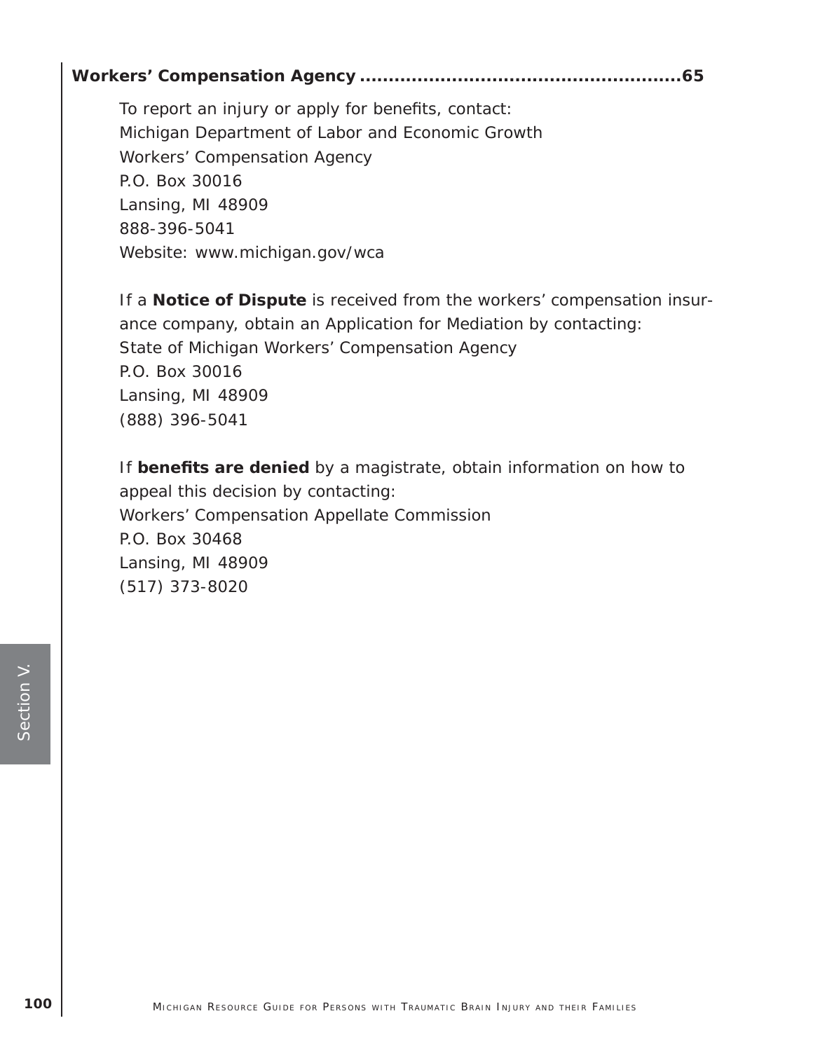**Workers' Compensation Agency .......................................................65**

To report an injury or apply for benefits, contact:
Michigan Department of Labor and Economic Growth
Workers' Compensation Agency
P.O. Box 30016
Lansing, MI 48909
888-396-5041
Website: www.michigan.gov/wca

If a **Notice of Dispute** is received from the workers' compensation insurance company, obtain an Application for Mediation by contacting:
State of Michigan Workers' Compensation Agency
P.O. Box 30016
Lansing, MI 48909
(888) 396-5041

If **benefits are denied** by a magistrate, obtain information on how to appeal this decision by contacting:
Workers' Compensation Appellate Commission
P.O. Box 30468
Lansing, MI 48909
(517) 373-8020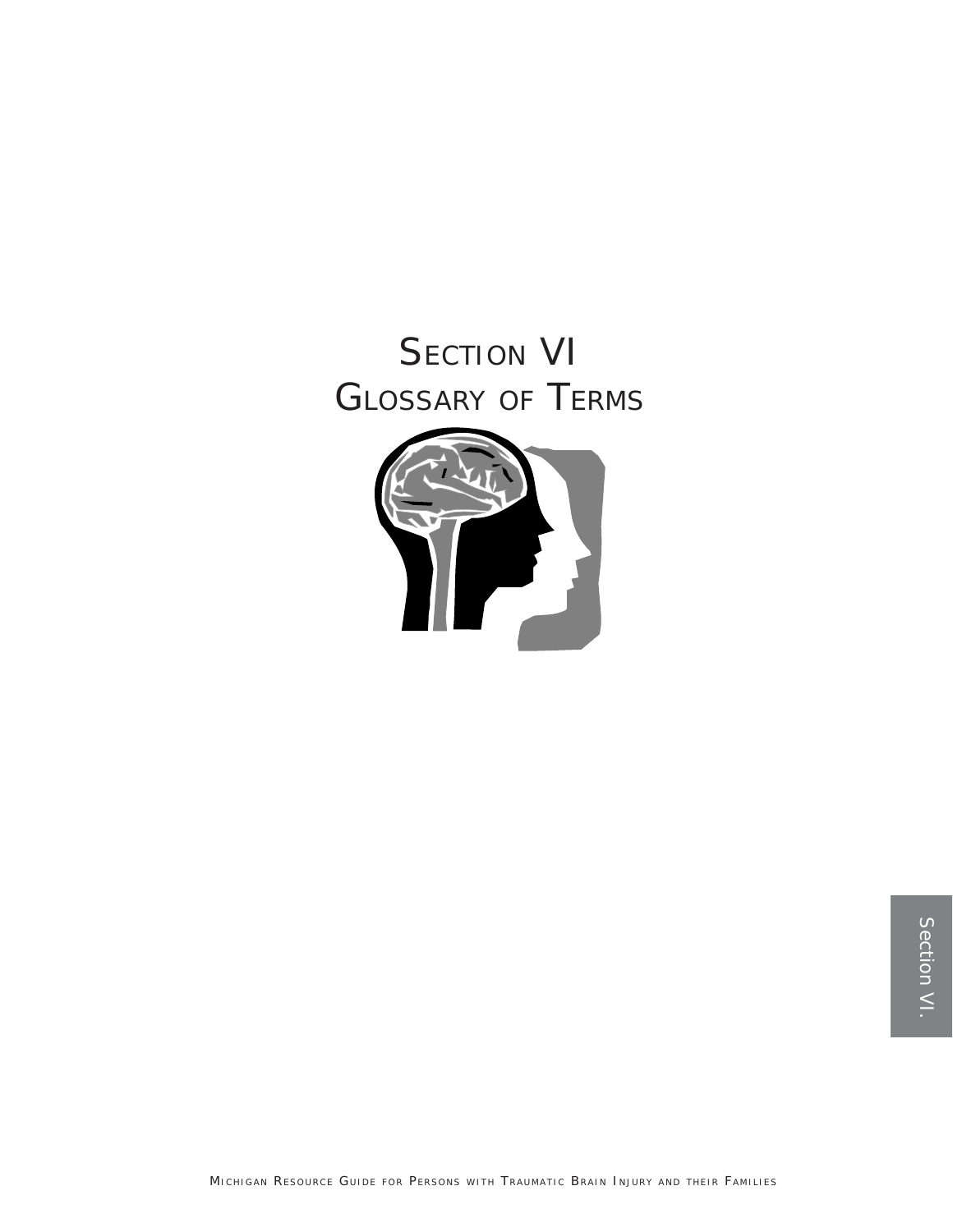# Section VI
# Glossary of Terms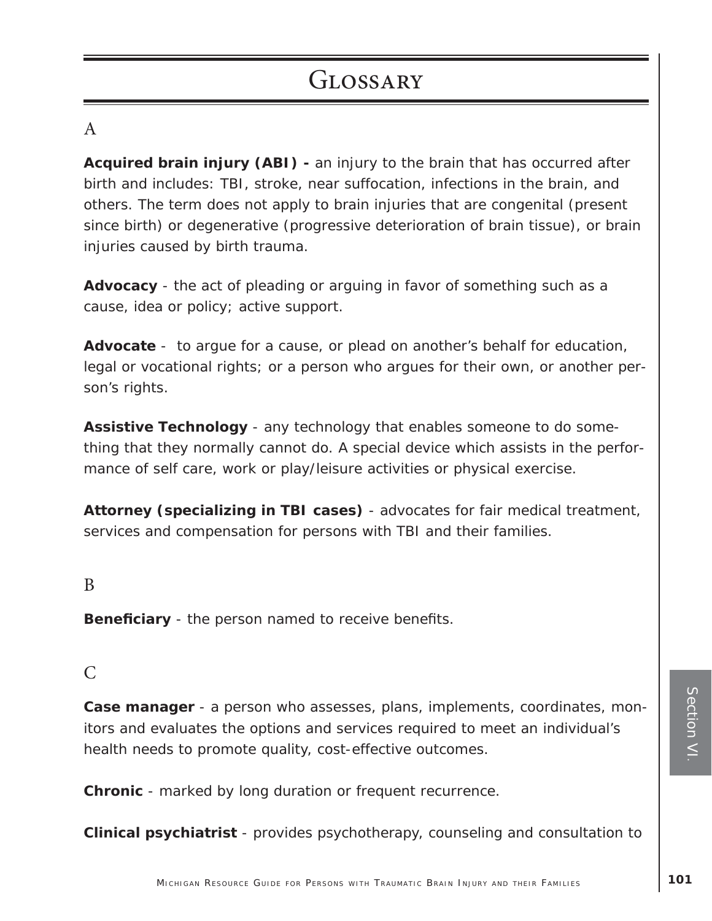# Glossary

## A

**Acquired brain injury (ABI) -** an injury to the brain that has occurred after birth and includes: TBI, stroke, near suffocation, infections in the brain, and others. The term does not apply to brain injuries that are congenital (present since birth) or degenerative (progressive deterioration of brain tissue), or brain injuries caused by birth trauma.

**Advocacy** - the act of pleading or arguing in favor of something such as a cause, idea or policy; active support.

**Advocate** - to argue for a cause, or plead on another's behalf for education, legal or vocational rights; or a person who argues for their own, or another person's rights.

**Assistive Technology** - any technology that enables someone to do something that they normally cannot do. A special device which assists in the performance of self care, work or play/leisure activities or physical exercise.

**Attorney (specializing in TBI cases)** - advocates for fair medical treatment, services and compensation for persons with TBI and their families.

## B

**Beneficiary** - the person named to receive benefits.

## C

**Case manager** - a person who assesses, plans, implements, coordinates, monitors and evaluates the options and services required to meet an individual's health needs to promote quality, cost-effective outcomes.

**Chronic** - marked by long duration or frequent recurrence.

**Clinical psychiatrist** - provides psychotherapy, counseling and consultation to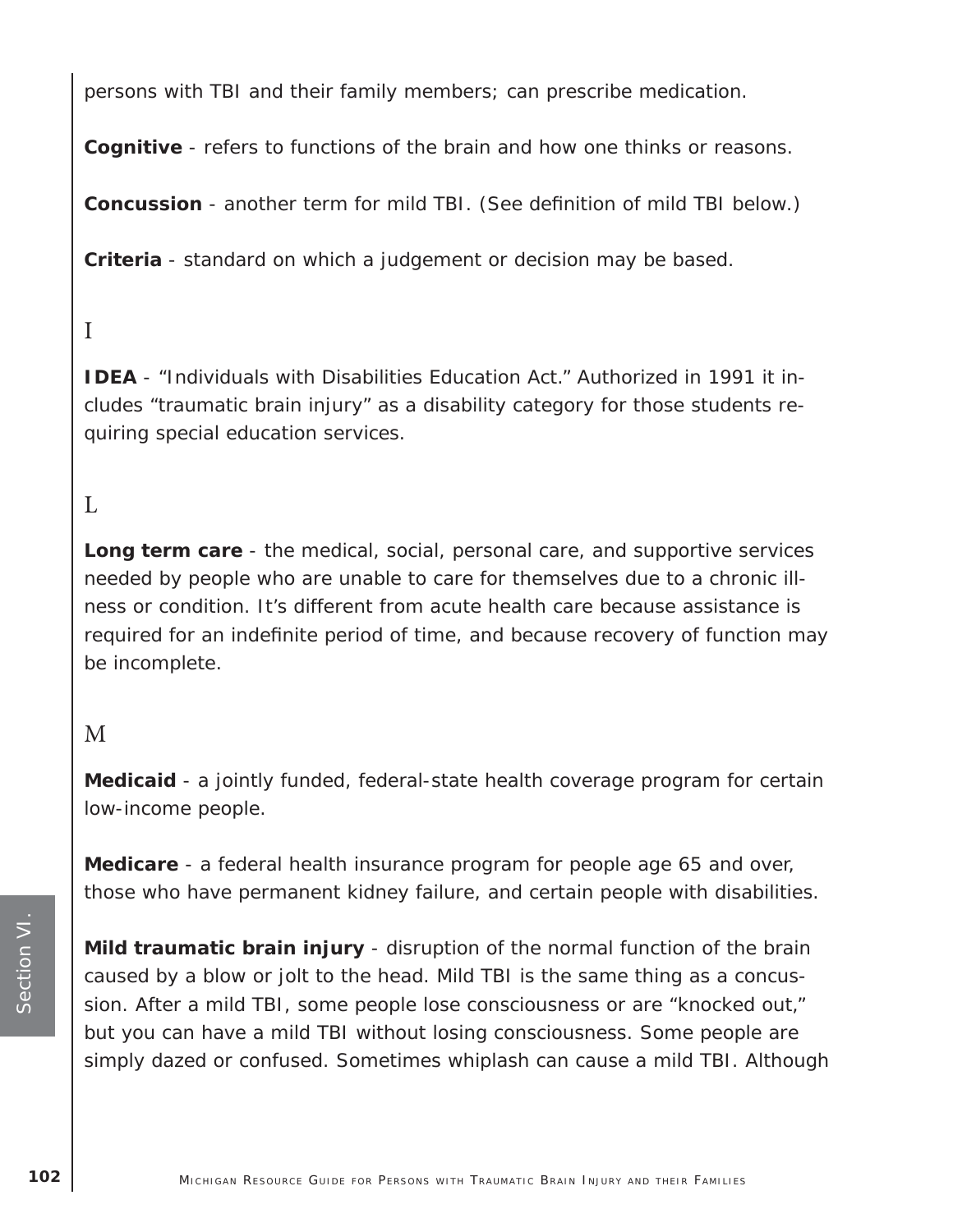persons with TBI and their family members; can prescribe medication.

**Cognitive** - refers to functions of the brain and how one thinks or reasons.

**Concussion** - another term for mild TBI. (See definition of mild TBI below.)

**Criteria** - standard on which a judgement or decision may be based.

## I

**IDEA** - "Individuals with Disabilities Education Act." Authorized in 1991 it includes "traumatic brain injury" as a disability category for those students requiring special education services.

## L

**Long term care** - the medical, social, personal care, and supportive services needed by people who are unable to care for themselves due to a chronic illness or condition. It's different from acute health care because assistance is required for an indefinite period of time, and because recovery of function may be incomplete.

## M

**Medicaid** - a jointly funded, federal-state health coverage program for certain low-income people.

**Medicare** - a federal health insurance program for people age 65 and over, those who have permanent kidney failure, and certain people with disabilities.

**Mild traumatic brain injury** - disruption of the normal function of the brain caused by a blow or jolt to the head. Mild TBI is the same thing as a concussion. After a mild TBI, some people lose consciousness or are "knocked out," but you can have a mild TBI without losing consciousness. Some people are simply dazed or confused. Sometimes whiplash can cause a mild TBI. Although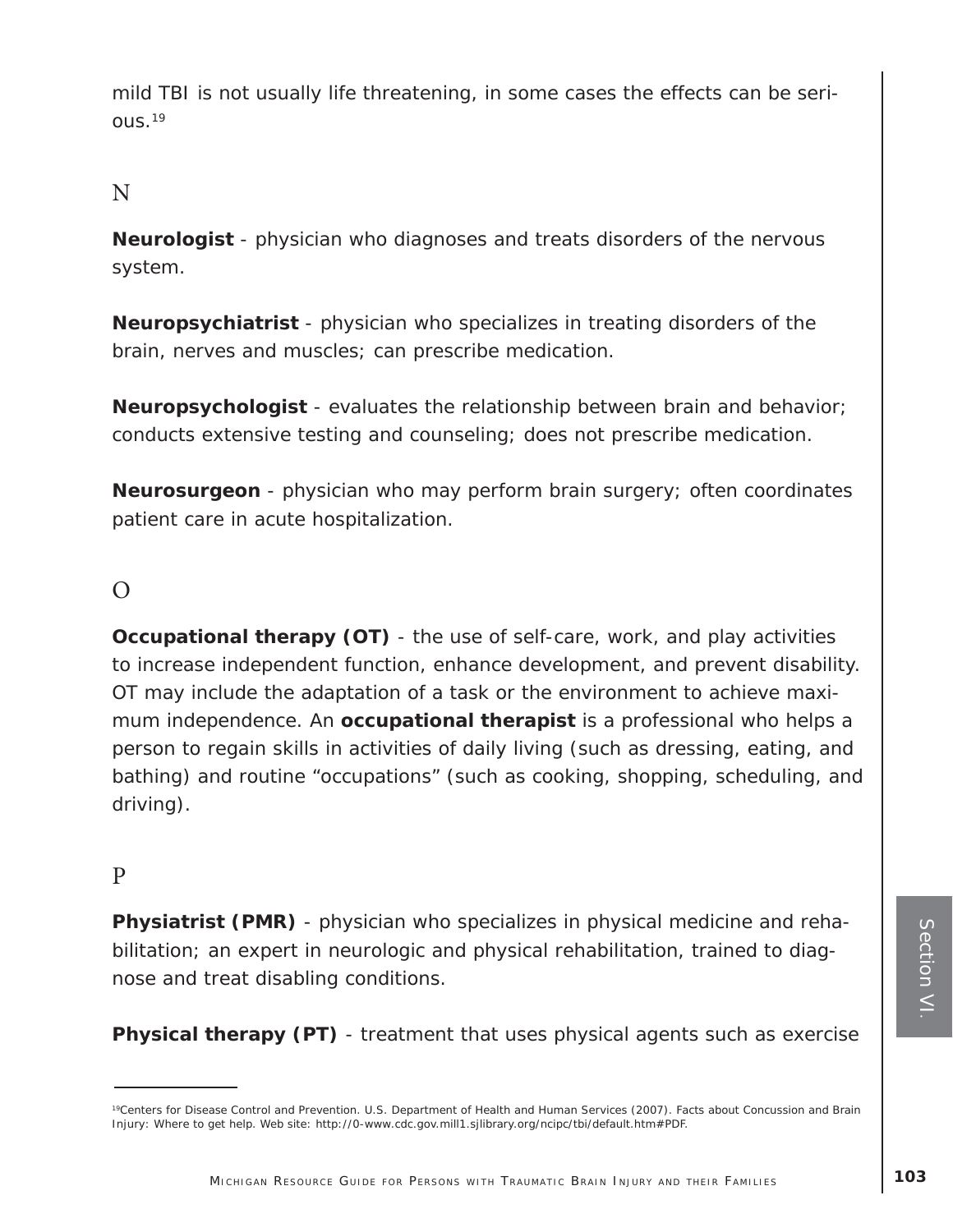mild TBI is not usually life threatening, in some cases the effects can be serious.[19]

## N

**Neurologist** - physician who diagnoses and treats disorders of the nervous system.

**Neuropsychiatrist** - physician who specializes in treating disorders of the brain, nerves and muscles; can prescribe medication.

**Neuropsychologist** - evaluates the relationship between brain and behavior; conducts extensive testing and counseling; does not prescribe medication.

**Neurosurgeon** - physician who may perform brain surgery; often coordinates patient care in acute hospitalization.

## O

**Occupational therapy (OT)** - the use of self-care, work, and play activities to increase independent function, enhance development, and prevent disability. OT may include the adaptation of a task or the environment to achieve maximum independence. An **occupational therapist** is a professional who helps a person to regain skills in activities of daily living (such as dressing, eating, and bathing) and routine "occupations" (such as cooking, shopping, scheduling, and driving).

## P

**Physiatrist (PMR)** - physician who specializes in physical medicine and rehabilitation; an expert in neurologic and physical rehabilitation, trained to diagnose and treat disabling conditions.

**Physical therapy (PT)** - treatment that uses physical agents such as exercise

---

[19]Centers for Disease Control and Prevention. U.S. Department of Health and Human Services (2007). Facts about Concussion and Brain Injury: Where to get help. Web site: http://0-www.cdc.gov.mill1.sjlibrary.org/ncipc/tbi/default.htm#PDF.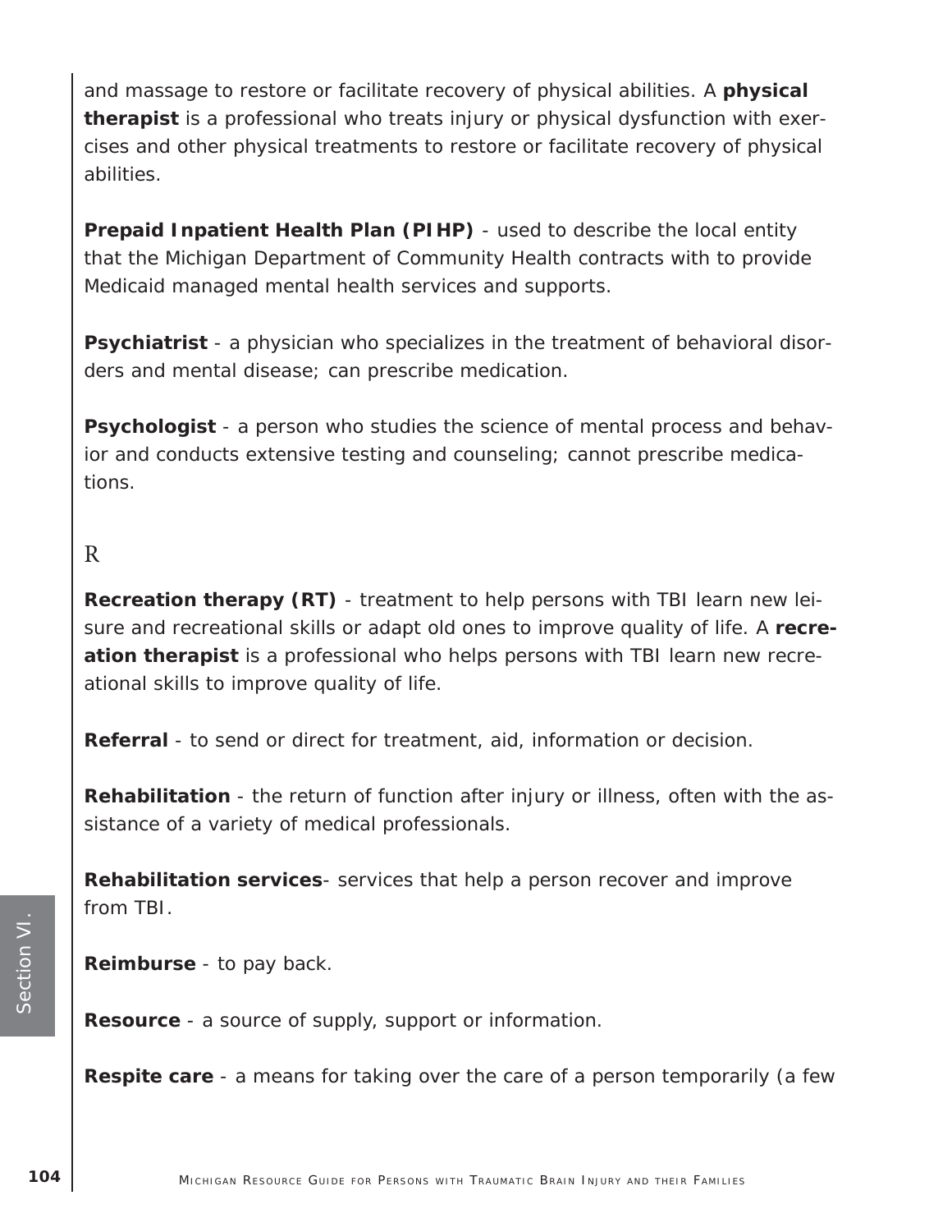and massage to restore or facilitate recovery of physical abilities. A **physical therapist** is a professional who treats injury or physical dysfunction with exercises and other physical treatments to restore or facilitate recovery of physical abilities.

**Prepaid Inpatient Health Plan (PIHP)** - used to describe the local entity that the Michigan Department of Community Health contracts with to provide Medicaid managed mental health services and supports.

**Psychiatrist** - a physician who specializes in the treatment of behavioral disorders and mental disease; can prescribe medication.

**Psychologist** - a person who studies the science of mental process and behavior and conducts extensive testing and counseling; cannot prescribe medications.

## R

**Recreation therapy (RT)** - treatment to help persons with TBI learn new leisure and recreational skills or adapt old ones to improve quality of life. A **recreation therapist** is a professional who helps persons with TBI learn new recreational skills to improve quality of life.

**Referral** - to send or direct for treatment, aid, information or decision.

**Rehabilitation** - the return of function after injury or illness, often with the assistance of a variety of medical professionals.

**Rehabilitation services**- services that help a person recover and improve from TBI.

**Reimburse** - to pay back.

**Resource** - a source of supply, support or information.

**Respite care** - a means for taking over the care of a person temporarily (a few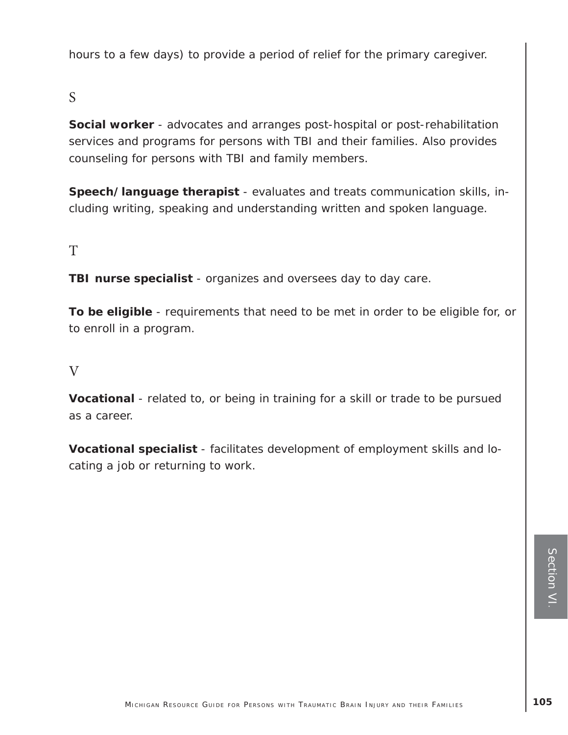hours to a few days) to provide a period of relief for the primary caregiver.

## S

**Social worker** - advocates and arranges post-hospital or post-rehabilitation services and programs for persons with TBI and their families. Also provides counseling for persons with TBI and family members.

**Speech/language therapist** - evaluates and treats communication skills, including writing, speaking and understanding written and spoken language.

## T

**TBI nurse specialist** - organizes and oversees day to day care.

**To be eligible** - requirements that need to be met in order to be eligible for, or to enroll in a program.

## V

**Vocational** - related to, or being in training for a skill or trade to be pursued as a career.

**Vocational specialist** - facilitates development of employment skills and locating a job or returning to work.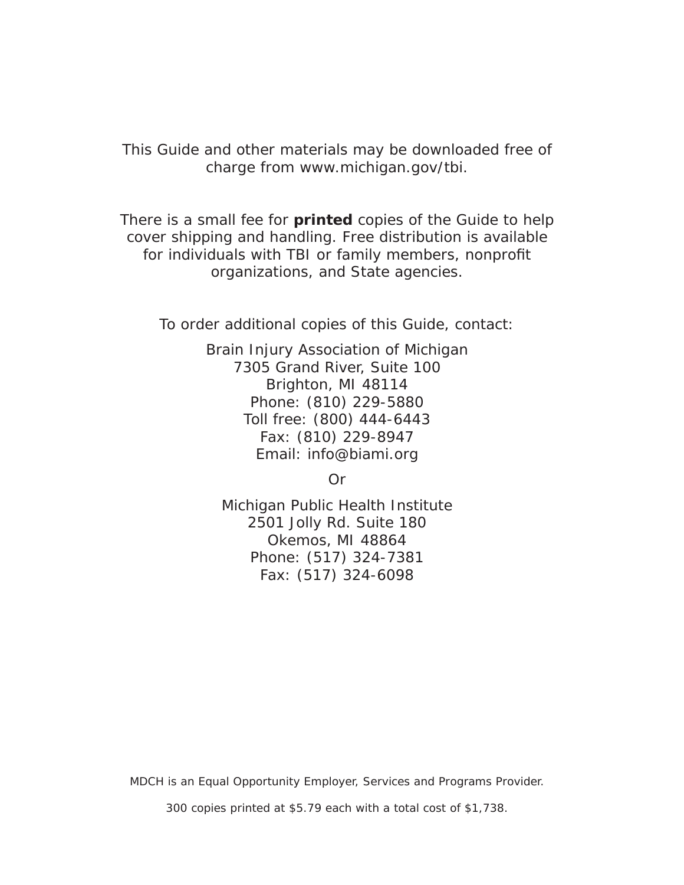This Guide and other materials may be downloaded free of charge from www.michigan.gov/tbi.

There is a small fee for **printed** copies of the Guide to help cover shipping and handling. Free distribution is available for individuals with TBI or family members, nonprofit organizations, and State agencies.

To order additional copies of this Guide, contact:

Brain Injury Association of Michigan
7305 Grand River, Suite 100
Brighton, MI 48114
Phone: (810) 229-5880
Toll free: (800) 444-6443
Fax: (810) 229-8947
Email: info@biami.org

Or

Michigan Public Health Institute
2501 Jolly Rd. Suite 180
Okemos, MI 48864
Phone: (517) 324-7381
Fax: (517) 324-6098

MDCH is an Equal Opportunity Employer, Services and Programs Provider.

300 copies printed at $5.79 each with a total cost of $1,738.